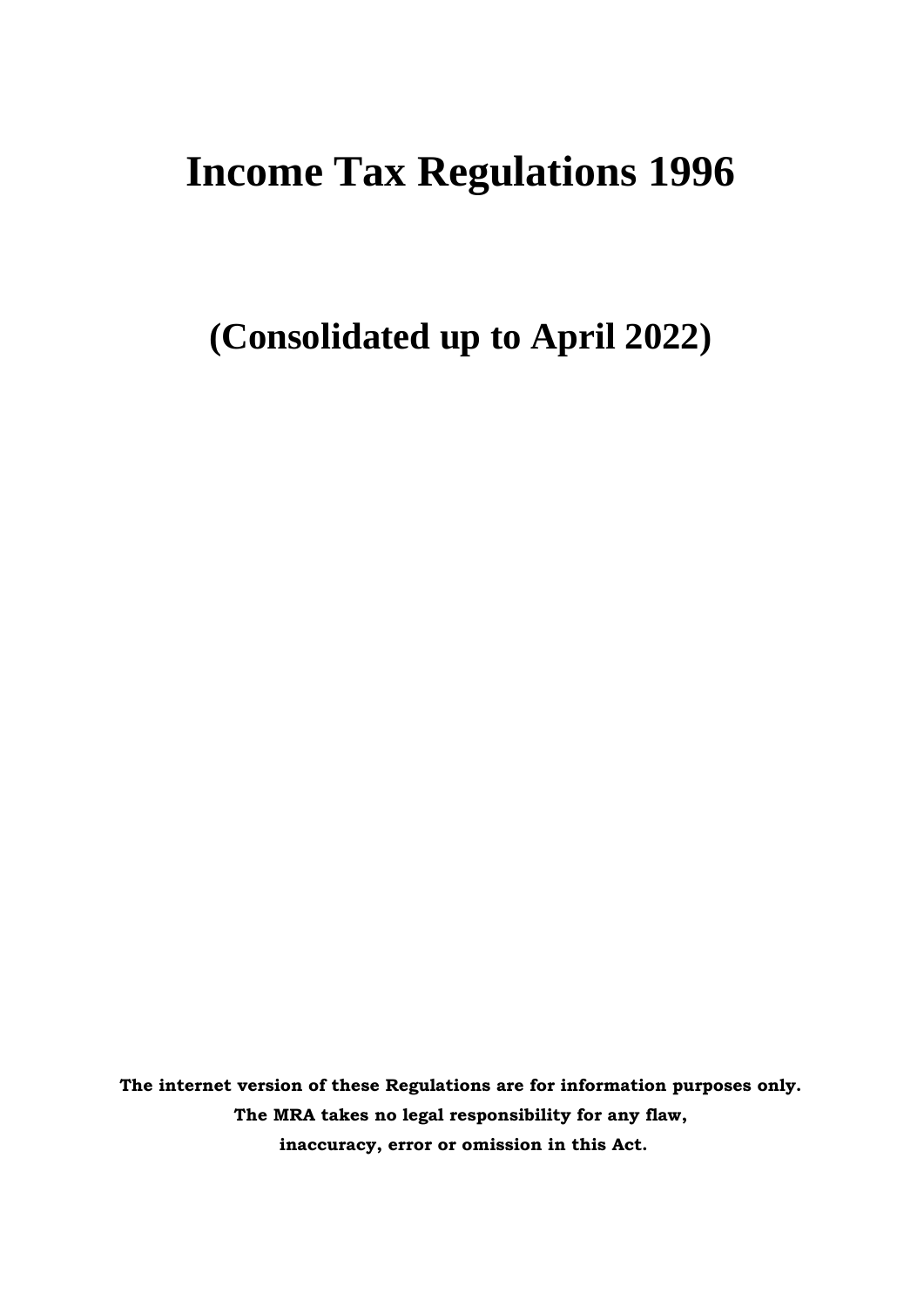# Income Tax Regulations 1996

## (Consolidated up to April 2022)

**The internet version of these Regulations are for information purposes only. The MRA takes no legal responsibility for any flaw, inaccuracy, error or omission in this Act.**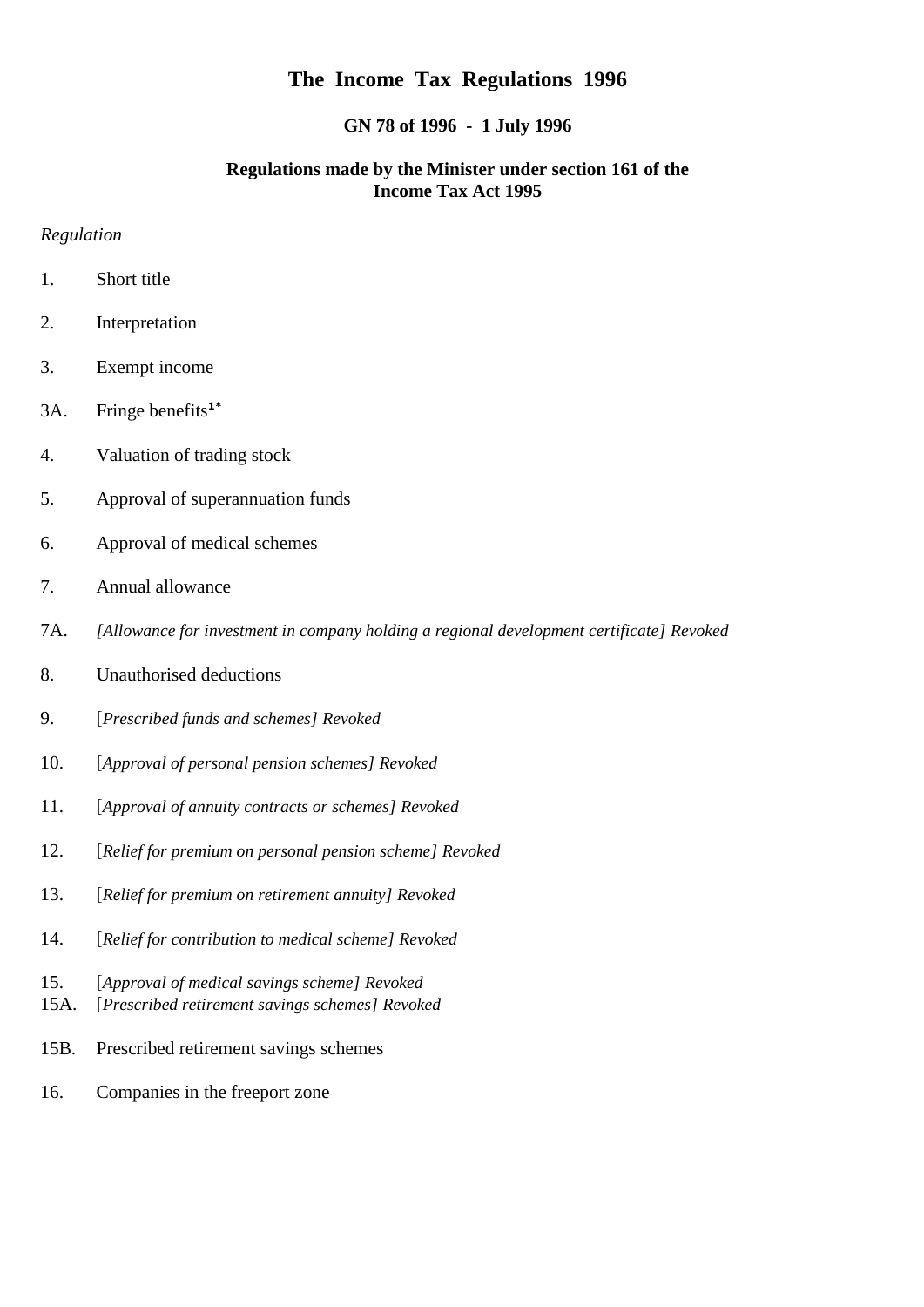# The Income Tax Regulations 1996

**GN 78 of 1996 - 1 July 1996**

**Regulations made by the Minister under section 161 of the Income Tax Act 1995**

*Regulation*

1. Short title
2. Interpretation
3. Exempt income

3A. Fringe benefits[1*]

4. Valuation of trading stock
5. Approval of superannuation funds
6. Approval of medical schemes
7. Annual allowance

7A. *[Allowance for investment in company holding a regional development certificate] Revoked*

8. Unauthorised deductions
9. [*Prescribed funds and schemes] Revoked*
10. [*Approval of personal pension schemes] Revoked*
11. [*Approval of annuity contracts or schemes] Revoked*
12. [*Relief for premium on personal pension scheme] Revoked*
13. [*Relief for premium on retirement annuity] Revoked*
14. [*Relief for contribution to medical scheme] Revoked*
15. [*Approval of medical savings scheme] Revoked*

15A. [*Prescribed retirement savings schemes] Revoked*

15B. Prescribed retirement savings schemes

16. Companies in the freeport zone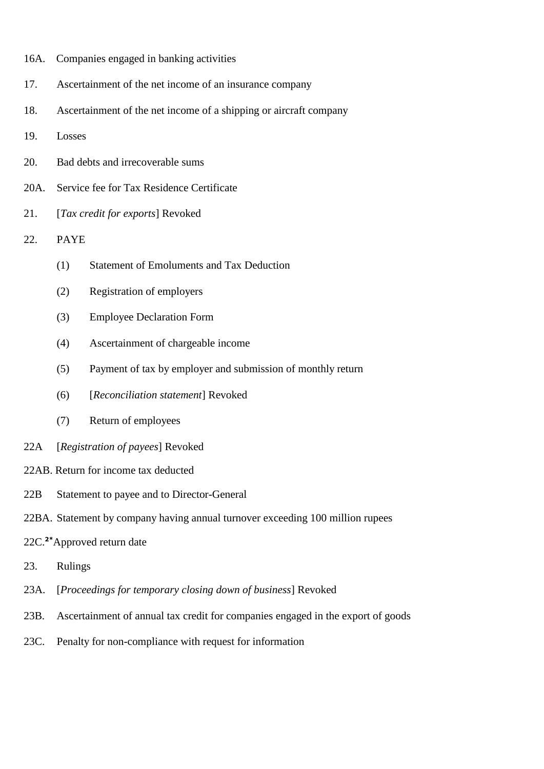16A. Companies engaged in banking activities

17. Ascertainment of the net income of an insurance company

18. Ascertainment of the net income of a shipping or aircraft company

19. Losses

20. Bad debts and irrecoverable sums

20A. Service fee for Tax Residence Certificate

21. [*Tax credit for exports*] Revoked

22. PAYE

    (1) Statement of Emoluments and Tax Deduction

    (2) Registration of employers

    (3) Employee Declaration Form

    (4) Ascertainment of chargeable income

    (5) Payment of tax by employer and submission of monthly return

    (6) [*Reconciliation statement*] Revoked

    (7) Return of employees

22A [*Registration of payees*] Revoked

22AB. Return for income tax deducted

22B Statement to payee and to Director-General

22BA. Statement by company having annual turnover exceeding 100 million rupees

22C.[2*] Approved return date

23. Rulings

23A. [*Proceedings for temporary closing down of business*] Revoked

23B. Ascertainment of annual tax credit for companies engaged in the export of goods

23C. Penalty for non-compliance with request for information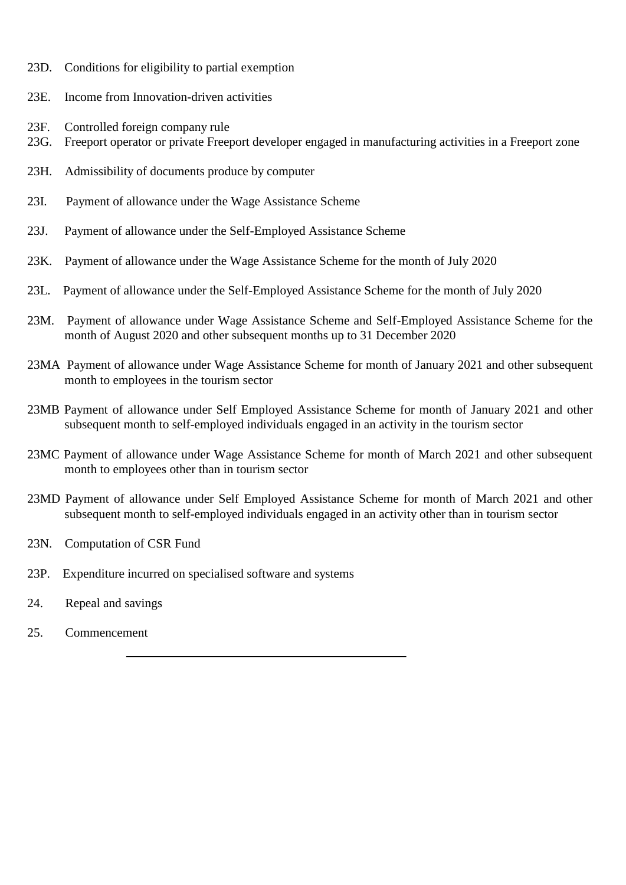23D. Conditions for eligibility to partial exemption

23E. Income from Innovation-driven activities

23F. Controlled foreign company rule

23G. Freeport operator or private Freeport developer engaged in manufacturing activities in a Freeport zone

23H. Admissibility of documents produce by computer

23I. Payment of allowance under the Wage Assistance Scheme

23J. Payment of allowance under the Self-Employed Assistance Scheme

23K. Payment of allowance under the Wage Assistance Scheme for the month of July 2020

23L. Payment of allowance under the Self-Employed Assistance Scheme for the month of July 2020

23M. Payment of allowance under Wage Assistance Scheme and Self-Employed Assistance Scheme for the month of August 2020 and other subsequent months up to 31 December 2020

23MA Payment of allowance under Wage Assistance Scheme for month of January 2021 and other subsequent month to employees in the tourism sector

23MB Payment of allowance under Self Employed Assistance Scheme for month of January 2021 and other subsequent month to self-employed individuals engaged in an activity in the tourism sector

23MC Payment of allowance under Wage Assistance Scheme for month of March 2021 and other subsequent month to employees other than in tourism sector

23MD Payment of allowance under Self Employed Assistance Scheme for month of March 2021 and other subsequent month to self-employed individuals engaged in an activity other than in tourism sector

23N. Computation of CSR Fund

23P. Expenditure incurred on specialised software and systems

24. Repeal and savings

25. Commencement

---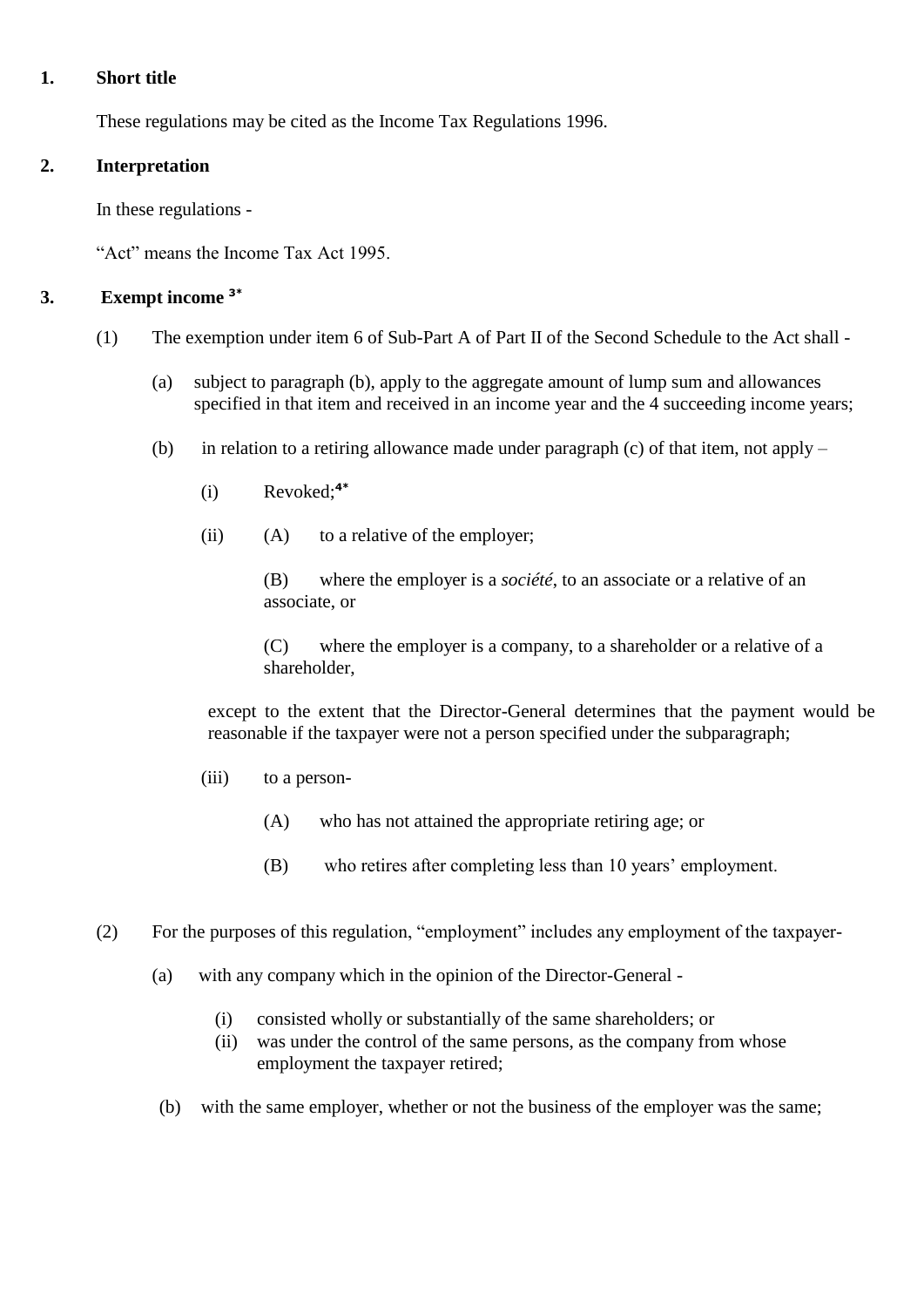**1. Short title**

These regulations may be cited as the Income Tax Regulations 1996.

**2. Interpretation**

In these regulations -

"Act" means the Income Tax Act 1995.

**3. Exempt income [3*]**

(1) The exemption under item 6 of Sub-Part A of Part II of the Second Schedule to the Act shall -

(a) subject to paragraph (b), apply to the aggregate amount of lump sum and allowances specified in that item and received in an income year and the 4 succeeding income years;

(b) in relation to a retiring allowance made under paragraph (c) of that item, not apply –

(i) Revoked;[4*]

(ii) (A) to a relative of the employer;

(B) where the employer is a *société*, to an associate or a relative of an associate, or

(C) where the employer is a company, to a shareholder or a relative of a shareholder,

except to the extent that the Director-General determines that the payment would be reasonable if the taxpayer were not a person specified under the subparagraph;

(iii) to a person-

(A) who has not attained the appropriate retiring age; or

(B) who retires after completing less than 10 years' employment.

(2) For the purposes of this regulation, "employment" includes any employment of the taxpayer-

(a) with any company which in the opinion of the Director-General -

(i) consisted wholly or substantially of the same shareholders; or
(ii) was under the control of the same persons, as the company from whose employment the taxpayer retired;

(b) with the same employer, whether or not the business of the employer was the same;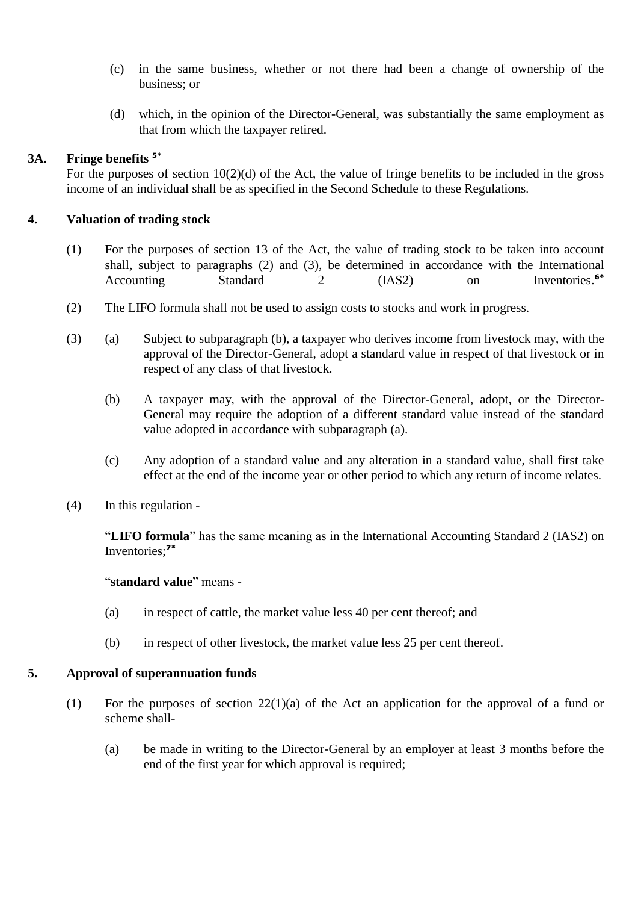(c) in the same business, whether or not there had been a change of ownership of the business; or

(d) which, in the opinion of the Director-General, was substantially the same employment as that from which the taxpayer retired.

**3A. Fringe benefits** [5*]

For the purposes of section 10(2)(d) of the Act, the value of fringe benefits to be included in the gross income of an individual shall be as specified in the Second Schedule to these Regulations.

**4. Valuation of trading stock**

(1) For the purposes of section 13 of the Act, the value of trading stock to be taken into account shall, subject to paragraphs (2) and (3), be determined in accordance with the International Accounting Standard 2 (IAS2) on Inventories.[6*]

(2) The LIFO formula shall not be used to assign costs to stocks and work in progress.

(3) (a) Subject to subparagraph (b), a taxpayer who derives income from livestock may, with the approval of the Director-General, adopt a standard value in respect of that livestock or in respect of any class of that livestock.

(b) A taxpayer may, with the approval of the Director-General, adopt, or the Director-General may require the adoption of a different standard value instead of the standard value adopted in accordance with subparagraph (a).

(c) Any adoption of a standard value and any alteration in a standard value, shall first take effect at the end of the income year or other period to which any return of income relates.

(4) In this regulation -

"**LIFO formula**" has the same meaning as in the International Accounting Standard 2 (IAS2) on Inventories;[7*]

"**standard value**" means -

(a) in respect of cattle, the market value less 40 per cent thereof; and

(b) in respect of other livestock, the market value less 25 per cent thereof.

**5. Approval of superannuation funds**

(1) For the purposes of section 22(1)(a) of the Act an application for the approval of a fund or scheme shall-

(a) be made in writing to the Director-General by an employer at least 3 months before the end of the first year for which approval is required;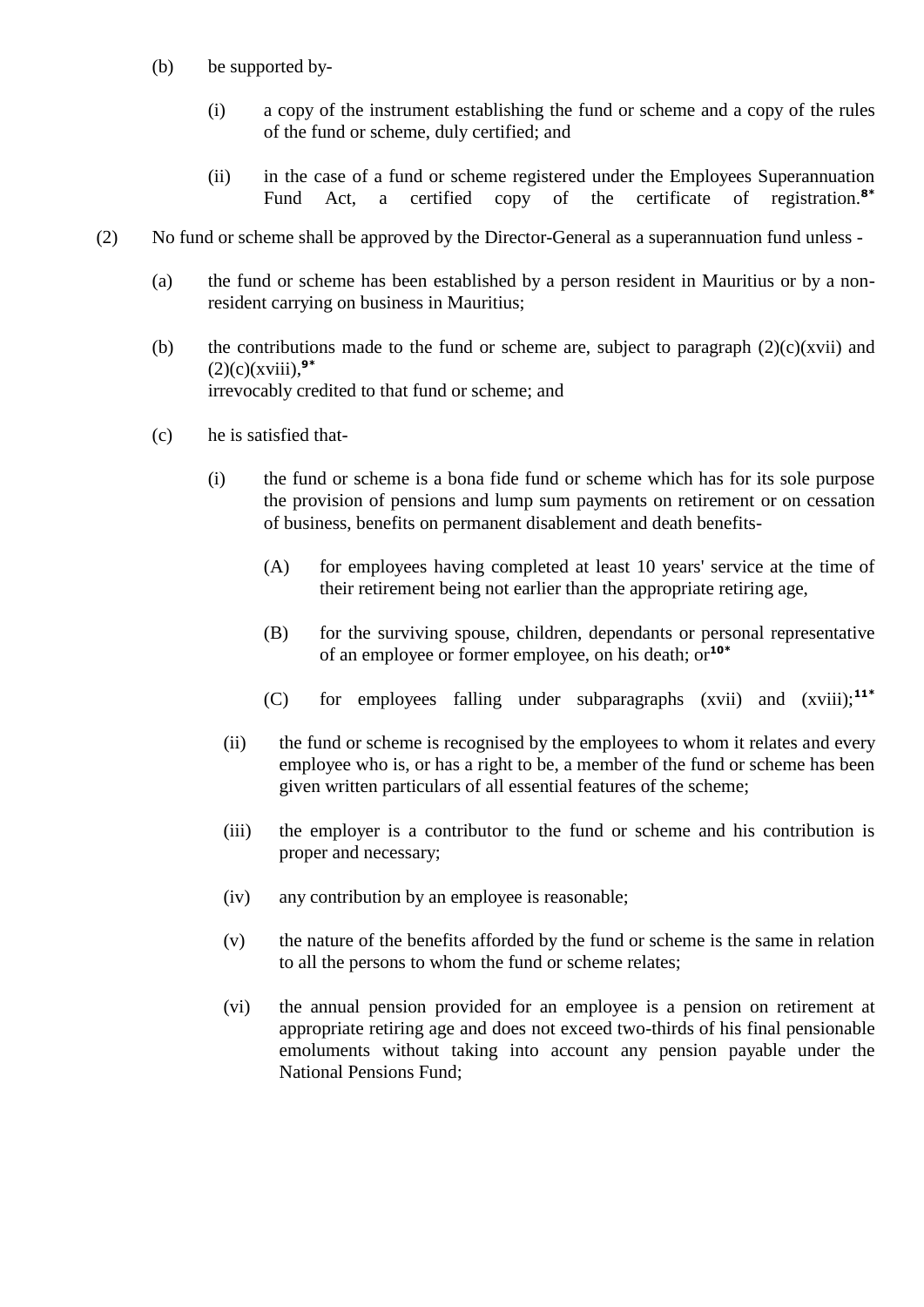(b) be supported by-

(i) a copy of the instrument establishing the fund or scheme and a copy of the rules of the fund or scheme, duly certified; and

(ii) in the case of a fund or scheme registered under the Employees Superannuation Fund Act, a certified copy of the certificate of registration.[8*]

(2) No fund or scheme shall be approved by the Director-General as a superannuation fund unless -

(a) the fund or scheme has been established by a person resident in Mauritius or by a non-resident carrying on business in Mauritius;

(b) the contributions made to the fund or scheme are, subject to paragraph (2)(c)(xvii) and (2)(c)(xviii),[9*] irrevocably credited to that fund or scheme; and

(c) he is satisfied that-

(i) the fund or scheme is a bona fide fund or scheme which has for its sole purpose the provision of pensions and lump sum payments on retirement or on cessation of business, benefits on permanent disablement and death benefits-

(A) for employees having completed at least 10 years' service at the time of their retirement being not earlier than the appropriate retiring age,

(B) for the surviving spouse, children, dependants or personal representative of an employee or former employee, on his death; or[10*]

(C) for employees falling under subparagraphs (xvii) and (xviii);[11*]

(ii) the fund or scheme is recognised by the employees to whom it relates and every employee who is, or has a right to be, a member of the fund or scheme has been given written particulars of all essential features of the scheme;

(iii) the employer is a contributor to the fund or scheme and his contribution is proper and necessary;

(iv) any contribution by an employee is reasonable;

(v) the nature of the benefits afforded by the fund or scheme is the same in relation to all the persons to whom the fund or scheme relates;

(vi) the annual pension provided for an employee is a pension on retirement at appropriate retiring age and does not exceed two-thirds of his final pensionable emoluments without taking into account any pension payable under the National Pensions Fund;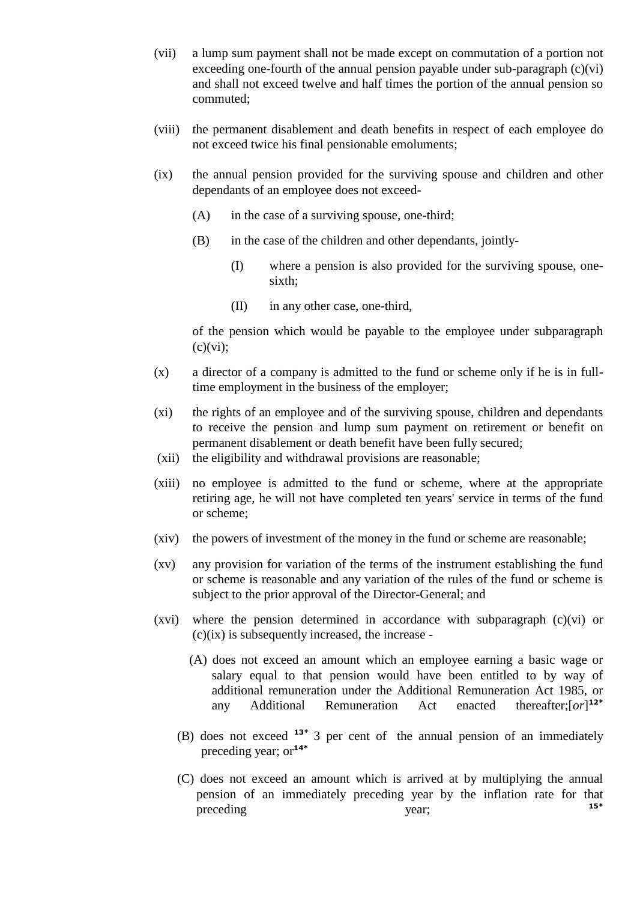(vii) a lump sum payment shall not be made except on commutation of a portion not exceeding one-fourth of the annual pension payable under sub-paragraph (c)(vi) and shall not exceed twelve and half times the portion of the annual pension so commuted;

(viii) the permanent disablement and death benefits in respect of each employee do not exceed twice his final pensionable emoluments;

(ix) the annual pension provided for the surviving spouse and children and other dependants of an employee does not exceed-

 (A) in the case of a surviving spouse, one-third;

 (B) in the case of the children and other dependants, jointly-

  (I) where a pension is also provided for the surviving spouse, one-sixth;

  (II) in any other case, one-third,

 of the pension which would be payable to the employee under subparagraph (c)(vi);

(x) a director of a company is admitted to the fund or scheme only if he is in full-time employment in the business of the employer;

(xi) the rights of an employee and of the surviving spouse, children and dependants to receive the pension and lump sum payment on retirement or benefit on permanent disablement or death benefit have been fully secured;

(xii) the eligibility and withdrawal provisions are reasonable;

(xiii) no employee is admitted to the fund or scheme, where at the appropriate retiring age, he will not have completed ten years' service in terms of the fund or scheme;

(xiv) the powers of investment of the money in the fund or scheme are reasonable;

(xv) any provision for variation of the terms of the instrument establishing the fund or scheme is reasonable and any variation of the rules of the fund or scheme is subject to the prior approval of the Director-General; and

(xvi) where the pension determined in accordance with subparagraph (c)(vi) or (c)(ix) is subsequently increased, the increase -

 (A) does not exceed an amount which an employee earning a basic wage or salary equal to that pension would have been entitled to by way of additional remuneration under the Additional Remuneration Act 1985, or any Additional Remuneration Act enacted thereafter;[*or*][12*]

 (B) does not exceed [13*] 3 per cent of the annual pension of an immediately preceding year; or[14*]

 (C) does not exceed an amount which is arrived at by multiplying the annual pension of an immediately preceding year by the inflation rate for that preceding year; [15*]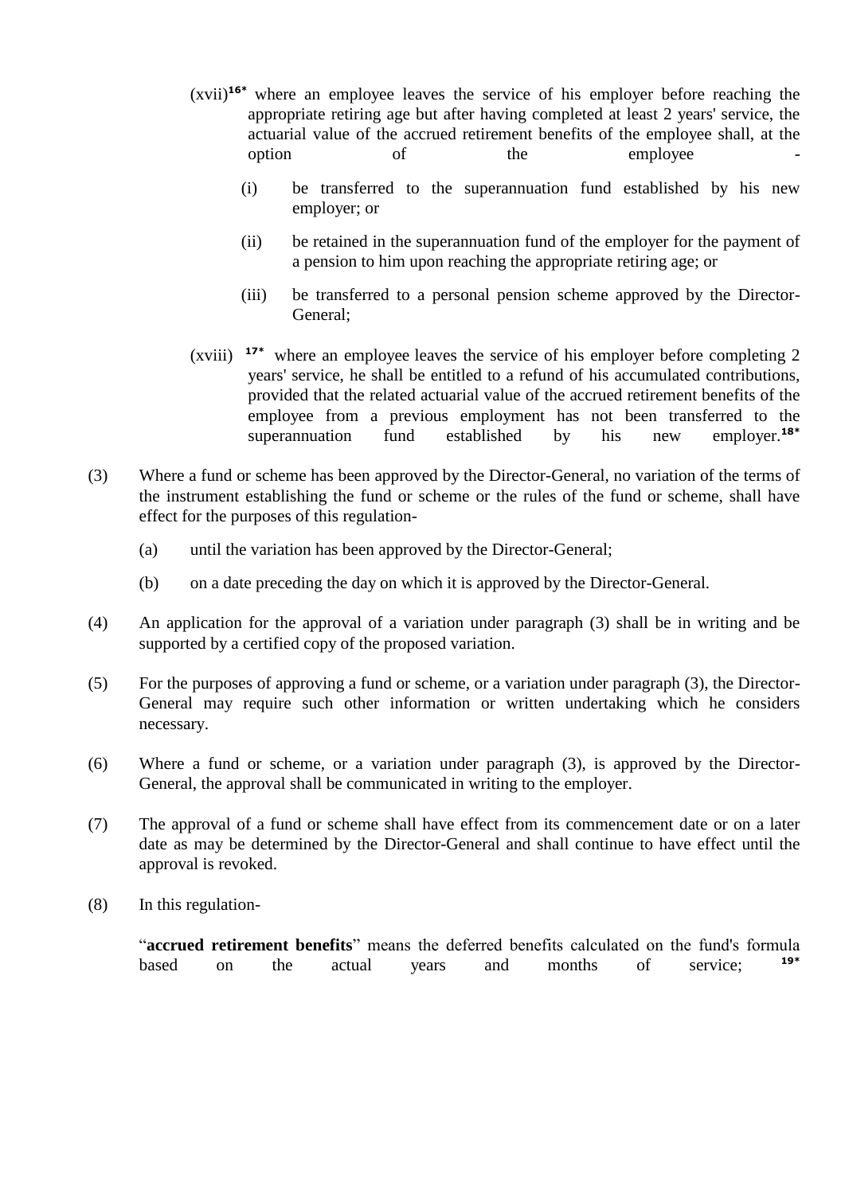(xvii)[16*] where an employee leaves the service of his employer before reaching the appropriate retiring age but after having completed at least 2 years' service, the actuarial value of the accrued retirement benefits of the employee shall, at the option of the employee -

(i) be transferred to the superannuation fund established by his new employer; or

(ii) be retained in the superannuation fund of the employer for the payment of a pension to him upon reaching the appropriate retiring age; or

(iii) be transferred to a personal pension scheme approved by the Director-General;

(xviii) [17*] where an employee leaves the service of his employer before completing 2 years' service, he shall be entitled to a refund of his accumulated contributions, provided that the related actuarial value of the accrued retirement benefits of the employee from a previous employment has not been transferred to the superannuation fund established by his new employer.[18*]

(3) Where a fund or scheme has been approved by the Director-General, no variation of the terms of the instrument establishing the fund or scheme or the rules of the fund or scheme, shall have effect for the purposes of this regulation-

(a) until the variation has been approved by the Director-General;

(b) on a date preceding the day on which it is approved by the Director-General.

(4) An application for the approval of a variation under paragraph (3) shall be in writing and be supported by a certified copy of the proposed variation.

(5) For the purposes of approving a fund or scheme, or a variation under paragraph (3), the Director-General may require such other information or written undertaking which he considers necessary.

(6) Where a fund or scheme, or a variation under paragraph (3), is approved by the Director-General, the approval shall be communicated in writing to the employer.

(7) The approval of a fund or scheme shall have effect from its commencement date or on a later date as may be determined by the Director-General and shall continue to have effect until the approval is revoked.

(8) In this regulation-

"**accrued retirement benefits**" means the deferred benefits calculated on the fund's formula based on the actual years and months of service; [19*]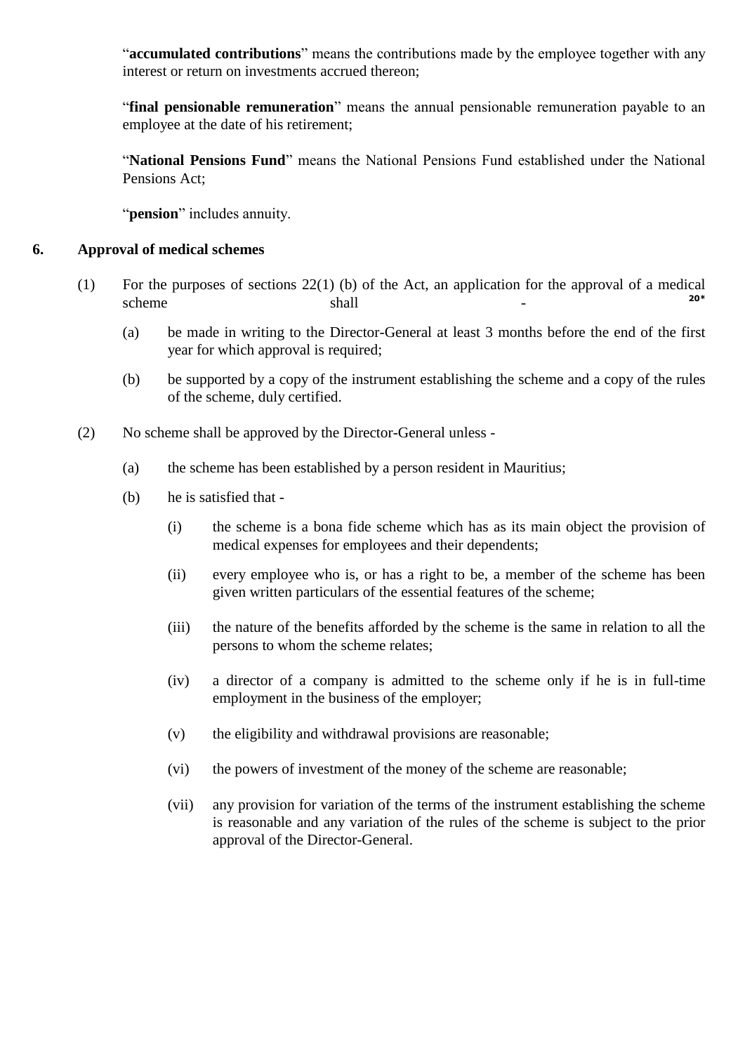"**accumulated contributions**" means the contributions made by the employee together with any interest or return on investments accrued thereon;

"**final pensionable remuneration**" means the annual pensionable remuneration payable to an employee at the date of his retirement;

"**National Pensions Fund**" means the National Pensions Fund established under the National Pensions Act;

"**pension**" includes annuity.

## 6. Approval of medical schemes

(1) For the purposes of sections 22(1) (b) of the Act, an application for the approval of a medical scheme shall -[20*]

(a) be made in writing to the Director-General at least 3 months before the end of the first year for which approval is required;

(b) be supported by a copy of the instrument establishing the scheme and a copy of the rules of the scheme, duly certified.

(2) No scheme shall be approved by the Director-General unless -

(a) the scheme has been established by a person resident in Mauritius;

(b) he is satisfied that -

(i) the scheme is a bona fide scheme which has as its main object the provision of medical expenses for employees and their dependents;

(ii) every employee who is, or has a right to be, a member of the scheme has been given written particulars of the essential features of the scheme;

(iii) the nature of the benefits afforded by the scheme is the same in relation to all the persons to whom the scheme relates;

(iv) a director of a company is admitted to the scheme only if he is in full-time employment in the business of the employer;

(v) the eligibility and withdrawal provisions are reasonable;

(vi) the powers of investment of the money of the scheme are reasonable;

(vii) any provision for variation of the terms of the instrument establishing the scheme is reasonable and any variation of the rules of the scheme is subject to the prior approval of the Director-General.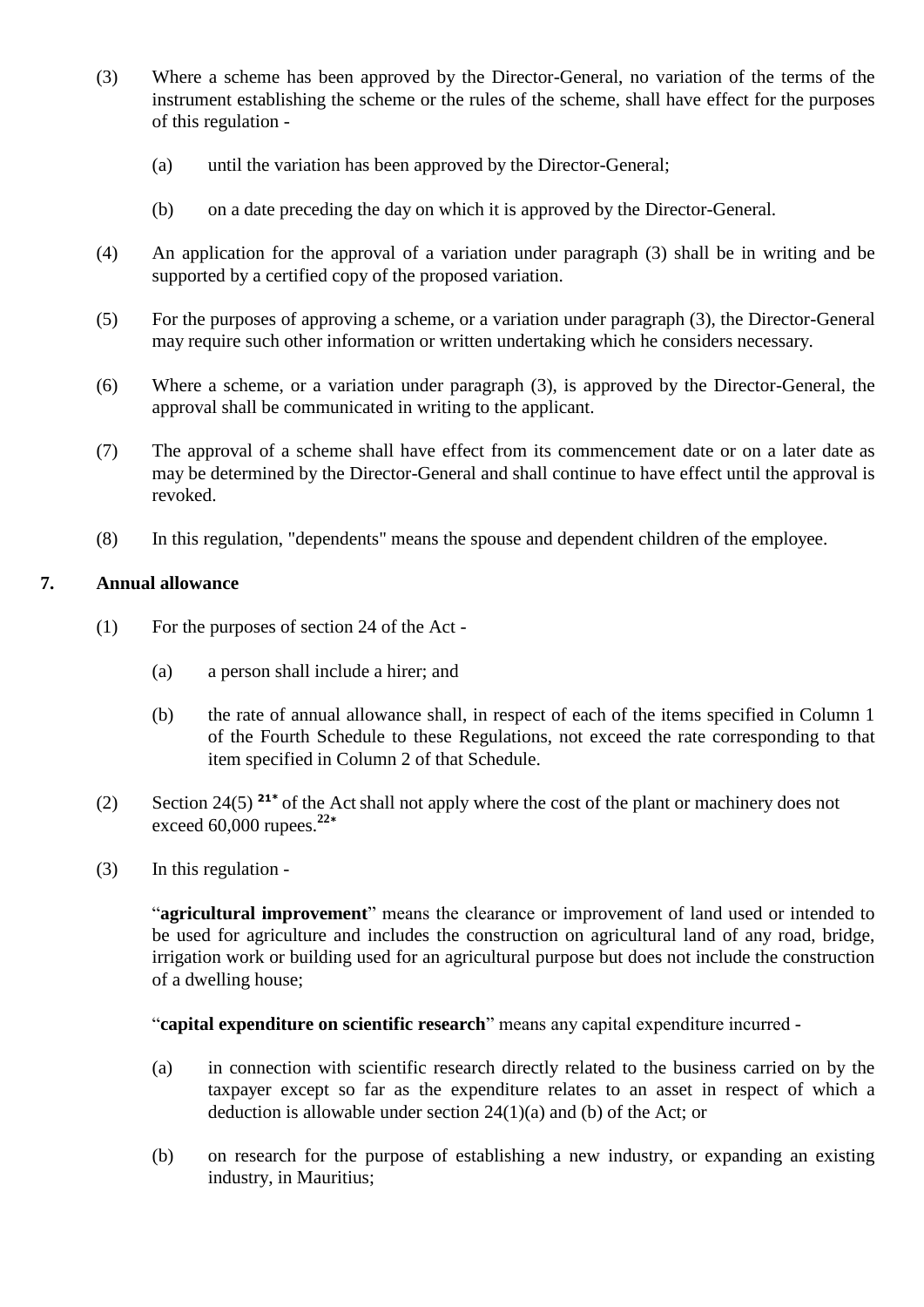(3) Where a scheme has been approved by the Director-General, no variation of the terms of the instrument establishing the scheme or the rules of the scheme, shall have effect for the purposes of this regulation -

(a) until the variation has been approved by the Director-General;

(b) on a date preceding the day on which it is approved by the Director-General.

(4) An application for the approval of a variation under paragraph (3) shall be in writing and be supported by a certified copy of the proposed variation.

(5) For the purposes of approving a scheme, or a variation under paragraph (3), the Director-General may require such other information or written undertaking which he considers necessary.

(6) Where a scheme, or a variation under paragraph (3), is approved by the Director-General, the approval shall be communicated in writing to the applicant.

(7) The approval of a scheme shall have effect from its commencement date or on a later date as may be determined by the Director-General and shall continue to have effect until the approval is revoked.

(8) In this regulation, "dependents" means the spouse and dependent children of the employee.

## 7. Annual allowance

(1) For the purposes of section 24 of the Act -

(a) a person shall include a hirer; and

(b) the rate of annual allowance shall, in respect of each of the items specified in Column 1 of the Fourth Schedule to these Regulations, not exceed the rate corresponding to that item specified in Column 2 of that Schedule.

(2) Section 24(5) [21*] of the Act shall not apply where the cost of the plant or machinery does not exceed 60,000 rupees.[22*]

(3) In this regulation -

"**agricultural improvement**" means the clearance or improvement of land used or intended to be used for agriculture and includes the construction on agricultural land of any road, bridge, irrigation work or building used for an agricultural purpose but does not include the construction of a dwelling house;

"**capital expenditure on scientific research**" means any capital expenditure incurred -

(a) in connection with scientific research directly related to the business carried on by the taxpayer except so far as the expenditure relates to an asset in respect of which a deduction is allowable under section 24(1)(a) and (b) of the Act; or

(b) on research for the purpose of establishing a new industry, or expanding an existing industry, in Mauritius;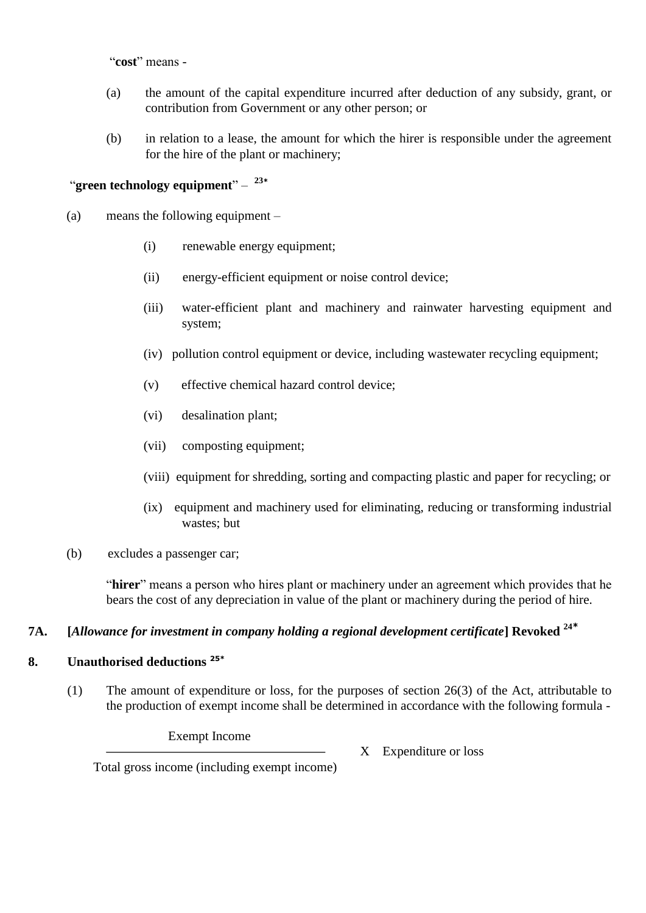"**cost**" means -

(a) the amount of the capital expenditure incurred after deduction of any subsidy, grant, or contribution from Government or any other person; or

(b) in relation to a lease, the amount for which the hirer is responsible under the agreement for the hire of the plant or machinery;

"**green technology equipment**" – [23*]

(a) means the following equipment –

(i) renewable energy equipment;

(ii) energy-efficient equipment or noise control device;

(iii) water-efficient plant and machinery and rainwater harvesting equipment and system;

(iv) pollution control equipment or device, including wastewater recycling equipment;

(v) effective chemical hazard control device;

(vi) desalination plant;

(vii) composting equipment;

(viii) equipment for shredding, sorting and compacting plastic and paper for recycling; or

(ix) equipment and machinery used for eliminating, reducing or transforming industrial wastes; but

(b) excludes a passenger car;

"**hirer**" means a person who hires plant or machinery under an agreement which provides that he bears the cost of any depreciation in value of the plant or machinery during the period of hire.

**7A. [*Allowance for investment in company holding a regional development certificate*] Revoked** [24*]

**8. Unauthorised deductions** [25*]

(1) The amount of expenditure or loss, for the purposes of section 26(3) of the Act, attributable to the production of exempt income shall be determined in accordance with the following formula -

$$\frac{\text{Exempt Income}}{\text{Total gross income (including exempt income)}} \times \text{Expenditure or loss}$$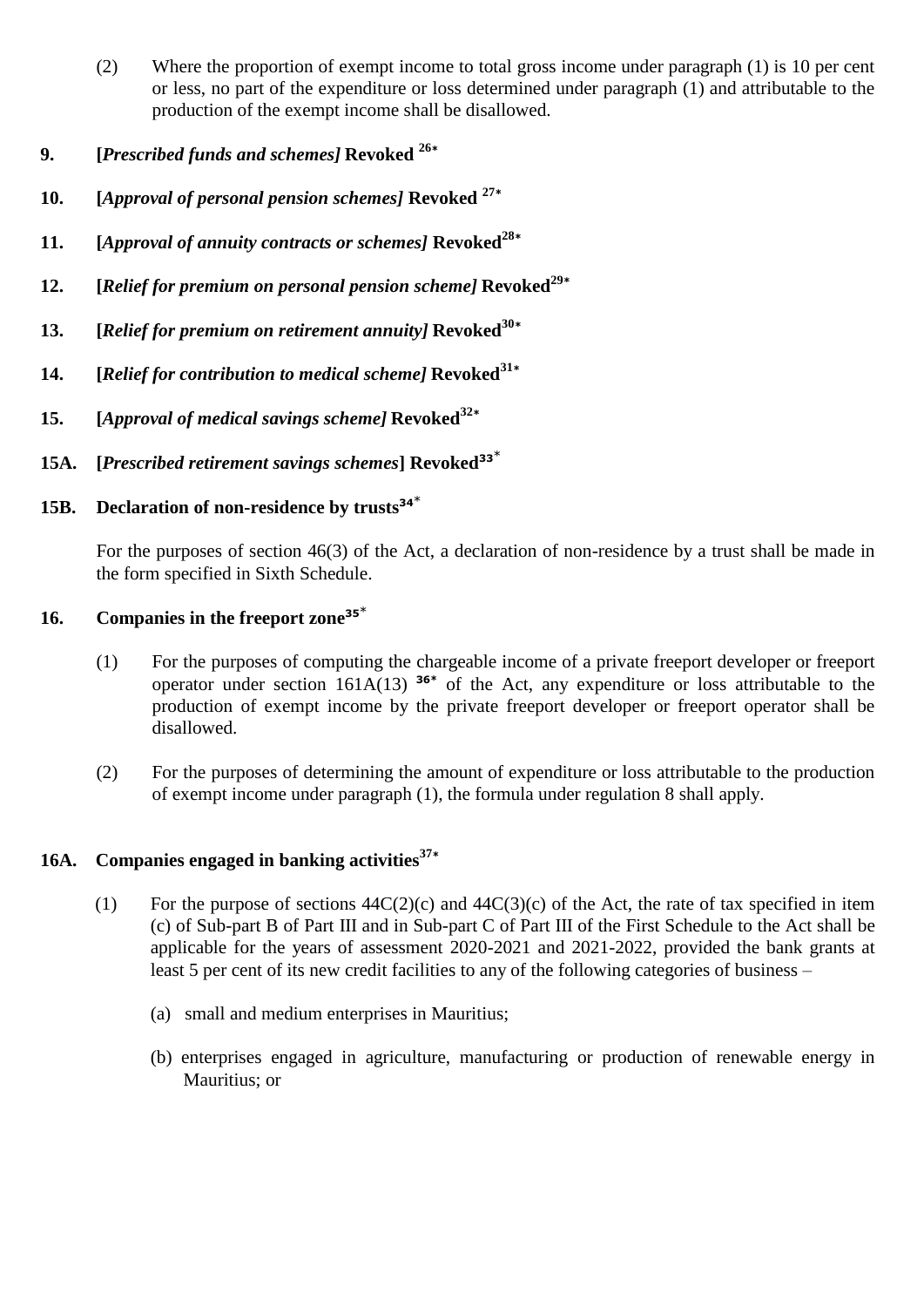(2) Where the proportion of exempt income to total gross income under paragraph (1) is 10 per cent or less, no part of the expenditure or loss determined under paragraph (1) and attributable to the production of the exempt income shall be disallowed.

**9. [*Prescribed funds and schemes]* Revoked** [26*]

**10. [*Approval of personal pension schemes]* Revoked** [27*]

**11. [*Approval of annuity contracts or schemes]* Revoked**[28*]

**12. [*Relief for premium on personal pension scheme]* Revoked**[29*]

**13. [*Relief for premium on retirement annuity]* Revoked**[30*]

**14. [*Relief for contribution to medical scheme]* Revoked**[31*]

**15. [*Approval of medical savings scheme]* Revoked**[32*]

**15A. [*Prescribed retirement savings schemes*] Revoked**[33*]

**15B. Declaration of non-residence by trusts**[34*]

For the purposes of section 46(3) of the Act, a declaration of non-residence by a trust shall be made in the form specified in Sixth Schedule.

**16. Companies in the freeport zone**[35*]

(1) For the purposes of computing the chargeable income of a private freeport developer or freeport operator under section 161A(13) [36*] of the Act, any expenditure or loss attributable to the production of exempt income by the private freeport developer or freeport operator shall be disallowed.

(2) For the purposes of determining the amount of expenditure or loss attributable to the production of exempt income under paragraph (1), the formula under regulation 8 shall apply.

**16A. Companies engaged in banking activities**[37*]

(1) For the purpose of sections 44C(2)(c) and 44C(3)(c) of the Act, the rate of tax specified in item (c) of Sub-part B of Part III and in Sub-part C of Part III of the First Schedule to the Act shall be applicable for the years of assessment 2020-2021 and 2021-2022, provided the bank grants at least 5 per cent of its new credit facilities to any of the following categories of business –

(a) small and medium enterprises in Mauritius;

(b) enterprises engaged in agriculture, manufacturing or production of renewable energy in Mauritius; or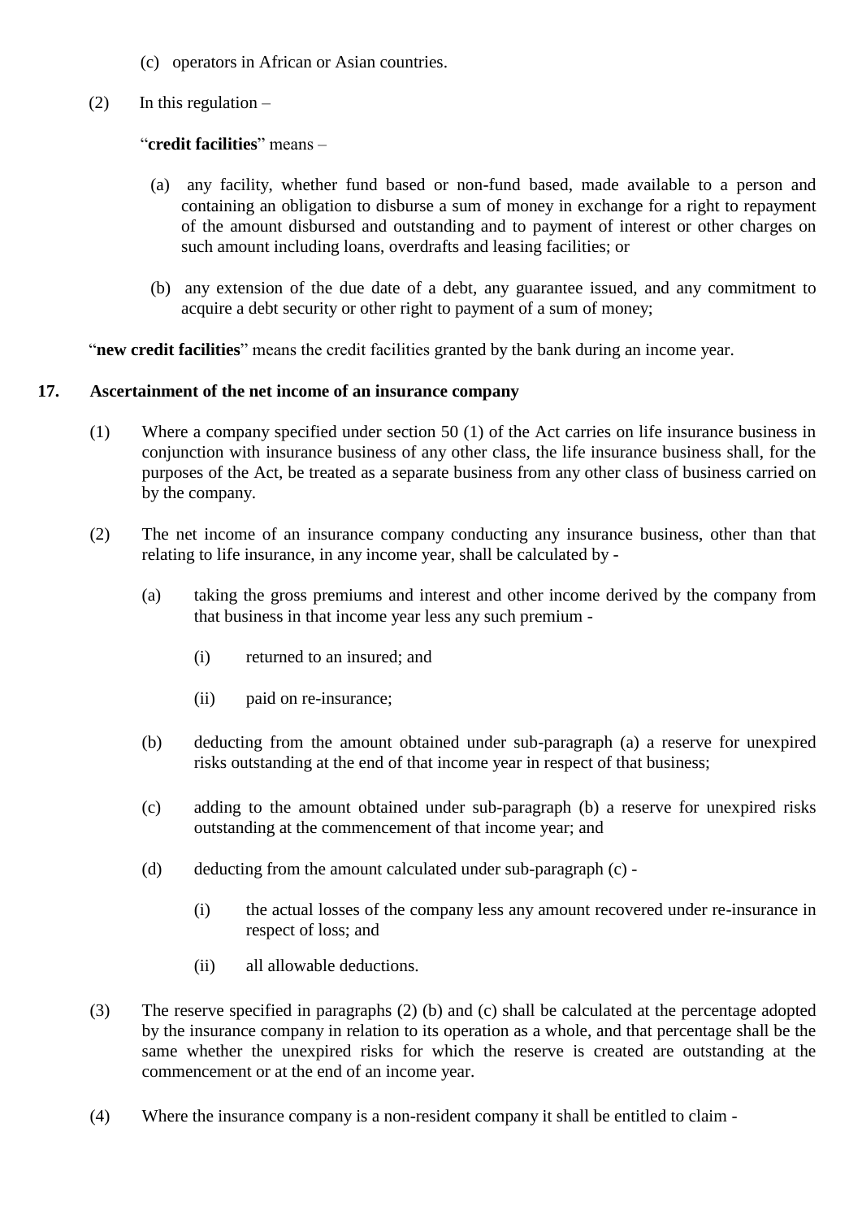(c) operators in African or Asian countries.

(2) In this regulation –

"**credit facilities**" means –

(a) any facility, whether fund based or non-fund based, made available to a person and containing an obligation to disburse a sum of money in exchange for a right to repayment of the amount disbursed and outstanding and to payment of interest or other charges on such amount including loans, overdrafts and leasing facilities; or

(b) any extension of the due date of a debt, any guarantee issued, and any commitment to acquire a debt security or other right to payment of a sum of money;

"**new credit facilities**" means the credit facilities granted by the bank during an income year.

## 17. Ascertainment of the net income of an insurance company

(1) Where a company specified under section 50 (1) of the Act carries on life insurance business in conjunction with insurance business of any other class, the life insurance business shall, for the purposes of the Act, be treated as a separate business from any other class of business carried on by the company.

(2) The net income of an insurance company conducting any insurance business, other than that relating to life insurance, in any income year, shall be calculated by -

(a) taking the gross premiums and interest and other income derived by the company from that business in that income year less any such premium -

(i) returned to an insured; and

(ii) paid on re-insurance;

(b) deducting from the amount obtained under sub-paragraph (a) a reserve for unexpired risks outstanding at the end of that income year in respect of that business;

(c) adding to the amount obtained under sub-paragraph (b) a reserve for unexpired risks outstanding at the commencement of that income year; and

(d) deducting from the amount calculated under sub-paragraph (c) -

(i) the actual losses of the company less any amount recovered under re-insurance in respect of loss; and

(ii) all allowable deductions.

(3) The reserve specified in paragraphs (2) (b) and (c) shall be calculated at the percentage adopted by the insurance company in relation to its operation as a whole, and that percentage shall be the same whether the unexpired risks for which the reserve is created are outstanding at the commencement or at the end of an income year.

(4) Where the insurance company is a non-resident company it shall be entitled to claim -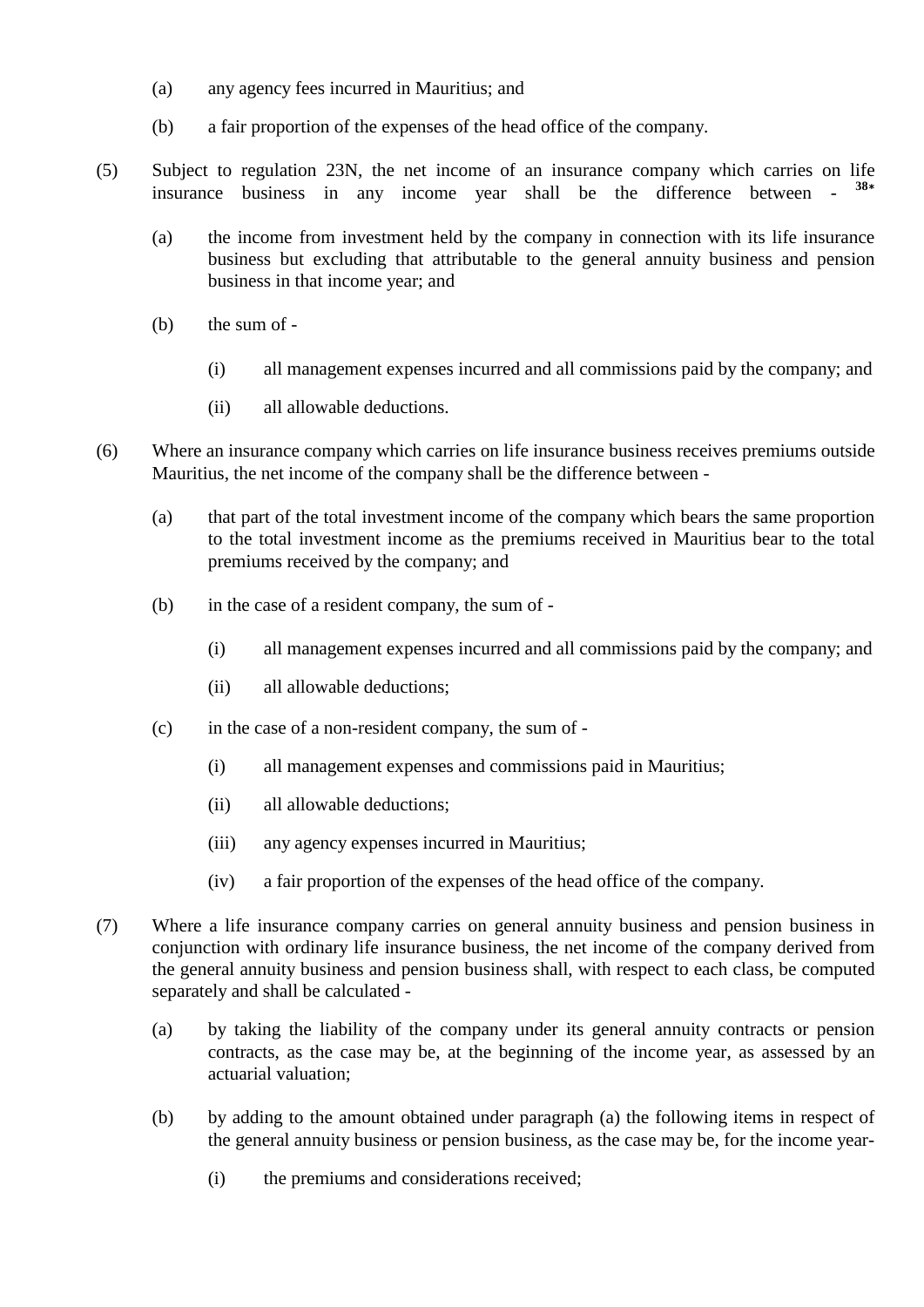(a) any agency fees incurred in Mauritius; and

(b) a fair proportion of the expenses of the head office of the company.

(5) Subject to regulation 23N, the net income of an insurance company which carries on life insurance business in any income year shall be the difference between - [38*]

(a) the income from investment held by the company in connection with its life insurance business but excluding that attributable to the general annuity business and pension business in that income year; and

(b) the sum of -

(i) all management expenses incurred and all commissions paid by the company; and

(ii) all allowable deductions.

(6) Where an insurance company which carries on life insurance business receives premiums outside Mauritius, the net income of the company shall be the difference between -

(a) that part of the total investment income of the company which bears the same proportion to the total investment income as the premiums received in Mauritius bear to the total premiums received by the company; and

(b) in the case of a resident company, the sum of -

(i) all management expenses incurred and all commissions paid by the company; and

(ii) all allowable deductions;

(c) in the case of a non-resident company, the sum of -

(i) all management expenses and commissions paid in Mauritius;

(ii) all allowable deductions;

(iii) any agency expenses incurred in Mauritius;

(iv) a fair proportion of the expenses of the head office of the company.

(7) Where a life insurance company carries on general annuity business and pension business in conjunction with ordinary life insurance business, the net income of the company derived from the general annuity business and pension business shall, with respect to each class, be computed separately and shall be calculated -

(a) by taking the liability of the company under its general annuity contracts or pension contracts, as the case may be, at the beginning of the income year, as assessed by an actuarial valuation;

(b) by adding to the amount obtained under paragraph (a) the following items in respect of the general annuity business or pension business, as the case may be, for the income year-

(i) the premiums and considerations received;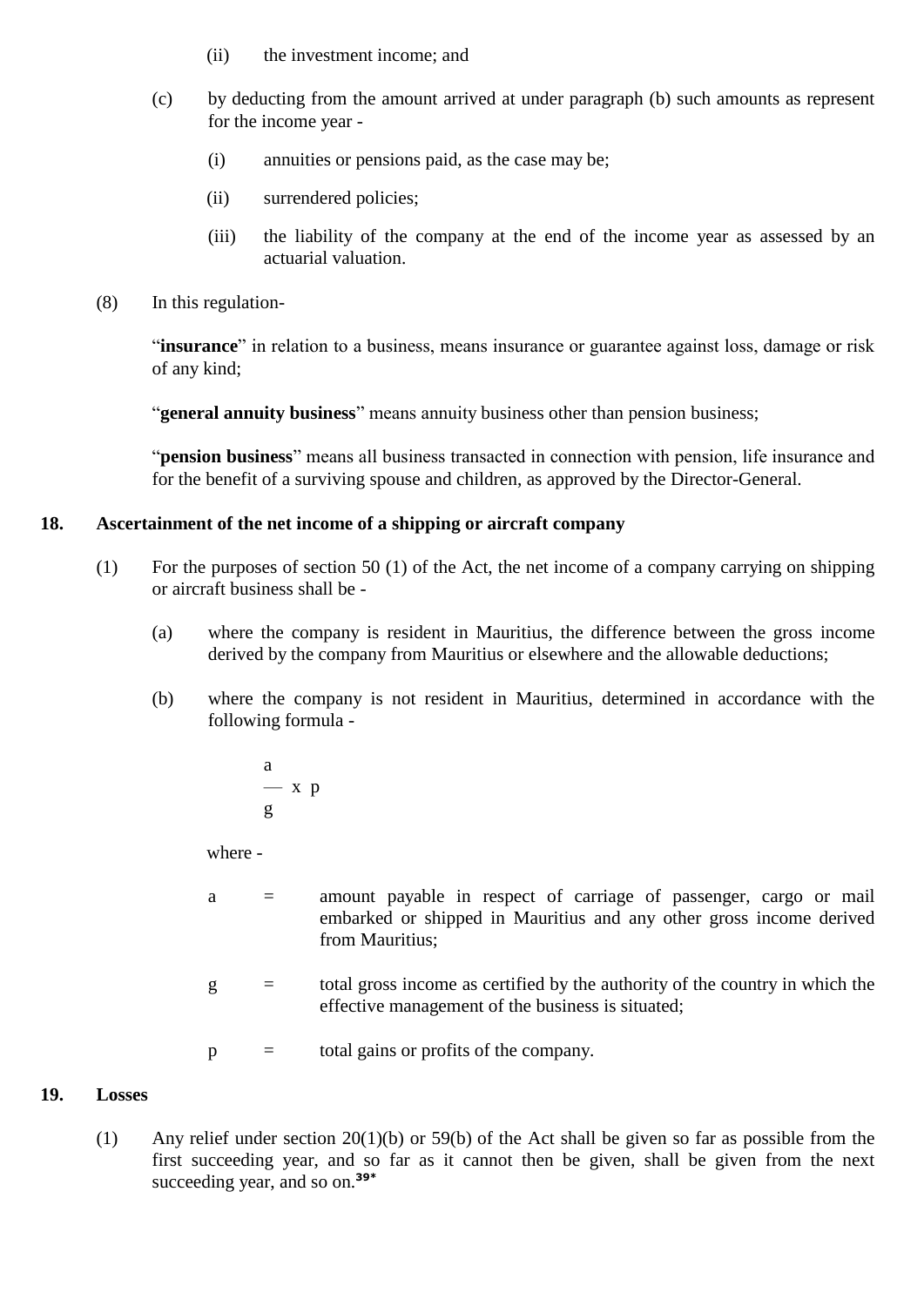(ii) the investment income; and

(c) by deducting from the amount arrived at under paragraph (b) such amounts as represent for the income year -

(i) annuities or pensions paid, as the case may be;

(ii) surrendered policies;

(iii) the liability of the company at the end of the income year as assessed by an actuarial valuation.

(8) In this regulation-

"**insurance**" in relation to a business, means insurance or guarantee against loss, damage or risk of any kind;

"**general annuity business**" means annuity business other than pension business;

"**pension business**" means all business transacted in connection with pension, life insurance and for the benefit of a surviving spouse and children, as approved by the Director-General.

## 18. Ascertainment of the net income of a shipping or aircraft company

(1) For the purposes of section 50 (1) of the Act, the net income of a company carrying on shipping or aircraft business shall be -

(a) where the company is resident in Mauritius, the difference between the gross income derived by the company from Mauritius or elsewhere and the allowable deductions;

(b) where the company is not resident in Mauritius, determined in accordance with the following formula -

$$\frac{a}{g} \times p$$

where -

a = amount payable in respect of carriage of passenger, cargo or mail embarked or shipped in Mauritius and any other gross income derived from Mauritius;

g = total gross income as certified by the authority of the country in which the effective management of the business is situated;

p = total gains or profits of the company.

## 19. Losses

(1) Any relief under section 20(1)(b) or 59(b) of the Act shall be given so far as possible from the first succeeding year, and so far as it cannot then be given, shall be given from the next succeeding year, and so on.[39*]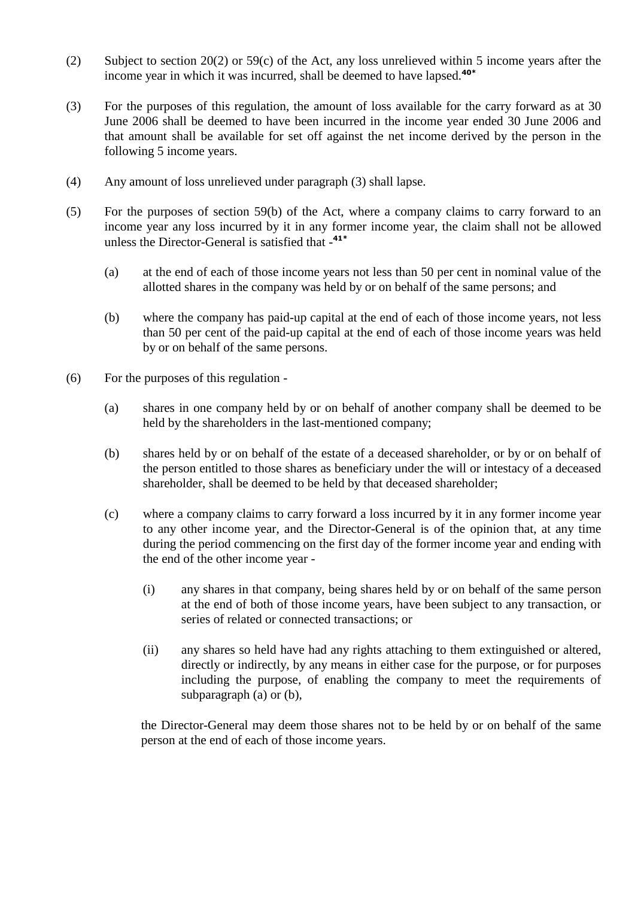(2) Subject to section 20(2) or 59(c) of the Act, any loss unrelieved within 5 income years after the income year in which it was incurred, shall be deemed to have lapsed.[40*]

(3) For the purposes of this regulation, the amount of loss available for the carry forward as at 30 June 2006 shall be deemed to have been incurred in the income year ended 30 June 2006 and that amount shall be available for set off against the net income derived by the person in the following 5 income years.

(4) Any amount of loss unrelieved under paragraph (3) shall lapse.

(5) For the purposes of section 59(b) of the Act, where a company claims to carry forward to an income year any loss incurred by it in any former income year, the claim shall not be allowed unless the Director-General is satisfied that -[41*]

  (a) at the end of each of those income years not less than 50 per cent in nominal value of the allotted shares in the company was held by or on behalf of the same persons; and

  (b) where the company has paid-up capital at the end of each of those income years, not less than 50 per cent of the paid-up capital at the end of each of those income years was held by or on behalf of the same persons.

(6) For the purposes of this regulation -

  (a) shares in one company held by or on behalf of another company shall be deemed to be held by the shareholders in the last-mentioned company;

  (b) shares held by or on behalf of the estate of a deceased shareholder, or by or on behalf of the person entitled to those shares as beneficiary under the will or intestacy of a deceased shareholder, shall be deemed to be held by that deceased shareholder;

  (c) where a company claims to carry forward a loss incurred by it in any former income year to any other income year, and the Director-General is of the opinion that, at any time during the period commencing on the first day of the former income year and ending with the end of the other income year -

    (i) any shares in that company, being shares held by or on behalf of the same person at the end of both of those income years, have been subject to any transaction, or series of related or connected transactions; or

    (ii) any shares so held have had any rights attaching to them extinguished or altered, directly or indirectly, by any means in either case for the purpose, or for purposes including the purpose, of enabling the company to meet the requirements of subparagraph (a) or (b),

  the Director-General may deem those shares not to be held by or on behalf of the same person at the end of each of those income years.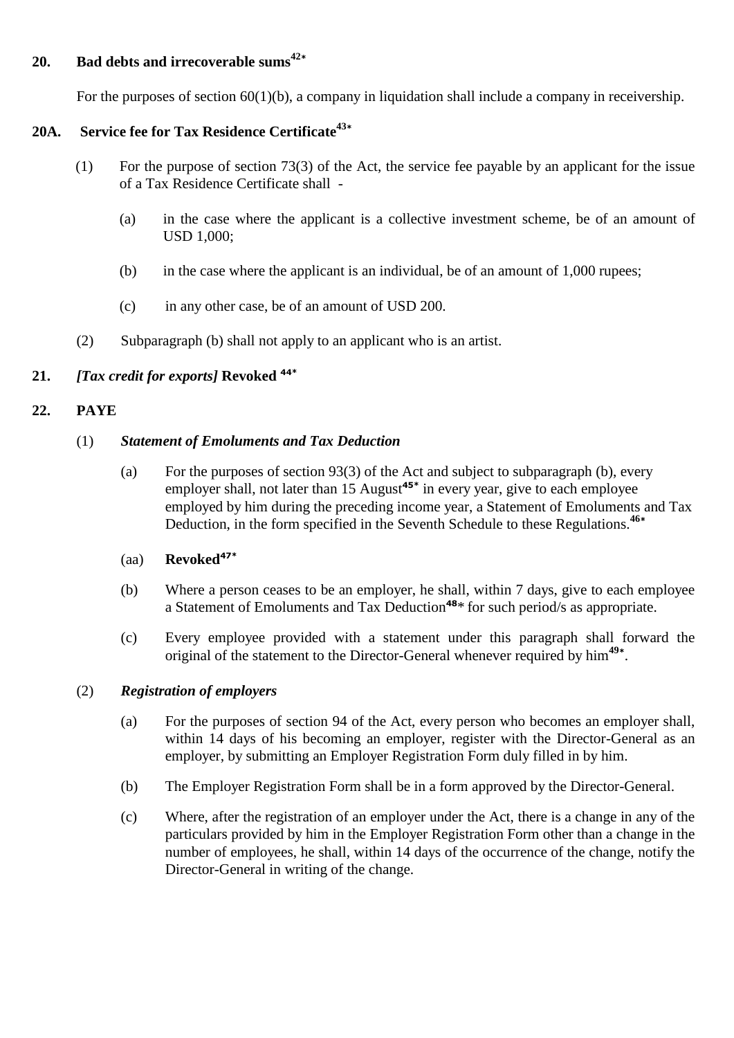## 20. Bad debts and irrecoverable sums[42*]

For the purposes of section 60(1)(b), a company in liquidation shall include a company in receivership.

## 20A. Service fee for Tax Residence Certificate[43*]

(1) For the purpose of section 73(3) of the Act, the service fee payable by an applicant for the issue of a Tax Residence Certificate shall -

(a) in the case where the applicant is a collective investment scheme, be of an amount of USD 1,000;

(b) in the case where the applicant is an individual, be of an amount of 1,000 rupees;

(c) in any other case, be of an amount of USD 200.

(2) Subparagraph (b) shall not apply to an applicant who is an artist.

## 21. *[Tax credit for exports]* Revoked [44*]

## 22. PAYE

(1) ***Statement of Emoluments and Tax Deduction***

(a) For the purposes of section 93(3) of the Act and subject to subparagraph (b), every employer shall, not later than 15 August[45*] in every year, give to each employee employed by him during the preceding income year, a Statement of Emoluments and Tax Deduction, in the form specified in the Seventh Schedule to these Regulations.[46*]

(aa) **Revoked**[47*]

(b) Where a person ceases to be an employer, he shall, within 7 days, give to each employee a Statement of Emoluments and Tax Deduction[48*] for such period/s as appropriate.

(c) Every employee provided with a statement under this paragraph shall forward the original of the statement to the Director-General whenever required by him[49*].

(2) ***Registration of employers***

(a) For the purposes of section 94 of the Act, every person who becomes an employer shall, within 14 days of his becoming an employer, register with the Director-General as an employer, by submitting an Employer Registration Form duly filled in by him.

(b) The Employer Registration Form shall be in a form approved by the Director-General.

(c) Where, after the registration of an employer under the Act, there is a change in any of the particulars provided by him in the Employer Registration Form other than a change in the number of employees, he shall, within 14 days of the occurrence of the change, notify the Director-General in writing of the change.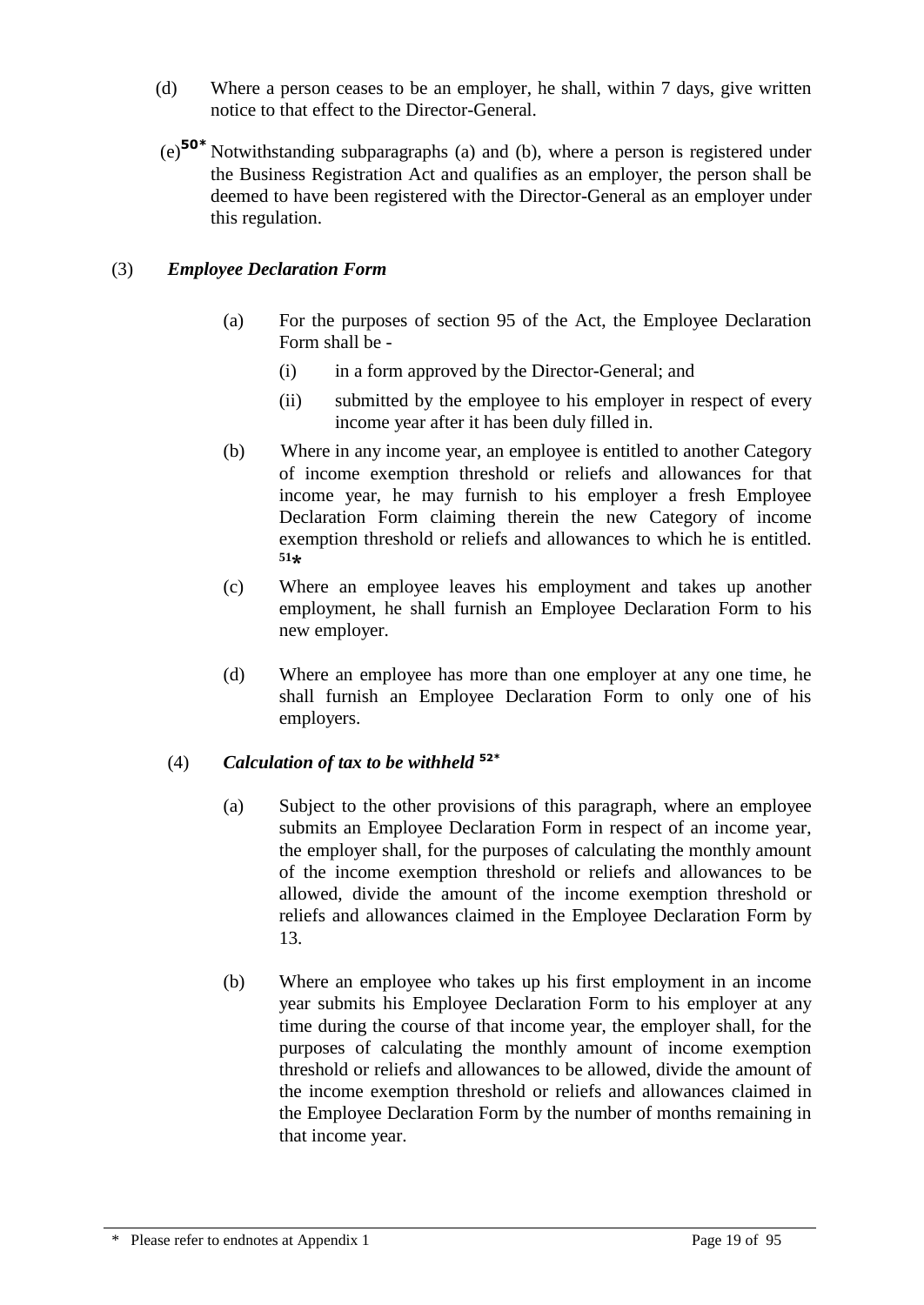(d) Where a person ceases to be an employer, he shall, within 7 days, give written notice to that effect to the Director-General.

(e)[50*] Notwithstanding subparagraphs (a) and (b), where a person is registered under the Business Registration Act and qualifies as an employer, the person shall be deemed to have been registered with the Director-General as an employer under this regulation.

(3) ***Employee Declaration Form***

(a) For the purposes of section 95 of the Act, the Employee Declaration Form shall be -

(i) in a form approved by the Director-General; and

(ii) submitted by the employee to his employer in respect of every income year after it has been duly filled in.

(b) Where in any income year, an employee is entitled to another Category of income exemption threshold or reliefs and allowances for that income year, he may furnish to his employer a fresh Employee Declaration Form claiming therein the new Category of income exemption threshold or reliefs and allowances to which he is entitled. [51*]

(c) Where an employee leaves his employment and takes up another employment, he shall furnish an Employee Declaration Form to his new employer.

(d) Where an employee has more than one employer at any one time, he shall furnish an Employee Declaration Form to only one of his employers.

(4) ***Calculation of tax to be withheld*** [52*]

(a) Subject to the other provisions of this paragraph, where an employee submits an Employee Declaration Form in respect of an income year, the employer shall, for the purposes of calculating the monthly amount of the income exemption threshold or reliefs and allowances to be allowed, divide the amount of the income exemption threshold or reliefs and allowances claimed in the Employee Declaration Form by 13.

(b) Where an employee who takes up his first employment in an income year submits his Employee Declaration Form to his employer at any time during the course of that income year, the employer shall, for the purposes of calculating the monthly amount of income exemption threshold or reliefs and allowances to be allowed, divide the amount of the income exemption threshold or reliefs and allowances claimed in the Employee Declaration Form by the number of months remaining in that income year.

\* Please refer to endnotes at Appendix 1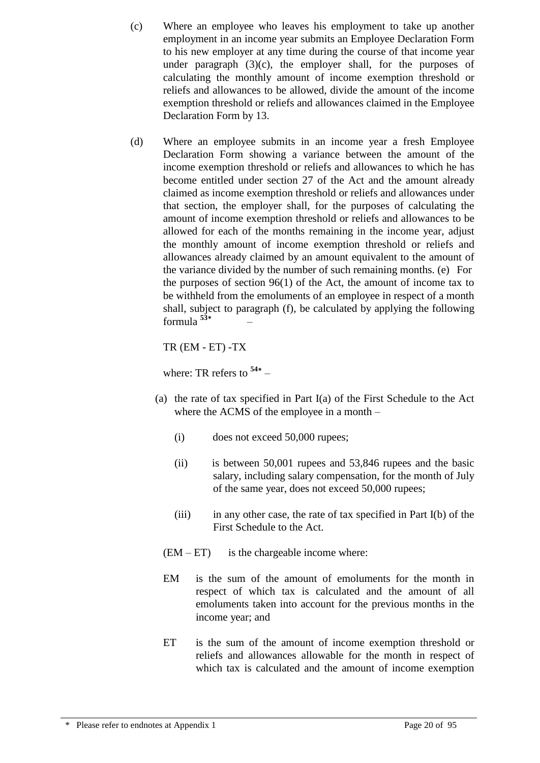(c) Where an employee who leaves his employment to take up another employment in an income year submits an Employee Declaration Form to his new employer at any time during the course of that income year under paragraph (3)(c), the employer shall, for the purposes of calculating the monthly amount of income exemption threshold or reliefs and allowances to be allowed, divide the amount of the income exemption threshold or reliefs and allowances claimed in the Employee Declaration Form by 13.

(d) Where an employee submits in an income year a fresh Employee Declaration Form showing a variance between the amount of the income exemption threshold or reliefs and allowances to which he has become entitled under section 27 of the Act and the amount already claimed as income exemption threshold or reliefs and allowances under that section, the employer shall, for the purposes of calculating the amount of income exemption threshold or reliefs and allowances to be allowed for each of the months remaining in the income year, adjust the monthly amount of income exemption threshold or reliefs and allowances already claimed by an amount equivalent to the amount of the variance divided by the number of such remaining months. (e) For the purposes of section 96(1) of the Act, the amount of income tax to be withheld from the emoluments of an employee in respect of a month shall, subject to paragraph (f), be calculated by applying the following formula [53*] –

TR (EM - ET) -TX

where: TR refers to [54*] –

(a) the rate of tax specified in Part I(a) of the First Schedule to the Act where the ACMS of the employee in a month –

(i) does not exceed 50,000 rupees;

(ii) is between 50,001 rupees and 53,846 rupees and the basic salary, including salary compensation, for the month of July of the same year, does not exceed 50,000 rupees;

(iii) in any other case, the rate of tax specified in Part I(b) of the First Schedule to the Act.

(EM – ET) is the chargeable income where:

EM is the sum of the amount of emoluments for the month in respect of which tax is calculated and the amount of all emoluments taken into account for the previous months in the income year; and

ET is the sum of the amount of income exemption threshold or reliefs and allowances allowable for the month in respect of which tax is calculated and the amount of income exemption

\* Please refer to endnotes at Appendix 1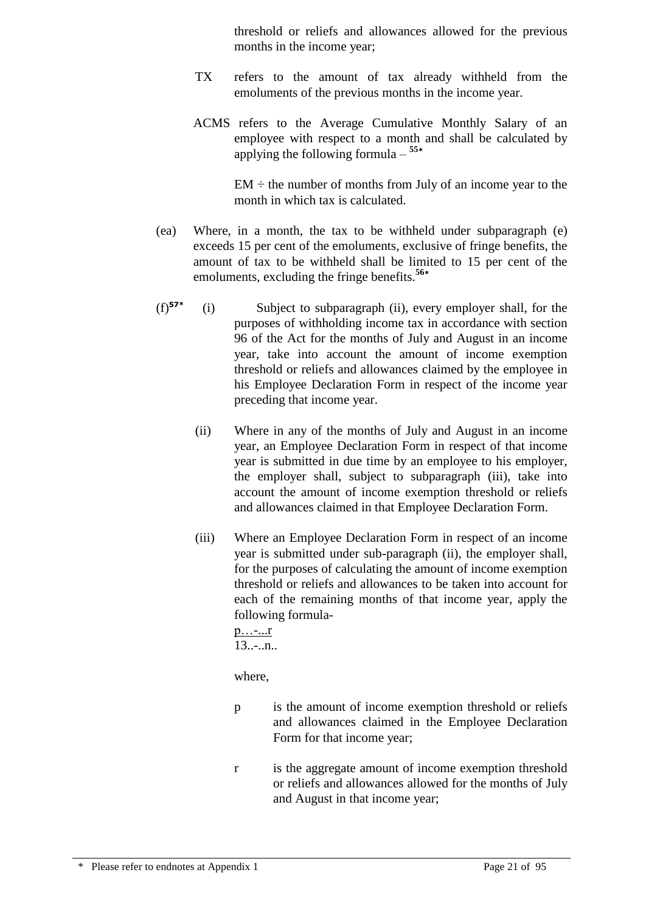threshold or reliefs and allowances allowed for the previous months in the income year;

TX refers to the amount of tax already withheld from the emoluments of the previous months in the income year.

ACMS refers to the Average Cumulative Monthly Salary of an employee with respect to a month and shall be calculated by applying the following formula – [55*]

EM ÷ the number of months from July of an income year to the month in which tax is calculated.

(ea) Where, in a month, the tax to be withheld under subparagraph (e) exceeds 15 per cent of the emoluments, exclusive of fringe benefits, the amount of tax to be withheld shall be limited to 15 per cent of the emoluments, excluding the fringe benefits.[56*]

(f)[57*] (i) Subject to subparagraph (ii), every employer shall, for the purposes of withholding income tax in accordance with section 96 of the Act for the months of July and August in an income year, take into account the amount of income exemption threshold or reliefs and allowances claimed by the employee in his Employee Declaration Form in respect of the income year preceding that income year.

(ii) Where in any of the months of July and August in an income year, an Employee Declaration Form in respect of that income year is submitted in due time by an employee to his employer, the employer shall, subject to subparagraph (iii), take into account the amount of income exemption threshold or reliefs and allowances claimed in that Employee Declaration Form.

(iii) Where an Employee Declaration Form in respect of an income year is submitted under sub-paragraph (ii), the employer shall, for the purposes of calculating the amount of income exemption threshold or reliefs and allowances to be taken into account for each of the remaining months of that income year, apply the following formula-

$$\frac{p - r}{13 - n}$$

where,

p is the amount of income exemption threshold or reliefs and allowances claimed in the Employee Declaration Form for that income year;

r is the aggregate amount of income exemption threshold or reliefs and allowances allowed for the months of July and August in that income year;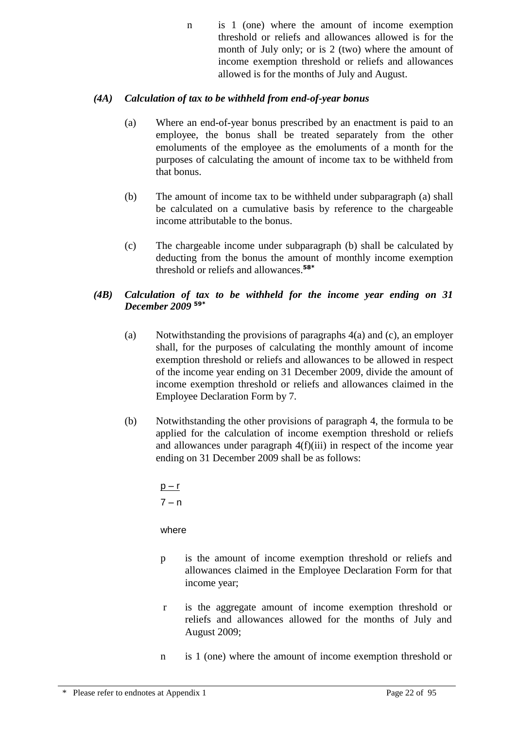n    is 1 (one) where the amount of income exemption threshold or reliefs and allowances allowed is for the month of July only; or is 2 (two) where the amount of income exemption threshold or reliefs and allowances allowed is for the months of July and August.

***(4A) Calculation of tax to be withheld from end-of-year bonus***

(a) Where an end-of-year bonus prescribed by an enactment is paid to an employee, the bonus shall be treated separately from the other emoluments of the employee as the emoluments of a month for the purposes of calculating the amount of income tax to be withheld from that bonus.

(b) The amount of income tax to be withheld under subparagraph (a) shall be calculated on a cumulative basis by reference to the chargeable income attributable to the bonus.

(c) The chargeable income under subparagraph (b) shall be calculated by deducting from the bonus the amount of monthly income exemption threshold or reliefs and allowances.[58*]

***(4B) Calculation of tax to be withheld for the income year ending on 31 December 2009*** [59*]

(a) Notwithstanding the provisions of paragraphs 4(a) and (c), an employer shall, for the purposes of calculating the monthly amount of income exemption threshold or reliefs and allowances to be allowed in respect of the income year ending on 31 December 2009, divide the amount of income exemption threshold or reliefs and allowances claimed in the Employee Declaration Form by 7.

(b) Notwithstanding the other provisions of paragraph 4, the formula to be applied for the calculation of income exemption threshold or reliefs and allowances under paragraph 4(f)(iii) in respect of the income year ending on 31 December 2009 shall be as follows:

$$\frac{p - r}{7 - n}$$

where

p    is the amount of income exemption threshold or reliefs and allowances claimed in the Employee Declaration Form for that income year;

r    is the aggregate amount of income exemption threshold or reliefs and allowances allowed for the months of July and August 2009;

n    is 1 (one) where the amount of income exemption threshold or

\* Please refer to endnotes at Appendix 1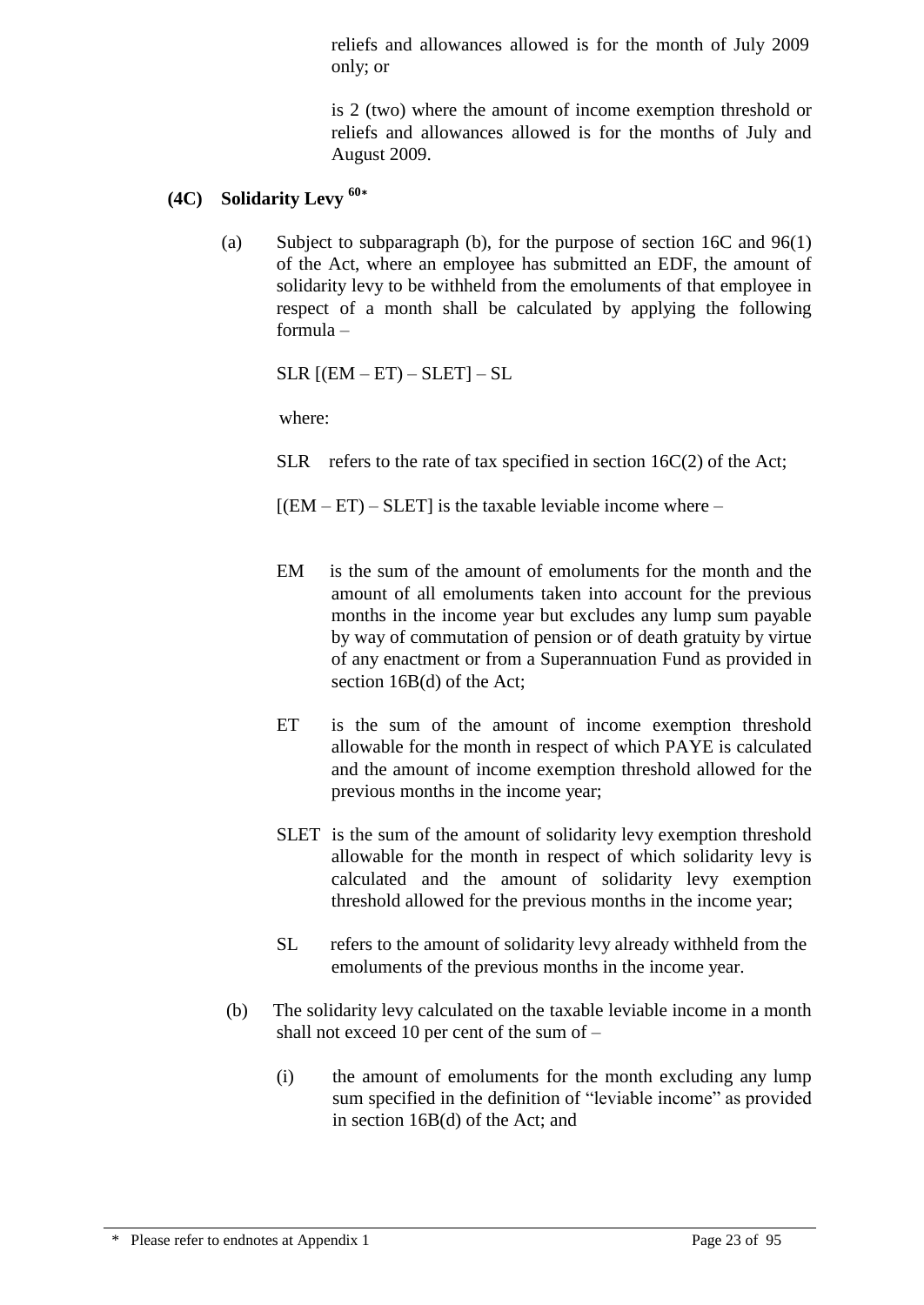reliefs and allowances allowed is for the month of July 2009 only; or

is 2 (two) where the amount of income exemption threshold or reliefs and allowances allowed is for the months of July and August 2009.

**(4C) Solidarity Levy** [60*]

(a) Subject to subparagraph (b), for the purpose of section 16C and 96(1) of the Act, where an employee has submitted an EDF, the amount of solidarity levy to be withheld from the emoluments of that employee in respect of a month shall be calculated by applying the following formula –

SLR [(EM – ET) – SLET] – SL

where:

SLR refers to the rate of tax specified in section 16C(2) of the Act;

[(EM – ET) – SLET] is the taxable leviable income where –

EM is the sum of the amount of emoluments for the month and the amount of all emoluments taken into account for the previous months in the income year but excludes any lump sum payable by way of commutation of pension or of death gratuity by virtue of any enactment or from a Superannuation Fund as provided in section 16B(d) of the Act;

ET is the sum of the amount of income exemption threshold allowable for the month in respect of which PAYE is calculated and the amount of income exemption threshold allowed for the previous months in the income year;

SLET is the sum of the amount of solidarity levy exemption threshold allowable for the month in respect of which solidarity levy is calculated and the amount of solidarity levy exemption threshold allowed for the previous months in the income year;

SL refers to the amount of solidarity levy already withheld from the emoluments of the previous months in the income year.

(b) The solidarity levy calculated on the taxable leviable income in a month shall not exceed 10 per cent of the sum of –

(i) the amount of emoluments for the month excluding any lump sum specified in the definition of "leviable income" as provided in section 16B(d) of the Act; and

\* Please refer to endnotes at Appendix 1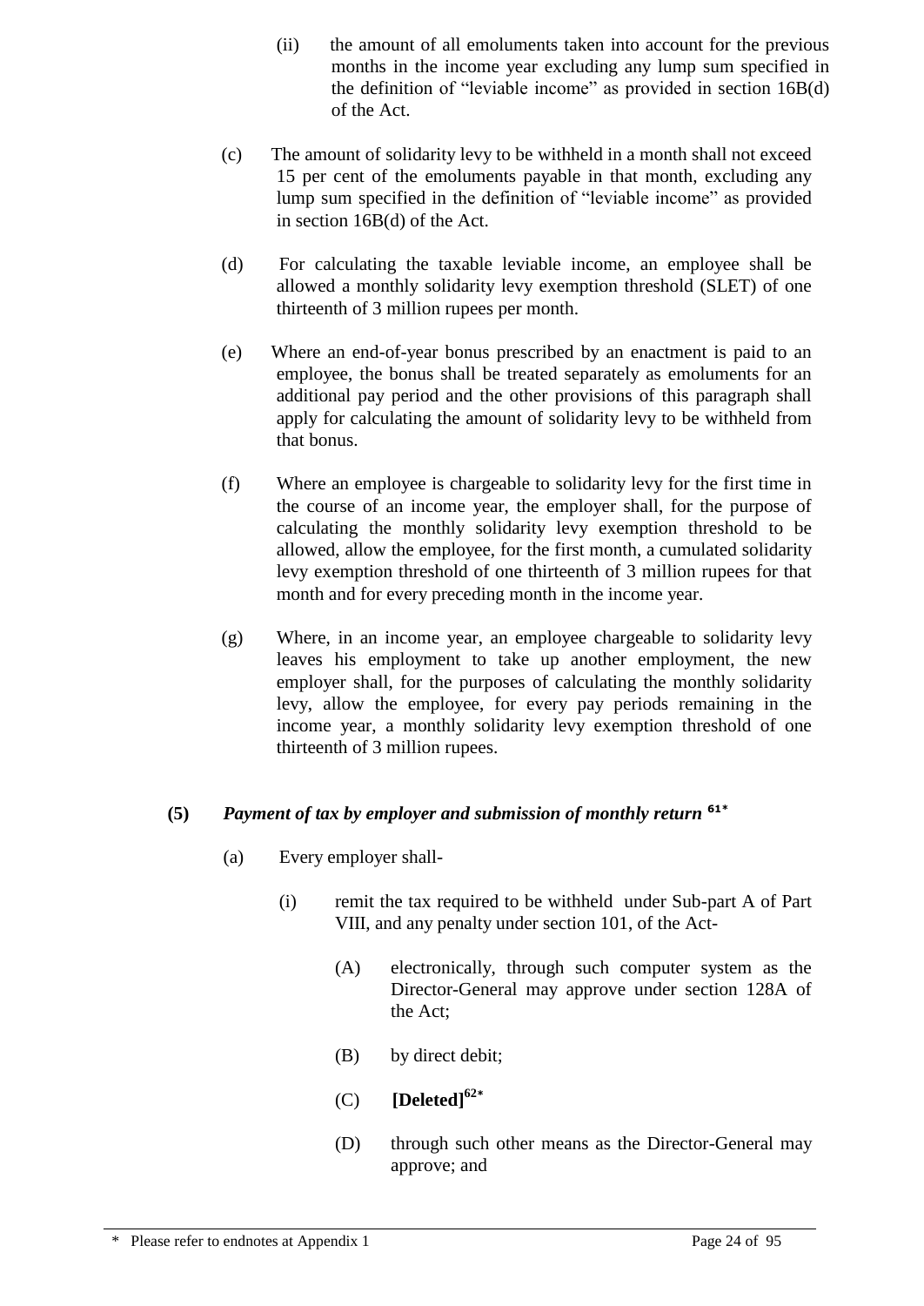(ii) the amount of all emoluments taken into account for the previous months in the income year excluding any lump sum specified in the definition of "leviable income" as provided in section 16B(d) of the Act.

(c) The amount of solidarity levy to be withheld in a month shall not exceed 15 per cent of the emoluments payable in that month, excluding any lump sum specified in the definition of "leviable income" as provided in section 16B(d) of the Act.

(d) For calculating the taxable leviable income, an employee shall be allowed a monthly solidarity levy exemption threshold (SLET) of one thirteenth of 3 million rupees per month.

(e) Where an end-of-year bonus prescribed by an enactment is paid to an employee, the bonus shall be treated separately as emoluments for an additional pay period and the other provisions of this paragraph shall apply for calculating the amount of solidarity levy to be withheld from that bonus.

(f) Where an employee is chargeable to solidarity levy for the first time in the course of an income year, the employer shall, for the purpose of calculating the monthly solidarity levy exemption threshold to be allowed, allow the employee, for the first month, a cumulated solidarity levy exemption threshold of one thirteenth of 3 million rupees for that month and for every preceding month in the income year.

(g) Where, in an income year, an employee chargeable to solidarity levy leaves his employment to take up another employment, the new employer shall, for the purposes of calculating the monthly solidarity levy, allow the employee, for every pay periods remaining in the income year, a monthly solidarity levy exemption threshold of one thirteenth of 3 million rupees.

**(5)** ***Payment of tax by employer and submission of monthly return*** [61*]

(a) Every employer shall-

(i) remit the tax required to be withheld under Sub-part A of Part VIII, and any penalty under section 101, of the Act-

(A) electronically, through such computer system as the Director-General may approve under section 128A of the Act;

(B) by direct debit;

(C) **[Deleted]**[62*]

(D) through such other means as the Director-General may approve; and

\* Please refer to endnotes at Appendix 1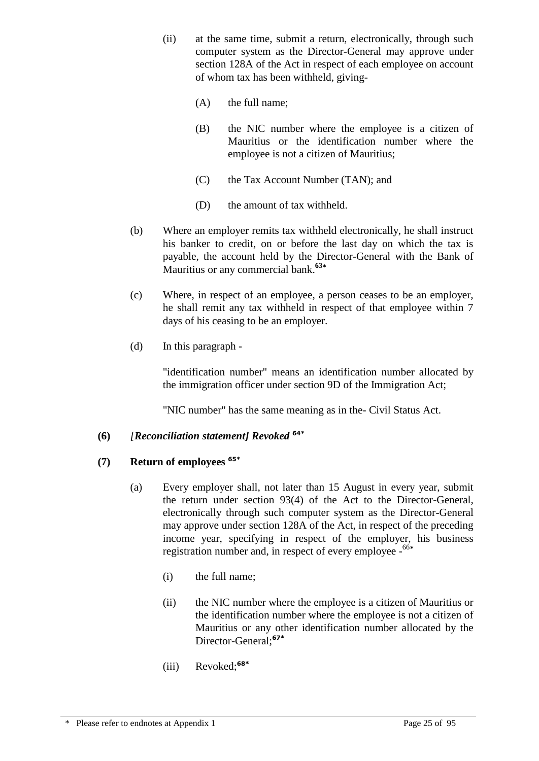(ii) at the same time, submit a return, electronically, through such computer system as the Director-General may approve under section 128A of the Act in respect of each employee on account of whom tax has been withheld, giving-

(A) the full name;

(B) the NIC number where the employee is a citizen of Mauritius or the identification number where the employee is not a citizen of Mauritius;

(C) the Tax Account Number (TAN); and

(D) the amount of tax withheld.

(b) Where an employer remits tax withheld electronically, he shall instruct his banker to credit, on or before the last day on which the tax is payable, the account held by the Director-General with the Bank of Mauritius or any commercial bank.[63*]

(c) Where, in respect of an employee, a person ceases to be an employer, he shall remit any tax withheld in respect of that employee within 7 days of his ceasing to be an employer.

(d) In this paragraph -

"identification number" means an identification number allocated by the immigration officer under section 9D of the Immigration Act;

"NIC number" has the same meaning as in the- Civil Status Act.

**(6)** ***[Reconciliation statement] Revoked*** **[64*]**

**(7) Return of employees [65*]**

(a) Every employer shall, not later than 15 August in every year, submit the return under section 93(4) of the Act to the Director-General, electronically through such computer system as the Director-General may approve under section 128A of the Act, in respect of the preceding income year, specifying in respect of the employer, his business registration number and, in respect of every employee -[66*]

(i) the full name;

(ii) the NIC number where the employee is a citizen of Mauritius or the identification number where the employee is not a citizen of Mauritius or any other identification number allocated by the Director-General;[67*]

(iii) Revoked;[68*]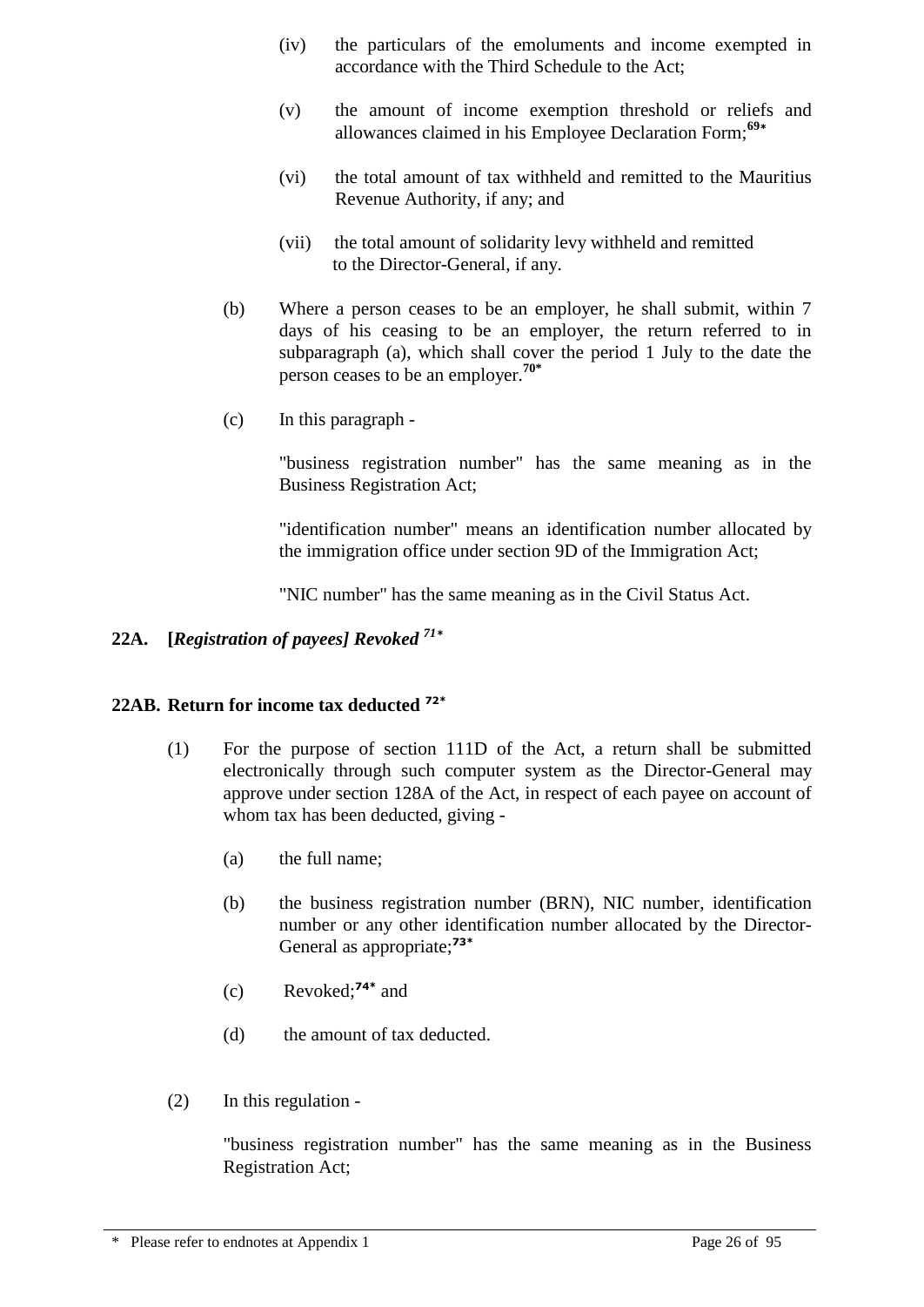(iv) the particulars of the emoluments and income exempted in accordance with the Third Schedule to the Act;

(v) the amount of income exemption threshold or reliefs and allowances claimed in his Employee Declaration Form;[69*]

(vi) the total amount of tax withheld and remitted to the Mauritius Revenue Authority, if any; and

(vii) the total amount of solidarity levy withheld and remitted to the Director-General, if any.

(b) Where a person ceases to be an employer, he shall submit, within 7 days of his ceasing to be an employer, the return referred to in subparagraph (a), which shall cover the period 1 July to the date the person ceases to be an employer.[70*]

(c) In this paragraph -

"business registration number" has the same meaning as in the Business Registration Act;

"identification number" means an identification number allocated by the immigration office under section 9D of the Immigration Act;

"NIC number" has the same meaning as in the Civil Status Act.

**22A. [*Registration of payees] Revoked*** [71*]

**22AB. Return for income tax deducted** [72*]

(1) For the purpose of section 111D of the Act, a return shall be submitted electronically through such computer system as the Director-General may approve under section 128A of the Act, in respect of each payee on account of whom tax has been deducted, giving -

(a) the full name;

(b) the business registration number (BRN), NIC number, identification number or any other identification number allocated by the Director-General as appropriate;[73*]

(c) Revoked;[74*] and

(d) the amount of tax deducted.

(2) In this regulation -

"business registration number" has the same meaning as in the Business Registration Act;

\* Please refer to endnotes at Appendix 1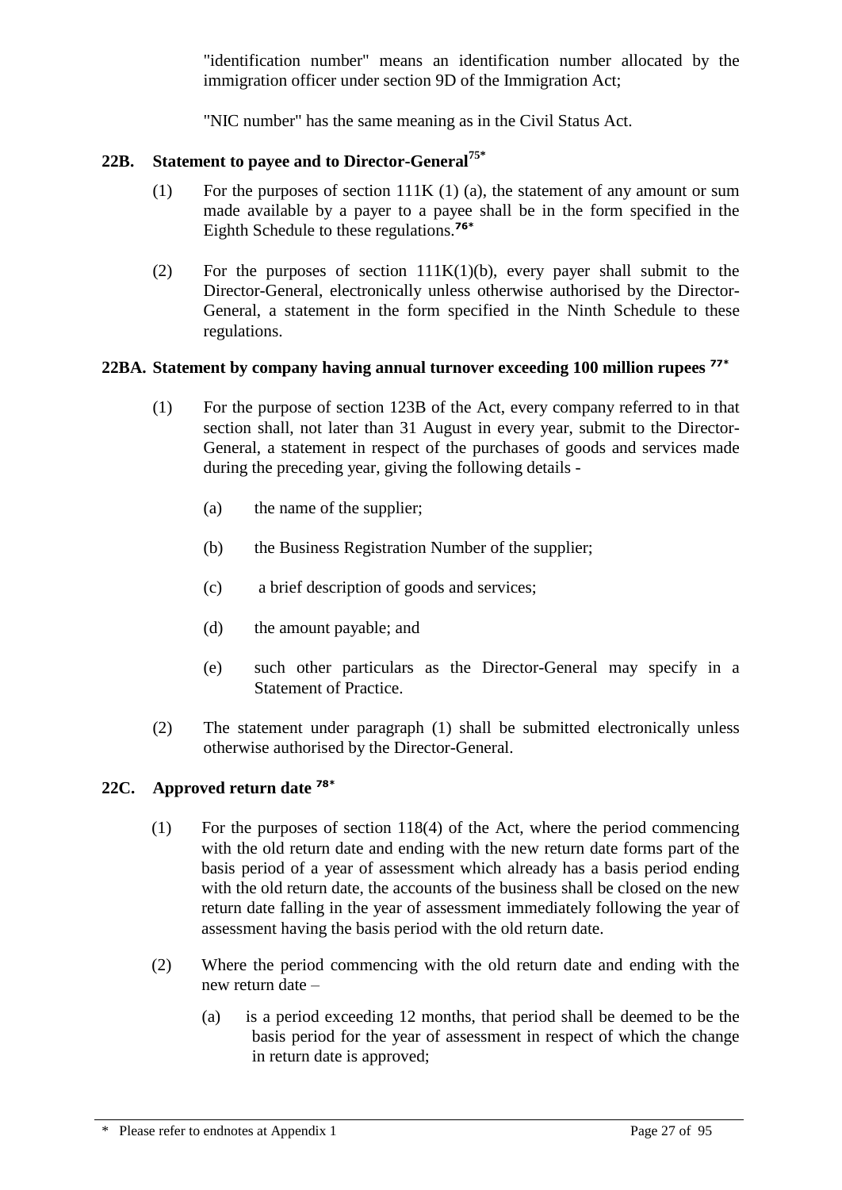"identification number" means an identification number allocated by the immigration officer under section 9D of the Immigration Act;

"NIC number" has the same meaning as in the Civil Status Act.

### 22B. Statement to payee and to Director-General[75*]

(1) For the purposes of section 111K (1) (a), the statement of any amount or sum made available by a payer to a payee shall be in the form specified in the Eighth Schedule to these regulations.[76*]

(2) For the purposes of section 111K(1)(b), every payer shall submit to the Director-General, electronically unless otherwise authorised by the Director-General, a statement in the form specified in the Ninth Schedule to these regulations.

### 22BA. Statement by company having annual turnover exceeding 100 million rupees [77*]

(1) For the purpose of section 123B of the Act, every company referred to in that section shall, not later than 31 August in every year, submit to the Director-General, a statement in respect of the purchases of goods and services made during the preceding year, giving the following details -

(a) the name of the supplier;

(b) the Business Registration Number of the supplier;

(c) a brief description of goods and services;

(d) the amount payable; and

(e) such other particulars as the Director-General may specify in a Statement of Practice.

(2) The statement under paragraph (1) shall be submitted electronically unless otherwise authorised by the Director-General.

### 22C. Approved return date [78*]

(1) For the purposes of section 118(4) of the Act, where the period commencing with the old return date and ending with the new return date forms part of the basis period of a year of assessment which already has a basis period ending with the old return date, the accounts of the business shall be closed on the new return date falling in the year of assessment immediately following the year of assessment having the basis period with the old return date.

(2) Where the period commencing with the old return date and ending with the new return date –

(a) is a period exceeding 12 months, that period shall be deemed to be the basis period for the year of assessment in respect of which the change in return date is approved;

\* Please refer to endnotes at Appendix 1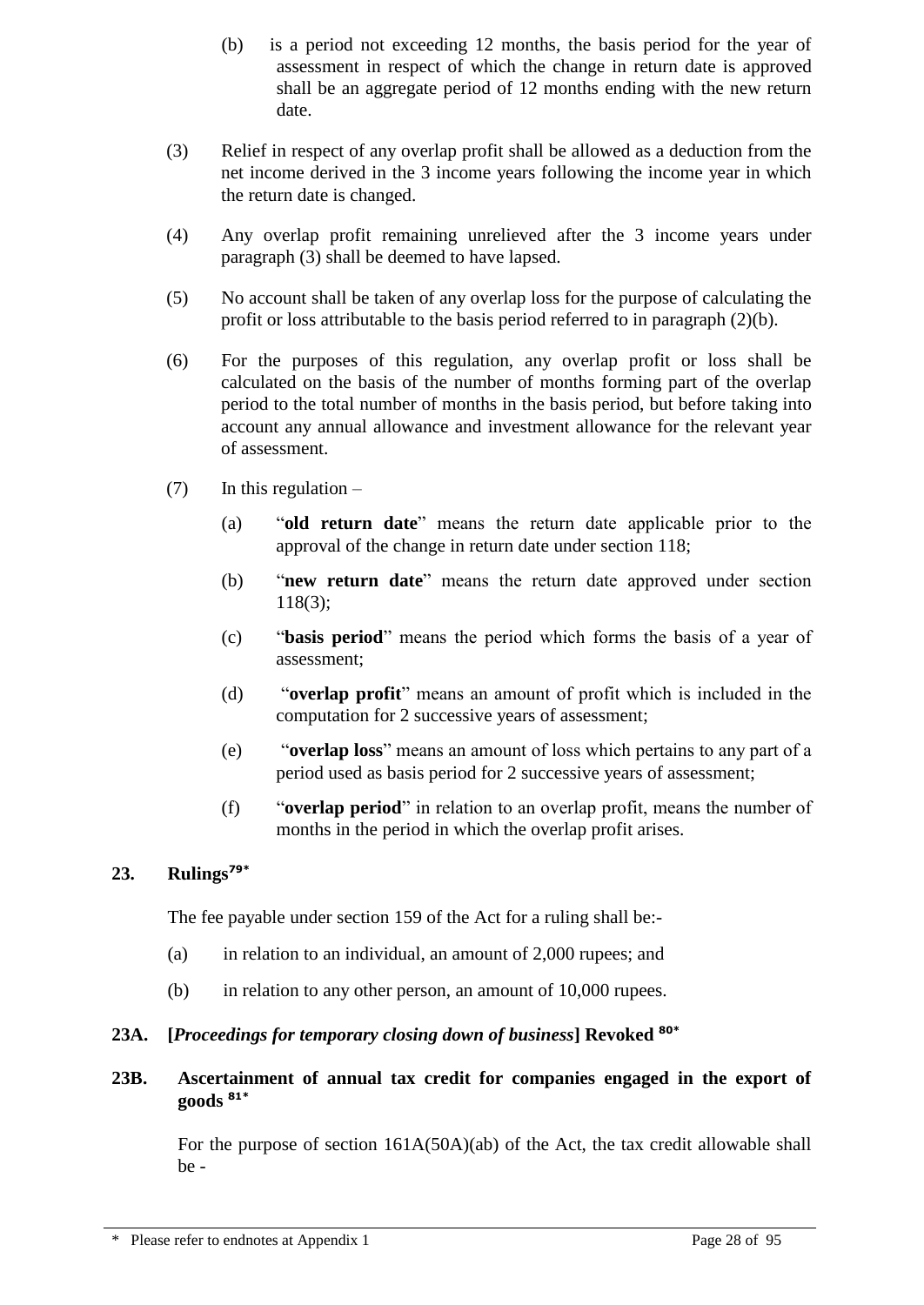(b) is a period not exceeding 12 months, the basis period for the year of assessment in respect of which the change in return date is approved shall be an aggregate period of 12 months ending with the new return date.

(3) Relief in respect of any overlap profit shall be allowed as a deduction from the net income derived in the 3 income years following the income year in which the return date is changed.

(4) Any overlap profit remaining unrelieved after the 3 income years under paragraph (3) shall be deemed to have lapsed.

(5) No account shall be taken of any overlap loss for the purpose of calculating the profit or loss attributable to the basis period referred to in paragraph (2)(b).

(6) For the purposes of this regulation, any overlap profit or loss shall be calculated on the basis of the number of months forming part of the overlap period to the total number of months in the basis period, but before taking into account any annual allowance and investment allowance for the relevant year of assessment.

(7) In this regulation –

(a) "**old return date**" means the return date applicable prior to the approval of the change in return date under section 118;

(b) "**new return date**" means the return date approved under section 118(3);

(c) "**basis period**" means the period which forms the basis of a year of assessment;

(d) "**overlap profit**" means an amount of profit which is included in the computation for 2 successive years of assessment;

(e) "**overlap loss**" means an amount of loss which pertains to any part of a period used as basis period for 2 successive years of assessment;

(f) "**overlap period**" in relation to an overlap profit, means the number of months in the period in which the overlap profit arises.

## 23. Rulings[79*]

The fee payable under section 159 of the Act for a ruling shall be:-

(a) in relation to an individual, an amount of 2,000 rupees; and

(b) in relation to any other person, an amount of 10,000 rupees.

## 23A. [*Proceedings for temporary closing down of business*] Revoked [80*]

## 23B. Ascertainment of annual tax credit for companies engaged in the export of goods [81*]

For the purpose of section 161A(50A)(ab) of the Act, the tax credit allowable shall be -

\* Please refer to endnotes at Appendix 1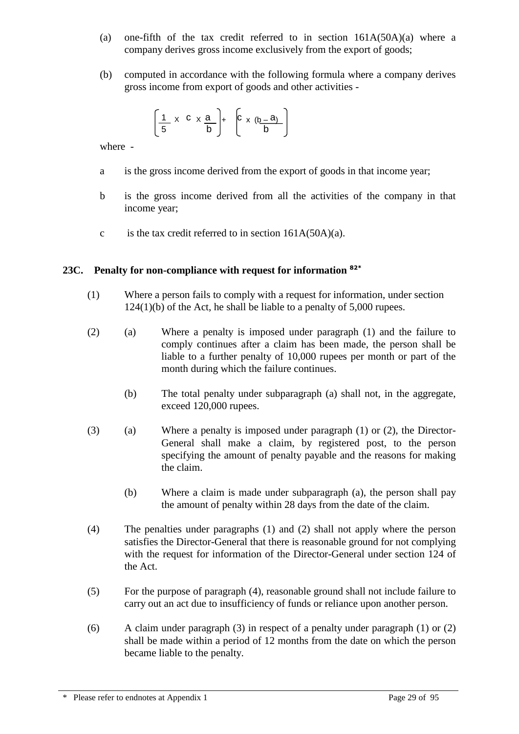(a) one-fifth of the tax credit referred to in section 161A(50A)(a) where a company derives gross income exclusively from the export of goods;

(b) computed in accordance with the following formula where a company derives gross income from export of goods and other activities -

$$\left[\frac{1}{5} \times c \times \frac{a}{b}\right] + \left[c \times \frac{(b - a)}{b}\right]$$

where -

a is the gross income derived from the export of goods in that income year;

b is the gross income derived from all the activities of the company in that income year;

c is the tax credit referred to in section 161A(50A)(a).

### 23C. Penalty for non-compliance with request for information [82*]

(1) Where a person fails to comply with a request for information, under section 124(1)(b) of the Act, he shall be liable to a penalty of 5,000 rupees.

(2) (a) Where a penalty is imposed under paragraph (1) and the failure to comply continues after a claim has been made, the person shall be liable to a further penalty of 10,000 rupees per month or part of the month during which the failure continues.

(b) The total penalty under subparagraph (a) shall not, in the aggregate, exceed 120,000 rupees.

(3) (a) Where a penalty is imposed under paragraph (1) or (2), the Director-General shall make a claim, by registered post, to the person specifying the amount of penalty payable and the reasons for making the claim.

(b) Where a claim is made under subparagraph (a), the person shall pay the amount of penalty within 28 days from the date of the claim.

(4) The penalties under paragraphs (1) and (2) shall not apply where the person satisfies the Director-General that there is reasonable ground for not complying with the request for information of the Director-General under section 124 of the Act.

(5) For the purpose of paragraph (4), reasonable ground shall not include failure to carry out an act due to insufficiency of funds or reliance upon another person.

(6) A claim under paragraph (3) in respect of a penalty under paragraph (1) or (2) shall be made within a period of 12 months from the date on which the person became liable to the penalty.

\* Please refer to endnotes at Appendix 1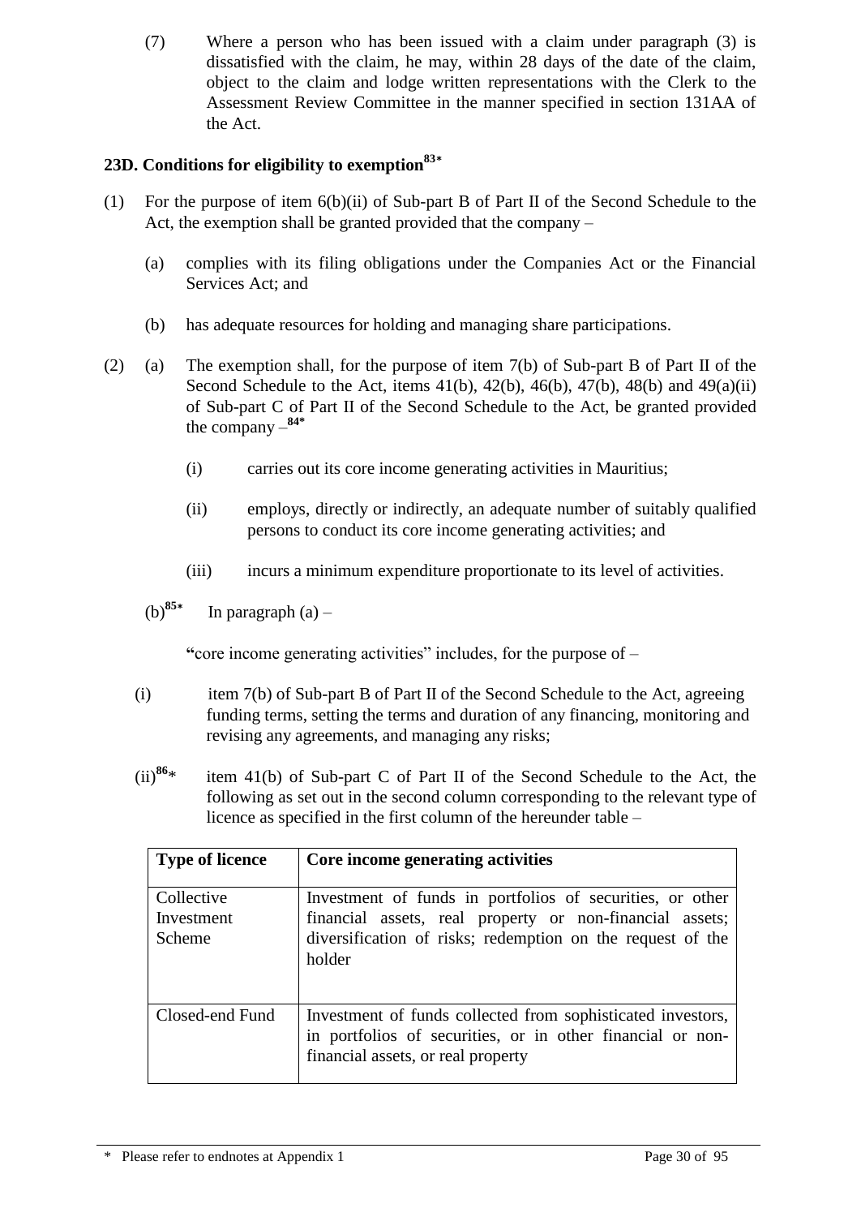(7) Where a person who has been issued with a claim under paragraph (3) is dissatisfied with the claim, he may, within 28 days of the date of the claim, object to the claim and lodge written representations with the Clerk to the Assessment Review Committee in the manner specified in section 131AA of the Act.

### 23D. Conditions for eligibility to exemption[83*]

(1) For the purpose of item 6(b)(ii) of Sub-part B of Part II of the Second Schedule to the Act, the exemption shall be granted provided that the company –

(a) complies with its filing obligations under the Companies Act or the Financial Services Act; and

(b) has adequate resources for holding and managing share participations.

(2) (a) The exemption shall, for the purpose of item 7(b) of Sub-part B of Part II of the Second Schedule to the Act, items 41(b), 42(b), 46(b), 47(b), 48(b) and 49(a)(ii) of Sub-part C of Part II of the Second Schedule to the Act, be granted provided the company –[84*]

(i) carries out its core income generating activities in Mauritius;

(ii) employs, directly or indirectly, an adequate number of suitably qualified persons to conduct its core income generating activities; and

(iii) incurs a minimum expenditure proportionate to its level of activities.

(b)[85*] In paragraph (a) –

"core income generating activities" includes, for the purpose of –

(i) item 7(b) of Sub-part B of Part II of the Second Schedule to the Act, agreeing funding terms, setting the terms and duration of any financing, monitoring and revising any agreements, and managing any risks;

(ii)[86*] item 41(b) of Sub-part C of Part II of the Second Schedule to the Act, the following as set out in the second column corresponding to the relevant type of licence as specified in the first column of the hereunder table –

| Type of licence | Core income generating activities |
|---|---|
| Collective Investment Scheme | Investment of funds in portfolios of securities, or other financial assets, real property or non-financial assets; diversification of risks; redemption on the request of the holder |
| Closed-end Fund | Investment of funds collected from sophisticated investors, in portfolios of securities, or in other financial or non-financial assets, or real property |

\* Please refer to endnotes at Appendix 1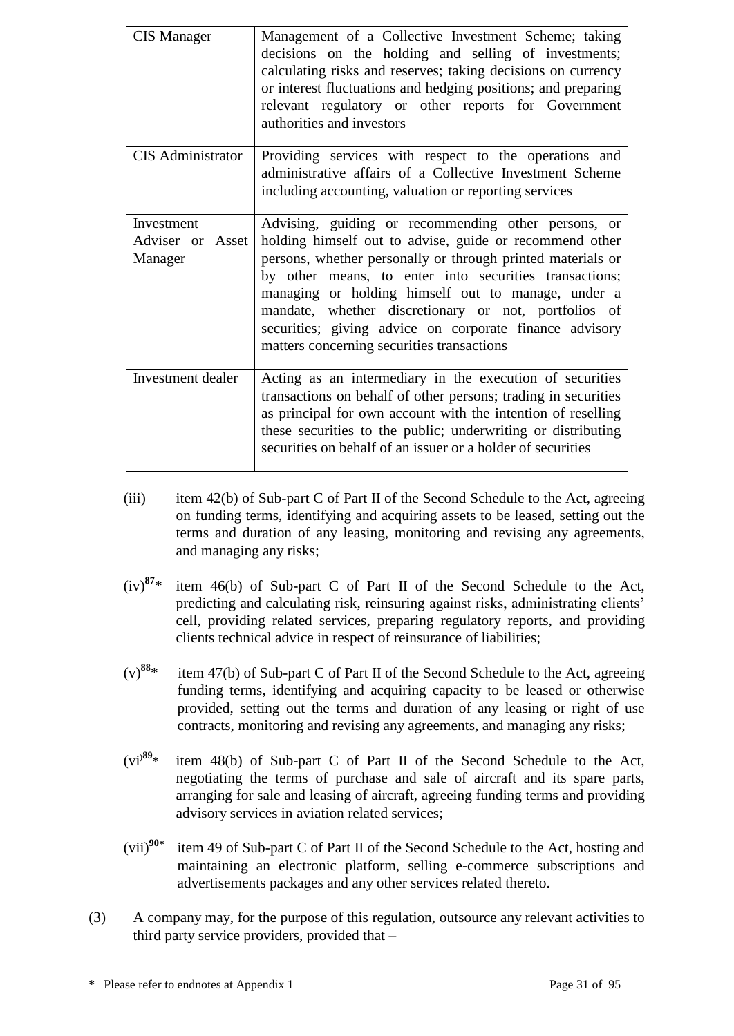| | |
|---|---|
| CIS Manager | Management of a Collective Investment Scheme; taking decisions on the holding and selling of investments; calculating risks and reserves; taking decisions on currency or interest fluctuations and hedging positions; and preparing relevant regulatory or other reports for Government authorities and investors |
| CIS Administrator | Providing services with respect to the operations and administrative affairs of a Collective Investment Scheme including accounting, valuation or reporting services |
| Investment Adviser or Asset Manager | Advising, guiding or recommending other persons, or holding himself out to advise, guide or recommend other persons, whether personally or through printed materials or by other means, to enter into securities transactions; managing or holding himself out to manage, under a mandate, whether discretionary or not, portfolios of securities; giving advice on corporate finance advisory matters concerning securities transactions |
| Investment dealer | Acting as an intermediary in the execution of securities transactions on behalf of other persons; trading in securities as principal for own account with the intention of reselling these securities to the public; underwriting or distributing securities on behalf of an issuer or a holder of securities |

(iii) item 42(b) of Sub-part C of Part II of the Second Schedule to the Act, agreeing on funding terms, identifying and acquiring assets to be leased, setting out the terms and duration of any leasing, monitoring and revising any agreements, and managing any risks;

(iv)[87]* item 46(b) of Sub-part C of Part II of the Second Schedule to the Act, predicting and calculating risk, reinsuring against risks, administrating clients' cell, providing related services, preparing regulatory reports, and providing clients technical advice in respect of reinsurance of liabilities;

(v)[88]* item 47(b) of Sub-part C of Part II of the Second Schedule to the Act, agreeing funding terms, identifying and acquiring capacity to be leased or otherwise provided, setting out the terms and duration of any leasing or right of use contracts, monitoring and revising any agreements, and managing any risks;

(vi)[89]* item 48(b) of Sub-part C of Part II of the Second Schedule to the Act, negotiating the terms of purchase and sale of aircraft and its spare parts, arranging for sale and leasing of aircraft, agreeing funding terms and providing advisory services in aviation related services;

(vii)[90]* item 49 of Sub-part C of Part II of the Second Schedule to the Act, hosting and maintaining an electronic platform, selling e-commerce subscriptions and advertisements packages and any other services related thereto.

(3) A company may, for the purpose of this regulation, outsource any relevant activities to third party service providers, provided that –

\* Please refer to endnotes at Appendix 1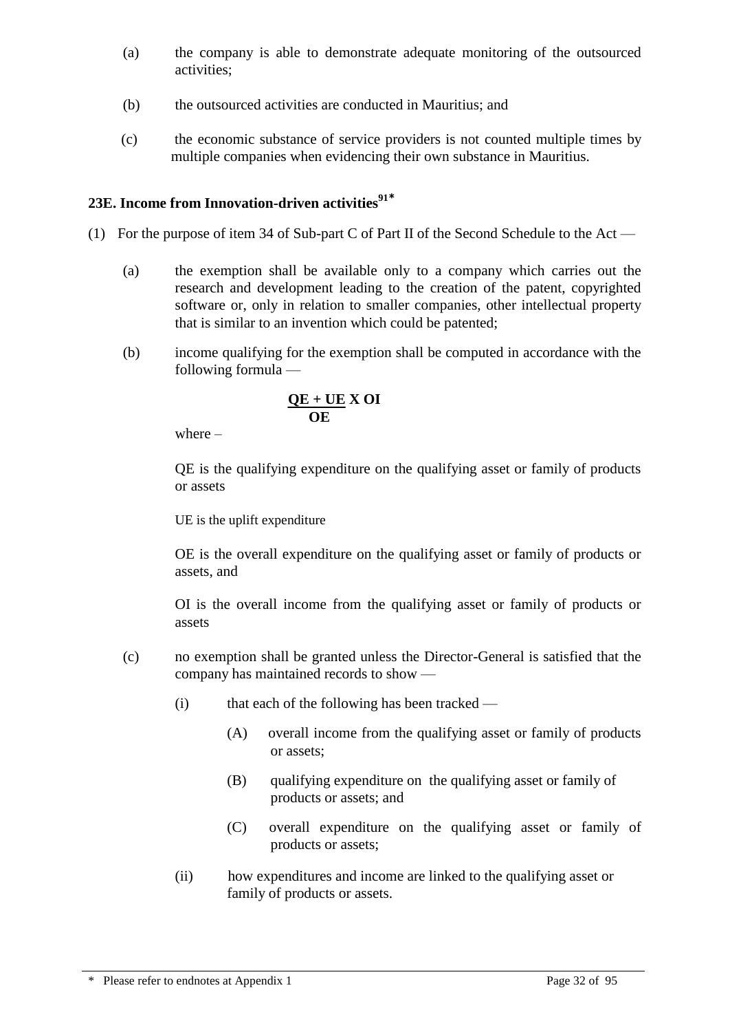(a) the company is able to demonstrate adequate monitoring of the outsourced activities;

(b) the outsourced activities are conducted in Mauritius; and

(c) the economic substance of service providers is not counted multiple times by multiple companies when evidencing their own substance in Mauritius.

### 23E. Income from Innovation-driven activities[91*]

(1) For the purpose of item 34 of Sub-part C of Part II of the Second Schedule to the Act —

(a) the exemption shall be available only to a company which carries out the research and development leading to the creation of the patent, copyrighted software or, only in relation to smaller companies, other intellectual property that is similar to an invention which could be patented;

(b) income qualifying for the exemption shall be computed in accordance with the following formula —

$$\frac{QE + UE}{OE} X\ OI$$

where –

QE is the qualifying expenditure on the qualifying asset or family of products or assets

UE is the uplift expenditure

OE is the overall expenditure on the qualifying asset or family of products or assets, and

OI is the overall income from the qualifying asset or family of products or assets

(c) no exemption shall be granted unless the Director-General is satisfied that the company has maintained records to show —

(i) that each of the following has been tracked —

(A) overall income from the qualifying asset or family of products or assets;

(B) qualifying expenditure on the qualifying asset or family of products or assets; and

(C) overall expenditure on the qualifying asset or family of products or assets;

(ii) how expenditures and income are linked to the qualifying asset or family of products or assets.

* Please refer to endnotes at Appendix 1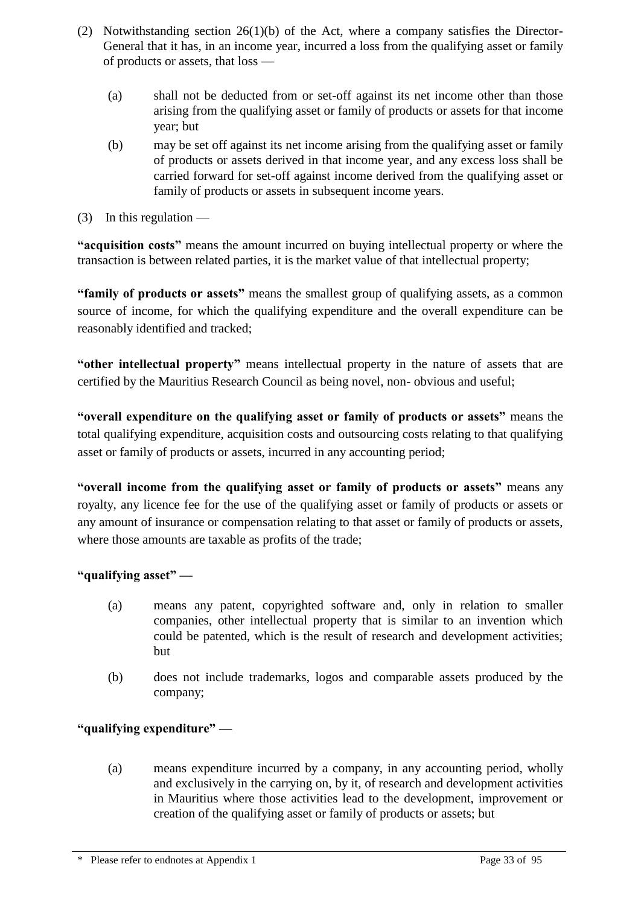(2) Notwithstanding section 26(1)(b) of the Act, where a company satisfies the Director-General that it has, in an income year, incurred a loss from the qualifying asset or family of products or assets, that loss —

  (a) shall not be deducted from or set-off against its net income other than those arising from the qualifying asset or family of products or assets for that income year; but

  (b) may be set off against its net income arising from the qualifying asset or family of products or assets derived in that income year, and any excess loss shall be carried forward for set-off against income derived from the qualifying asset or family of products or assets in subsequent income years.

(3) In this regulation —

**"acquisition costs"** means the amount incurred on buying intellectual property or where the transaction is between related parties, it is the market value of that intellectual property;

**"family of products or assets"** means the smallest group of qualifying assets, as a common source of income, for which the qualifying expenditure and the overall expenditure can be reasonably identified and tracked;

**"other intellectual property"** means intellectual property in the nature of assets that are certified by the Mauritius Research Council as being novel, non- obvious and useful;

**"overall expenditure on the qualifying asset or family of products or assets"** means the total qualifying expenditure, acquisition costs and outsourcing costs relating to that qualifying asset or family of products or assets, incurred in any accounting period;

**"overall income from the qualifying asset or family of products or assets"** means any royalty, any licence fee for the use of the qualifying asset or family of products or assets or any amount of insurance or compensation relating to that asset or family of products or assets, where those amounts are taxable as profits of the trade;

**"qualifying asset" —**

  (a) means any patent, copyrighted software and, only in relation to smaller companies, other intellectual property that is similar to an invention which could be patented, which is the result of research and development activities; but

  (b) does not include trademarks, logos and comparable assets produced by the company;

**"qualifying expenditure" —**

  (a) means expenditure incurred by a company, in any accounting period, wholly and exclusively in the carrying on, by it, of research and development activities in Mauritius where those activities lead to the development, improvement or creation of the qualifying asset or family of products or assets; but

\* Please refer to endnotes at Appendix 1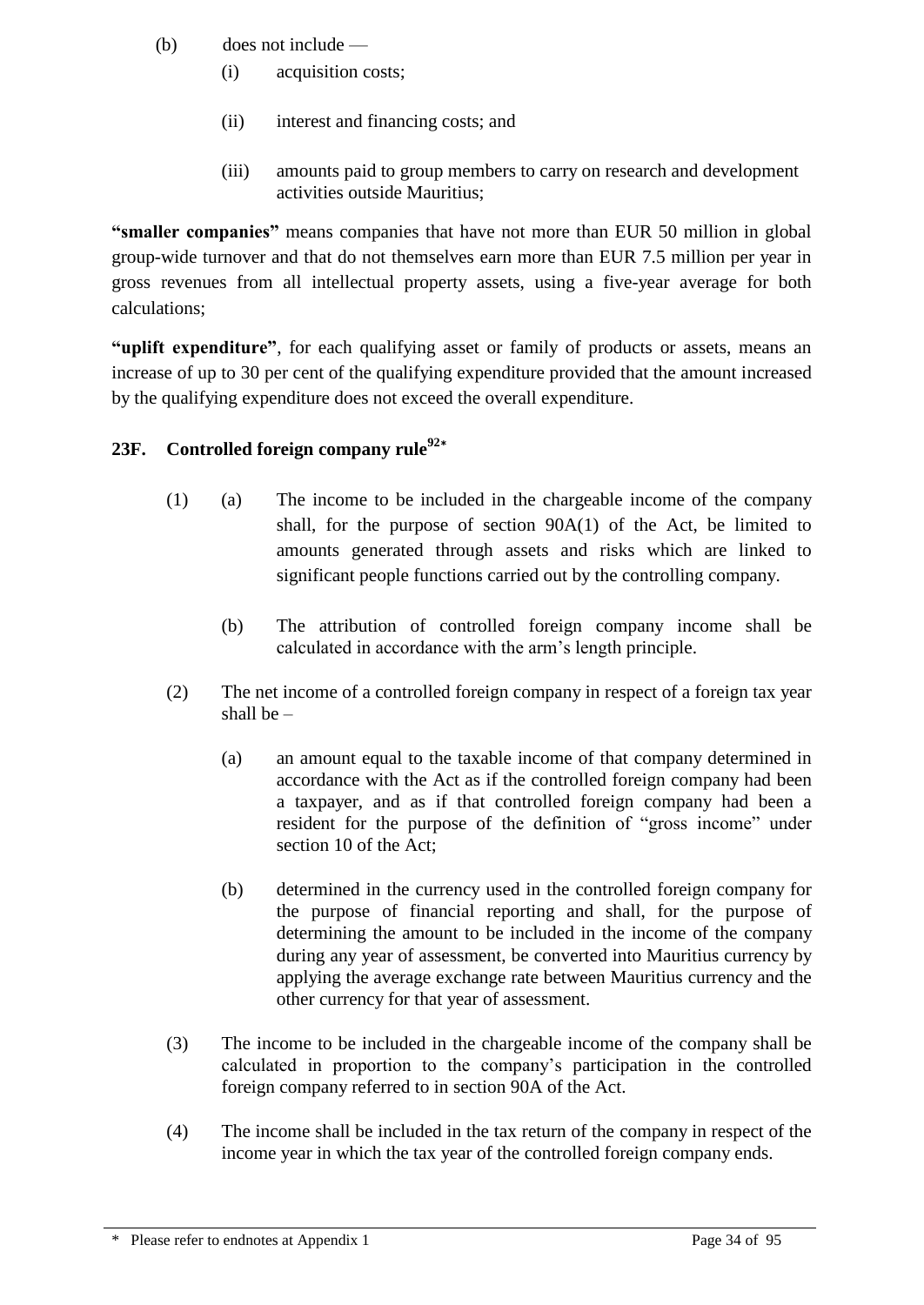(b) does not include —

   (i) acquisition costs;

   (ii) interest and financing costs; and

   (iii) amounts paid to group members to carry on research and development activities outside Mauritius;

**"smaller companies"** means companies that have not more than EUR 50 million in global group-wide turnover and that do not themselves earn more than EUR 7.5 million per year in gross revenues from all intellectual property assets, using a five-year average for both calculations;

**"uplift expenditure"**, for each qualifying asset or family of products or assets, means an increase of up to 30 per cent of the qualifying expenditure provided that the amount increased by the qualifying expenditure does not exceed the overall expenditure.

### 23F. Controlled foreign company rule[92*]

(1) (a) The income to be included in the chargeable income of the company shall, for the purpose of section 90A(1) of the Act, be limited to amounts generated through assets and risks which are linked to significant people functions carried out by the controlling company.

(b) The attribution of controlled foreign company income shall be calculated in accordance with the arm's length principle.

(2) The net income of a controlled foreign company in respect of a foreign tax year shall be –

   (a) an amount equal to the taxable income of that company determined in accordance with the Act as if the controlled foreign company had been a taxpayer, and as if that controlled foreign company had been a resident for the purpose of the definition of "gross income" under section 10 of the Act;

   (b) determined in the currency used in the controlled foreign company for the purpose of financial reporting and shall, for the purpose of determining the amount to be included in the income of the company during any year of assessment, be converted into Mauritius currency by applying the average exchange rate between Mauritius currency and the other currency for that year of assessment.

(3) The income to be included in the chargeable income of the company shall be calculated in proportion to the company's participation in the controlled foreign company referred to in section 90A of the Act.

(4) The income shall be included in the tax return of the company in respect of the income year in which the tax year of the controlled foreign company ends.

* Please refer to endnotes at Appendix 1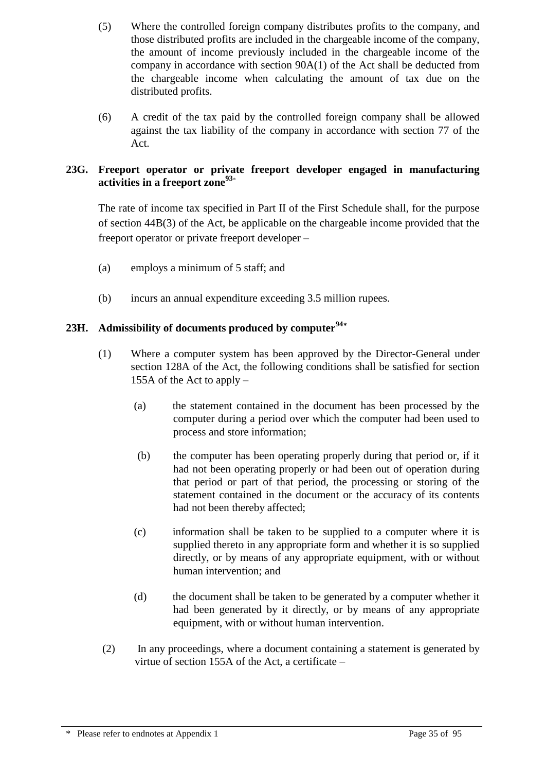(5) Where the controlled foreign company distributes profits to the company, and those distributed profits are included in the chargeable income of the company, the amount of income previously included in the chargeable income of the company in accordance with section 90A(1) of the Act shall be deducted from the chargeable income when calculating the amount of tax due on the distributed profits.

(6) A credit of the tax paid by the controlled foreign company shall be allowed against the tax liability of the company in accordance with section 77 of the Act.

### 23G. Freeport operator or private freeport developer engaged in manufacturing activities in a freeport zone[93]*

The rate of income tax specified in Part II of the First Schedule shall, for the purpose of section 44B(3) of the Act, be applicable on the chargeable income provided that the freeport operator or private freeport developer –

(a) employs a minimum of 5 staff; and

(b) incurs an annual expenditure exceeding 3.5 million rupees.

### 23H. Admissibility of documents produced by computer[94]*

(1) Where a computer system has been approved by the Director-General under section 128A of the Act, the following conditions shall be satisfied for section 155A of the Act to apply –

(a) the statement contained in the document has been processed by the computer during a period over which the computer had been used to process and store information;

(b) the computer has been operating properly during that period or, if it had not been operating properly or had been out of operation during that period or part of that period, the processing or storing of the statement contained in the document or the accuracy of its contents had not been thereby affected;

(c) information shall be taken to be supplied to a computer where it is supplied thereto in any appropriate form and whether it is so supplied directly, or by means of any appropriate equipment, with or without human intervention; and

(d) the document shall be taken to be generated by a computer whether it had been generated by it directly, or by means of any appropriate equipment, with or without human intervention.

(2) In any proceedings, where a document containing a statement is generated by virtue of section 155A of the Act, a certificate –

* Please refer to endnotes at Appendix 1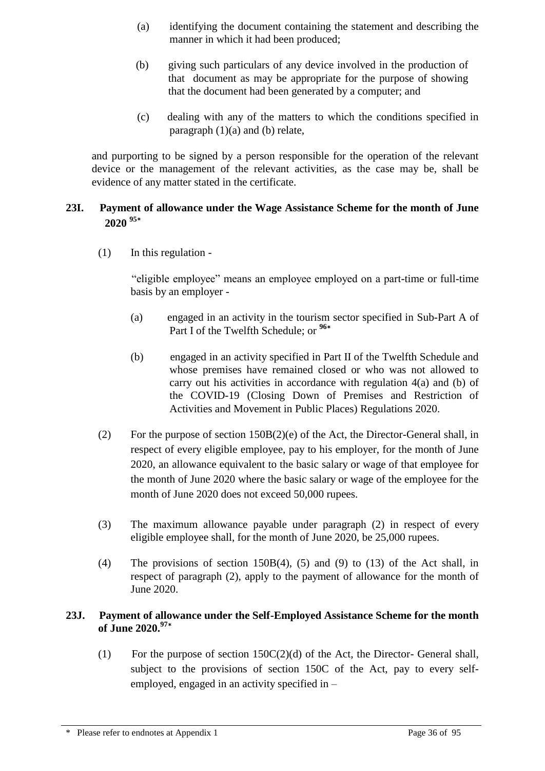(a) identifying the document containing the statement and describing the manner in which it had been produced;

(b) giving such particulars of any device involved in the production of that document as may be appropriate for the purpose of showing that the document had been generated by a computer; and

(c) dealing with any of the matters to which the conditions specified in paragraph (1)(a) and (b) relate,

and purporting to be signed by a person responsible for the operation of the relevant device or the management of the relevant activities, as the case may be, shall be evidence of any matter stated in the certificate.

### 23I. Payment of allowance under the Wage Assistance Scheme for the month of June 2020 [95*]

(1) In this regulation -

"eligible employee" means an employee employed on a part-time or full-time basis by an employer -

(a) engaged in an activity in the tourism sector specified in Sub-Part A of Part I of the Twelfth Schedule; or [96*]

(b) engaged in an activity specified in Part II of the Twelfth Schedule and whose premises have remained closed or who was not allowed to carry out his activities in accordance with regulation 4(a) and (b) of the COVID-19 (Closing Down of Premises and Restriction of Activities and Movement in Public Places) Regulations 2020.

(2) For the purpose of section 150B(2)(e) of the Act, the Director-General shall, in respect of every eligible employee, pay to his employer, for the month of June 2020, an allowance equivalent to the basic salary or wage of that employee for the month of June 2020 where the basic salary or wage of the employee for the month of June 2020 does not exceed 50,000 rupees.

(3) The maximum allowance payable under paragraph (2) in respect of every eligible employee shall, for the month of June 2020, be 25,000 rupees.

(4) The provisions of section 150B(4), (5) and (9) to (13) of the Act shall, in respect of paragraph (2), apply to the payment of allowance for the month of June 2020.

### 23J. Payment of allowance under the Self-Employed Assistance Scheme for the month of June 2020.[97*]

(1) For the purpose of section 150C(2)(d) of the Act, the Director- General shall, subject to the provisions of section 150C of the Act, pay to every self-employed, engaged in an activity specified in –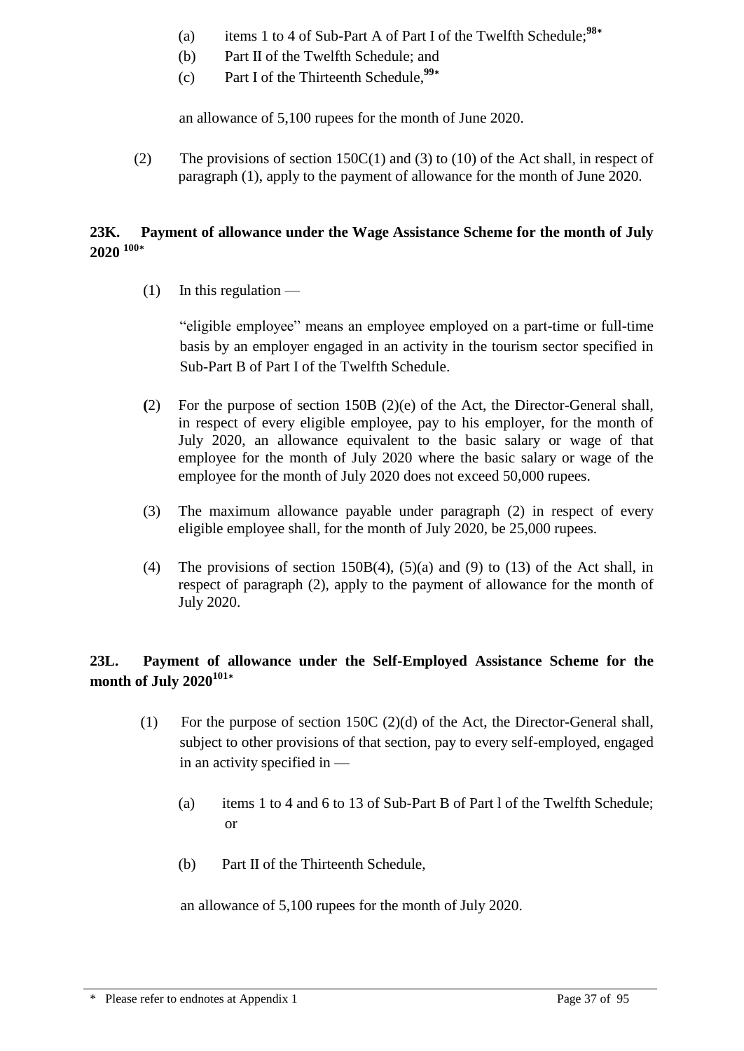(a) items 1 to 4 of Sub-Part A of Part I of the Twelfth Schedule;[98*]

(b) Part II of the Twelfth Schedule; and

(c) Part I of the Thirteenth Schedule,[99*]

an allowance of 5,100 rupees for the month of June 2020.

(2) The provisions of section 150C(1) and (3) to (10) of the Act shall, in respect of paragraph (1), apply to the payment of allowance for the month of June 2020.

**23K. Payment of allowance under the Wage Assistance Scheme for the month of July 2020 [100*]**

(1) In this regulation —

"eligible employee" means an employee employed on a part-time or full-time basis by an employer engaged in an activity in the tourism sector specified in Sub-Part B of Part I of the Twelfth Schedule.

(2) For the purpose of section 150B (2)(e) of the Act, the Director-General shall, in respect of every eligible employee, pay to his employer, for the month of July 2020, an allowance equivalent to the basic salary or wage of that employee for the month of July 2020 where the basic salary or wage of the employee for the month of July 2020 does not exceed 50,000 rupees.

(3) The maximum allowance payable under paragraph (2) in respect of every eligible employee shall, for the month of July 2020, be 25,000 rupees.

(4) The provisions of section 150B(4), (5)(a) and (9) to (13) of the Act shall, in respect of paragraph (2), apply to the payment of allowance for the month of July 2020.

**23L. Payment of allowance under the Self-Employed Assistance Scheme for the month of July 2020[101*]**

(1) For the purpose of section 150C (2)(d) of the Act, the Director-General shall, subject to other provisions of that section, pay to every self-employed, engaged in an activity specified in —

(a) items 1 to 4 and 6 to 13 of Sub-Part B of Part l of the Twelfth Schedule; or

(b) Part II of the Thirteenth Schedule,

an allowance of 5,100 rupees for the month of July 2020.

\* Please refer to endnotes at Appendix 1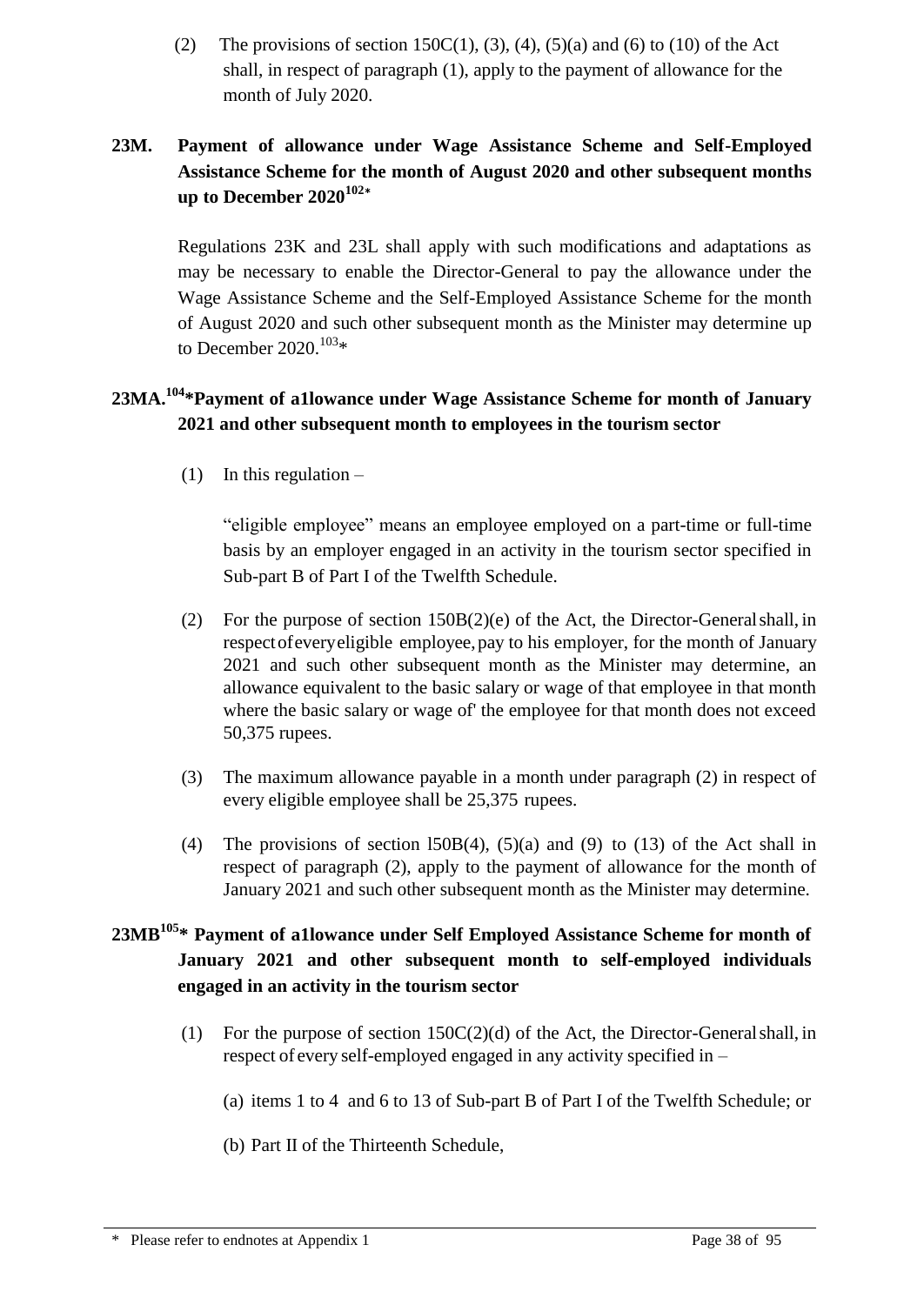(2) The provisions of section 150C(1), (3), (4), (5)(a) and (6) to (10) of the Act shall, in respect of paragraph (1), apply to the payment of allowance for the month of July 2020.

**23M. Payment of allowance under Wage Assistance Scheme and Self-Employed Assistance Scheme for the month of August 2020 and other subsequent months up to December 2020[102]***

Regulations 23K and 23L shall apply with such modifications and adaptations as may be necessary to enable the Director-General to pay the allowance under the Wage Assistance Scheme and the Self-Employed Assistance Scheme for the month of August 2020 and such other subsequent month as the Minister may determine up to December 2020.[103]*

**23MA.[104]*Payment of a1lowance under Wage Assistance Scheme for month of January 2021 and other subsequent month to employees in the tourism sector**

(1) In this regulation –

"eligible employee" means an employee employed on a part-time or full-time basis by an employer engaged in an activity in the tourism sector specified in Sub-part B of Part I of the Twelfth Schedule.

(2) For the purpose of section 150B(2)(e) of the Act, the Director-General shall, in respect of every eligible employee, pay to his employer, for the month of January 2021 and such other subsequent month as the Minister may determine, an allowance equivalent to the basic salary or wage of that employee in that month where the basic salary or wage of' the employee for that month does not exceed 50,375 rupees.

(3) The maximum allowance payable in a month under paragraph (2) in respect of every eligible employee shall be 25,375 rupees.

(4) The provisions of section l50B(4), (5)(a) and (9) to (13) of the Act shall in respect of paragraph (2), apply to the payment of allowance for the month of January 2021 and such other subsequent month as the Minister may determine.

**23MB[105]* Payment of a1lowance under Self Employed Assistance Scheme for month of January 2021 and other subsequent month to self-employed individuals engaged in an activity in the tourism sector**

(1) For the purpose of section 150C(2)(d) of the Act, the Director-General shall, in respect of every self-employed engaged in any activity specified in –

(a) items 1 to 4 and 6 to 13 of Sub-part B of Part I of the Twelfth Schedule; or

(b) Part II of the Thirteenth Schedule,

\* Please refer to endnotes at Appendix 1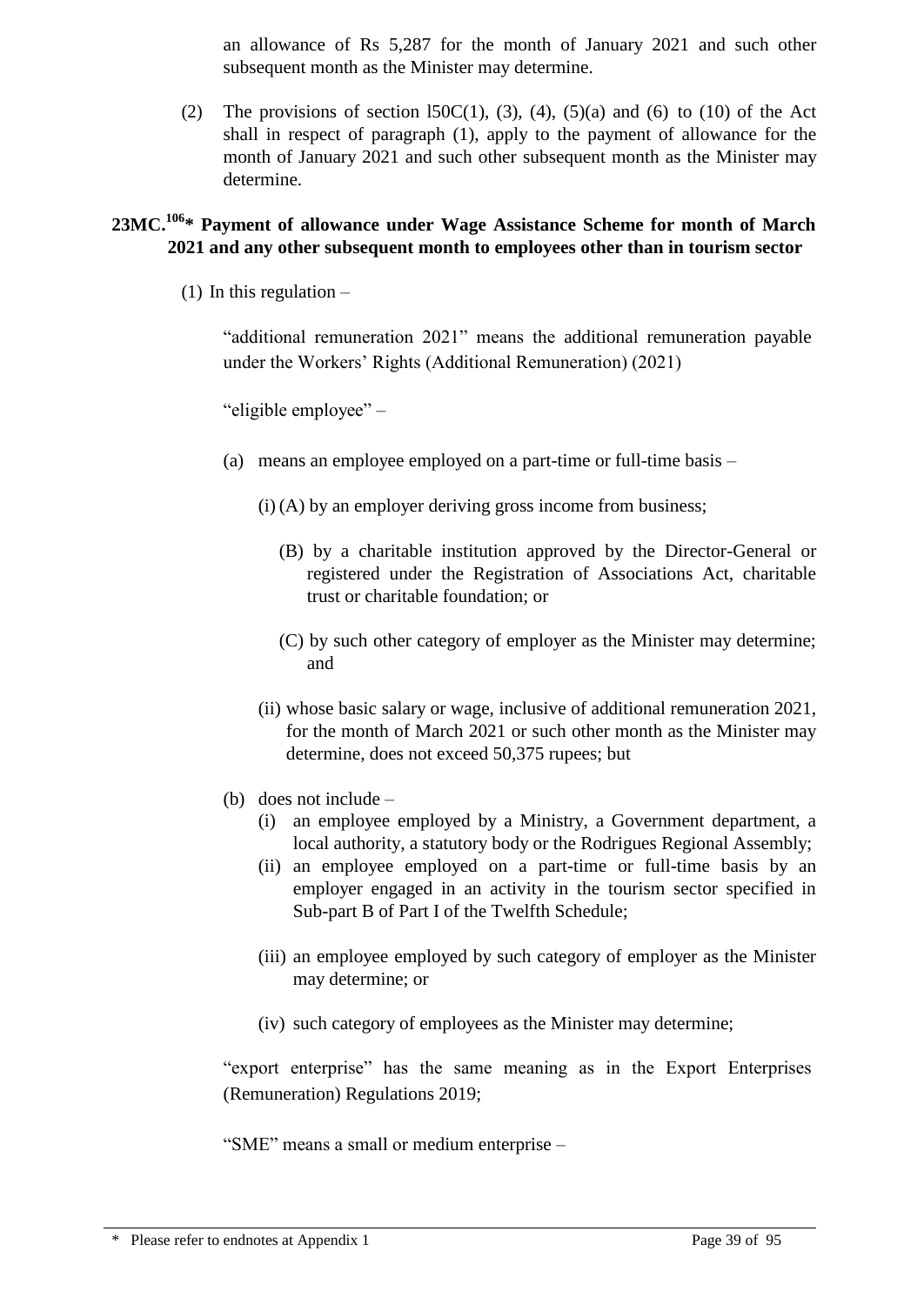an allowance of Rs 5,287 for the month of January 2021 and such other subsequent month as the Minister may determine.

(2) The provisions of section l50C(1), (3), (4), (5)(a) and (6) to (10) of the Act shall in respect of paragraph (1), apply to the payment of allowance for the month of January 2021 and such other subsequent month as the Minister may determine.

**23MC.[106]* Payment of allowance under Wage Assistance Scheme for month of March 2021 and any other subsequent month to employees other than in tourism sector**

(1) In this regulation –

"additional remuneration 2021" means the additional remuneration payable under the Workers' Rights (Additional Remuneration) (2021)

"eligible employee" –

(a) means an employee employed on a part-time or full-time basis –

(i) (A) by an employer deriving gross income from business;

(B) by a charitable institution approved by the Director-General or registered under the Registration of Associations Act, charitable trust or charitable foundation; or

(C) by such other category of employer as the Minister may determine; and

(ii) whose basic salary or wage, inclusive of additional remuneration 2021, for the month of March 2021 or such other month as the Minister may determine, does not exceed 50,375 rupees; but

(b) does not include –

(i) an employee employed by a Ministry, a Government department, a local authority, a statutory body or the Rodrigues Regional Assembly;

(ii) an employee employed on a part-time or full-time basis by an employer engaged in an activity in the tourism sector specified in Sub-part B of Part I of the Twelfth Schedule;

(iii) an employee employed by such category of employer as the Minister may determine; or

(iv) such category of employees as the Minister may determine;

"export enterprise" has the same meaning as in the Export Enterprises (Remuneration) Regulations 2019;

"SME" means a small or medium enterprise –

* Please refer to endnotes at Appendix 1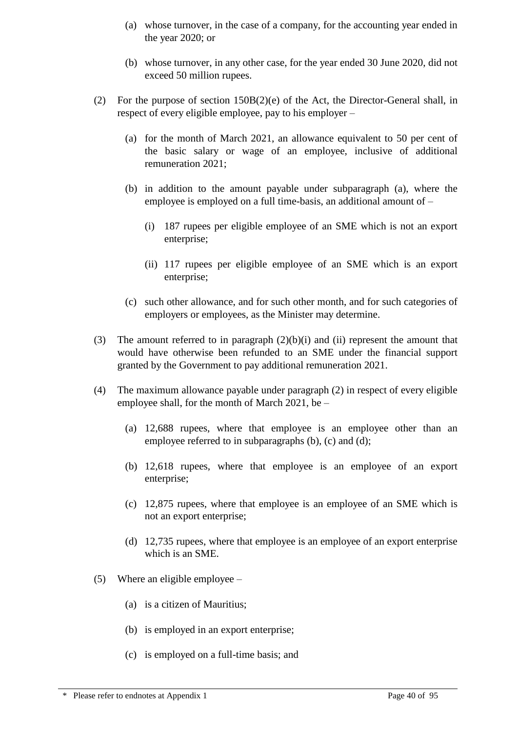(a) whose turnover, in the case of a company, for the accounting year ended in the year 2020; or

(b) whose turnover, in any other case, for the year ended 30 June 2020, did not exceed 50 million rupees.

(2) For the purpose of section 150B(2)(e) of the Act, the Director-General shall, in respect of every eligible employee, pay to his employer –

(a) for the month of March 2021, an allowance equivalent to 50 per cent of the basic salary or wage of an employee, inclusive of additional remuneration 2021;

(b) in addition to the amount payable under subparagraph (a), where the employee is employed on a full time-basis, an additional amount of –

(i) 187 rupees per eligible employee of an SME which is not an export enterprise;

(ii) 117 rupees per eligible employee of an SME which is an export enterprise;

(c) such other allowance, and for such other month, and for such categories of employers or employees, as the Minister may determine.

(3) The amount referred to in paragraph (2)(b)(i) and (ii) represent the amount that would have otherwise been refunded to an SME under the financial support granted by the Government to pay additional remuneration 2021.

(4) The maximum allowance payable under paragraph (2) in respect of every eligible employee shall, for the month of March 2021, be –

(a) 12,688 rupees, where that employee is an employee other than an employee referred to in subparagraphs (b), (c) and (d);

(b) 12,618 rupees, where that employee is an employee of an export enterprise;

(c) 12,875 rupees, where that employee is an employee of an SME which is not an export enterprise;

(d) 12,735 rupees, where that employee is an employee of an export enterprise which is an SME.

(5) Where an eligible employee –

(a) is a citizen of Mauritius;

(b) is employed in an export enterprise;

(c) is employed on a full-time basis; and

\* Please refer to endnotes at Appendix 1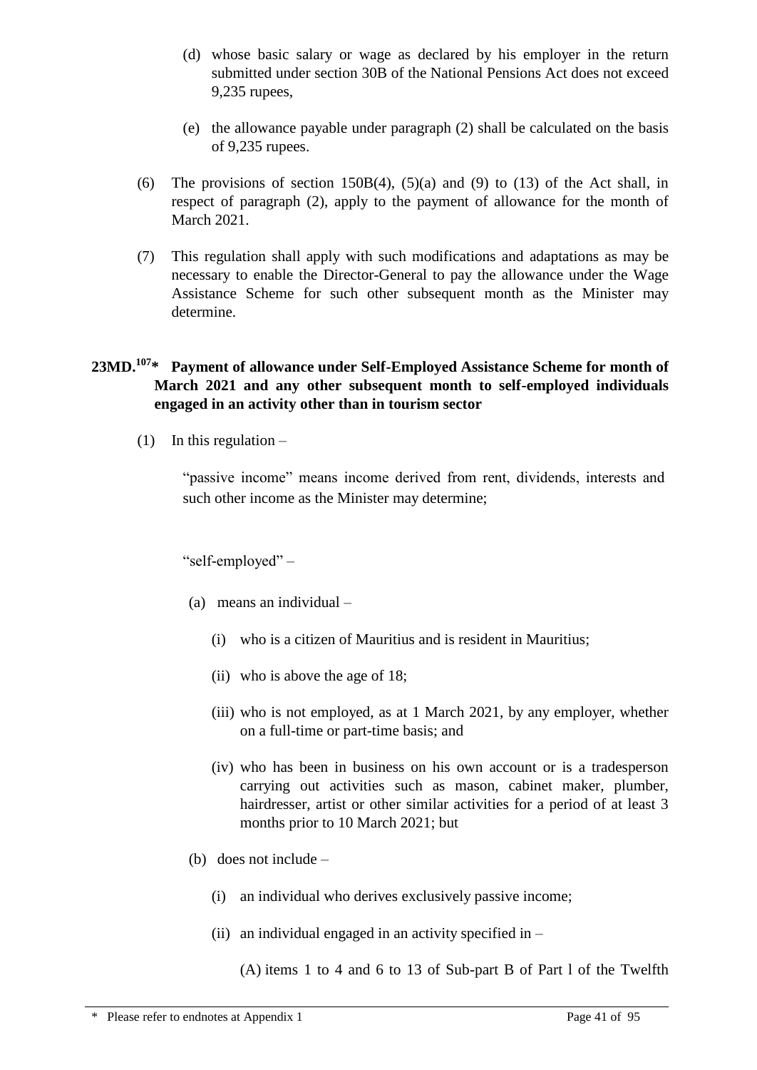(d) whose basic salary or wage as declared by his employer in the return submitted under section 30B of the National Pensions Act does not exceed 9,235 rupees,

(e) the allowance payable under paragraph (2) shall be calculated on the basis of 9,235 rupees.

(6) The provisions of section 150B(4), (5)(a) and (9) to (13) of the Act shall, in respect of paragraph (2), apply to the payment of allowance for the month of March 2021.

(7) This regulation shall apply with such modifications and adaptations as may be necessary to enable the Director-General to pay the allowance under the Wage Assistance Scheme for such other subsequent month as the Minister may determine.

**23MD.[107]* Payment of allowance under Self-Employed Assistance Scheme for month of March 2021 and any other subsequent month to self-employed individuals engaged in an activity other than in tourism sector**

(1) In this regulation –

"passive income" means income derived from rent, dividends, interests and such other income as the Minister may determine;

"self-employed" –

(a) means an individual –

(i) who is a citizen of Mauritius and is resident in Mauritius;

(ii) who is above the age of 18;

(iii) who is not employed, as at 1 March 2021, by any employer, whether on a full-time or part-time basis; and

(iv) who has been in business on his own account or is a tradesperson carrying out activities such as mason, cabinet maker, plumber, hairdresser, artist or other similar activities for a period of at least 3 months prior to 10 March 2021; but

(b) does not include –

(i) an individual who derives exclusively passive income;

(ii) an individual engaged in an activity specified in –

(A) items 1 to 4 and 6 to 13 of Sub-part B of Part I of the Twelfth

\* Please refer to endnotes at Appendix 1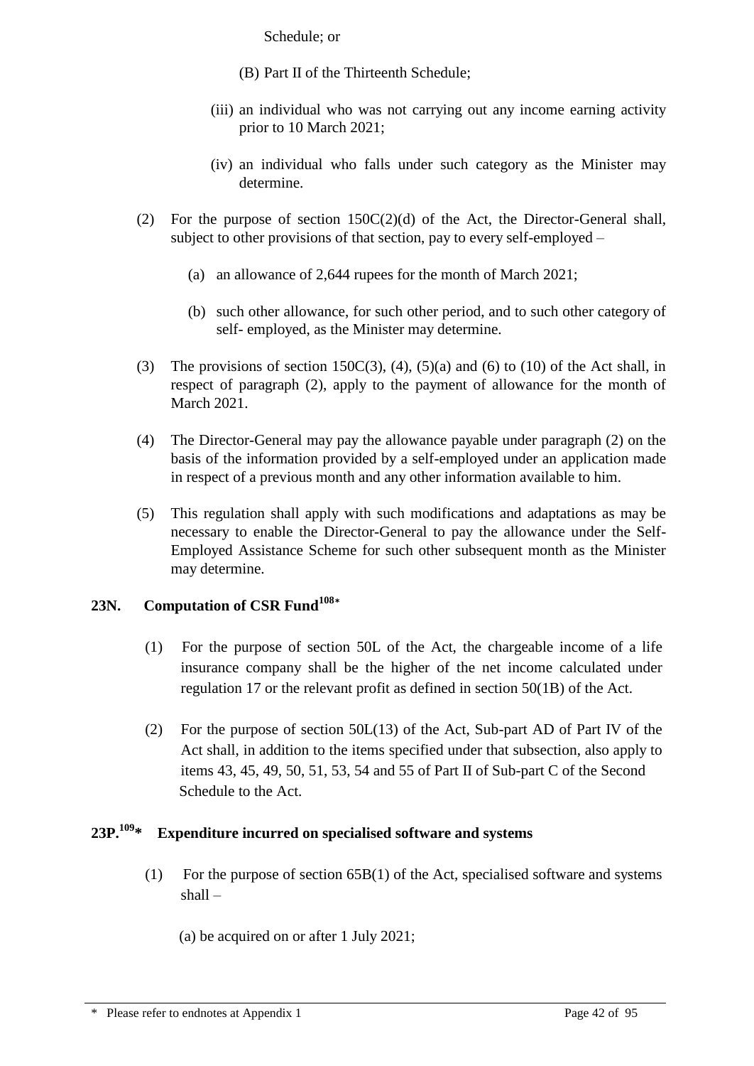Schedule; or

(B) Part II of the Thirteenth Schedule;

(iii) an individual who was not carrying out any income earning activity prior to 10 March 2021;

(iv) an individual who falls under such category as the Minister may determine.

(2) For the purpose of section 150C(2)(d) of the Act, the Director-General shall, subject to other provisions of that section, pay to every self-employed –

(a) an allowance of 2,644 rupees for the month of March 2021;

(b) such other allowance, for such other period, and to such other category of self- employed, as the Minister may determine.

(3) The provisions of section 150C(3), (4), (5)(a) and (6) to (10) of the Act shall, in respect of paragraph (2), apply to the payment of allowance for the month of March 2021.

(4) The Director-General may pay the allowance payable under paragraph (2) on the basis of the information provided by a self-employed under an application made in respect of a previous month and any other information available to him.

(5) This regulation shall apply with such modifications and adaptations as may be necessary to enable the Director-General to pay the allowance under the Self-Employed Assistance Scheme for such other subsequent month as the Minister may determine.

**23N. Computation of CSR Fund[108]***

(1) For the purpose of section 50L of the Act, the chargeable income of a life insurance company shall be the higher of the net income calculated under regulation 17 or the relevant profit as defined in section 50(1B) of the Act.

(2) For the purpose of section 50L(13) of the Act, Sub-part AD of Part IV of the Act shall, in addition to the items specified under that subsection, also apply to items 43, 45, 49, 50, 51, 53, 54 and 55 of Part II of Sub-part C of the Second Schedule to the Act.

**23P.[109]* Expenditure incurred on specialised software and systems**

(1) For the purpose of section 65B(1) of the Act, specialised software and systems shall –

(a) be acquired on or after 1 July 2021;

* Please refer to endnotes at Appendix 1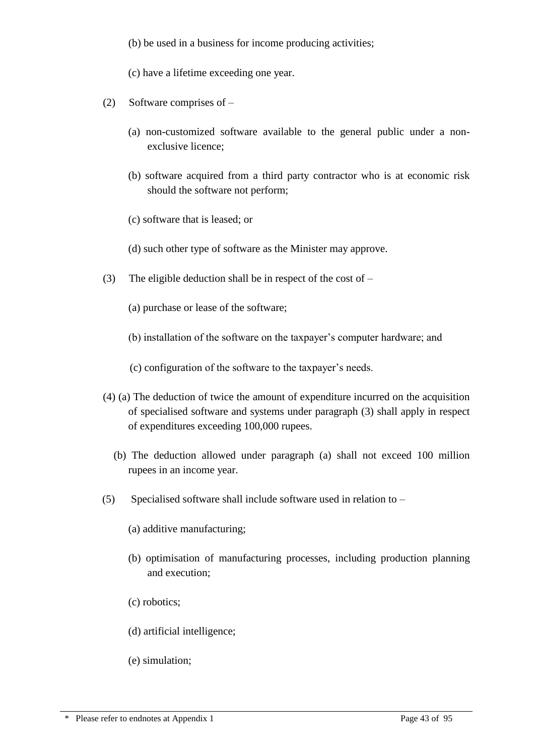(b) be used in a business for income producing activities;

(c) have a lifetime exceeding one year.

(2) Software comprises of –

(a) non-customized software available to the general public under a non-exclusive licence;

(b) software acquired from a third party contractor who is at economic risk should the software not perform;

(c) software that is leased; or

(d) such other type of software as the Minister may approve.

(3) The eligible deduction shall be in respect of the cost of –

(a) purchase or lease of the software;

(b) installation of the software on the taxpayer's computer hardware; and

(c) configuration of the software to the taxpayer's needs.

(4) (a) The deduction of twice the amount of expenditure incurred on the acquisition of specialised software and systems under paragraph (3) shall apply in respect of expenditures exceeding 100,000 rupees.

(b) The deduction allowed under paragraph (a) shall not exceed 100 million rupees in an income year.

(5) Specialised software shall include software used in relation to –

(a) additive manufacturing;

(b) optimisation of manufacturing processes, including production planning and execution;

(c) robotics;

(d) artificial intelligence;

(e) simulation;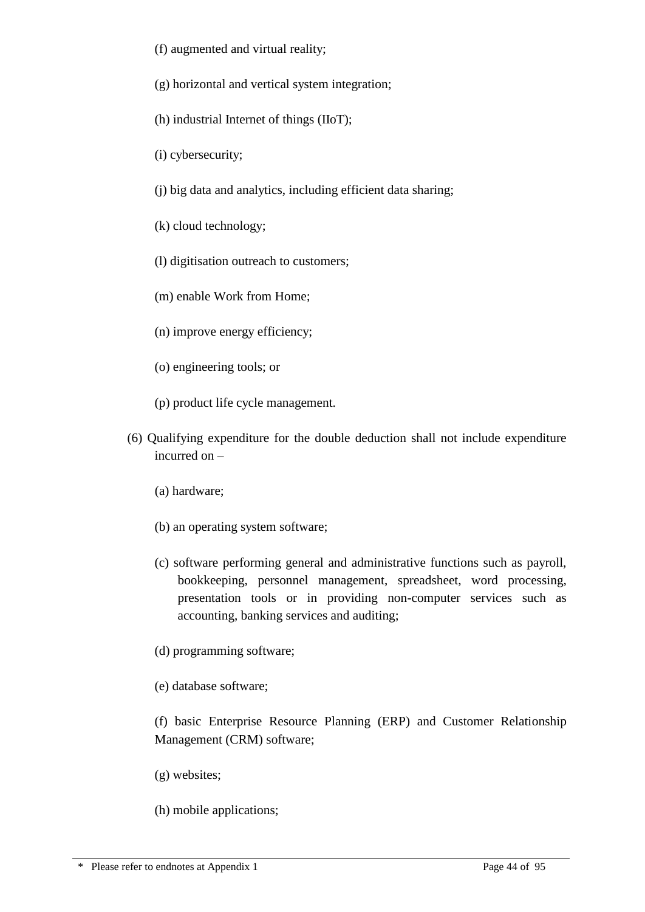(f) augmented and virtual reality;

(g) horizontal and vertical system integration;

(h) industrial Internet of things (IIoT);

(i) cybersecurity;

(j) big data and analytics, including efficient data sharing;

(k) cloud technology;

(l) digitisation outreach to customers;

(m) enable Work from Home;

(n) improve energy efficiency;

(o) engineering tools; or

(p) product life cycle management.

(6) Qualifying expenditure for the double deduction shall not include expenditure incurred on –

(a) hardware;

(b) an operating system software;

(c) software performing general and administrative functions such as payroll, bookkeeping, personnel management, spreadsheet, word processing, presentation tools or in providing non-computer services such as accounting, banking services and auditing;

(d) programming software;

(e) database software;

(f) basic Enterprise Resource Planning (ERP) and Customer Relationship Management (CRM) software;

(g) websites;

(h) mobile applications;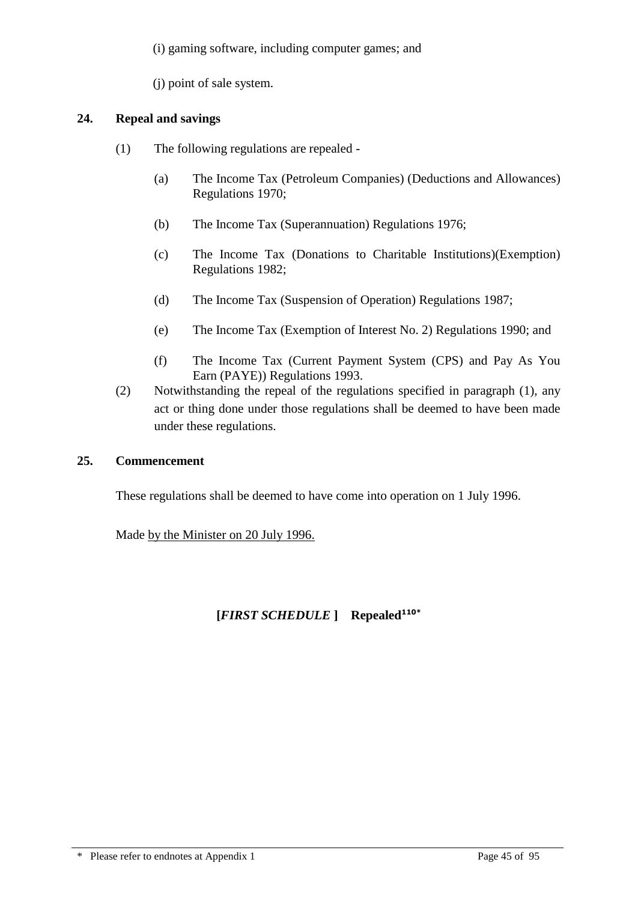(i) gaming software, including computer games; and

(j) point of sale system.

**24. Repeal and savings**

(1) The following regulations are repealed -

(a) The Income Tax (Petroleum Companies) (Deductions and Allowances) Regulations 1970;

(b) The Income Tax (Superannuation) Regulations 1976;

(c) The Income Tax (Donations to Charitable Institutions)(Exemption) Regulations 1982;

(d) The Income Tax (Suspension of Operation) Regulations 1987;

(e) The Income Tax (Exemption of Interest No. 2) Regulations 1990; and

(f) The Income Tax (Current Payment System (CPS) and Pay As You Earn (PAYE)) Regulations 1993.

(2) Notwithstanding the repeal of the regulations specified in paragraph (1), any act or thing done under those regulations shall be deemed to have been made under these regulations.

**25. Commencement**

These regulations shall be deemed to have come into operation on 1 July 1996.

Made by the Minister on 20 July 1996.

**[*FIRST SCHEDULE* ] Repealed[110*]**

\* Please refer to endnotes at Appendix 1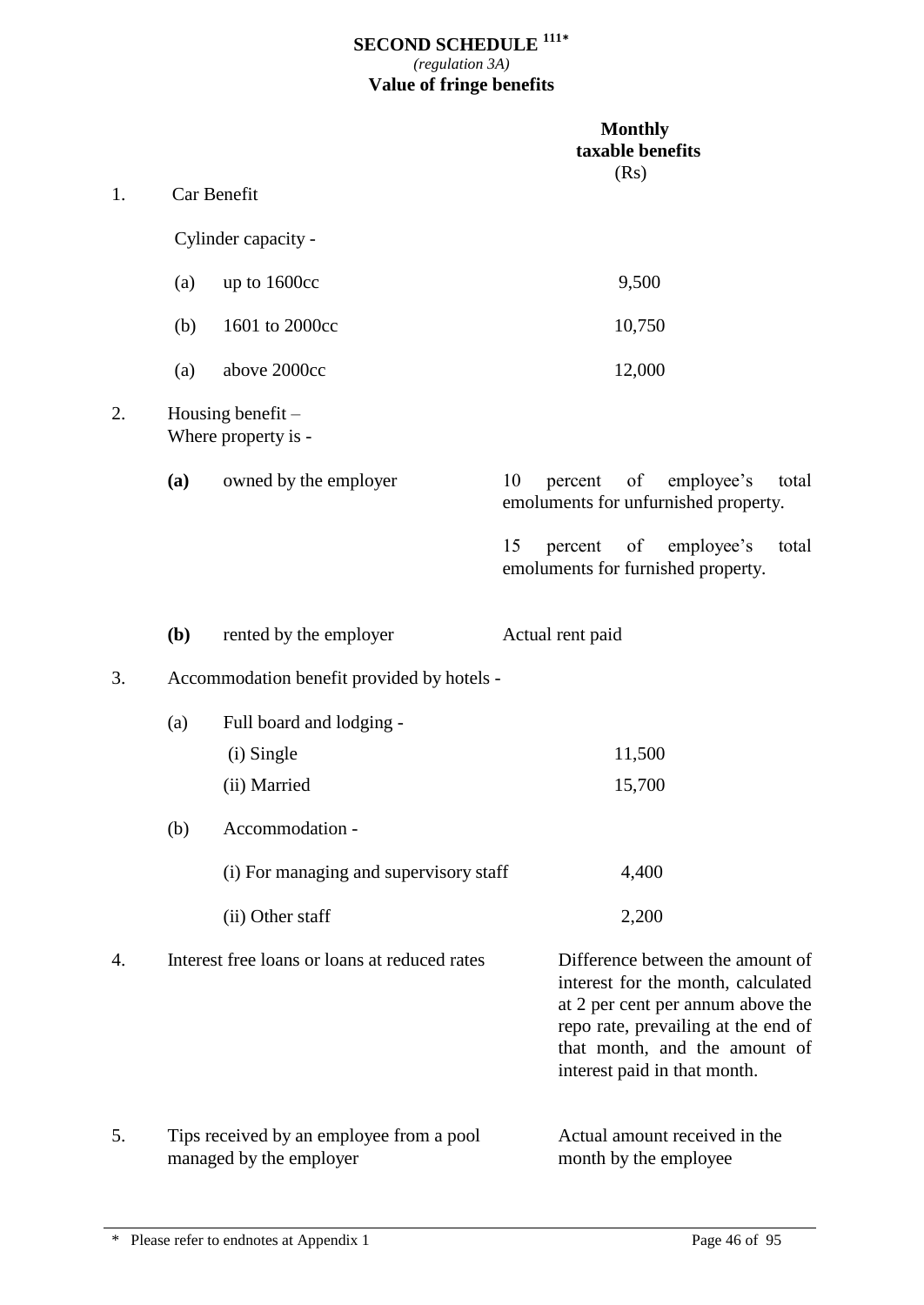# SECOND SCHEDULE [111*]

*(regulation 3A)*

**Value of fringe benefits**

| | | | **Monthly taxable benefits** (Rs) |
|---|---|---|---|
| 1. | Car Benefit | | |
| | Cylinder capacity - | | |
| | (a) | up to 1600cc | 9,500 |
| | (b) | 1601 to 2000cc | 10,750 |
| | (a) | above 2000cc | 12,000 |
| 2. | Housing benefit – Where property is - | | |
| | **(a)** | owned by the employer | 10 percent of employee's total emoluments for unfurnished property. 15 percent of employee's total emoluments for furnished property. |
| | **(b)** | rented by the employer | Actual rent paid |
| 3. | Accommodation benefit provided by hotels - | | |
| | (a) | Full board and lodging - | |
| | | (i) Single | 11,500 |
| | | (ii) Married | 15,700 |
| | (b) | Accommodation - | |
| | | (i) For managing and supervisory staff | 4,400 |
| | | (ii) Other staff | 2,200 |
| 4. | Interest free loans or loans at reduced rates | | Difference between the amount of interest for the month, calculated at 2 per cent per annum above the repo rate, prevailing at the end of that month, and the amount of interest paid in that month. |
| 5. | Tips received by an employee from a pool managed by the employer | | Actual amount received in the month by the employee |

\* Please refer to endnotes at Appendix 1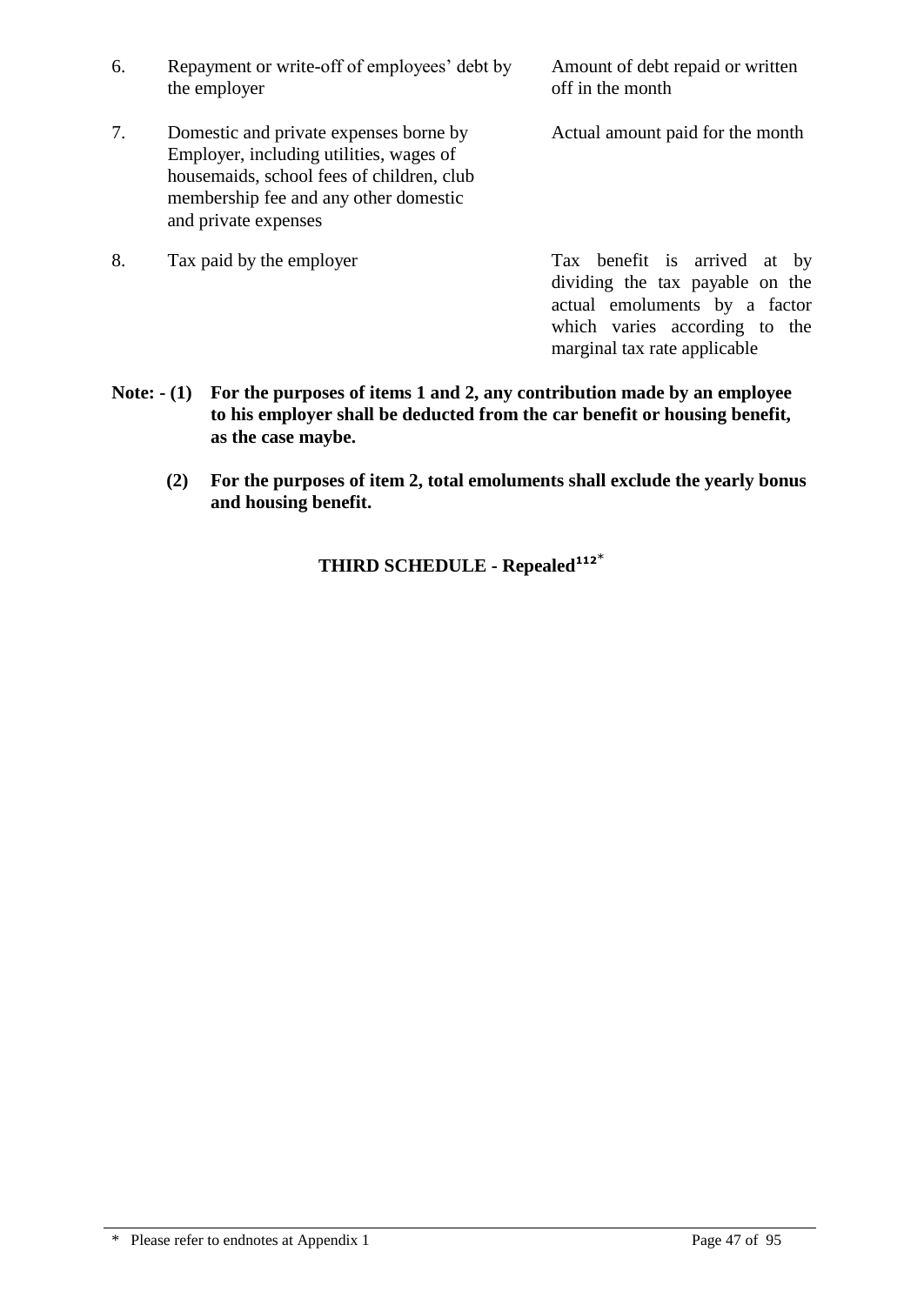| | | |
|---|---|---|
| 6. | Repayment or write-off of employees' debt by the employer | Amount of debt repaid or written off in the month |
| 7. | Domestic and private expenses borne by Employer, including utilities, wages of housemaids, school fees of children, club membership fee and any other domestic and private expenses | Actual amount paid for the month |
| 8. | Tax paid by the employer | Tax benefit is arrived at by dividing the tax payable on the actual emoluments by a factor which varies according to the marginal tax rate applicable |

**Note: - (1) For the purposes of items 1 and 2, any contribution made by an employee to his employer shall be deducted from the car benefit or housing benefit, as the case maybe.**

**(2) For the purposes of item 2, total emoluments shall exclude the yearly bonus and housing benefit.**

## THIRD SCHEDULE - Repealed[112]*

\* Please refer to endnotes at Appendix 1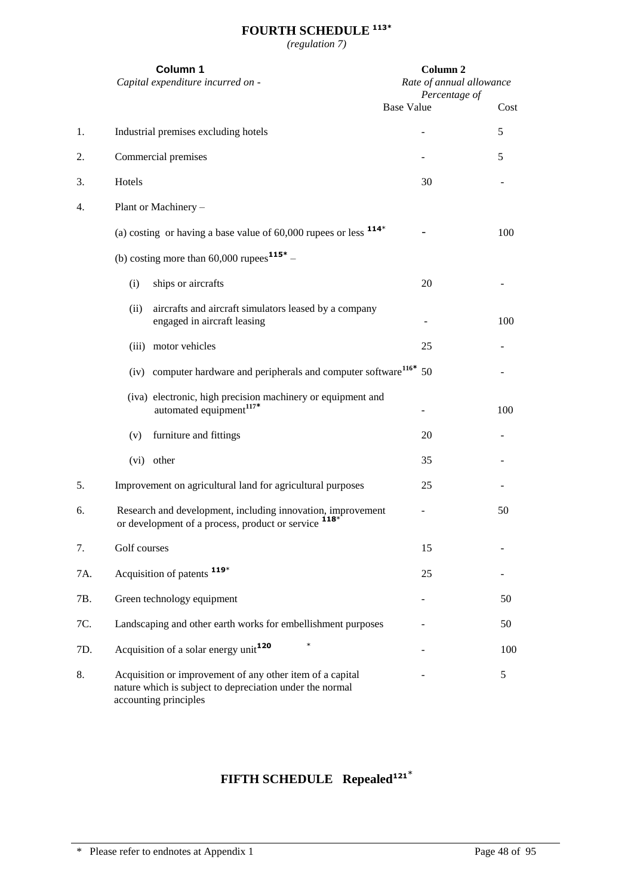# FOURTH SCHEDULE [113*]

*(regulation 7)*

| | Column 1 | Column 2 | |
|---|---|---|---|
| | *Capital expenditure incurred on -* | *Rate of annual allowance Percentage of* | |
| | | Base Value | Cost |
| 1. | Industrial premises excluding hotels | - | 5 |
| 2. | Commercial premises | - | 5 |
| 3. | Hotels | 30 | - |
| 4. | Plant or Machinery – | | |
| | (a) costing or having a base value of 60,000 rupees or less [114*] | - | 100 |
| | (b) costing more than 60,000 rupees[115*] – | | |
| | (i) ships or aircrafts | 20 | - |
| | (ii) aircrafts and aircraft simulators leased by a company engaged in aircraft leasing | - | 100 |
| | (iii) motor vehicles | 25 | - |
| | (iv) computer hardware and peripherals and computer software[116*] | 50 | - |
| | (iva) electronic, high precision machinery or equipment and automated equipment[117*] | - | 100 |
| | (v) furniture and fittings | 20 | - |
| | (vi) other | 35 | - |
| 5. | Improvement on agricultural land for agricultural purposes | 25 | - |
| 6. | Research and development, including innovation, improvement or development of a process, product or service [118*] | - | 50 |
| 7. | Golf courses | 15 | - |
| 7A. | Acquisition of patents [119*] | 25 | - |
| 7B. | Green technology equipment | - | 50 |
| 7C. | Landscaping and other earth works for embellishment purposes | - | 50 |
| 7D. | Acquisition of a solar energy unit[120*] | - | 100 |
| 8. | Acquisition or improvement of any other item of a capital nature which is subject to depreciation under the normal accounting principles | - | 5 |

# FIFTH SCHEDULE Repealed[121*]

\* Please refer to endnotes at Appendix 1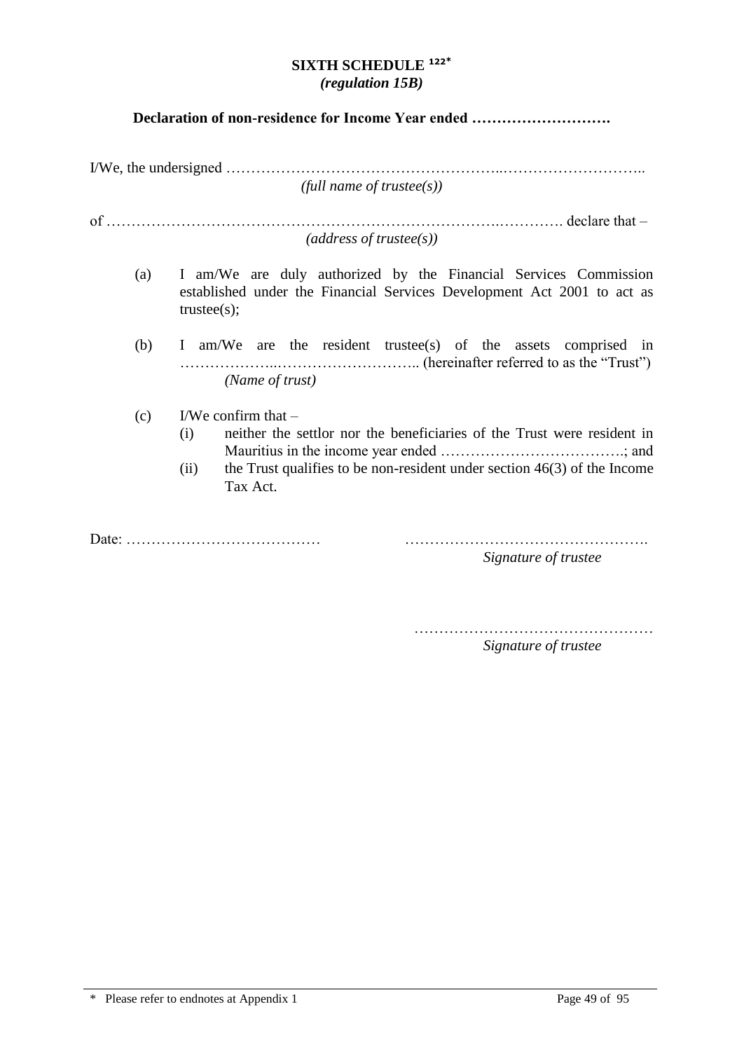## SIXTH SCHEDULE [122*]

*(regulation 15B)*

**Declaration of non-residence for Income Year ended ……………………….**

I/We, the undersigned ……………………………………………..………………………..
*(full name of trustee(s))*

of …………………………………………………………………….…………. declare that –
*(address of trustee(s))*

(a) I am/We are duly authorized by the Financial Services Commission established under the Financial Services Development Act 2001 to act as trustee(s);

(b) I am/We are the resident trustee(s) of the assets comprised in ………………..……………………….. (hereinafter referred to as the "Trust")
*(Name of trust)*

(c) I/We confirm that –
  (i) neither the settlor nor the beneficiaries of the Trust were resident in Mauritius in the income year ended ……………………………….; and
  (ii) the Trust qualifies to be non-resident under section 46(3) of the Income Tax Act.

Date: …………………………………

………………………………………….
*Signature of trustee*

…………………………………………
*Signature of trustee*

\* Please refer to endnotes at Appendix 1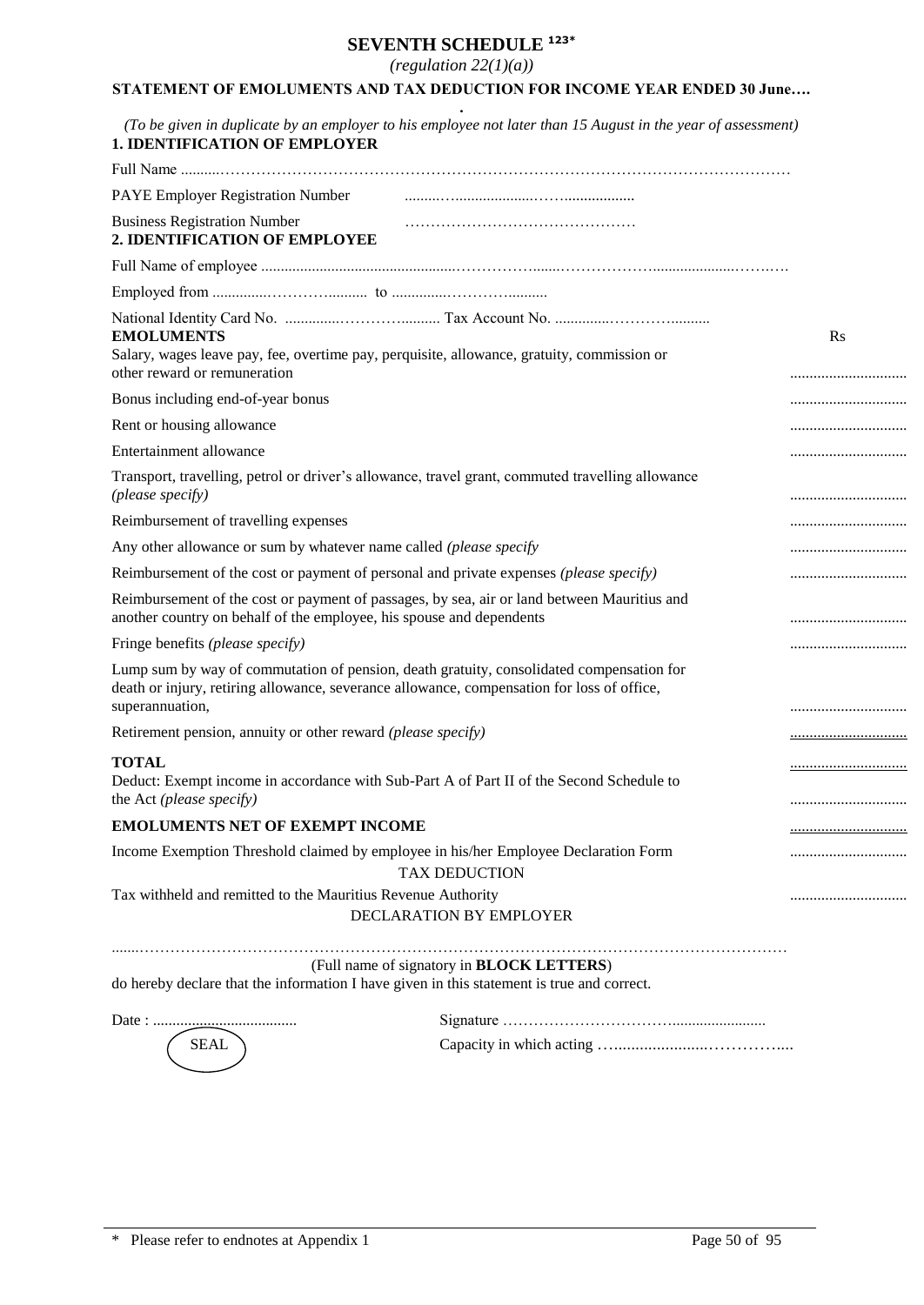# SEVENTH SCHEDULE [123*]

*(regulation 22(1)(a))*

**STATEMENT OF EMOLUMENTS AND TAX DEDUCTION FOR INCOME YEAR ENDED 30 June….**

*(To be given in duplicate by an employer to his employee not later than 15 August in the year of assessment)*

**1. IDENTIFICATION OF EMPLOYER**

Full Name ..........…………………………………………………………………………………………………

PAYE Employer Registration Number ..........….....................……..................

Business Registration Number ………………………………………

**2. IDENTIFICATION OF EMPLOYEE**

Full Name of employee ..................................................………………......………………….....................………

Employed from ..............………….......... to ..............………….........

National Identity Card No. ..............…………........... Tax Account No. ..............………….........

| **EMOLUMENTS** | Rs |
|---|---|
| Salary, wages leave pay, fee, overtime pay, perquisite, allowance, gratuity, commission or other reward or remuneration | .............................. |
| Bonus including end-of-year bonus | .............................. |
| Rent or housing allowance | .............................. |
| Entertainment allowance | .............................. |
| Transport, travelling, petrol or driver's allowance, travel grant, commuted travelling allowance *(please specify)* | .............................. |
| Reimbursement of travelling expenses | .............................. |
| Any other allowance or sum by whatever name called *(please specify* | .............................. |
| Reimbursement of the cost or payment of personal and private expenses *(please specify)* | .............................. |
| Reimbursement of the cost or payment of passages, by sea, air or land between Mauritius and another country on behalf of the employee, his spouse and dependents | .............................. |
| Fringe benefits *(please specify)* | .............................. |
| Lump sum by way of commutation of pension, death gratuity, consolidated compensation for death or injury, retiring allowance, severance allowance, compensation for loss of office, superannuation, | .............................. |
| Retirement pension, annuity or other reward *(please specify)* | .............................. |
| **TOTAL** | .............................. |
| Deduct: Exempt income in accordance with Sub-Part A of Part II of the Second Schedule to the Act *(please specify)* | .............................. |
| **EMOLUMENTS NET OF EXEMPT INCOME** | .............................. |
| Income Exemption Threshold claimed by employee in his/her Employee Declaration Form | .............................. |

TAX DEDUCTION

| | |
|---|---|
| Tax withheld and remitted to the Mauritius Revenue Authority | .............................. |

DECLARATION BY EMPLOYER

.......…………………………………………………………………………………………………………………

(Full name of signatory in **BLOCK LETTERS**)

do hereby declare that the information I have given in this statement is true and correct.

Date : ......................................

SEAL

Signature ……………………………........................

Capacity in which acting …......................……………....

\* Please refer to endnotes at Appendix 1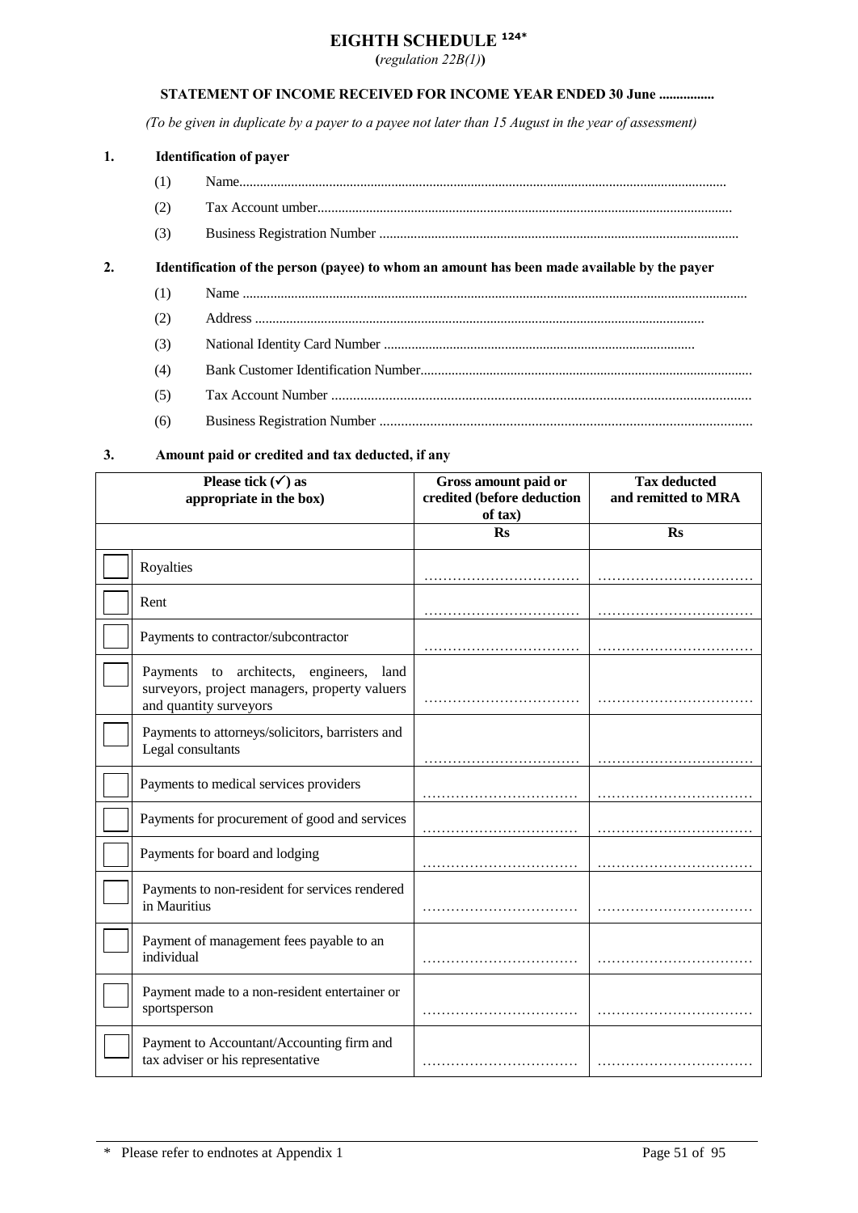# EIGHTH SCHEDULE [124*]

**(***regulation 22B(1)***)**

**STATEMENT OF INCOME RECEIVED FOR INCOME YEAR ENDED 30 June ................**

*(To be given in duplicate by a payer to a payee not later than 15 August in the year of assessment)*

**1. Identification of payer**

(1) Name...........................................................................................................................................

(2) Tax Account umber.......................................................................................................................

(3) Business Registration Number .......................................................................................................

**2. Identification of the person (payee) to whom an amount has been made available by the payer**

(1) Name ................................................................................................................................................

(2) Address ................................................................................................................................

(3) National Identity Card Number .........................................................................................

(4) Bank Customer Identification Number..............................................................................................

(5) Tax Account Number ......................................................................................................................

(6) Business Registration Number .........................................................................................................

**3. Amount paid or credited and tax deducted, if any**

| **Please tick (✓) as appropriate in the box)** | | **Gross amount paid or credited (before deduction of tax)** | **Tax deducted and remitted to MRA** |
|---|---|---|---|
| | | **Rs** | **Rs** |
| ☐ | Royalties | …………………………… | …………………………… |
| ☐ | Rent | …………………………… | …………………………… |
| ☐ | Payments to contractor/subcontractor | …………………………… | …………………………… |
| ☐ | Payments to architects, engineers, land surveyors, project managers, property valuers and quantity surveyors | …………………………… | …………………………… |
| ☐ | Payments to attorneys/solicitors, barristers and Legal consultants | …………………………… | …………………………… |
| ☐ | Payments to medical services providers | …………………………… | …………………………… |
| ☐ | Payments for procurement of good and services | …………………………… | …………………………… |
| ☐ | Payments for board and lodging | …………………………… | …………………………… |
| ☐ | Payments to non-resident for services rendered in Mauritius | …………………………… | …………………………… |
| ☐ | Payment of management fees payable to an individual | …………………………… | …………………………… |
| ☐ | Payment made to a non-resident entertainer or sportsperson | …………………………… | …………………………… |
| ☐ | Payment to Accountant/Accounting firm and tax adviser or his representative | …………………………… | …………………………… |

\* Please refer to endnotes at Appendix 1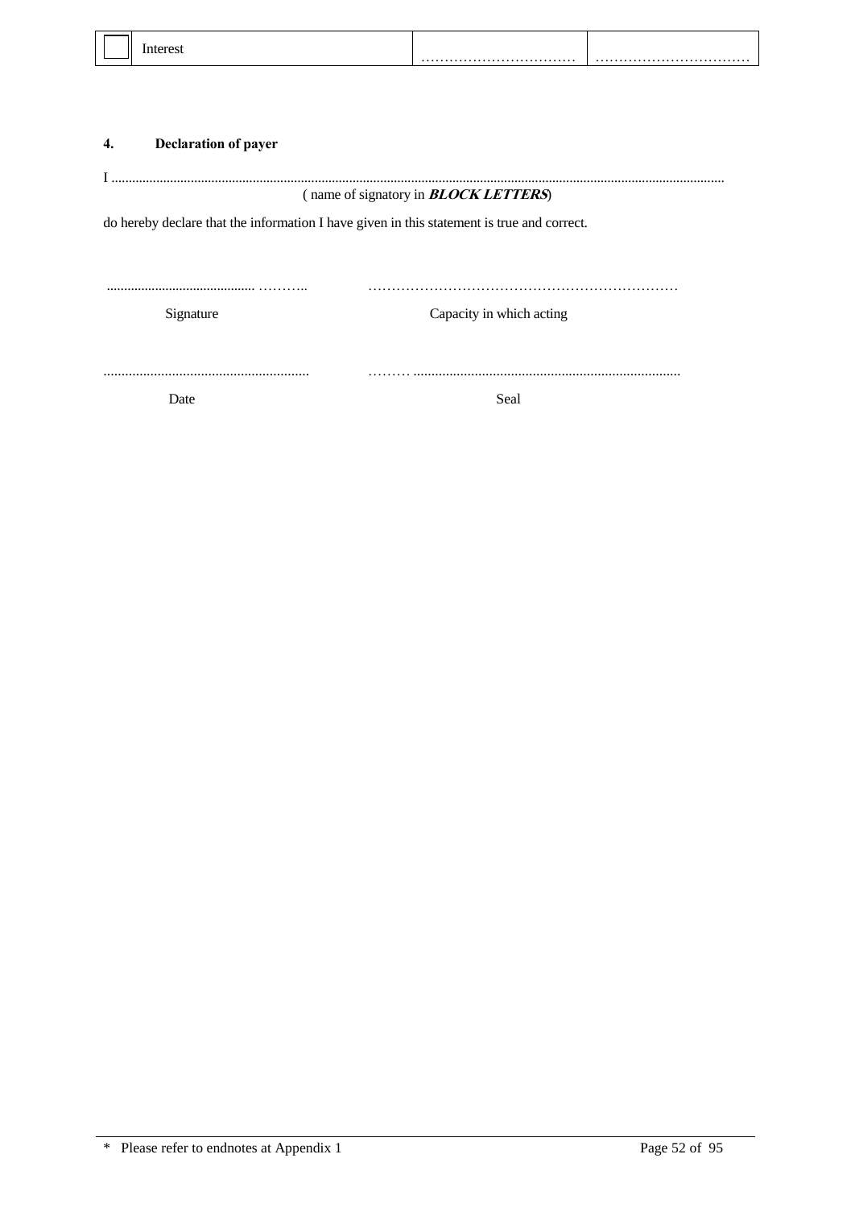| ☐ | Interest | …………………………… | …………………………… |
|---|---|---|---|

**4. Declaration of payer**

I ..........................................................................................................................................................................

( name of signatory in ***BLOCK LETTERS***)

do hereby declare that the information I have given in this statement is true and correct.

.......................................... ……….. ………………………………………………………

Signature Capacity in which acting

.......................................................... ……… ..........................................................................

Date Seal

\* Please refer to endnotes at Appendix 1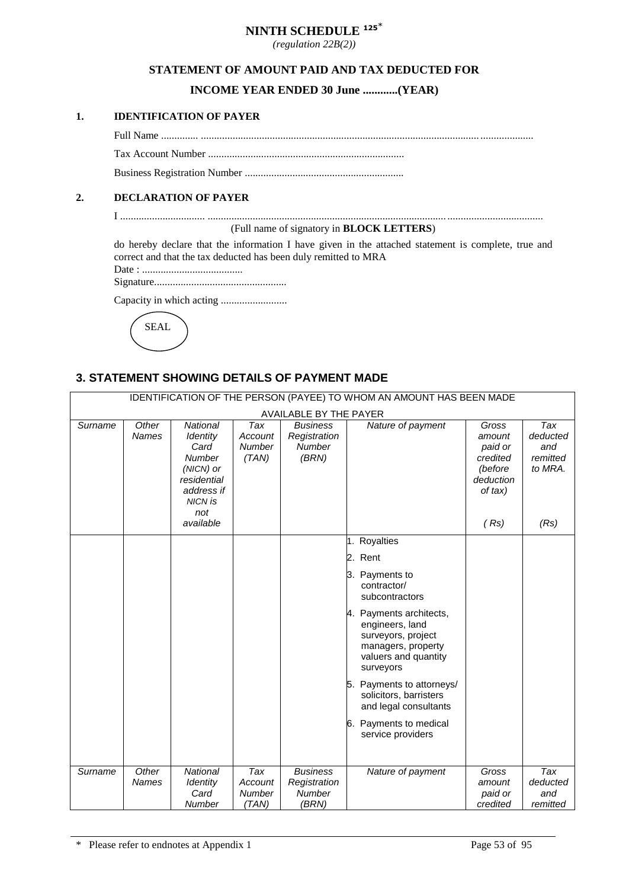# NINTH SCHEDULE [125]*

*(regulation 22B(2))*

## STATEMENT OF AMOUNT PAID AND TAX DEDUCTED FOR

## INCOME YEAR ENDED 30 June ............(YEAR)

### 1. IDENTIFICATION OF PAYER

Full Name .............. ..........................................................................................................................................

Tax Account Number ..........................................................................

Business Registration Number ............................................................

### 2. DECLARATION OF PAYER

I ................................ ...........................................................................................................................................

(Full name of signatory in **BLOCK LETTERS**)

do hereby declare that the information I have given in the attached statement is complete, true and correct and that the tax deducted has been duly remitted to MRA

Date : ......................................

Signature.................................................

Capacity in which acting .........................

SEAL

### 3. STATEMENT SHOWING DETAILS OF PAYMENT MADE

| IDENTIFICATION OF THE PERSON (PAYEE) TO WHOM AN AMOUNT HAS BEEN MADE AVAILABLE BY THE PAYER | | | | | | | |
|---|---|---|---|---|---|---|---|
| *Surname* | *Other Names* | *National Identity Card Number (NICN) or residential address if NICN is not available* | *Tax Account Number (TAN)* | *Business Registration Number (BRN)* | *Nature of payment* | *Gross amount paid or credited (before deduction of tax) ( Rs)* | *Tax deducted and remitted to MRA. (Rs)* |
| | | | | | 1. Royalties<br>2. Rent<br>3. Payments to contractor/ subcontractors<br>4. Payments architects, engineers, land surveyors, project managers, property valuers and quantity surveyors<br>5. Payments to attorneys/ solicitors, barristers and legal consultants<br>6. Payments to medical service providers | | |
| *Surname* | *Other Names* | *National Identity Card Number* | *Tax Account Number (TAN)* | *Business Registration Number (BRN)* | *Nature of payment* | *Gross amount paid or credited* | *Tax deducted and remitted* |

\* Please refer to endnotes at Appendix 1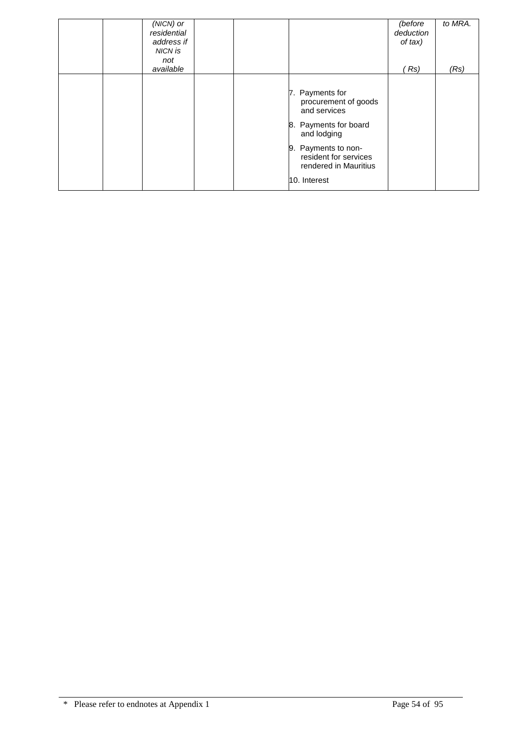| | | (NICN) or residential address if NICN is not available | | | | (before deduction of tax) ( Rs) | to MRA. (Rs) |
|---|---|---|---|---|---|---|---|
| | | | | | 7. Payments for procurement of goods and services<br>8. Payments for board and lodging<br>9. Payments to non-resident for services rendered in Mauritius<br>10. Interest | | |

\* Please refer to endnotes at Appendix 1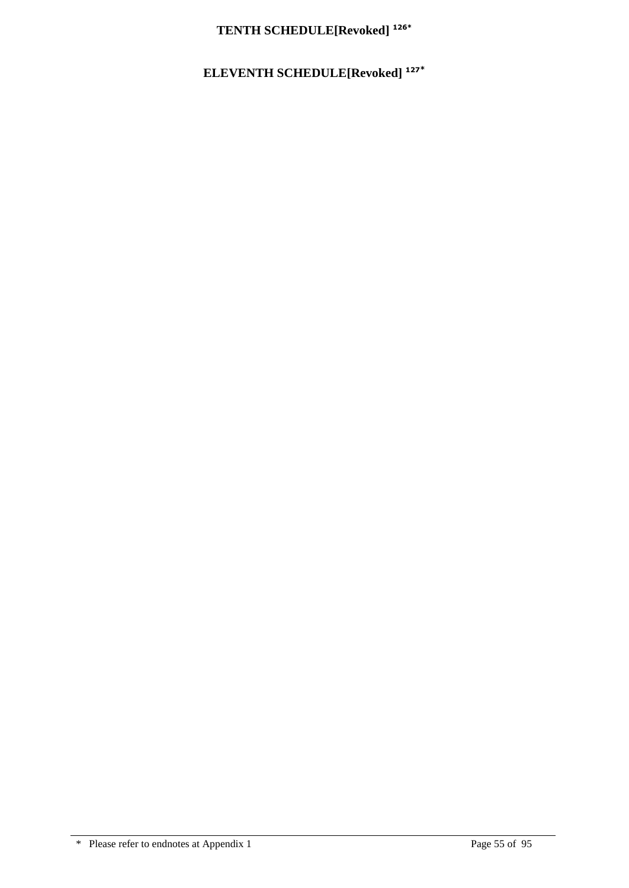# TENTH SCHEDULE[Revoked] [126*]

# ELEVENTH SCHEDULE[Revoked] [127*]

* Please refer to endnotes at Appendix 1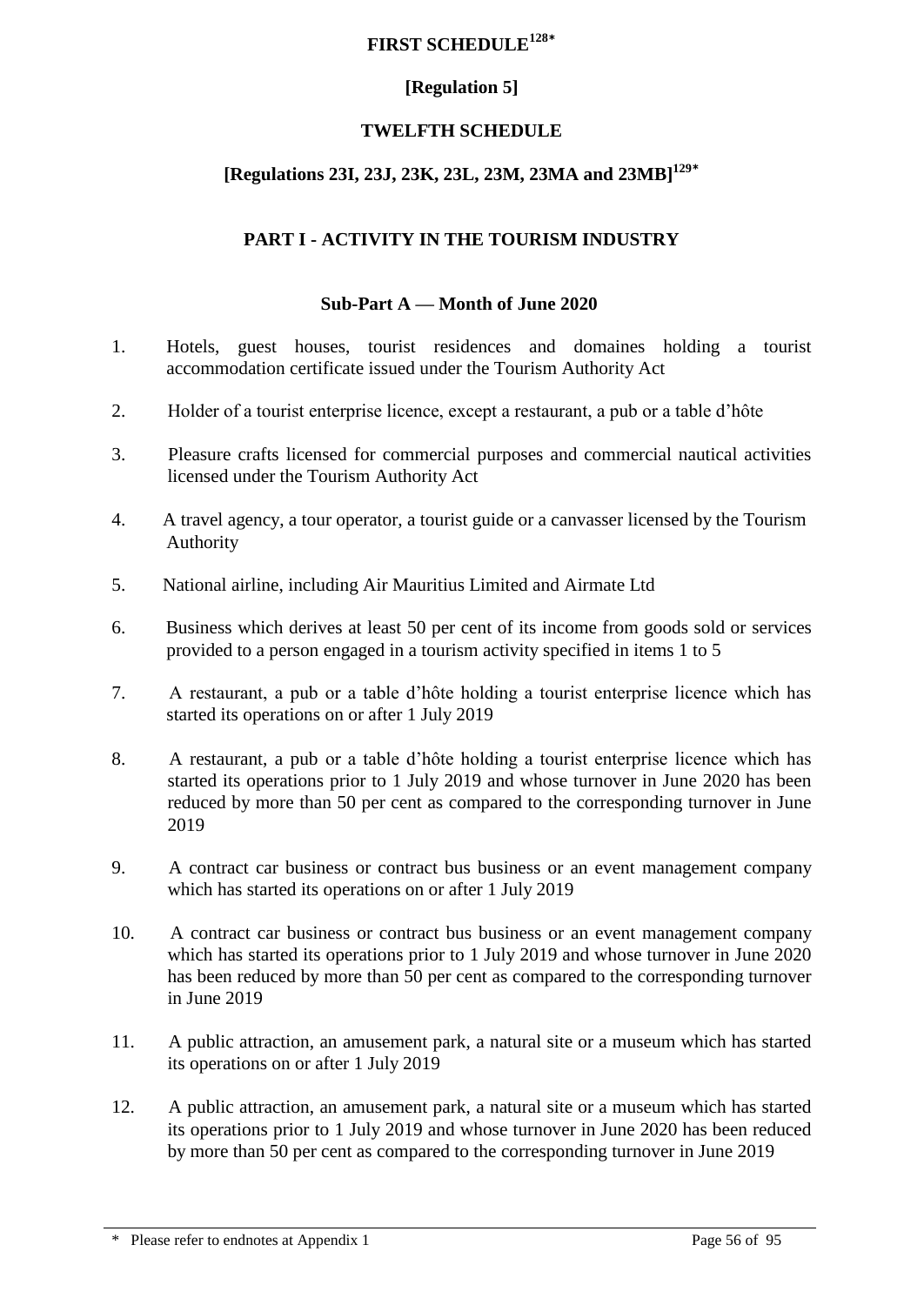# FIRST SCHEDULE[128*]

## [Regulation 5]

## TWELFTH SCHEDULE

## [Regulations 23I, 23J, 23K, 23L, 23M, 23MA and 23MB][129*]

### PART I - ACTIVITY IN THE TOURISM INDUSTRY

#### Sub-Part A — Month of June 2020

1. Hotels, guest houses, tourist residences and domaines holding a tourist accommodation certificate issued under the Tourism Authority Act

2. Holder of a tourist enterprise licence, except a restaurant, a pub or a table d'hôte

3. Pleasure crafts licensed for commercial purposes and commercial nautical activities licensed under the Tourism Authority Act

4. A travel agency, a tour operator, a tourist guide or a canvasser licensed by the Tourism Authority

5. National airline, including Air Mauritius Limited and Airmate Ltd

6. Business which derives at least 50 per cent of its income from goods sold or services provided to a person engaged in a tourism activity specified in items 1 to 5

7. A restaurant, a pub or a table d'hôte holding a tourist enterprise licence which has started its operations on or after 1 July 2019

8. A restaurant, a pub or a table d'hôte holding a tourist enterprise licence which has started its operations prior to 1 July 2019 and whose turnover in June 2020 has been reduced by more than 50 per cent as compared to the corresponding turnover in June 2019

9. A contract car business or contract bus business or an event management company which has started its operations on or after 1 July 2019

10. A contract car business or contract bus business or an event management company which has started its operations prior to 1 July 2019 and whose turnover in June 2020 has been reduced by more than 50 per cent as compared to the corresponding turnover in June 2019

11. A public attraction, an amusement park, a natural site or a museum which has started its operations on or after 1 July 2019

12. A public attraction, an amusement park, a natural site or a museum which has started its operations prior to 1 July 2019 and whose turnover in June 2020 has been reduced by more than 50 per cent as compared to the corresponding turnover in June 2019

---

\* Please refer to endnotes at Appendix 1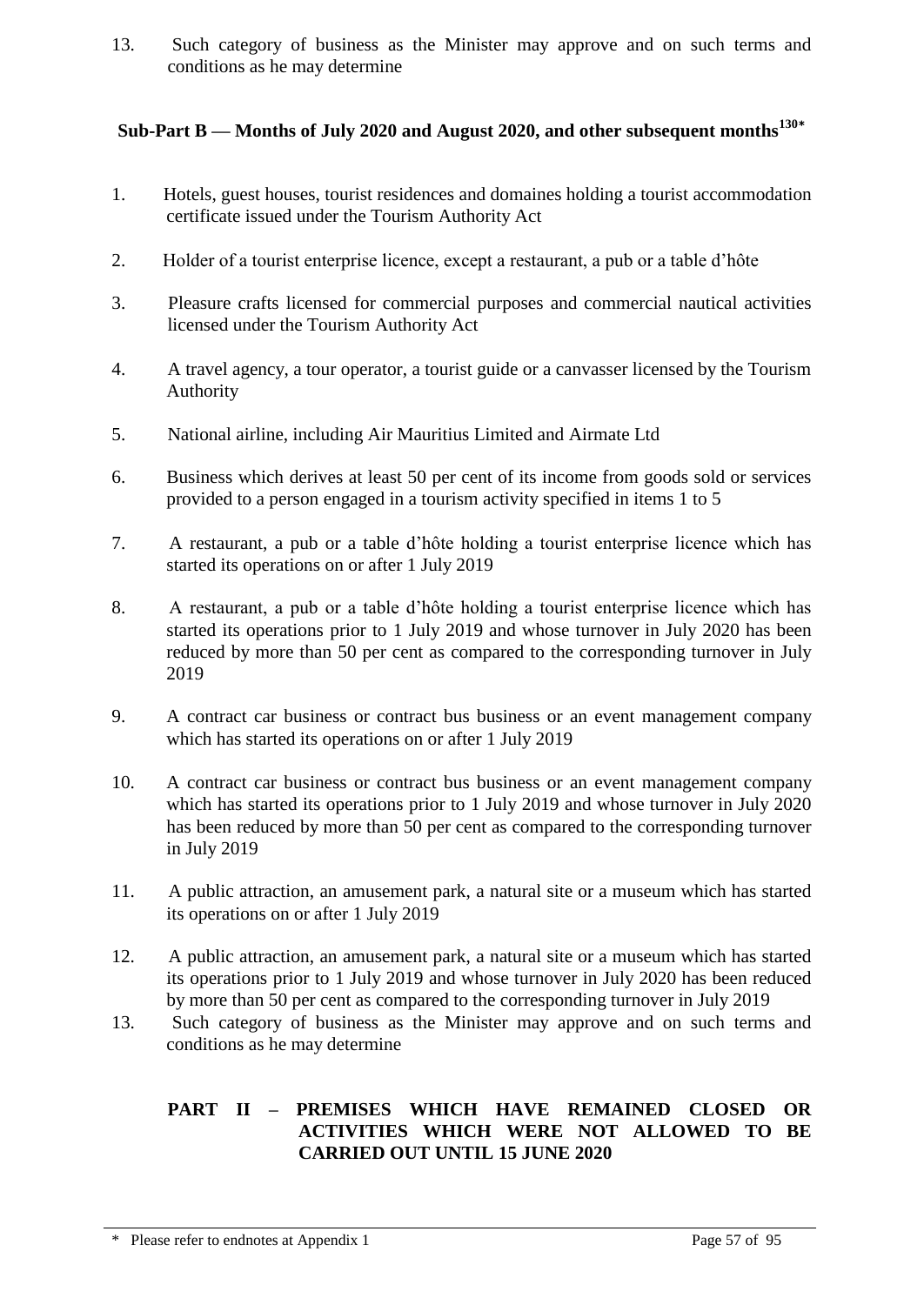13. Such category of business as the Minister may approve and on such terms and conditions as he may determine

### Sub-Part B — Months of July 2020 and August 2020, and other subsequent months[130*]

1. Hotels, guest houses, tourist residences and domaines holding a tourist accommodation certificate issued under the Tourism Authority Act
2. Holder of a tourist enterprise licence, except a restaurant, a pub or a table d'hôte
3. Pleasure crafts licensed for commercial purposes and commercial nautical activities licensed under the Tourism Authority Act
4. A travel agency, a tour operator, a tourist guide or a canvasser licensed by the Tourism Authority
5. National airline, including Air Mauritius Limited and Airmate Ltd
6. Business which derives at least 50 per cent of its income from goods sold or services provided to a person engaged in a tourism activity specified in items 1 to 5
7. A restaurant, a pub or a table d'hôte holding a tourist enterprise licence which has started its operations on or after 1 July 2019
8. A restaurant, a pub or a table d'hôte holding a tourist enterprise licence which has started its operations prior to 1 July 2019 and whose turnover in July 2020 has been reduced by more than 50 per cent as compared to the corresponding turnover in July 2019
9. A contract car business or contract bus business or an event management company which has started its operations on or after 1 July 2019
10. A contract car business or contract bus business or an event management company which has started its operations prior to 1 July 2019 and whose turnover in July 2020 has been reduced by more than 50 per cent as compared to the corresponding turnover in July 2019
11. A public attraction, an amusement park, a natural site or a museum which has started its operations on or after 1 July 2019
12. A public attraction, an amusement park, a natural site or a museum which has started its operations prior to 1 July 2019 and whose turnover in July 2020 has been reduced by more than 50 per cent as compared to the corresponding turnover in July 2019
13. Such category of business as the Minister may approve and on such terms and conditions as he may determine

## PART II – PREMISES WHICH HAVE REMAINED CLOSED OR ACTIVITIES WHICH WERE NOT ALLOWED TO BE CARRIED OUT UNTIL 15 JUNE 2020

\* Please refer to endnotes at Appendix 1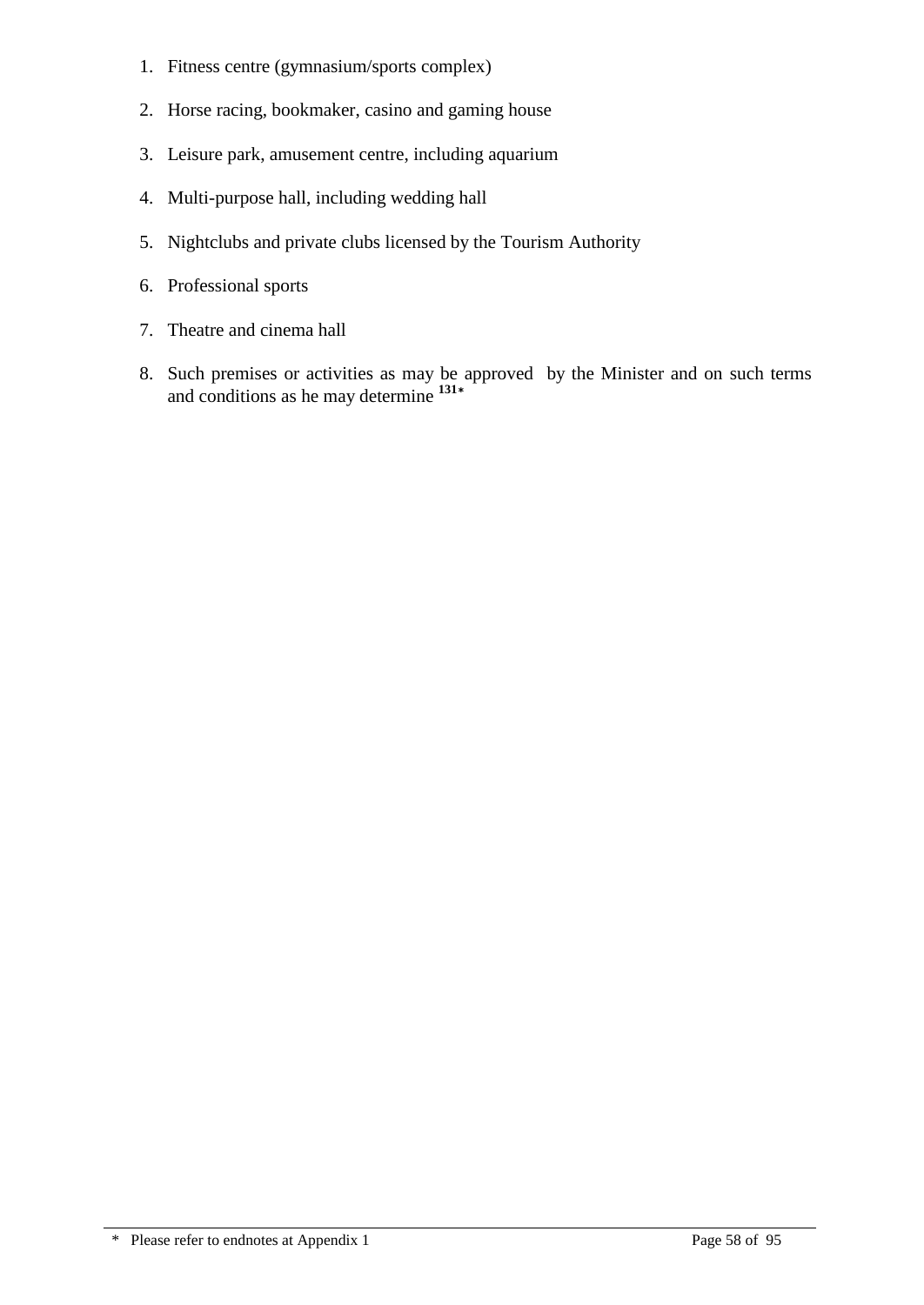1. Fitness centre (gymnasium/sports complex)
2. Horse racing, bookmaker, casino and gaming house
3. Leisure park, amusement centre, including aquarium
4. Multi-purpose hall, including wedding hall
5. Nightclubs and private clubs licensed by the Tourism Authority
6. Professional sports
7. Theatre and cinema hall
8. Such premises or activities as may be approved by the Minister and on such terms and conditions as he may determine [131*]

\* Please refer to endnotes at Appendix 1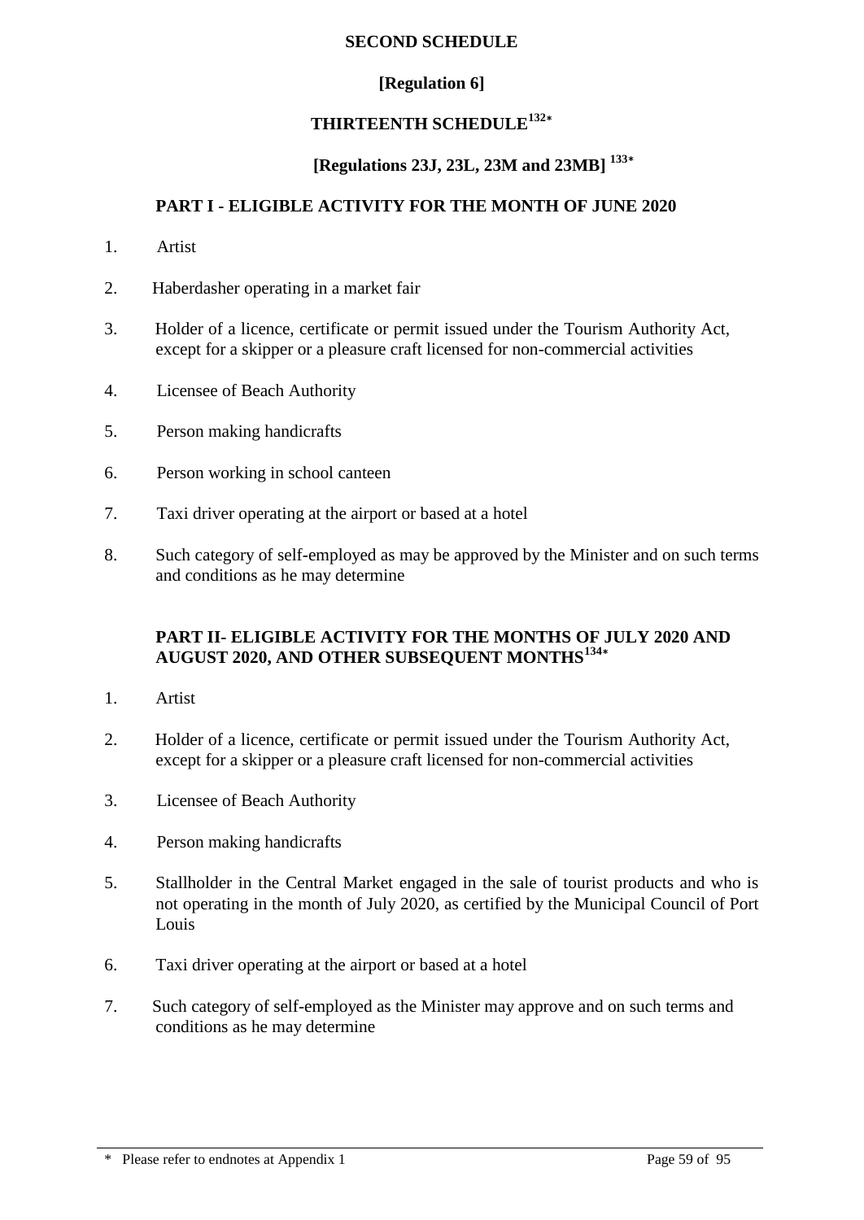**SECOND SCHEDULE**

**[Regulation 6]**

**THIRTEENTH SCHEDULE[132*]**

**[Regulations 23J, 23L, 23M and 23MB] [133*]**

**PART I - ELIGIBLE ACTIVITY FOR THE MONTH OF JUNE 2020**

1. Artist
2. Haberdasher operating in a market fair
3. Holder of a licence, certificate or permit issued under the Tourism Authority Act, except for a skipper or a pleasure craft licensed for non-commercial activities
4. Licensee of Beach Authority
5. Person making handicrafts
6. Person working in school canteen
7. Taxi driver operating at the airport or based at a hotel
8. Such category of self-employed as may be approved by the Minister and on such terms and conditions as he may determine

**PART II- ELIGIBLE ACTIVITY FOR THE MONTHS OF JULY 2020 AND AUGUST 2020, AND OTHER SUBSEQUENT MONTHS[134*]**

1. Artist
2. Holder of a licence, certificate or permit issued under the Tourism Authority Act, except for a skipper or a pleasure craft licensed for non-commercial activities
3. Licensee of Beach Authority
4. Person making handicrafts
5. Stallholder in the Central Market engaged in the sale of tourist products and who is not operating in the month of July 2020, as certified by the Municipal Council of Port Louis
6. Taxi driver operating at the airport or based at a hotel
7. Such category of self-employed as the Minister may approve and on such terms and conditions as he may determine

\* Please refer to endnotes at Appendix 1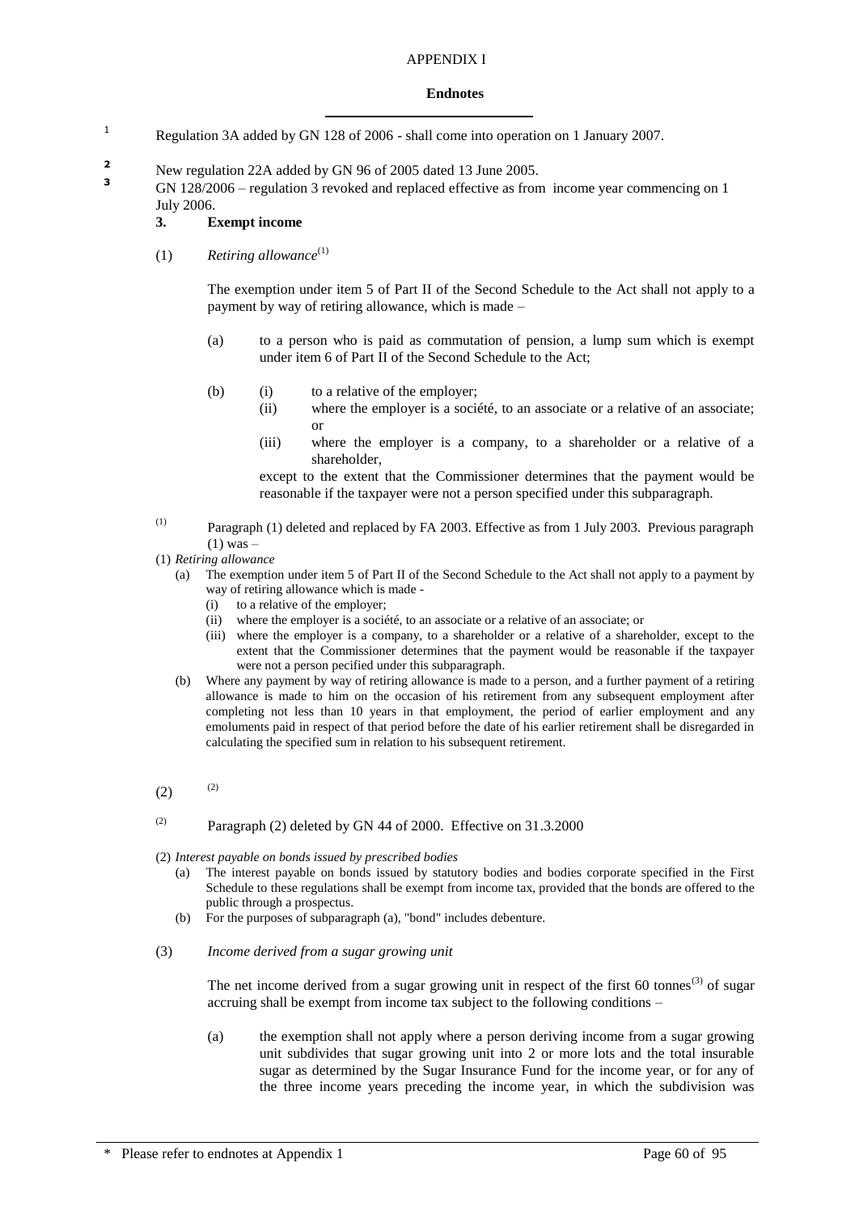APPENDIX I

**Endnotes**

[1] Regulation 3A added by GN 128 of 2006 - shall come into operation on 1 January 2007.

[2] New regulation 22A added by GN 96 of 2005 dated 13 June 2005.

[3] GN 128/2006 – regulation 3 revoked and replaced effective as from income year commencing on 1 July 2006.

**3. Exempt income**

(1) *Retiring allowance*[(1)]

The exemption under item 5 of Part II of the Second Schedule to the Act shall not apply to a payment by way of retiring allowance, which is made –

(a) to a person who is paid as commutation of pension, a lump sum which is exempt under item 6 of Part II of the Second Schedule to the Act;

(b) (i) to a relative of the employer;

(ii) where the employer is a société, to an associate or a relative of an associate; or

(iii) where the employer is a company, to a shareholder or a relative of a shareholder,

except to the extent that the Commissioner determines that the payment would be reasonable if the taxpayer were not a person specified under this subparagraph.

[(1)] Paragraph (1) deleted and replaced by FA 2003. Effective as from 1 July 2003. Previous paragraph (1) was –

(1) *Retiring allowance*

(a) The exemption under item 5 of Part II of the Second Schedule to the Act shall not apply to a payment by way of retiring allowance which is made -

(i) to a relative of the employer;

(ii) where the employer is a société, to an associate or a relative of an associate; or

(iii) where the employer is a company, to a shareholder or a relative of a shareholder, except to the extent that the Commissioner determines that the payment would be reasonable if the taxpayer were not a person pecified under this subparagraph.

(b) Where any payment by way of retiring allowance is made to a person, and a further payment of a retiring allowance is made to him on the occasion of his retirement from any subsequent employment after completing not less than 10 years in that employment, the period of earlier employment and any emoluments paid in respect of that period before the date of his earlier retirement shall be disregarded in calculating the specified sum in relation to his subsequent retirement.

(2) [(2)]

[(2)] Paragraph (2) deleted by GN 44 of 2000. Effective on 31.3.2000

(2) *Interest payable on bonds issued by prescribed bodies*

(a) The interest payable on bonds issued by statutory bodies and bodies corporate specified in the First Schedule to these regulations shall be exempt from income tax, provided that the bonds are offered to the public through a prospectus.

(b) For the purposes of subparagraph (a), "bond" includes debenture.

(3) *Income derived from a sugar growing unit*

The net income derived from a sugar growing unit in respect of the first 60 tonnes[(3)] of sugar accruing shall be exempt from income tax subject to the following conditions –

(a) the exemption shall not apply where a person deriving income from a sugar growing unit subdivides that sugar growing unit into 2 or more lots and the total insurable sugar as determined by the Sugar Insurance Fund for the income year, or for any of the three income years preceding the income year, in which the subdivision was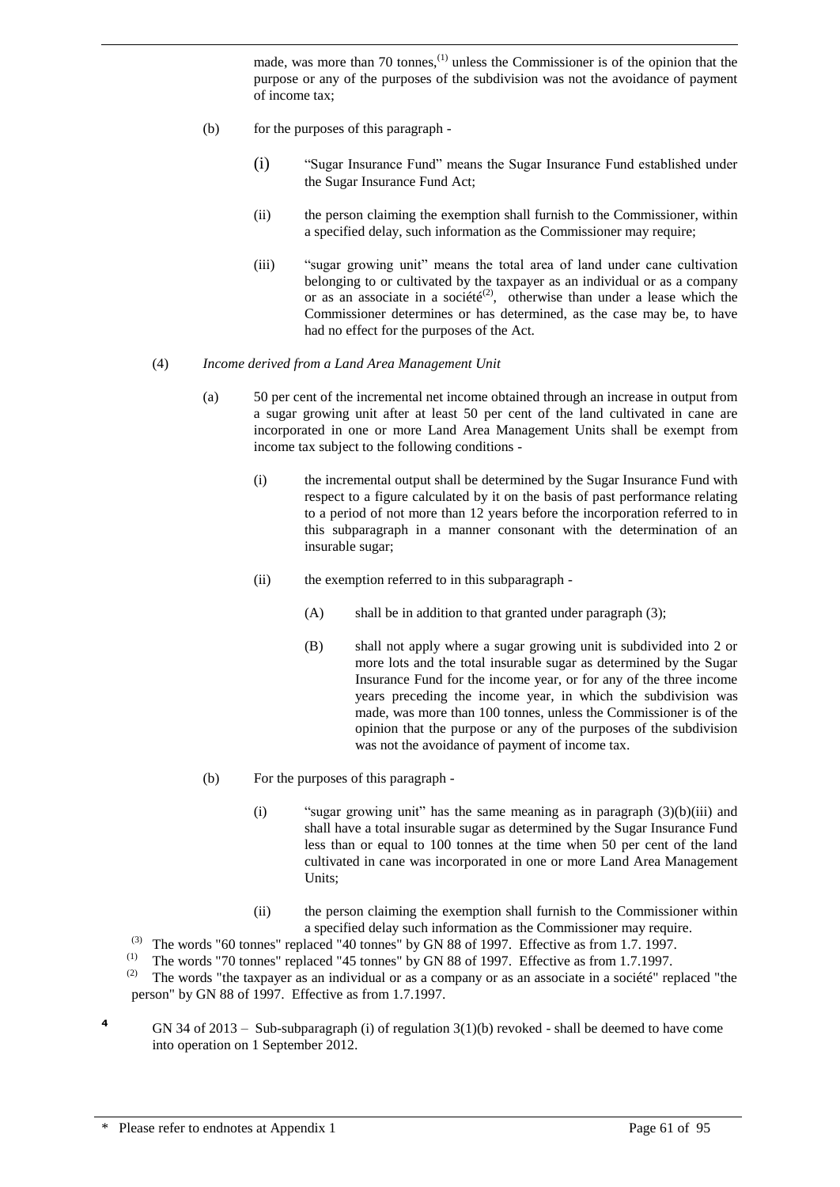made, was more than 70 tonnes,[(1)] unless the Commissioner is of the opinion that the purpose or any of the purposes of the subdivision was not the avoidance of payment of income tax;

(b) for the purposes of this paragraph -

(i) "Sugar Insurance Fund" means the Sugar Insurance Fund established under the Sugar Insurance Fund Act;

(ii) the person claiming the exemption shall furnish to the Commissioner, within a specified delay, such information as the Commissioner may require;

(iii) "sugar growing unit" means the total area of land under cane cultivation belonging to or cultivated by the taxpayer as an individual or as a company or as an associate in a société[(2)], otherwise than under a lease which the Commissioner determines or has determined, as the case may be, to have had no effect for the purposes of the Act.

(4) *Income derived from a Land Area Management Unit*

(a) 50 per cent of the incremental net income obtained through an increase in output from a sugar growing unit after at least 50 per cent of the land cultivated in cane are incorporated in one or more Land Area Management Units shall be exempt from income tax subject to the following conditions -

(i) the incremental output shall be determined by the Sugar Insurance Fund with respect to a figure calculated by it on the basis of past performance relating to a period of not more than 12 years before the incorporation referred to in this subparagraph in a manner consonant with the determination of an insurable sugar;

(ii) the exemption referred to in this subparagraph -

(A) shall be in addition to that granted under paragraph (3);

(B) shall not apply where a sugar growing unit is subdivided into 2 or more lots and the total insurable sugar as determined by the Sugar Insurance Fund for the income year, or for any of the three income years preceding the income year, in which the subdivision was made, was more than 100 tonnes, unless the Commissioner is of the opinion that the purpose or any of the purposes of the subdivision was not the avoidance of payment of income tax.

(b) For the purposes of this paragraph -

(i) "sugar growing unit" has the same meaning as in paragraph (3)(b)(iii) and shall have a total insurable sugar as determined by the Sugar Insurance Fund less than or equal to 100 tonnes at the time when 50 per cent of the land cultivated in cane was incorporated in one or more Land Area Management Units;

(ii) the person claiming the exemption shall furnish to the Commissioner within a specified delay such information as the Commissioner may require.

[(3)] The words "60 tonnes" replaced "40 tonnes" by GN 88 of 1997. Effective as from 1.7. 1997.

[(1)] The words "70 tonnes" replaced "45 tonnes" by GN 88 of 1997. Effective as from 1.7.1997.

[(2)] The words "the taxpayer as an individual or as a company or as an associate in a société" replaced "the person" by GN 88 of 1997. Effective as from 1.7.1997.

[4] GN 34 of 2013 – Sub-subparagraph (i) of regulation 3(1)(b) revoked - shall be deemed to have come into operation on 1 September 2012.

\* Please refer to endnotes at Appendix 1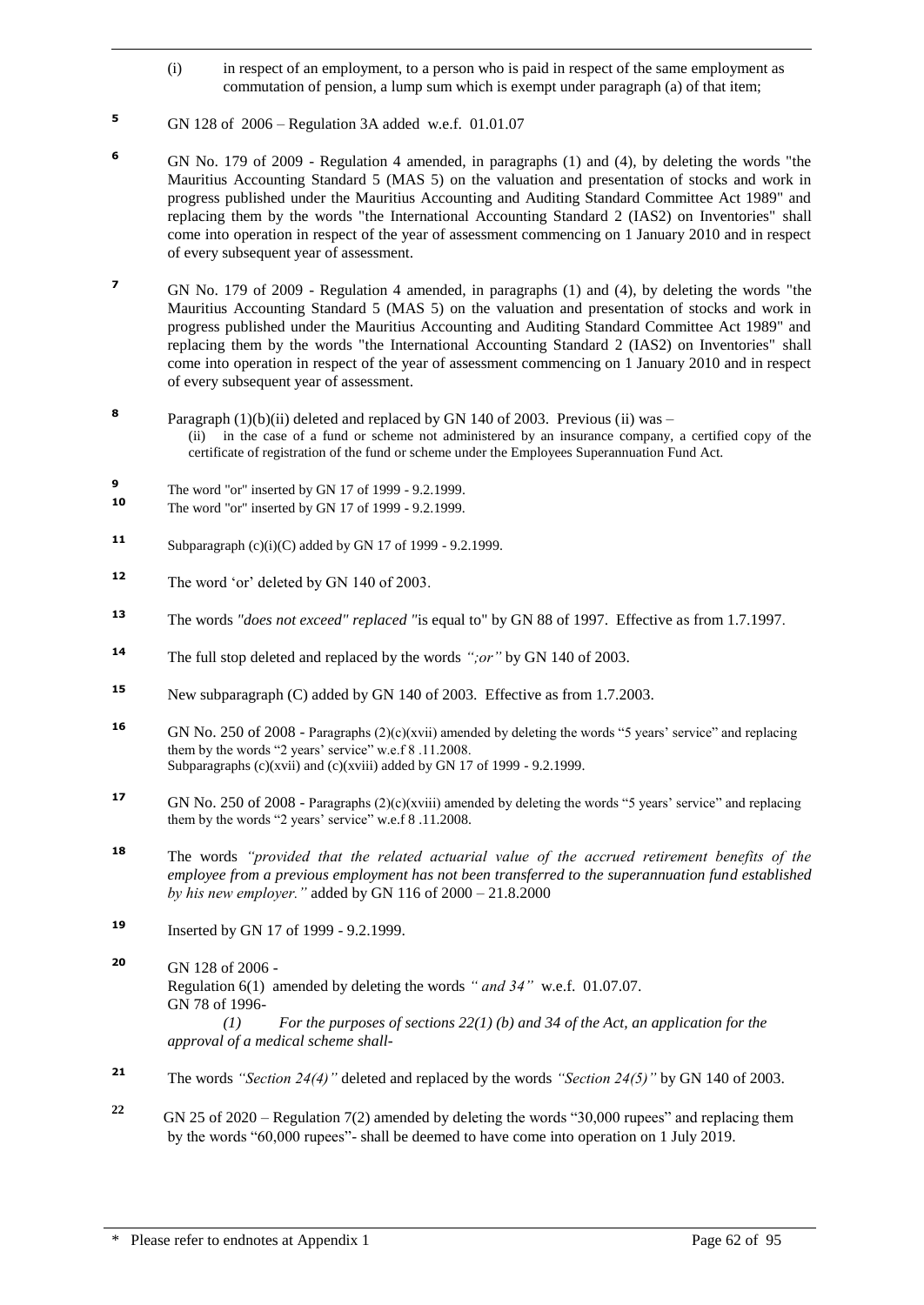(i) in respect of an employment, to a person who is paid in respect of the same employment as commutation of pension, a lump sum which is exempt under paragraph (a) of that item;

**5** GN 128 of 2006 – Regulation 3A added w.e.f. 01.01.07

**6** GN No. 179 of 2009 - Regulation 4 amended, in paragraphs (1) and (4), by deleting the words "the Mauritius Accounting Standard 5 (MAS 5) on the valuation and presentation of stocks and work in progress published under the Mauritius Accounting and Auditing Standard Committee Act 1989" and replacing them by the words "the International Accounting Standard 2 (IAS2) on Inventories" shall come into operation in respect of the year of assessment commencing on 1 January 2010 and in respect of every subsequent year of assessment.

**7** GN No. 179 of 2009 - Regulation 4 amended, in paragraphs (1) and (4), by deleting the words "the Mauritius Accounting Standard 5 (MAS 5) on the valuation and presentation of stocks and work in progress published under the Mauritius Accounting and Auditing Standard Committee Act 1989" and replacing them by the words "the International Accounting Standard 2 (IAS2) on Inventories" shall come into operation in respect of the year of assessment commencing on 1 January 2010 and in respect of every subsequent year of assessment.

**8** Paragraph (1)(b)(ii) deleted and replaced by GN 140 of 2003. Previous (ii) was –
(ii) in the case of a fund or scheme not administered by an insurance company, a certified copy of the certificate of registration of the fund or scheme under the Employees Superannuation Fund Act.

**9** The word "or" inserted by GN 17 of 1999 - 9.2.1999.

**10** The word "or" inserted by GN 17 of 1999 - 9.2.1999.

**11** Subparagraph (c)(i)(C) added by GN 17 of 1999 - 9.2.1999.

**12** The word 'or' deleted by GN 140 of 2003.

**13** The words *"does not exceed" replaced "*is equal to" by GN 88 of 1997. Effective as from 1.7.1997.

**14** The full stop deleted and replaced by the words *";or"* by GN 140 of 2003.

**15** New subparagraph (C) added by GN 140 of 2003. Effective as from 1.7.2003.

**16** GN No. 250 of 2008 - Paragraphs (2)(c)(xvii) amended by deleting the words "5 years' service" and replacing them by the words "2 years' service" w.e.f 8 .11.2008.
Subparagraphs (c)(xvii) and (c)(xviii) added by GN 17 of 1999 - 9.2.1999.

**17** GN No. 250 of 2008 - Paragraphs (2)(c)(xviii) amended by deleting the words "5 years' service" and replacing them by the words "2 years' service" w.e.f 8 .11.2008.

**18** The words *"provided that the related actuarial value of the accrued retirement benefits of the employee from a previous employment has not been transferred to the superannuation fund established by his new employer."* added by GN 116 of 2000 – 21.8.2000

**19** Inserted by GN 17 of 1999 - 9.2.1999.

**20** GN 128 of 2006 -
Regulation 6(1) amended by deleting the words *" and 34"* w.e.f. 01.07.07.
GN 78 of 1996-
*(1) For the purposes of sections 22(1) (b) and 34 of the Act, an application for the approval of a medical scheme shall-*

**21** The words *"Section 24(4)"* deleted and replaced by the words *"Section 24(5)"* by GN 140 of 2003.

**22** GN 25 of 2020 – Regulation 7(2) amended by deleting the words "30,000 rupees" and replacing them by the words "60,000 rupees"- shall be deemed to have come into operation on 1 July 2019.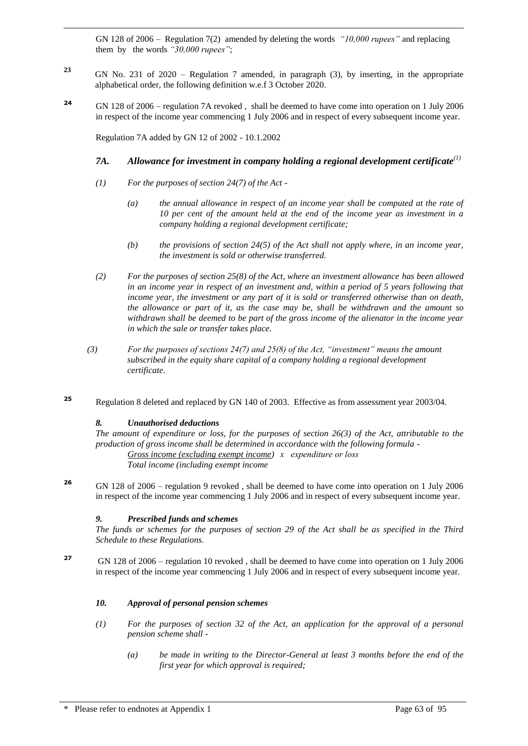GN 128 of 2006 – Regulation 7(2) amended by deleting the words *"10,000 rupees"* and replacing them by the words *"30,000 rupees"*;

**23** GN No. 231 of 2020 – Regulation 7 amended, in paragraph (3), by inserting, in the appropriate alphabetical order, the following definition w.e.f 3 October 2020.

**24** GN 128 of 2006 – regulation 7A revoked , shall be deemed to have come into operation on 1 July 2006 in respect of the income year commencing 1 July 2006 and in respect of every subsequent income year.

Regulation 7A added by GN 12 of 2002 - 10.1.2002

***7A. Allowance for investment in company holding a regional development certificate***(1)

*(1) For the purposes of section 24(7) of the Act -*

*(a) the annual allowance in respect of an income year shall be computed at the rate of 10 per cent of the amount held at the end of the income year as investment in a company holding a regional development certificate;*

*(b) the provisions of section 24(5) of the Act shall not apply where, in an income year, the investment is sold or otherwise transferred.*

*(2) For the purposes of section 25(8) of the Act, where an investment allowance has been allowed in an income year in respect of an investment and, within a period of 5 years following that income year, the investment or any part of it is sold or transferred otherwise than on death, the allowance or part of it, as the case may be, shall be withdrawn and the amount so withdrawn shall be deemed to be part of the gross income of the alienator in the income year in which the sale or transfer takes place.*

*(3) For the purposes of sections 24(7) and 25(8) of the Act, "investment" means the amount subscribed in the equity share capital of a company holding a regional development certificate.*

**25** Regulation 8 deleted and replaced by GN 140 of 2003. Effective as from assessment year 2003/04.

***8. Unauthorised deductions***

*The amount of expenditure or loss, for the purposes of section 26(3) of the Act, attributable to the production of gross income shall be determined in accordance with the following formula -*

*<u>Gross income (excluding exempt income)</u> x expenditure or loss*
*Total income (including exempt income*

**26** GN 128 of 2006 – regulation 9 revoked , shall be deemed to have come into operation on 1 July 2006 in respect of the income year commencing 1 July 2006 and in respect of every subsequent income year.

***9. Prescribed funds and schemes***

*The funds or schemes for the purposes of section 29 of the Act shall be as specified in the Third Schedule to these Regulations.*

**27** GN 128 of 2006 – regulation 10 revoked , shall be deemed to have come into operation on 1 July 2006 in respect of the income year commencing 1 July 2006 and in respect of every subsequent income year.

***10. Approval of personal pension schemes***

*(1) For the purposes of section 32 of the Act, an application for the approval of a personal pension scheme shall -*

*(a) be made in writing to the Director-General at least 3 months before the end of the first year for which approval is required;*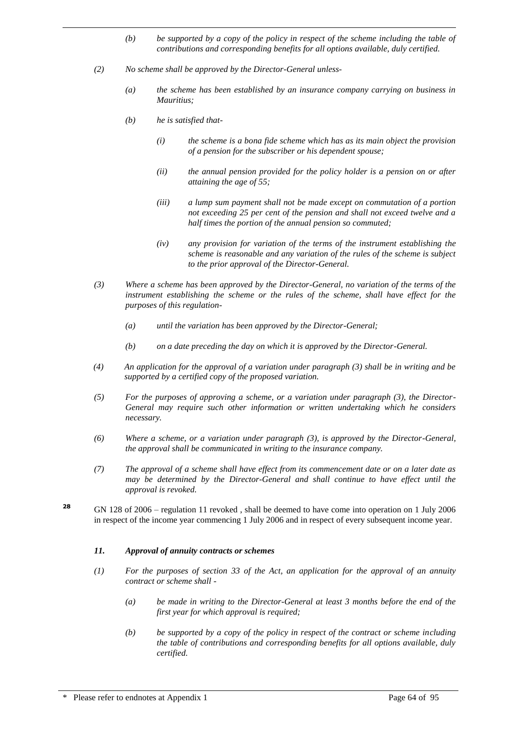*(b) be supported by a copy of the policy in respect of the scheme including the table of contributions and corresponding benefits for all options available, duly certified.*

*(2) No scheme shall be approved by the Director-General unless-*

*(a) the scheme has been established by an insurance company carrying on business in Mauritius;*

*(b) he is satisfied that-*

*(i) the scheme is a bona fide scheme which has as its main object the provision of a pension for the subscriber or his dependent spouse;*

*(ii) the annual pension provided for the policy holder is a pension on or after attaining the age of 55;*

*(iii) a lump sum payment shall not be made except on commutation of a portion not exceeding 25 per cent of the pension and shall not exceed twelve and a half times the portion of the annual pension so commuted;*

*(iv) any provision for variation of the terms of the instrument establishing the scheme is reasonable and any variation of the rules of the scheme is subject to the prior approval of the Director-General.*

*(3) Where a scheme has been approved by the Director-General, no variation of the terms of the instrument establishing the scheme or the rules of the scheme, shall have effect for the purposes of this regulation-*

*(a) until the variation has been approved by the Director-General;*

*(b) on a date preceding the day on which it is approved by the Director-General.*

*(4) An application for the approval of a variation under paragraph (3) shall be in writing and be supported by a certified copy of the proposed variation.*

*(5) For the purposes of approving a scheme, or a variation under paragraph (3), the Director-General may require such other information or written undertaking which he considers necessary.*

*(6) Where a scheme, or a variation under paragraph (3), is approved by the Director-General, the approval shall be communicated in writing to the insurance company.*

*(7) The approval of a scheme shall have effect from its commencement date or on a later date as may be determined by the Director-General and shall continue to have effect until the approval is revoked.*

**28** GN 128 of 2006 – regulation 11 revoked , shall be deemed to have come into operation on 1 July 2006 in respect of the income year commencing 1 July 2006 and in respect of every subsequent income year.

***11. Approval of annuity contracts or schemes***

*(1) For the purposes of section 33 of the Act, an application for the approval of an annuity contract or scheme shall -*

*(a) be made in writing to the Director-General at least 3 months before the end of the first year for which approval is required;*

*(b) be supported by a copy of the policy in respect of the contract or scheme including the table of contributions and corresponding benefits for all options available, duly certified.*

\* Please refer to endnotes at Appendix 1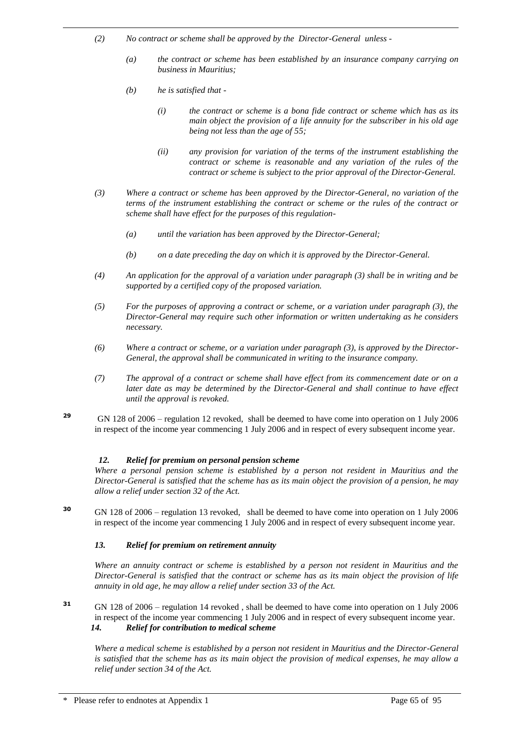*(2) No contract or scheme shall be approved by the Director-General unless -*

*(a) the contract or scheme has been established by an insurance company carrying on business in Mauritius;*

*(b) he is satisfied that -*

*(i) the contract or scheme is a bona fide contract or scheme which has as its main object the provision of a life annuity for the subscriber in his old age being not less than the age of 55;*

*(ii) any provision for variation of the terms of the instrument establishing the contract or scheme is reasonable and any variation of the rules of the contract or scheme is subject to the prior approval of the Director-General.*

*(3) Where a contract or scheme has been approved by the Director-General, no variation of the terms of the instrument establishing the contract or scheme or the rules of the contract or scheme shall have effect for the purposes of this regulation-*

*(a) until the variation has been approved by the Director-General;*

*(b) on a date preceding the day on which it is approved by the Director-General.*

*(4) An application for the approval of a variation under paragraph (3) shall be in writing and be supported by a certified copy of the proposed variation.*

*(5) For the purposes of approving a contract or scheme, or a variation under paragraph (3), the Director-General may require such other information or written undertaking as he considers necessary.*

*(6) Where a contract or scheme, or a variation under paragraph (3), is approved by the Director-General, the approval shall be communicated in writing to the insurance company.*

*(7) The approval of a contract or scheme shall have effect from its commencement date or on a later date as may be determined by the Director-General and shall continue to have effect until the approval is revoked.*

[29] GN 128 of 2006 – regulation 12 revoked, shall be deemed to have come into operation on 1 July 2006 in respect of the income year commencing 1 July 2006 and in respect of every subsequent income year.

***12. Relief for premium on personal pension scheme***

*Where a personal pension scheme is established by a person not resident in Mauritius and the Director-General is satisfied that the scheme has as its main object the provision of a pension, he may allow a relief under section 32 of the Act.*

[30] GN 128 of 2006 – regulation 13 revoked, shall be deemed to have come into operation on 1 July 2006 in respect of the income year commencing 1 July 2006 and in respect of every subsequent income year.

***13. Relief for premium on retirement annuity***

*Where an annuity contract or scheme is established by a person not resident in Mauritius and the Director-General is satisfied that the contract or scheme has as its main object the provision of life annuity in old age, he may allow a relief under section 33 of the Act.*

[31] GN 128 of 2006 – regulation 14 revoked , shall be deemed to have come into operation on 1 July 2006 in respect of the income year commencing 1 July 2006 and in respect of every subsequent income year.

***14. Relief for contribution to medical scheme***

*Where a medical scheme is established by a person not resident in Mauritius and the Director-General is satisfied that the scheme has as its main object the provision of medical expenses, he may allow a relief under section 34 of the Act.*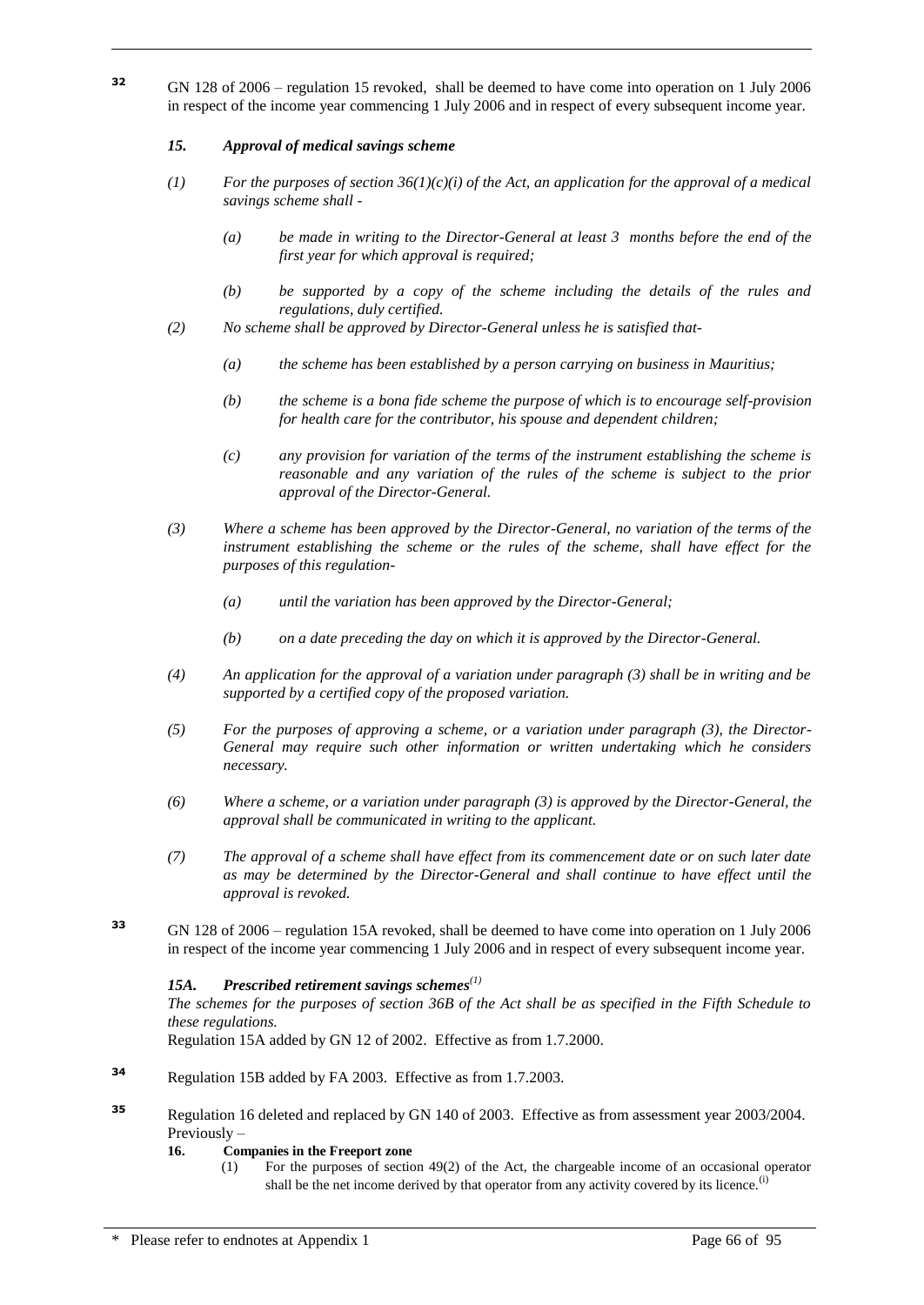32 GN 128 of 2006 – regulation 15 revoked, shall be deemed to have come into operation on 1 July 2006 in respect of the income year commencing 1 July 2006 and in respect of every subsequent income year.

***15. Approval of medical savings scheme***

*(1) For the purposes of section 36(1)(c)(i) of the Act, an application for the approval of a medical savings scheme shall -*

*(a) be made in writing to the Director-General at least 3 months before the end of the first year for which approval is required;*

*(b) be supported by a copy of the scheme including the details of the rules and regulations, duly certified.*

*(2) No scheme shall be approved by Director-General unless he is satisfied that-*

*(a) the scheme has been established by a person carrying on business in Mauritius;*

*(b) the scheme is a bona fide scheme the purpose of which is to encourage self-provision for health care for the contributor, his spouse and dependent children;*

*(c) any provision for variation of the terms of the instrument establishing the scheme is reasonable and any variation of the rules of the scheme is subject to the prior approval of the Director-General.*

*(3) Where a scheme has been approved by the Director-General, no variation of the terms of the instrument establishing the scheme or the rules of the scheme, shall have effect for the purposes of this regulation-*

*(a) until the variation has been approved by the Director-General;*

*(b) on a date preceding the day on which it is approved by the Director-General.*

*(4) An application for the approval of a variation under paragraph (3) shall be in writing and be supported by a certified copy of the proposed variation.*

*(5) For the purposes of approving a scheme, or a variation under paragraph (3), the Director-General may require such other information or written undertaking which he considers necessary.*

*(6) Where a scheme, or a variation under paragraph (3) is approved by the Director-General, the approval shall be communicated in writing to the applicant.*

*(7) The approval of a scheme shall have effect from its commencement date or on such later date as may be determined by the Director-General and shall continue to have effect until the approval is revoked.*

33 GN 128 of 2006 – regulation 15A revoked, shall be deemed to have come into operation on 1 July 2006 in respect of the income year commencing 1 July 2006 and in respect of every subsequent income year.

***15A. Prescribed retirement savings schemes***[(1)]

*The schemes for the purposes of section 36B of the Act shall be as specified in the Fifth Schedule to these regulations.*

Regulation 15A added by GN 12 of 2002. Effective as from 1.7.2000.

34 Regulation 15B added by FA 2003. Effective as from 1.7.2003.

35 Regulation 16 deleted and replaced by GN 140 of 2003. Effective as from assessment year 2003/2004. Previously –

**16. Companies in the Freeport zone**

(1) For the purposes of section 49(2) of the Act, the chargeable income of an occasional operator shall be the net income derived by that operator from any activity covered by its licence.[(i)]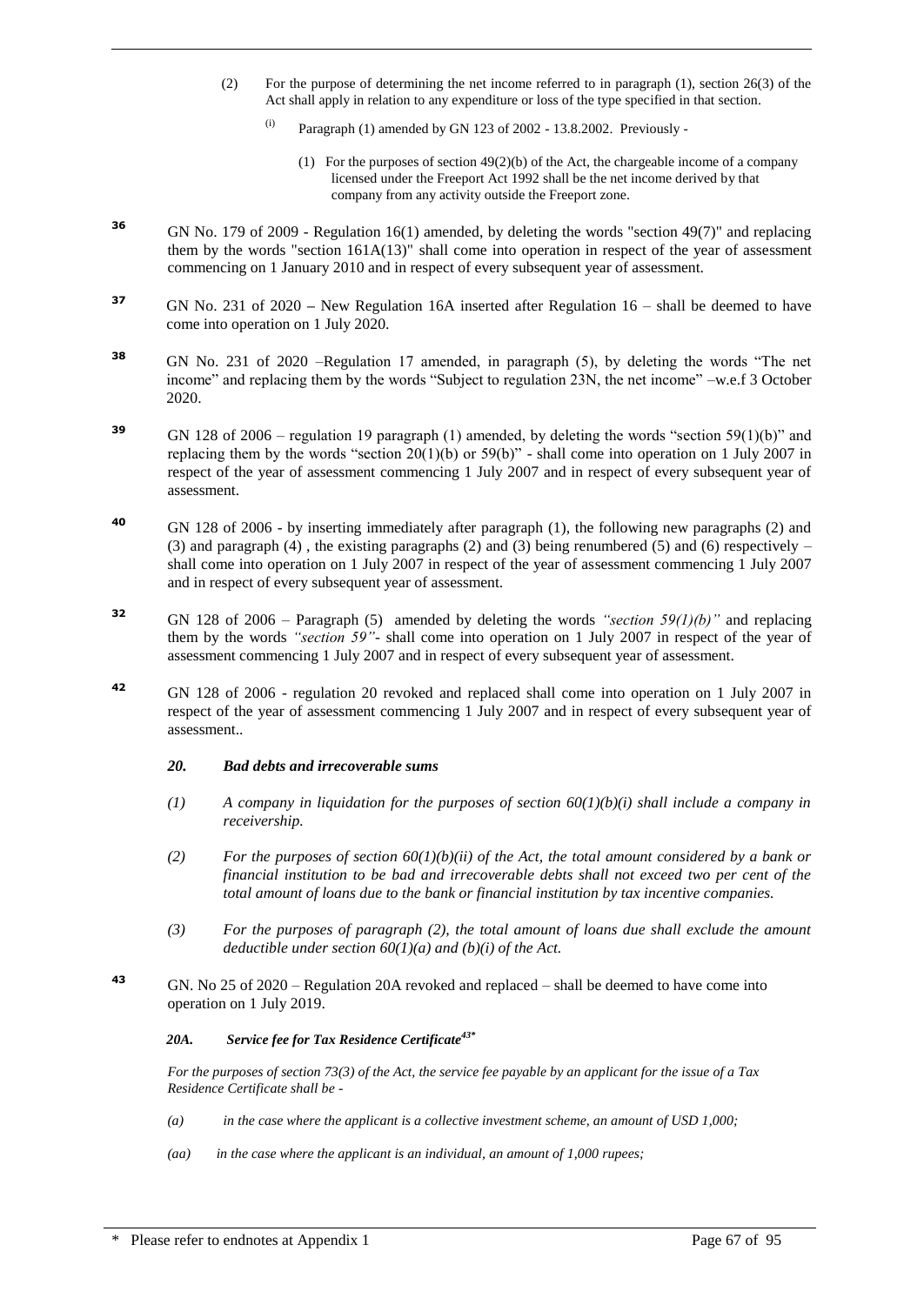(2) For the purpose of determining the net income referred to in paragraph (1), section 26(3) of the Act shall apply in relation to any expenditure or loss of the type specified in that section.

> (i) Paragraph (1) amended by GN 123 of 2002 - 13.8.2002. Previously -
>
> (1) For the purposes of section 49(2)(b) of the Act, the chargeable income of a company licensed under the Freeport Act 1992 shall be the net income derived by that company from any activity outside the Freeport zone.

**36** GN No. 179 of 2009 - Regulation 16(1) amended, by deleting the words "section 49(7)" and replacing them by the words "section 161A(13)" shall come into operation in respect of the year of assessment commencing on 1 January 2010 and in respect of every subsequent year of assessment.

**37** GN No. 231 of 2020 – New Regulation 16A inserted after Regulation 16 – shall be deemed to have come into operation on 1 July 2020.

**38** GN No. 231 of 2020 –Regulation 17 amended, in paragraph (5), by deleting the words "The net income" and replacing them by the words "Subject to regulation 23N, the net income" –w.e.f 3 October 2020.

**39** GN 128 of 2006 – regulation 19 paragraph (1) amended, by deleting the words "section 59(1)(b)" and replacing them by the words "section 20(1)(b) or 59(b)" - shall come into operation on 1 July 2007 in respect of the year of assessment commencing 1 July 2007 and in respect of every subsequent year of assessment.

**40** GN 128 of 2006 - by inserting immediately after paragraph (1), the following new paragraphs (2) and (3) and paragraph (4) , the existing paragraphs (2) and (3) being renumbered (5) and (6) respectively – shall come into operation on 1 July 2007 in respect of the year of assessment commencing 1 July 2007 and in respect of every subsequent year of assessment.

**32** GN 128 of 2006 – Paragraph (5) amended by deleting the words *"section 59(1)(b)"* and replacing them by the words *"section 59"*- shall come into operation on 1 July 2007 in respect of the year of assessment commencing 1 July 2007 and in respect of every subsequent year of assessment.

**42** GN 128 of 2006 - regulation 20 revoked and replaced shall come into operation on 1 July 2007 in respect of the year of assessment commencing 1 July 2007 and in respect of every subsequent year of assessment..

***20. Bad debts and irrecoverable sums***

*(1) A company in liquidation for the purposes of section 60(1)(b)(i) shall include a company in receivership.*

*(2) For the purposes of section 60(1)(b)(ii) of the Act, the total amount considered by a bank or financial institution to be bad and irrecoverable debts shall not exceed two per cent of the total amount of loans due to the bank or financial institution by tax incentive companies.*

*(3) For the purposes of paragraph (2), the total amount of loans due shall exclude the amount deductible under section 60(1)(a) and (b)(i) of the Act.*

**43** GN. No 25 of 2020 – Regulation 20A revoked and replaced – shall be deemed to have come into operation on 1 July 2019.

***20A. Service fee for Tax Residence Certificate[43*]***

*For the purposes of section 73(3) of the Act, the service fee payable by an applicant for the issue of a Tax Residence Certificate shall be -*

*(a) in the case where the applicant is a collective investment scheme, an amount of USD 1,000;*

*(aa) in the case where the applicant is an individual, an amount of 1,000 rupees;*

\* Please refer to endnotes at Appendix 1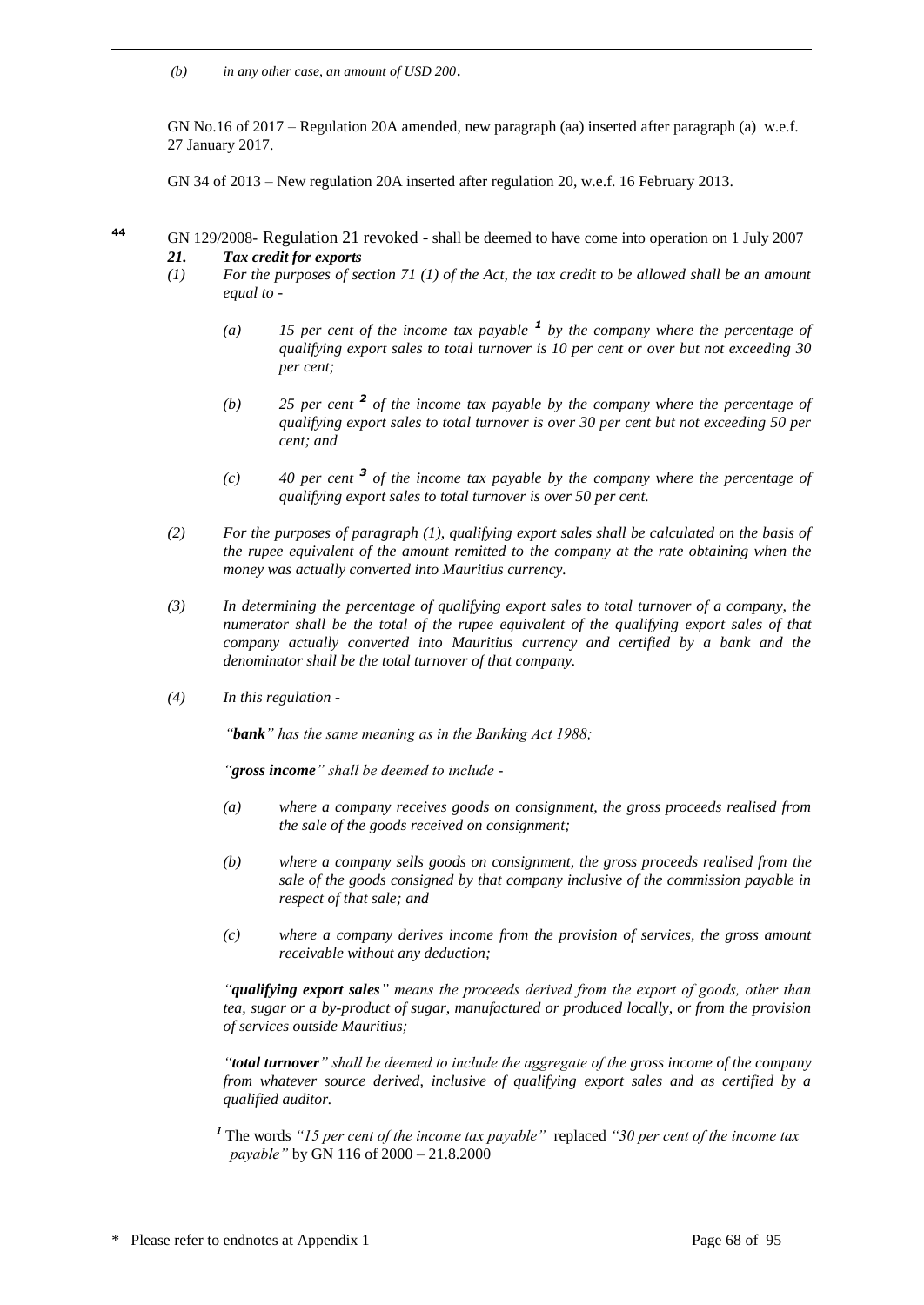*(b) in any other case, an amount of USD 200*.

GN No.16 of 2017 – Regulation 20A amended, new paragraph (aa) inserted after paragraph (a) w.e.f. 27 January 2017.

GN 34 of 2013 – New regulation 20A inserted after regulation 20, w.e.f. 16 February 2013.

[44] GN 129/2008- Regulation 21 revoked - shall be deemed to have come into operation on 1 July 2007

***21. Tax credit for exports***

*(1) For the purposes of section 71 (1) of the Act, the tax credit to be allowed shall be an amount equal to -*

*(a) 15 per cent of the income tax payable* [1] *by the company where the percentage of qualifying export sales to total turnover is 10 per cent or over but not exceeding 30 per cent;*

*(b) 25 per cent* [2] *of the income tax payable by the company where the percentage of qualifying export sales to total turnover is over 30 per cent but not exceeding 50 per cent; and*

*(c) 40 per cent* [3] *of the income tax payable by the company where the percentage of qualifying export sales to total turnover is over 50 per cent.*

*(2) For the purposes of paragraph (1), qualifying export sales shall be calculated on the basis of the rupee equivalent of the amount remitted to the company at the rate obtaining when the money was actually converted into Mauritius currency.*

*(3) In determining the percentage of qualifying export sales to total turnover of a company, the numerator shall be the total of the rupee equivalent of the qualifying export sales of that company actually converted into Mauritius currency and certified by a bank and the denominator shall be the total turnover of that company.*

*(4) In this regulation -*

*"**bank**" has the same meaning as in the Banking Act 1988;*

*"**gross income**" shall be deemed to include -*

*(a) where a company receives goods on consignment, the gross proceeds realised from the sale of the goods received on consignment;*

*(b) where a company sells goods on consignment, the gross proceeds realised from the sale of the goods consigned by that company inclusive of the commission payable in respect of that sale; and*

*(c) where a company derives income from the provision of services, the gross amount receivable without any deduction;*

*"**qualifying export sales**" means the proceeds derived from the export of goods, other than tea, sugar or a by-product of sugar, manufactured or produced locally, or from the provision of services outside Mauritius;*

*"**total turnover**" shall be deemed to include the aggregate of the gross income of the company from whatever source derived, inclusive of qualifying export sales and as certified by a qualified auditor.*

[1] The words *"15 per cent of the income tax payable"* replaced *"30 per cent of the income tax payable"* by GN 116 of 2000 – 21.8.2000

\* Please refer to endnotes at Appendix 1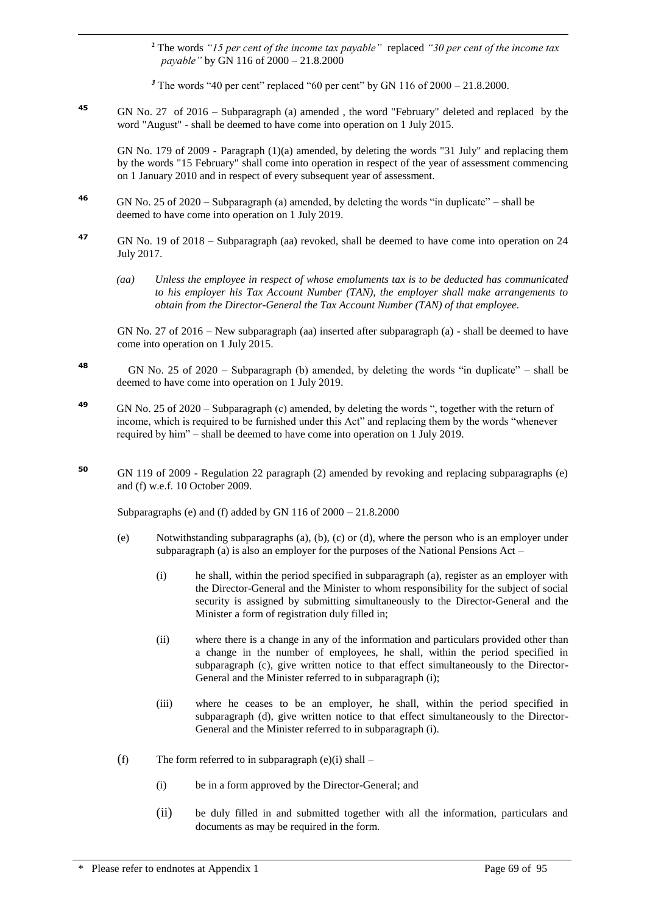[2] The words *"15 per cent of the income tax payable"* replaced *"30 per cent of the income tax payable"* by GN 116 of 2000 – 21.8.2000

[3] The words "40 per cent" replaced "60 per cent" by GN 116 of 2000 – 21.8.2000.

**45** GN No. 27 of 2016 – Subparagraph (a) amended , the word "February" deleted and replaced by the word "August" - shall be deemed to have come into operation on 1 July 2015.

GN No. 179 of 2009 - Paragraph (1)(a) amended, by deleting the words "31 July" and replacing them by the words "15 February" shall come into operation in respect of the year of assessment commencing on 1 January 2010 and in respect of every subsequent year of assessment.

**46** GN No. 25 of 2020 – Subparagraph (a) amended, by deleting the words "in duplicate" – shall be deemed to have come into operation on 1 July 2019.

**47** GN No. 19 of 2018 – Subparagraph (aa) revoked, shall be deemed to have come into operation on 24 July 2017.

*(aa) Unless the employee in respect of whose emoluments tax is to be deducted has communicated to his employer his Tax Account Number (TAN), the employer shall make arrangements to obtain from the Director-General the Tax Account Number (TAN) of that employee.*

GN No. 27 of 2016 – New subparagraph (aa) inserted after subparagraph (a) - shall be deemed to have come into operation on 1 July 2015.

**48** GN No. 25 of 2020 – Subparagraph (b) amended, by deleting the words "in duplicate" – shall be deemed to have come into operation on 1 July 2019.

**49** GN No. 25 of 2020 – Subparagraph (c) amended, by deleting the words ", together with the return of income, which is required to be furnished under this Act" and replacing them by the words "whenever required by him" – shall be deemed to have come into operation on 1 July 2019.

**50** GN 119 of 2009 - Regulation 22 paragraph (2) amended by revoking and replacing subparagraphs (e) and (f) w.e.f. 10 October 2009.

Subparagraphs (e) and (f) added by GN 116 of 2000 – 21.8.2000

(e) Notwithstanding subparagraphs (a), (b), (c) or (d), where the person who is an employer under subparagraph (a) is also an employer for the purposes of the National Pensions Act –

(i) he shall, within the period specified in subparagraph (a), register as an employer with the Director-General and the Minister to whom responsibility for the subject of social security is assigned by submitting simultaneously to the Director-General and the Minister a form of registration duly filled in;

(ii) where there is a change in any of the information and particulars provided other than a change in the number of employees, he shall, within the period specified in subparagraph (c), give written notice to that effect simultaneously to the Director-General and the Minister referred to in subparagraph (i);

(iii) where he ceases to be an employer, he shall, within the period specified in subparagraph (d), give written notice to that effect simultaneously to the Director-General and the Minister referred to in subparagraph (i).

(f) The form referred to in subparagraph (e)(i) shall –

(i) be in a form approved by the Director-General; and

(ii) be duly filled in and submitted together with all the information, particulars and documents as may be required in the form.

\* Please refer to endnotes at Appendix 1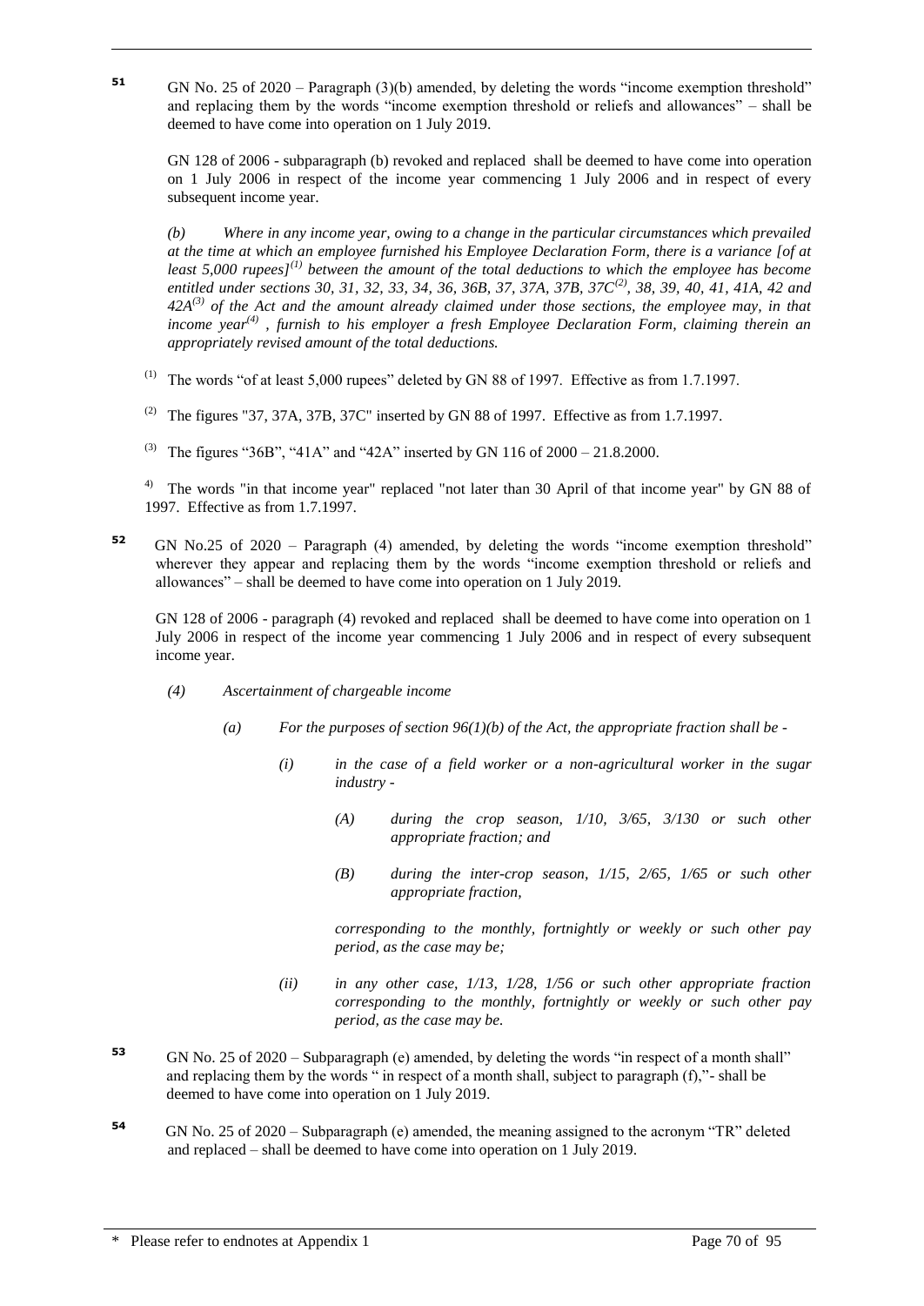**51** GN No. 25 of 2020 – Paragraph (3)(b) amended, by deleting the words "income exemption threshold" and replacing them by the words "income exemption threshold or reliefs and allowances" – shall be deemed to have come into operation on 1 July 2019.

GN 128 of 2006 - subparagraph (b) revoked and replaced shall be deemed to have come into operation on 1 July 2006 in respect of the income year commencing 1 July 2006 and in respect of every subsequent income year.

*(b) Where in any income year, owing to a change in the particular circumstances which prevailed at the time at which an employee furnished his Employee Declaration Form, there is a variance [of at least 5,000 rupees][(1)] between the amount of the total deductions to which the employee has become entitled under sections 30, 31, 32, 33, 34, 36, 36B, 37, 37A, 37B, 37C[(2)], 38, 39, 40, 41, 41A, 42 and 42A[(3)] of the Act and the amount already claimed under those sections, the employee may, in that income year[(4)], furnish to his employer a fresh Employee Declaration Form, claiming therein an appropriately revised amount of the total deductions.*

(1) The words "of at least 5,000 rupees" deleted by GN 88 of 1997. Effective as from 1.7.1997.

(2) The figures "37, 37A, 37B, 37C" inserted by GN 88 of 1997. Effective as from 1.7.1997.

(3) The figures "36B", "41A" and "42A" inserted by GN 116 of 2000 – 21.8.2000.

4) The words "in that income year" replaced "not later than 30 April of that income year" by GN 88 of 1997. Effective as from 1.7.1997.

**52** GN No.25 of 2020 – Paragraph (4) amended, by deleting the words "income exemption threshold" wherever they appear and replacing them by the words "income exemption threshold or reliefs and allowances" – shall be deemed to have come into operation on 1 July 2019.

GN 128 of 2006 - paragraph (4) revoked and replaced shall be deemed to have come into operation on 1 July 2006 in respect of the income year commencing 1 July 2006 and in respect of every subsequent income year.

*(4) Ascertainment of chargeable income*

*(a) For the purposes of section 96(1)(b) of the Act, the appropriate fraction shall be -*

*(i) in the case of a field worker or a non-agricultural worker in the sugar industry -*

*(A) during the crop season, 1/10, 3/65, 3/130 or such other appropriate fraction; and*

*(B) during the inter-crop season, 1/15, 2/65, 1/65 or such other appropriate fraction,*

*corresponding to the monthly, fortnightly or weekly or such other pay period, as the case may be;*

*(ii) in any other case, 1/13, 1/28, 1/56 or such other appropriate fraction corresponding to the monthly, fortnightly or weekly or such other pay period, as the case may be.*

**53** GN No. 25 of 2020 – Subparagraph (e) amended, by deleting the words "in respect of a month shall" and replacing them by the words " in respect of a month shall, subject to paragraph (f),"- shall be deemed to have come into operation on 1 July 2019.

**54** GN No. 25 of 2020 – Subparagraph (e) amended, the meaning assigned to the acronym "TR" deleted and replaced – shall be deemed to have come into operation on 1 July 2019.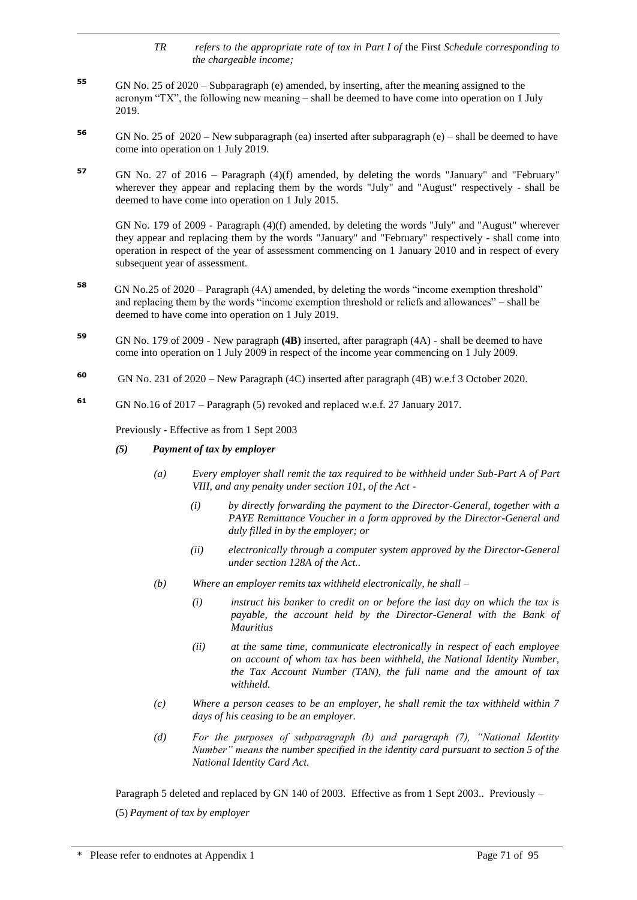*TR* *refers to the appropriate rate of tax in Part I of* the First *Schedule corresponding to the chargeable income;*

**55** GN No. 25 of 2020 – Subparagraph (e) amended, by inserting, after the meaning assigned to the acronym "TX", the following new meaning – shall be deemed to have come into operation on 1 July 2019.

**56** GN No. 25 of 2020 – New subparagraph (ea) inserted after subparagraph (e) – shall be deemed to have come into operation on 1 July 2019.

**57** GN No. 27 of 2016 – Paragraph (4)(f) amended, by deleting the words "January" and "February" wherever they appear and replacing them by the words "July" and "August" respectively - shall be deemed to have come into operation on 1 July 2015.

GN No. 179 of 2009 - Paragraph (4)(f) amended, by deleting the words "July" and "August" wherever they appear and replacing them by the words "January" and "February" respectively - shall come into operation in respect of the year of assessment commencing on 1 January 2010 and in respect of every subsequent year of assessment.

**58** GN No.25 of 2020 – Paragraph (4A) amended, by deleting the words "income exemption threshold" and replacing them by the words "income exemption threshold or reliefs and allowances" – shall be deemed to have come into operation on 1 July 2019.

**59** GN No. 179 of 2009 - New paragraph **(4B)** inserted, after paragraph (4A) - shall be deemed to have come into operation on 1 July 2009 in respect of the income year commencing on 1 July 2009.

**60** GN No. 231 of 2020 – New Paragraph (4C) inserted after paragraph (4B) w.e.f 3 October 2020.

**61** GN No.16 of 2017 – Paragraph (5) revoked and replaced w.e.f. 27 January 2017.

Previously - Effective as from 1 Sept 2003

***(5) Payment of tax by employer***

*(a) Every employer shall remit the tax required to be withheld under Sub-Part A of Part VIII, and any penalty under section 101, of the Act -*

*(i) by directly forwarding the payment to the Director-General, together with a PAYE Remittance Voucher in a form approved by the Director-General and duly filled in by the employer; or*

*(ii) electronically through a computer system approved by the Director-General under section 128A of the Act..*

*(b) Where an employer remits tax withheld electronically, he shall –*

*(i) instruct his banker to credit on or before the last day on which the tax is payable, the account held by the Director-General with the Bank of Mauritius*

*(ii) at the same time, communicate electronically in respect of each employee on account of whom tax has been withheld, the National Identity Number, the Tax Account Number (TAN), the full name and the amount of tax withheld.*

*(c) Where a person ceases to be an employer, he shall remit the tax withheld within 7 days of his ceasing to be an employer.*

*(d) For the purposes of subparagraph (b) and paragraph (7), "National Identity Number" means the number specified in the identity card pursuant to section 5 of the National Identity Card Act.*

Paragraph 5 deleted and replaced by GN 140 of 2003. Effective as from 1 Sept 2003.. Previously –

(5) *Payment of tax by employer*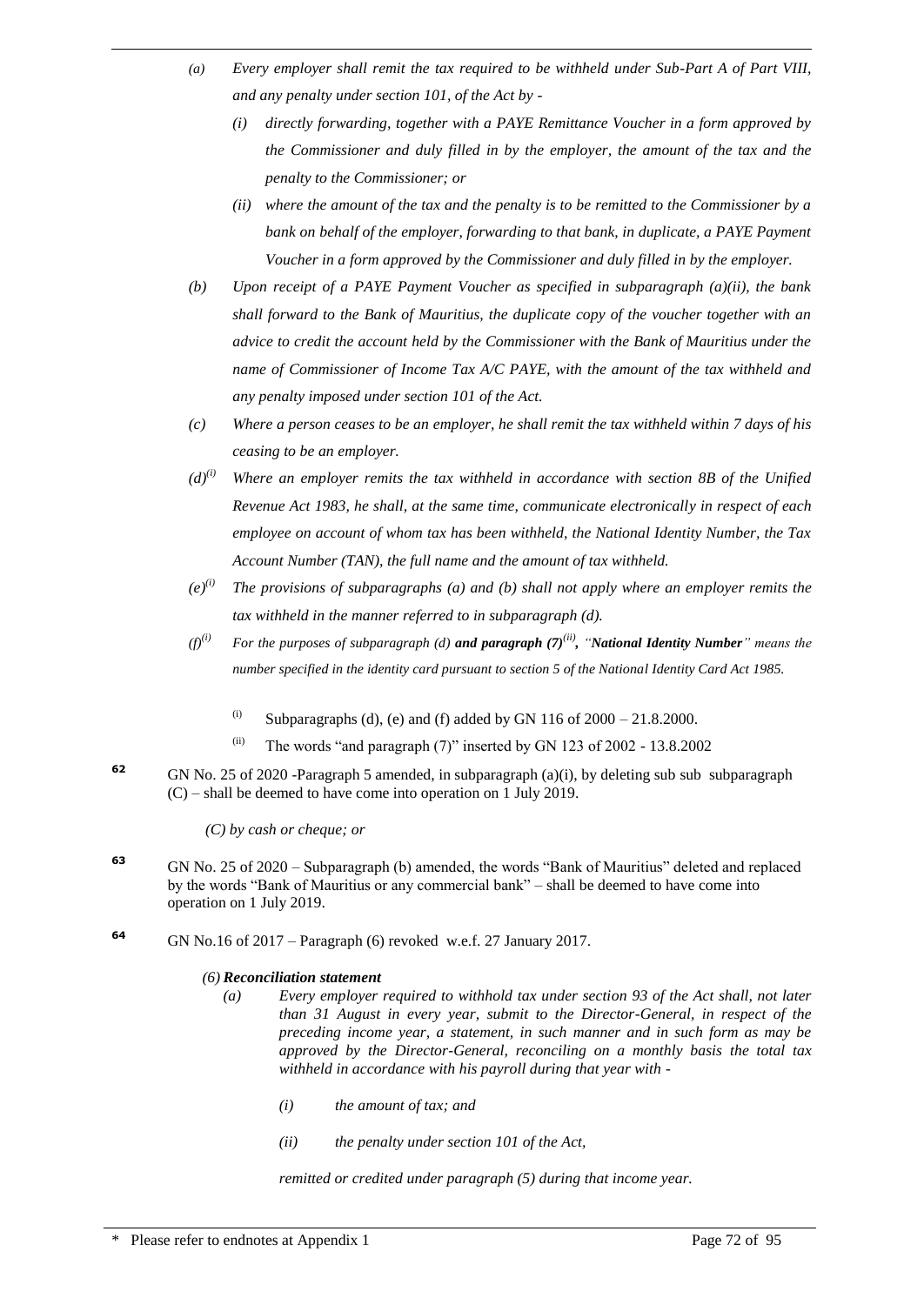*(a) Every employer shall remit the tax required to be withheld under Sub-Part A of Part VIII, and any penalty under section 101, of the Act by -*

*(i) directly forwarding, together with a PAYE Remittance Voucher in a form approved by the Commissioner and duly filled in by the employer, the amount of the tax and the penalty to the Commissioner; or*

*(ii) where the amount of the tax and the penalty is to be remitted to the Commissioner by a bank on behalf of the employer, forwarding to that bank, in duplicate, a PAYE Payment Voucher in a form approved by the Commissioner and duly filled in by the employer.*

*(b) Upon receipt of a PAYE Payment Voucher as specified in subparagraph (a)(ii), the bank shall forward to the Bank of Mauritius, the duplicate copy of the voucher together with an advice to credit the account held by the Commissioner with the Bank of Mauritius under the name of Commissioner of Income Tax A/C PAYE, with the amount of the tax withheld and any penalty imposed under section 101 of the Act.*

*(c) Where a person ceases to be an employer, he shall remit the tax withheld within 7 days of his ceasing to be an employer.*

*(d)[(i)] Where an employer remits the tax withheld in accordance with section 8B of the Unified Revenue Act 1983, he shall, at the same time, communicate electronically in respect of each employee on account of whom tax has been withheld, the National Identity Number, the Tax Account Number (TAN), the full name and the amount of tax withheld.*

*(e)[(i)] The provisions of subparagraphs (a) and (b) shall not apply where an employer remits the tax withheld in the manner referred to in subparagraph (d).*

*(f)[(i)] For the purposes of subparagraph (d)* ***and paragraph (7)[(ii)]****, "****National Identity Number****" means the number specified in the identity card pursuant to section 5 of the National Identity Card Act 1985.*

(i) Subparagraphs (d), (e) and (f) added by GN 116 of 2000 – 21.8.2000.

(ii) The words "and paragraph (7)" inserted by GN 123 of 2002 - 13.8.2002

**62** GN No. 25 of 2020 -Paragraph 5 amended, in subparagraph (a)(i), by deleting sub sub subparagraph (C) – shall be deemed to have come into operation on 1 July 2019.

*(C) by cash or cheque; or*

**63** GN No. 25 of 2020 – Subparagraph (b) amended, the words "Bank of Mauritius" deleted and replaced by the words "Bank of Mauritius or any commercial bank" – shall be deemed to have come into operation on 1 July 2019.

**64** GN No.16 of 2017 – Paragraph (6) revoked w.e.f. 27 January 2017.

*(6)* ***Reconciliation statement***

*(a) Every employer required to withhold tax under section 93 of the Act shall, not later than 31 August in every year, submit to the Director-General, in respect of the preceding income year, a statement, in such manner and in such form as may be approved by the Director-General, reconciling on a monthly basis the total tax withheld in accordance with his payroll during that year with -*

*(i) the amount of tax; and*

*(ii) the penalty under section 101 of the Act,*

*remitted or credited under paragraph (5) during that income year.*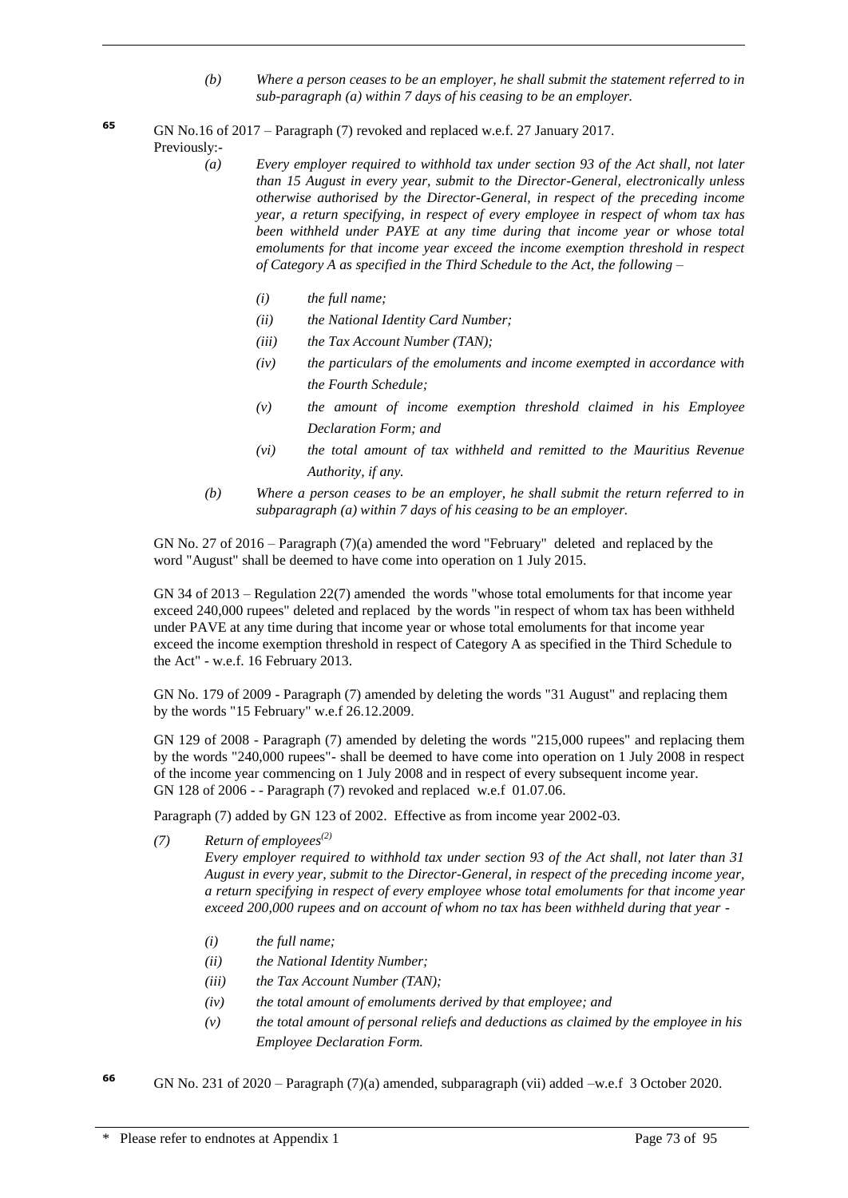*(b) Where a person ceases to be an employer, he shall submit the statement referred to in sub-paragraph (a) within 7 days of his ceasing to be an employer.*

**65** GN No.16 of 2017 – Paragraph (7) revoked and replaced w.e.f. 27 January 2017.

Previously:-

*(a) Every employer required to withhold tax under section 93 of the Act shall, not later than 15 August in every year, submit to the Director-General, electronically unless otherwise authorised by the Director-General, in respect of the preceding income year, a return specifying, in respect of every employee in respect of whom tax has been withheld under PAYE at any time during that income year or whose total emoluments for that income year exceed the income exemption threshold in respect of Category A as specified in the Third Schedule to the Act, the following –*

- *(i) the full name;*
- *(ii) the National Identity Card Number;*
- *(iii) the Tax Account Number (TAN);*
- *(iv) the particulars of the emoluments and income exempted in accordance with the Fourth Schedule;*
- *(v) the amount of income exemption threshold claimed in his Employee Declaration Form; and*
- *(vi) the total amount of tax withheld and remitted to the Mauritius Revenue Authority, if any.*

*(b) Where a person ceases to be an employer, he shall submit the return referred to in subparagraph (a) within 7 days of his ceasing to be an employer.*

GN No. 27 of 2016 – Paragraph (7)(a) amended the word "February" deleted and replaced by the word "August" shall be deemed to have come into operation on 1 July 2015.

GN 34 of 2013 – Regulation 22(7) amended the words "whose total emoluments for that income year exceed 240,000 rupees" deleted and replaced by the words "in respect of whom tax has been withheld under PAVE at any time during that income year or whose total emoluments for that income year exceed the income exemption threshold in respect of Category A as specified in the Third Schedule to the Act" - w.e.f. 16 February 2013.

GN No. 179 of 2009 - Paragraph (7) amended by deleting the words "31 August" and replacing them by the words "15 February" w.e.f 26.12.2009.

GN 129 of 2008 - Paragraph (7) amended by deleting the words "215,000 rupees" and replacing them by the words "240,000 rupees"- shall be deemed to have come into operation on 1 July 2008 in respect of the income year commencing on 1 July 2008 and in respect of every subsequent income year.
GN 128 of 2006 - - Paragraph (7) revoked and replaced w.e.f 01.07.06.

Paragraph (7) added by GN 123 of 2002. Effective as from income year 2002-03.

*(7) Return of employees[2]*

*Every employer required to withhold tax under section 93 of the Act shall, not later than 31 August in every year, submit to the Director-General, in respect of the preceding income year, a return specifying in respect of every employee whose total emoluments for that income year exceed 200,000 rupees and on account of whom no tax has been withheld during that year -*

- *(i) the full name;*
- *(ii) the National Identity Number;*
- *(iii) the Tax Account Number (TAN);*
- *(iv) the total amount of emoluments derived by that employee; and*
- *(v) the total amount of personal reliefs and deductions as claimed by the employee in his Employee Declaration Form.*

**66** GN No. 231 of 2020 – Paragraph (7)(a) amended, subparagraph (vii) added –w.e.f 3 October 2020.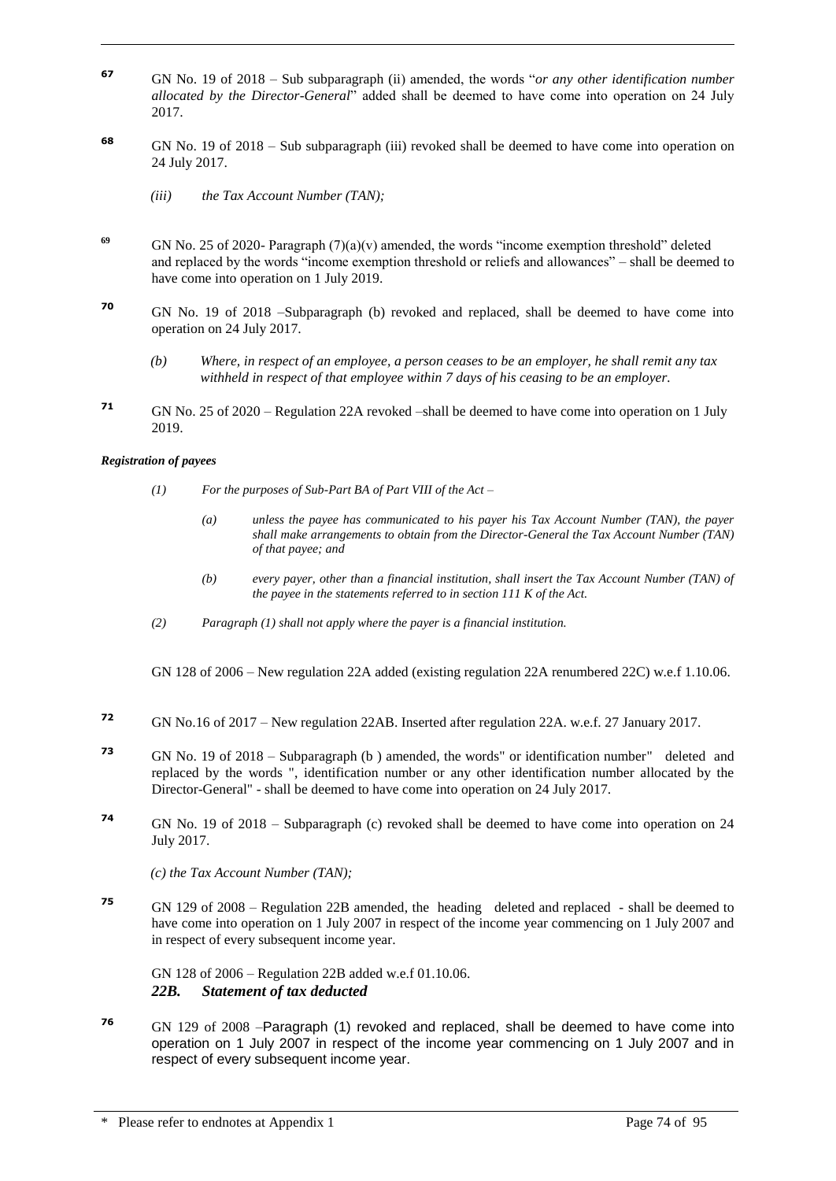[67] GN No. 19 of 2018 – Sub subparagraph (ii) amended, the words "*or any other identification number allocated by the Director-General*" added shall be deemed to have come into operation on 24 July 2017.

[68] GN No. 19 of 2018 – Sub subparagraph (iii) revoked shall be deemed to have come into operation on 24 July 2017.

*(iii) the Tax Account Number (TAN);*

[69] GN No. 25 of 2020- Paragraph (7)(a)(v) amended, the words "income exemption threshold" deleted and replaced by the words "income exemption threshold or reliefs and allowances" – shall be deemed to have come into operation on 1 July 2019.

[70] GN No. 19 of 2018 –Subparagraph (b) revoked and replaced, shall be deemed to have come into operation on 24 July 2017.

*(b) Where, in respect of an employee, a person ceases to be an employer, he shall remit any tax withheld in respect of that employee within 7 days of his ceasing to be an employer.*

[71] GN No. 25 of 2020 – Regulation 22A revoked –shall be deemed to have come into operation on 1 July 2019.

***Registration of payees***

*(1) For the purposes of Sub-Part BA of Part VIII of the Act –*

*(a) unless the payee has communicated to his payer his Tax Account Number (TAN), the payer shall make arrangements to obtain from the Director-General the Tax Account Number (TAN) of that payee; and*

*(b) every payer, other than a financial institution, shall insert the Tax Account Number (TAN) of the payee in the statements referred to in section 111 K of the Act.*

*(2) Paragraph (1) shall not apply where the payer is a financial institution.*

GN 128 of 2006 – New regulation 22A added (existing regulation 22A renumbered 22C) w.e.f 1.10.06.

[72] GN No.16 of 2017 – New regulation 22AB. Inserted after regulation 22A. w.e.f. 27 January 2017.

[73] GN No. 19 of 2018 – Subparagraph (b ) amended, the words" or identification number" deleted and replaced by the words ", identification number or any other identification number allocated by the Director-General" - shall be deemed to have come into operation on 24 July 2017.

[74] GN No. 19 of 2018 – Subparagraph (c) revoked shall be deemed to have come into operation on 24 July 2017.

*(c) the Tax Account Number (TAN);*

[75] GN 129 of 2008 – Regulation 22B amended, the heading deleted and replaced - shall be deemed to have come into operation on 1 July 2007 in respect of the income year commencing on 1 July 2007 and in respect of every subsequent income year.

GN 128 of 2006 – Regulation 22B added w.e.f 01.10.06.

***22B. Statement of tax deducted***

[76] GN 129 of 2008 –Paragraph (1) revoked and replaced, shall be deemed to have come into operation on 1 July 2007 in respect of the income year commencing on 1 July 2007 and in respect of every subsequent income year.

\* Please refer to endnotes at Appendix 1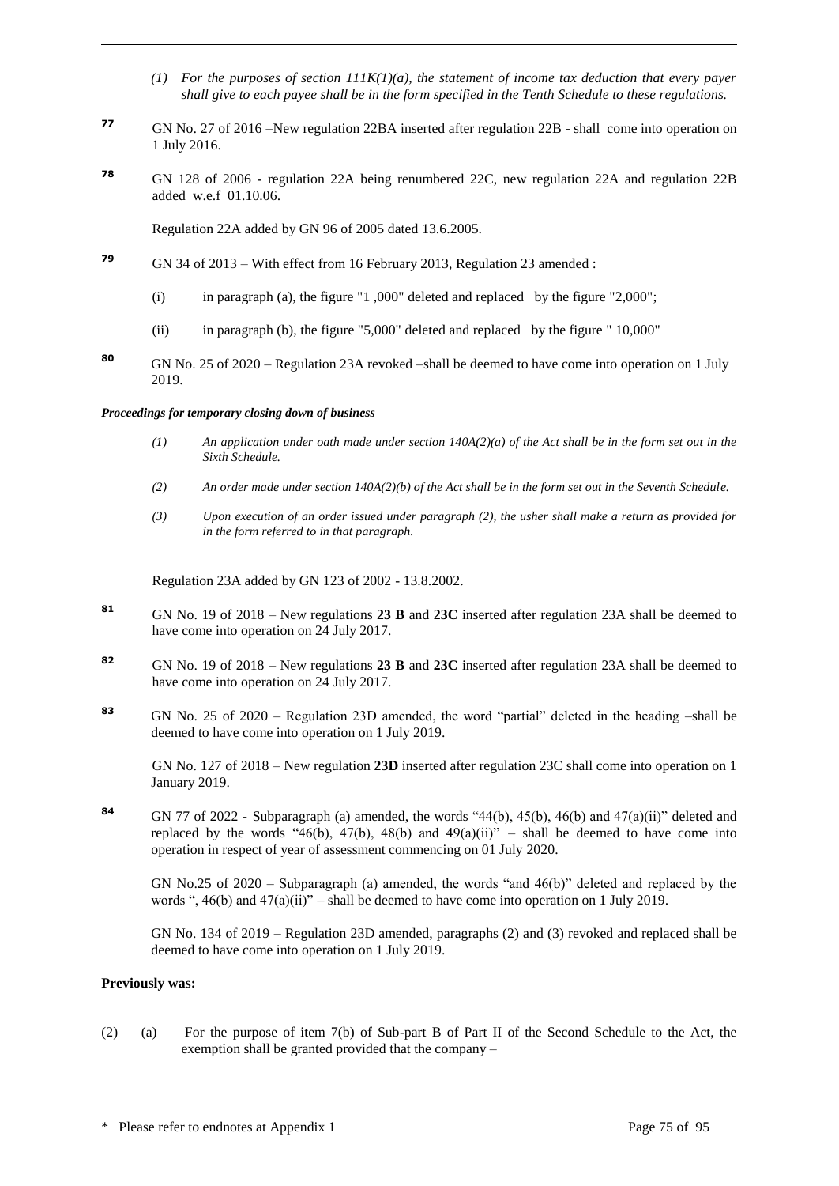*(1) For the purposes of section 111K(1)(a), the statement of income tax deduction that every payer shall give to each payee shall be in the form specified in the Tenth Schedule to these regulations.*

**77** GN No. 27 of 2016 –New regulation 22BA inserted after regulation 22B - shall come into operation on 1 July 2016.

**78** GN 128 of 2006 - regulation 22A being renumbered 22C, new regulation 22A and regulation 22B added w.e.f 01.10.06.

Regulation 22A added by GN 96 of 2005 dated 13.6.2005.

**79** GN 34 of 2013 – With effect from 16 February 2013, Regulation 23 amended :

(i) in paragraph (a), the figure "1 ,000" deleted and replaced by the figure "2,000";

(ii) in paragraph (b), the figure "5,000" deleted and replaced by the figure " 10,000"

**80** GN No. 25 of 2020 – Regulation 23A revoked –shall be deemed to have come into operation on 1 July 2019.

***Proceedings for temporary closing down of business***

*(1) An application under oath made under section 140A(2)(a) of the Act shall be in the form set out in the Sixth Schedule.*

*(2) An order made under section 140A(2)(b) of the Act shall be in the form set out in the Seventh Schedule.*

*(3) Upon execution of an order issued under paragraph (2), the usher shall make a return as provided for in the form referred to in that paragraph.*

Regulation 23A added by GN 123 of 2002 - 13.8.2002.

**81** GN No. 19 of 2018 – New regulations **23 B** and **23C** inserted after regulation 23A shall be deemed to have come into operation on 24 July 2017.

**82** GN No. 19 of 2018 – New regulations **23 B** and **23C** inserted after regulation 23A shall be deemed to have come into operation on 24 July 2017.

**83** GN No. 25 of 2020 – Regulation 23D amended, the word "partial" deleted in the heading –shall be deemed to have come into operation on 1 July 2019.

GN No. 127 of 2018 – New regulation **23D** inserted after regulation 23C shall come into operation on 1 January 2019.

**84** GN 77 of 2022 - Subparagraph (a) amended, the words "44(b), 45(b), 46(b) and 47(a)(ii)" deleted and replaced by the words "46(b), 47(b), 48(b) and 49(a)(ii)" – shall be deemed to have come into operation in respect of year of assessment commencing on 01 July 2020.

GN No.25 of 2020 – Subparagraph (a) amended, the words "and 46(b)" deleted and replaced by the words ", 46(b) and 47(a)(ii)" – shall be deemed to have come into operation on 1 July 2019.

GN No. 134 of 2019 – Regulation 23D amended, paragraphs (2) and (3) revoked and replaced shall be deemed to have come into operation on 1 July 2019.

**Previously was:**

(2) (a) For the purpose of item 7(b) of Sub-part B of Part II of the Second Schedule to the Act, the exemption shall be granted provided that the company –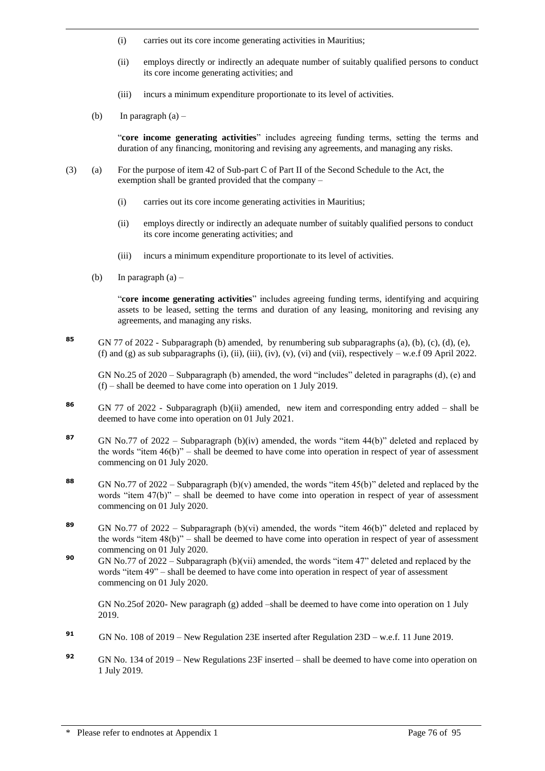(i) carries out its core income generating activities in Mauritius;

(ii) employs directly or indirectly an adequate number of suitably qualified persons to conduct its core income generating activities; and

(iii) incurs a minimum expenditure proportionate to its level of activities.

(b) In paragraph (a) –

"**core income generating activities**" includes agreeing funding terms, setting the terms and duration of any financing, monitoring and revising any agreements, and managing any risks.

(3) (a) For the purpose of item 42 of Sub-part C of Part II of the Second Schedule to the Act, the exemption shall be granted provided that the company –

(i) carries out its core income generating activities in Mauritius;

(ii) employs directly or indirectly an adequate number of suitably qualified persons to conduct its core income generating activities; and

(iii) incurs a minimum expenditure proportionate to its level of activities.

(b) In paragraph (a) –

"**core income generating activities**" includes agreeing funding terms, identifying and acquiring assets to be leased, setting the terms and duration of any leasing, monitoring and revising any agreements, and managing any risks.

**85** GN 77 of 2022 - Subparagraph (b) amended, by renumbering sub subparagraphs (a), (b), (c), (d), (e), (f) and (g) as sub subparagraphs (i), (ii), (iii), (iv), (v), (vi) and (vii), respectively – w.e.f 09 April 2022.

GN No.25 of 2020 – Subparagraph (b) amended, the word "includes" deleted in paragraphs (d), (e) and (f) – shall be deemed to have come into operation on 1 July 2019.

**86** GN 77 of 2022 - Subparagraph (b)(ii) amended, new item and corresponding entry added – shall be deemed to have come into operation on 01 July 2021.

**87** GN No.77 of 2022 – Subparagraph (b)(iv) amended, the words "item 44(b)" deleted and replaced by the words "item 46(b)" – shall be deemed to have come into operation in respect of year of assessment commencing on 01 July 2020.

**88** GN No.77 of 2022 – Subparagraph (b)(v) amended, the words "item 45(b)" deleted and replaced by the words "item 47(b)" – shall be deemed to have come into operation in respect of year of assessment commencing on 01 July 2020.

**89** GN No.77 of 2022 – Subparagraph (b)(vi) amended, the words "item 46(b)" deleted and replaced by the words "item 48(b)" – shall be deemed to have come into operation in respect of year of assessment commencing on 01 July 2020.

**90** GN No.77 of 2022 – Subparagraph (b)(vii) amended, the words "item 47" deleted and replaced by the words "item 49" – shall be deemed to have come into operation in respect of year of assessment commencing on 01 July 2020.

GN No.25of 2020- New paragraph (g) added –shall be deemed to have come into operation on 1 July 2019.

**91** GN No. 108 of 2019 – New Regulation 23E inserted after Regulation 23D – w.e.f. 11 June 2019.

**92** GN No. 134 of 2019 – New Regulations 23F inserted – shall be deemed to have come into operation on 1 July 2019.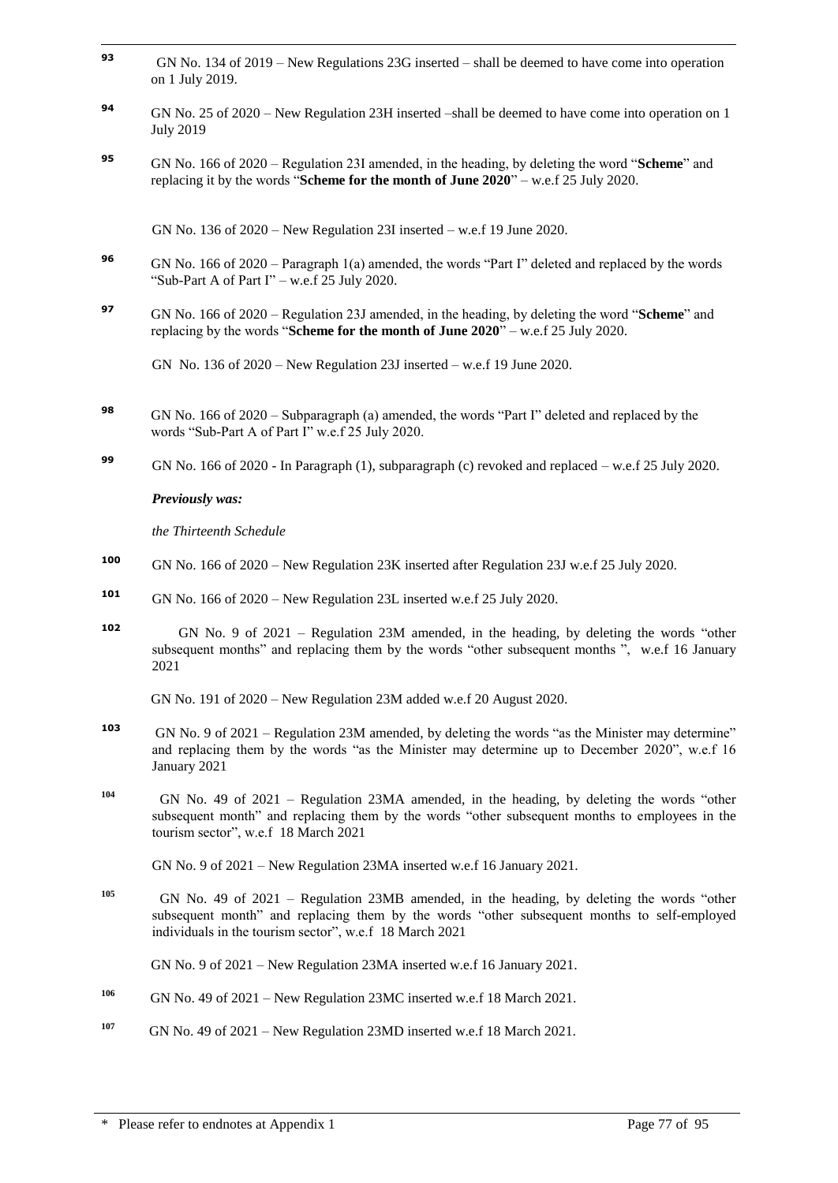93 GN No. 134 of 2019 – New Regulations 23G inserted – shall be deemed to have come into operation on 1 July 2019.

94 GN No. 25 of 2020 – New Regulation 23H inserted –shall be deemed to have come into operation on 1 July 2019

95 GN No. 166 of 2020 – Regulation 23I amended, in the heading, by deleting the word "**Scheme**" and replacing it by the words "**Scheme for the month of June 2020**" – w.e.f 25 July 2020.

GN No. 136 of 2020 – New Regulation 23I inserted – w.e.f 19 June 2020.

96 GN No. 166 of 2020 – Paragraph 1(a) amended, the words "Part I" deleted and replaced by the words "Sub-Part A of Part I" – w.e.f 25 July 2020.

97 GN No. 166 of 2020 – Regulation 23J amended, in the heading, by deleting the word "**Scheme**" and replacing by the words "**Scheme for the month of June 2020**" – w.e.f 25 July 2020.

GN No. 136 of 2020 – New Regulation 23J inserted – w.e.f 19 June 2020.

98 GN No. 166 of 2020 – Subparagraph (a) amended, the words "Part I" deleted and replaced by the words "Sub-Part A of Part I" w.e.f 25 July 2020.

99 GN No. 166 of 2020 - In Paragraph (1), subparagraph (c) revoked and replaced – w.e.f 25 July 2020.

***Previously was:***

*the Thirteenth Schedule*

100 GN No. 166 of 2020 – New Regulation 23K inserted after Regulation 23J w.e.f 25 July 2020.

101 GN No. 166 of 2020 – New Regulation 23L inserted w.e.f 25 July 2020.

102 GN No. 9 of 2021 – Regulation 23M amended, in the heading, by deleting the words "other subsequent months" and replacing them by the words "other subsequent months ", w.e.f 16 January 2021

GN No. 191 of 2020 – New Regulation 23M added w.e.f 20 August 2020.

103 GN No. 9 of 2021 – Regulation 23M amended, by deleting the words "as the Minister may determine" and replacing them by the words "as the Minister may determine up to December 2020", w.e.f 16 January 2021

104 GN No. 49 of 2021 – Regulation 23MA amended, in the heading, by deleting the words "other subsequent month" and replacing them by the words "other subsequent months to employees in the tourism sector", w.e.f 18 March 2021

GN No. 9 of 2021 – New Regulation 23MA inserted w.e.f 16 January 2021.

105 GN No. 49 of 2021 – Regulation 23MB amended, in the heading, by deleting the words "other subsequent month" and replacing them by the words "other subsequent months to self-employed individuals in the tourism sector", w.e.f 18 March 2021

GN No. 9 of 2021 – New Regulation 23MA inserted w.e.f 16 January 2021.

106 GN No. 49 of 2021 – New Regulation 23MC inserted w.e.f 18 March 2021.

107 GN No. 49 of 2021 – New Regulation 23MD inserted w.e.f 18 March 2021.

\* Please refer to endnotes at Appendix 1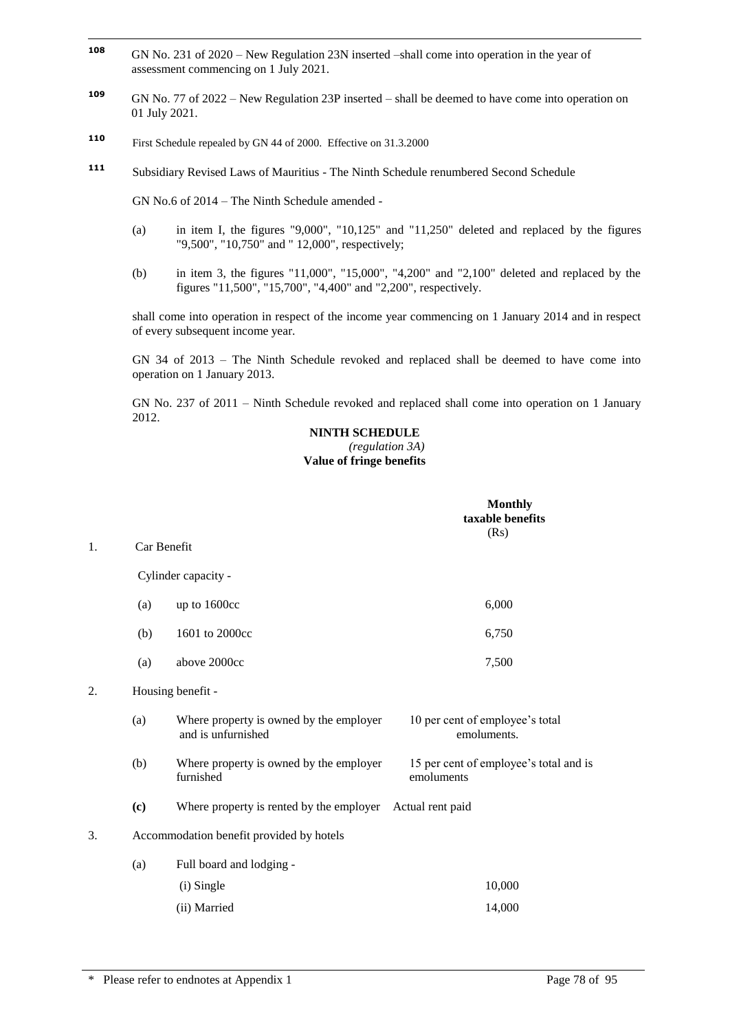[108] GN No. 231 of 2020 – New Regulation 23N inserted –shall come into operation in the year of assessment commencing on 1 July 2021.

[109] GN No. 77 of 2022 – New Regulation 23P inserted – shall be deemed to have come into operation on 01 July 2021.

[110] First Schedule repealed by GN 44 of 2000. Effective on 31.3.2000

[111] Subsidiary Revised Laws of Mauritius - The Ninth Schedule renumbered Second Schedule

GN No.6 of 2014 – The Ninth Schedule amended -

(a) in item I, the figures "9,000", "10,125" and "11,250" deleted and replaced by the figures "9,500", "10,750" and " 12,000", respectively;

(b) in item 3, the figures "11,000", "15,000", "4,200" and "2,100" deleted and replaced by the figures "11,500", "15,700", "4,400" and "2,200", respectively.

shall come into operation in respect of the income year commencing on 1 January 2014 and in respect of every subsequent income year.

GN 34 of 2013 – The Ninth Schedule revoked and replaced shall be deemed to have come into operation on 1 January 2013.

GN No. 237 of 2011 – Ninth Schedule revoked and replaced shall come into operation on 1 January 2012.

**NINTH SCHEDULE**

*(regulation 3A)*

**Value of fringe benefits**

| | | | **Monthly taxable benefits** (Rs) |
|---|---|---|---|
| 1. | Car Benefit | | |
| | Cylinder capacity - | | |
| | (a) | up to 1600cc | 6,000 |
| | (b) | 1601 to 2000cc | 6,750 |
| | (a) | above 2000cc | 7,500 |
| 2. | Housing benefit - | | |
| | (a) | Where property is owned by the employer and is unfurnished | 10 per cent of employee's total emoluments. |
| | (b) | Where property is owned by the employer furnished | 15 per cent of employee's total and is emoluments |
| | **(c)** | Where property is rented by the employer | Actual rent paid |
| 3. | Accommodation benefit provided by hotels | | |
| | (a) | Full board and lodging - | |
| | | (i) Single | 10,000 |
| | | (ii) Married | 14,000 |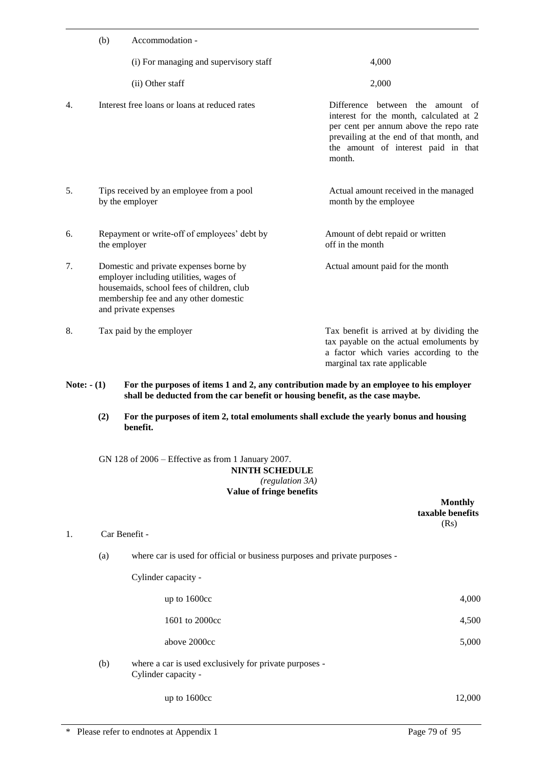| | | |
|---|---|---|
| | (b) Accommodation - | |
| | (i) For managing and supervisory staff | 4,000 |
| | (ii) Other staff | 2,000 |
| 4. | Interest free loans or loans at reduced rates | Difference between the amount of interest for the month, calculated at 2 per cent per annum above the repo rate prevailing at the end of that month, and the amount of interest paid in that month. |
| 5. | Tips received by an employee from a pool by the employer | Actual amount received in the managed month by the employee |
| 6. | Repayment or write-off of employees' debt by the employer | Amount of debt repaid or written off in the month |
| 7. | Domestic and private expenses borne by employer including utilities, wages of housemaids, school fees of children, club membership fee and any other domestic and private expenses | Actual amount paid for the month |
| 8. | Tax paid by the employer | Tax benefit is arrived at by dividing the tax payable on the actual emoluments by a factor which varies according to the marginal tax rate applicable |

**Note: - (1) For the purposes of items 1 and 2, any contribution made by an employee to his employer shall be deducted from the car benefit or housing benefit, as the case maybe.**

**(2) For the purposes of item 2, total emoluments shall exclude the yearly bonus and housing benefit.**

GN 128 of 2006 – Effective as from 1 January 2007.

**NINTH SCHEDULE**

*(regulation 3A)*

**Value of fringe benefits**

| | | **Monthly taxable benefits** (Rs) |
|---|---|---|
| 1. | Car Benefit - | |
| | (a) where car is used for official or business purposes and private purposes - | |
| | Cylinder capacity - | |
| | up to 1600cc | 4,000 |
| | 1601 to 2000cc | 4,500 |
| | above 2000cc | 5,000 |
| | (b) where a car is used exclusively for private purposes - Cylinder capacity - | |
| | up to 1600cc | 12,000 |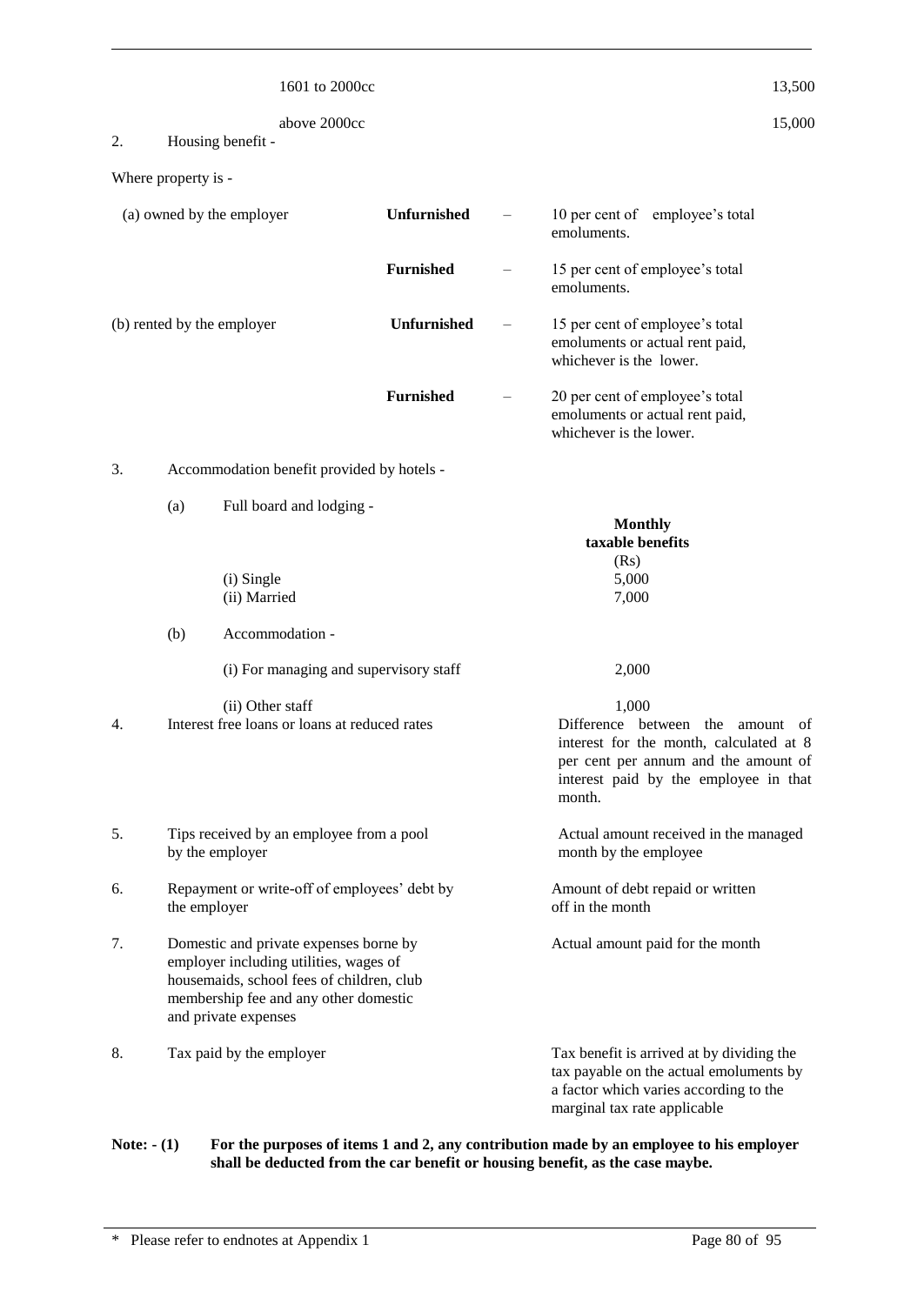| | |
|---|---|
| 1601 to 2000cc | 13,500 |
| above 2000cc | 15,000 |

2. Housing benefit -

Where property is -

| | | | |
|---|---|---|---|
| (a) owned by the employer | **Unfurnished** | – | 10 per cent of employee's total emoluments. |
| | **Furnished** | – | 15 per cent of employee's total emoluments. |
| (b) rented by the employer | **Unfurnished** | – | 15 per cent of employee's total emoluments or actual rent paid, whichever is the lower. |
| | **Furnished** | – | 20 per cent of employee's total emoluments or actual rent paid, whichever is the lower. |

3. Accommodation benefit provided by hotels -

| | **Monthly taxable benefits** (Rs) |
|---|---|
| (a) Full board and lodging - | |
| (i) Single | 5,000 |
| (ii) Married | 7,000 |
| (b) Accommodation - | |
| (i) For managing and supervisory staff | 2,000 |
| (ii) Other staff | 1,000 |

| | | |
|---|---|---|
| 4. | Interest free loans or loans at reduced rates | Difference between the amount of interest for the month, calculated at 8 per cent per annum and the amount of interest paid by the employee in that month. |
| 5. | Tips received by an employee from a pool by the employer | Actual amount received in the managed month by the employee |
| 6. | Repayment or write-off of employees' debt by the employer | Amount of debt repaid or written off in the month |
| 7. | Domestic and private expenses borne by employer including utilities, wages of housemaids, school fees of children, club membership fee and any other domestic and private expenses | Actual amount paid for the month |
| 8. | Tax paid by the employer | Tax benefit is arrived at by dividing the tax payable on the actual emoluments by a factor which varies according to the marginal tax rate applicable |

**Note: - (1) For the purposes of items 1 and 2, any contribution made by an employee to his employer shall be deducted from the car benefit or housing benefit, as the case maybe.**

\* Please refer to endnotes at Appendix 1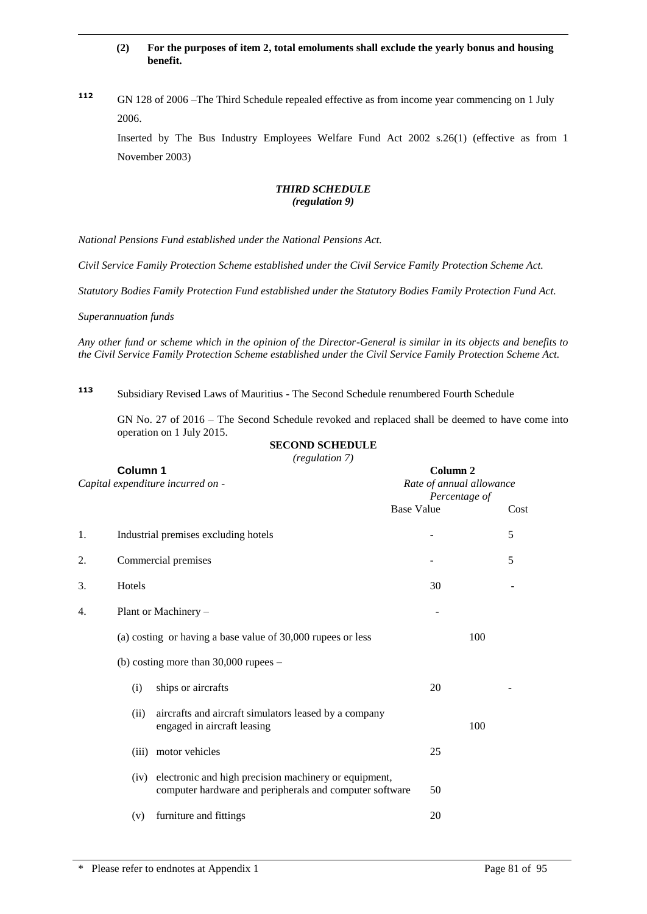**(2) For the purposes of item 2, total emoluments shall exclude the yearly bonus and housing benefit.**

[112] GN 128 of 2006 –The Third Schedule repealed effective as from income year commencing on 1 July 2006.

Inserted by The Bus Industry Employees Welfare Fund Act 2002 s.26(1) (effective as from 1 November 2003)

***THIRD SCHEDULE***
***(regulation 9)***

*National Pensions Fund established under the National Pensions Act.*

*Civil Service Family Protection Scheme established under the Civil Service Family Protection Scheme Act.*

*Statutory Bodies Family Protection Fund established under the Statutory Bodies Family Protection Fund Act.*

*Superannuation funds*

*Any other fund or scheme which in the opinion of the Director-General is similar in its objects and benefits to the Civil Service Family Protection Scheme established under the Civil Service Family Protection Scheme Act.*

[113] Subsidiary Revised Laws of Mauritius - The Second Schedule renumbered Fourth Schedule

GN No. 27 of 2016 – The Second Schedule revoked and replaced shall be deemed to have come into operation on 1 July 2015.

**SECOND SCHEDULE**
*(regulation 7)*

| **Column 1**<br>*Capital expenditure incurred on -* | **Column 2**<br>*Rate of annual allowance*<br>*Percentage of* | |
|---|---|---|
| | Base Value | Cost |
| 1. Industrial premises excluding hotels | - | 5 |
| 2. Commercial premises | - | 5 |
| 3. Hotels | 30 | - |
| 4. Plant or Machinery – | - | |
| (a) costing or having a base value of 30,000 rupees or less | | 100 |
| (b) costing more than 30,000 rupees – | | |
| (i) ships or aircrafts | 20 | - |
| (ii) aircrafts and aircraft simulators leased by a company engaged in aircraft leasing | | 100 |
| (iii) motor vehicles | 25 | |
| (iv) electronic and high precision machinery or equipment, computer hardware and peripherals and computer software | 50 | |
| (v) furniture and fittings | 20 | |

\* Please refer to endnotes at Appendix 1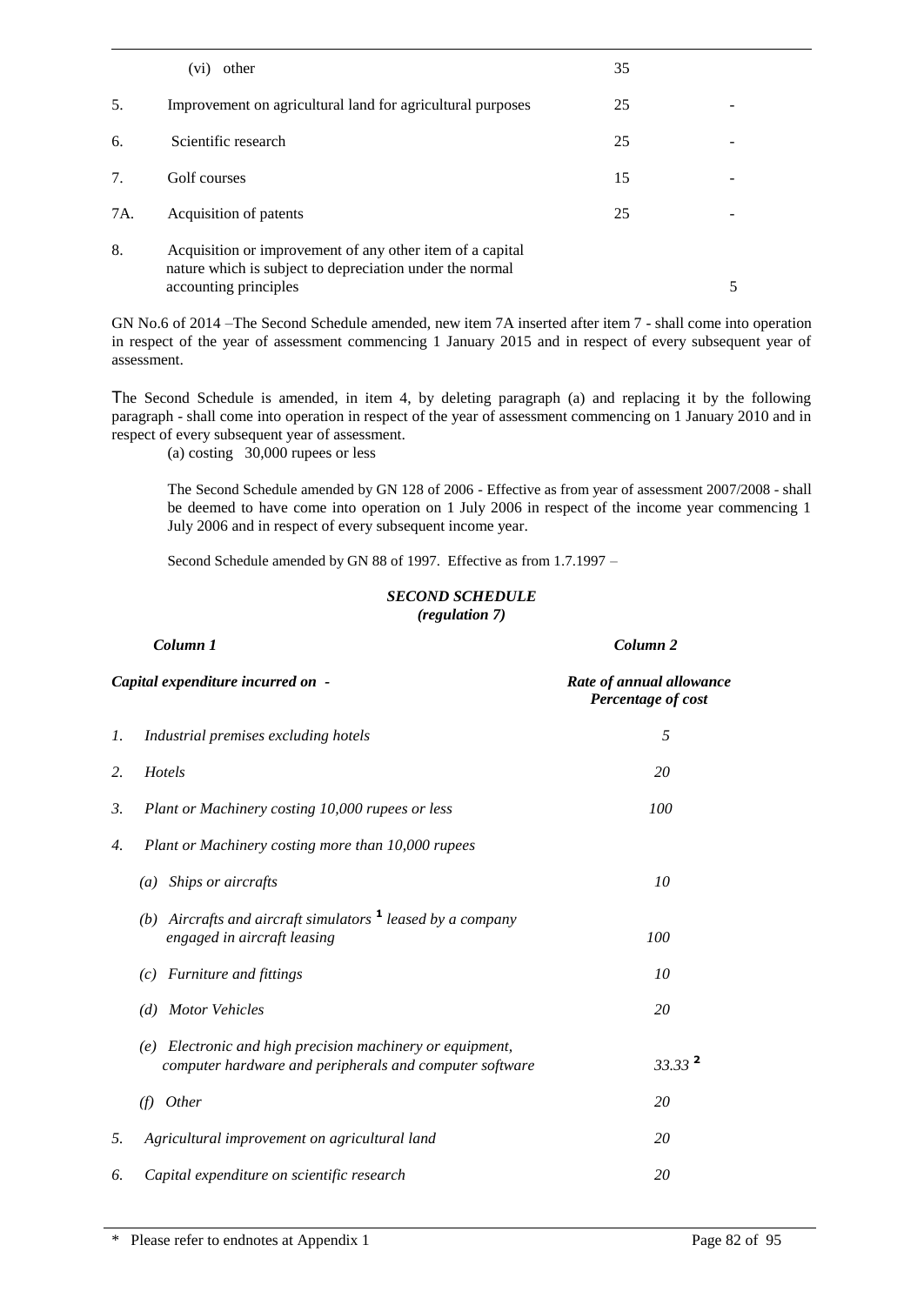| | | | |
|---|---|---|---|
| | (vi) other | 35 | |
| 5. | Improvement on agricultural land for agricultural purposes | 25 | - |
| 6. | Scientific research | 25 | - |
| 7. | Golf courses | 15 | - |
| 7A. | Acquisition of patents | 25 | - |
| 8. | Acquisition or improvement of any other item of a capital nature which is subject to depreciation under the normal accounting principles | | 5 |

GN No.6 of 2014 –The Second Schedule amended, new item 7A inserted after item 7 - shall come into operation in respect of the year of assessment commencing 1 January 2015 and in respect of every subsequent year of assessment.

The Second Schedule is amended, in item 4, by deleting paragraph (a) and replacing it by the following paragraph - shall come into operation in respect of the year of assessment commencing on 1 January 2010 and in respect of every subsequent year of assessment.

(a) costing 30,000 rupees or less

The Second Schedule amended by GN 128 of 2006 - Effective as from year of assessment 2007/2008 - shall be deemed to have come into operation on 1 July 2006 in respect of the income year commencing 1 July 2006 and in respect of every subsequent income year.

Second Schedule amended by GN 88 of 1997. Effective as from 1.7.1997 –

***SECOND SCHEDULE***
***(regulation 7)***

| | *Column 1* | *Column 2* |
|---|---|---|
| | ***Capital expenditure incurred on -*** | ***Rate of annual allowance Percentage of cost*** |
| *1.* | *Industrial premises excluding hotels* | *5* |
| *2.* | *Hotels* | *20* |
| *3.* | *Plant or Machinery costing 10,000 rupees or less* | *100* |
| *4.* | *Plant or Machinery costing more than 10,000 rupees* | |
| | *(a) Ships or aircrafts* | *10* |
| | *(b) Aircrafts and aircraft simulators* [1] *leased by a company engaged in aircraft leasing* | *100* |
| | *(c) Furniture and fittings* | *10* |
| | *(d) Motor Vehicles* | *20* |
| | *(e) Electronic and high precision machinery or equipment, computer hardware and peripherals and computer software* | *33.33* [2] |
| | *(f) Other* | *20* |
| *5.* | *Agricultural improvement on agricultural land* | *20* |
| *6.* | *Capital expenditure on scientific research* | *20* |

\* Please refer to endnotes at Appendix 1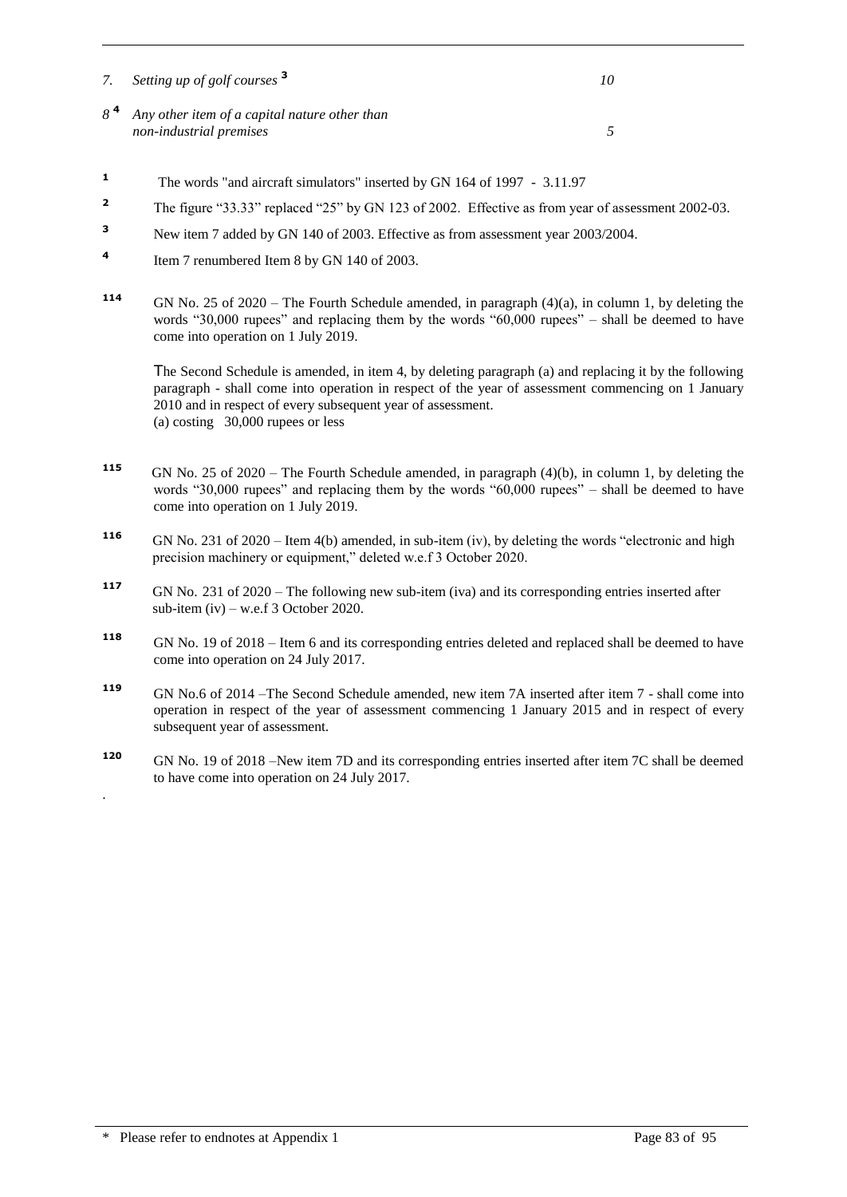| | | |
|---|---|---|
| *7.* | *Setting up of golf courses* [3] | *10* |
| *8* [4] | *Any other item of a capital nature other than non-industrial premises* | *5* |

[1] The words "and aircraft simulators" inserted by GN 164 of 1997 - 3.11.97

[2] The figure "33.33" replaced "25" by GN 123 of 2002. Effective as from year of assessment 2002-03.

[3] New item 7 added by GN 140 of 2003. Effective as from assessment year 2003/2004.

[4] Item 7 renumbered Item 8 by GN 140 of 2003.

[114] GN No. 25 of 2020 – The Fourth Schedule amended, in paragraph (4)(a), in column 1, by deleting the words "30,000 rupees" and replacing them by the words "60,000 rupees" – shall be deemed to have come into operation on 1 July 2019.

The Second Schedule is amended, in item 4, by deleting paragraph (a) and replacing it by the following paragraph - shall come into operation in respect of the year of assessment commencing on 1 January 2010 and in respect of every subsequent year of assessment.
(a) costing 30,000 rupees or less

[115] GN No. 25 of 2020 – The Fourth Schedule amended, in paragraph (4)(b), in column 1, by deleting the words "30,000 rupees" and replacing them by the words "60,000 rupees" – shall be deemed to have come into operation on 1 July 2019.

[116] GN No. 231 of 2020 – Item 4(b) amended, in sub-item (iv), by deleting the words "electronic and high precision machinery or equipment," deleted w.e.f 3 October 2020.

[117] GN No. 231 of 2020 – The following new sub-item (iva) and its corresponding entries inserted after sub-item (iv) – w.e.f 3 October 2020.

[118] GN No. 19 of 2018 – Item 6 and its corresponding entries deleted and replaced shall be deemed to have come into operation on 24 July 2017.

[119] GN No.6 of 2014 –The Second Schedule amended, new item 7A inserted after item 7 - shall come into operation in respect of the year of assessment commencing 1 January 2015 and in respect of every subsequent year of assessment.

[120] GN No. 19 of 2018 –New item 7D and its corresponding entries inserted after item 7C shall be deemed to have come into operation on 24 July 2017.

.

\* Please refer to endnotes at Appendix 1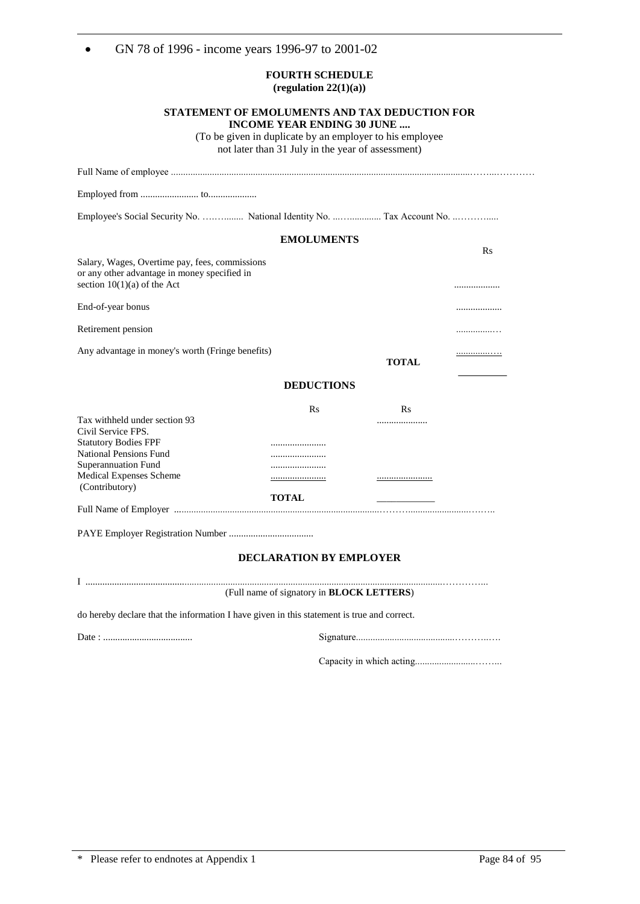- GN 78 of 1996 - income years 1996-97 to 2001-02

**FOURTH SCHEDULE**
**(regulation 22(1)(a))**

**STATEMENT OF EMOLUMENTS AND TAX DEDUCTION FOR INCOME YEAR ENDING 30 JUNE ....**

(To be given in duplicate by an employer to his employee not later than 31 July in the year of assessment)

Full Name of employee .......................................................................................................................................………

Employed from ........................ to....................

Employee's Social Security No. …….......  National Identity No. ...…............ Tax Account No. ..………......

**EMOLUMENTS**

| | | Rs |
|---|---|---|
| Salary, Wages, Overtime pay, fees, commissions or any other advantage in money specified in section 10(1)(a) of the Act | | ................... |
| End-of-year bonus | | ................... |
| Retirement pension | | ................… |
| Any advantage in money's worth (Fringe benefits) | | ................…. |
| | **TOTAL** | ____________ |

**DEDUCTIONS**

| | Rs | Rs |
|---|---|---|
| Tax withheld under section 93 | | ..................... |
| Civil Service FPS. | | |
| Statutory Bodies FPF | ....................... | |
| National Pensions Fund | ....................... | |
| Superannuation Fund | ....................... | |
| Medical Expenses Scheme (Contributory) | ....................... | ....................... |
| | **TOTAL** | ____________ |

Full Name of Employer .........................................................................................………..........................……..

PAYE Employer Registration Number ..................................

**DECLARATION BY EMPLOYER**

I ..........................................................................................................................................…………..

(Full name of signatory in **BLOCK LETTERS**)

do hereby declare that the information I have given in this statement is true and correct.

Date : .....................................                Signature.........................................…………..….

Capacity in which acting.........................……...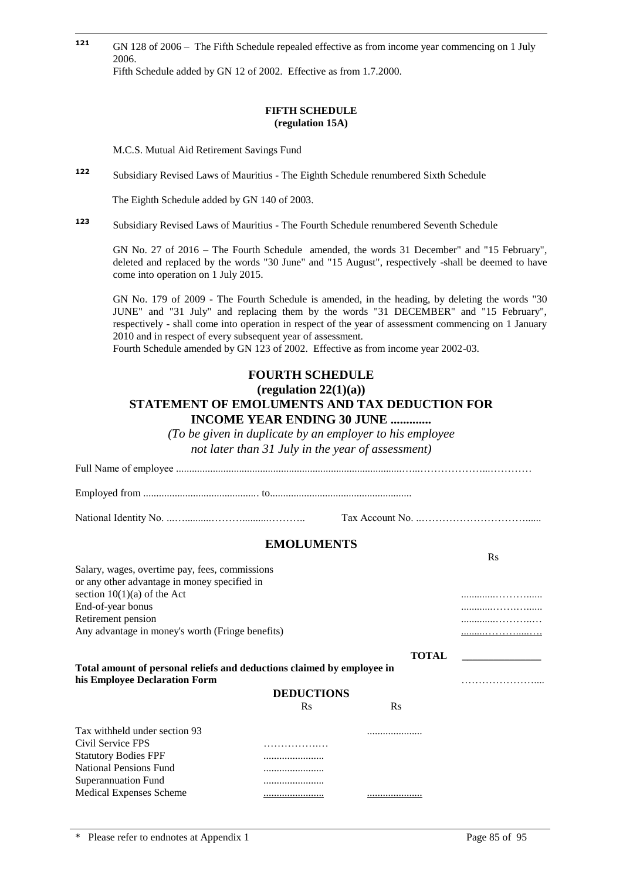[121] GN 128 of 2006 – The Fifth Schedule repealed effective as from income year commencing on 1 July 2006.
Fifth Schedule added by GN 12 of 2002. Effective as from 1.7.2000.

**FIFTH SCHEDULE**
**(regulation 15A)**

M.C.S. Mutual Aid Retirement Savings Fund

[122] Subsidiary Revised Laws of Mauritius - The Eighth Schedule renumbered Sixth Schedule

The Eighth Schedule added by GN 140 of 2003.

[123] Subsidiary Revised Laws of Mauritius - The Fourth Schedule renumbered Seventh Schedule

GN No. 27 of 2016 – The Fourth Schedule amended, the words 31 December" and "15 February", deleted and replaced by the words "30 June" and "15 August", respectively -shall be deemed to have come into operation on 1 July 2015.

GN No. 179 of 2009 - The Fourth Schedule is amended, in the heading, by deleting the words "30 JUNE" and "31 July" and replacing them by the words "31 DECEMBER" and "15 February", respectively - shall come into operation in respect of the year of assessment commencing on 1 January 2010 and in respect of every subsequent year of assessment.
Fourth Schedule amended by GN 123 of 2002. Effective as from income year 2002-03.

## FOURTH SCHEDULE
## (regulation 22(1)(a))
## STATEMENT OF EMOLUMENTS AND TAX DEDUCTION FOR INCOME YEAR ENDING 30 JUNE ............

*(To be given in duplicate by an employer to his employee not later than 31 July in the year of assessment)*

Full Name of employee ....................................................................................................................

Employed from ........................................... to.....................................................

National Identity No. ................................. Tax Account No. ...........................................

### EMOLUMENTS

| | Rs |
|---|---|
| Salary, wages, overtime pay, fees, commissions or any other advantage in money specified in section 10(1)(a) of the Act | ........................ |
| End-of-year bonus | ........................ |
| Retirement pension | ........................ |
| Any advantage in money's worth (Fringe benefits) | ........................ |
| **TOTAL** | ______________ |
| **Total amount of personal reliefs and deductions claimed by employee in his Employee Declaration Form** | ........................ |

### DEDUCTIONS

| | Rs | Rs |
|---|---|---|
| Tax withheld under section 93 | | ..................... |
| Civil Service FPS | ..................... | |
| Statutory Bodies FPF | ..................... | |
| National Pensions Fund | ..................... | |
| Superannuation Fund | ..................... | |
| Medical Expenses Scheme | ..................... | ..................... |

\* Please refer to endnotes at Appendix 1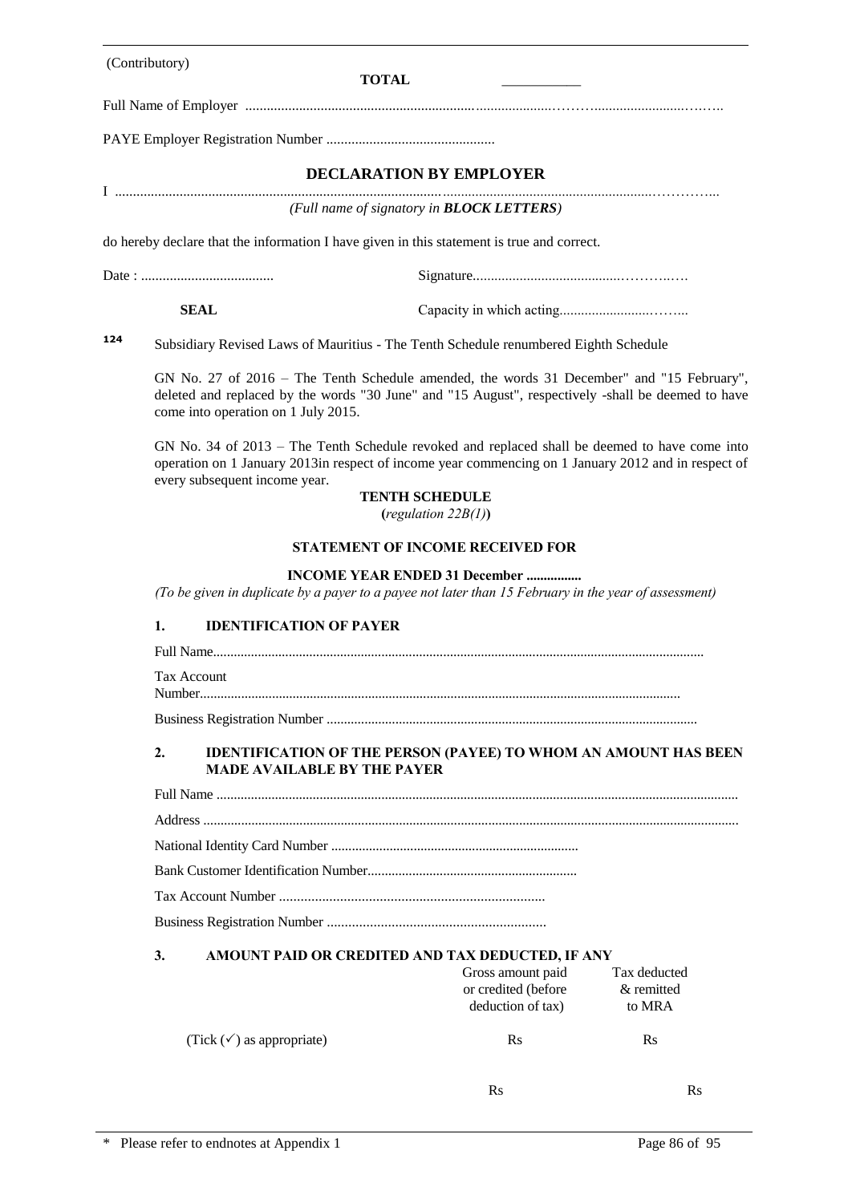(Contributory)

**TOTAL** ___________

Full Name of Employer ...................................................................................……….....................……..

PAYE Employer Registration Number ...............................................

## DECLARATION BY EMPLOYER

I ...............................................................................................................................................…………...

*(Full name of signatory in **BLOCK LETTERS**)*

do hereby declare that the information I have given in this statement is true and correct.

Date : ..................................... Signature........................................……….….

**SEAL** Capacity in which acting........................……...

**124** Subsidiary Revised Laws of Mauritius - The Tenth Schedule renumbered Eighth Schedule

GN No. 27 of 2016 – The Tenth Schedule amended, the words 31 December" and "15 February", deleted and replaced by the words "30 June" and "15 August", respectively -shall be deemed to have come into operation on 1 July 2015.

GN No. 34 of 2013 – The Tenth Schedule revoked and replaced shall be deemed to have come into operation on 1 January 2013in respect of income year commencing on 1 January 2012 and in respect of every subsequent income year.

## TENTH SCHEDULE

**(***regulation 22B(1)***)**

### STATEMENT OF INCOME RECEIVED FOR

**INCOME YEAR ENDED 31 December ................**

*(To be given in duplicate by a payer to a payee not later than 15 February in the year of assessment)*

### 1. IDENTIFICATION OF PAYER

Full Name.............................................................................................................................................

Tax Account Number..........................................................................................................................

Business Registration Number ...........................................................................................................

### 2. IDENTIFICATION OF THE PERSON (PAYEE) TO WHOM AN AMOUNT HAS BEEN MADE AVAILABLE BY THE PAYER

Full Name ...........................................................................................................................................

Address ..............................................................................................................................................

National Identity Card Number .......................................................................

Bank Customer Identification Number............................................................

Tax Account Number ..........................................................................

Business Registration Number .............................................................

### 3. AMOUNT PAID OR CREDITED AND TAX DEDUCTED, IF ANY

| | Gross amount paid or credited (before deduction of tax) | Tax deducted & remitted to MRA |
|---|---|---|
| (Tick (✓) as appropriate) | Rs | Rs |
| | Rs | Rs |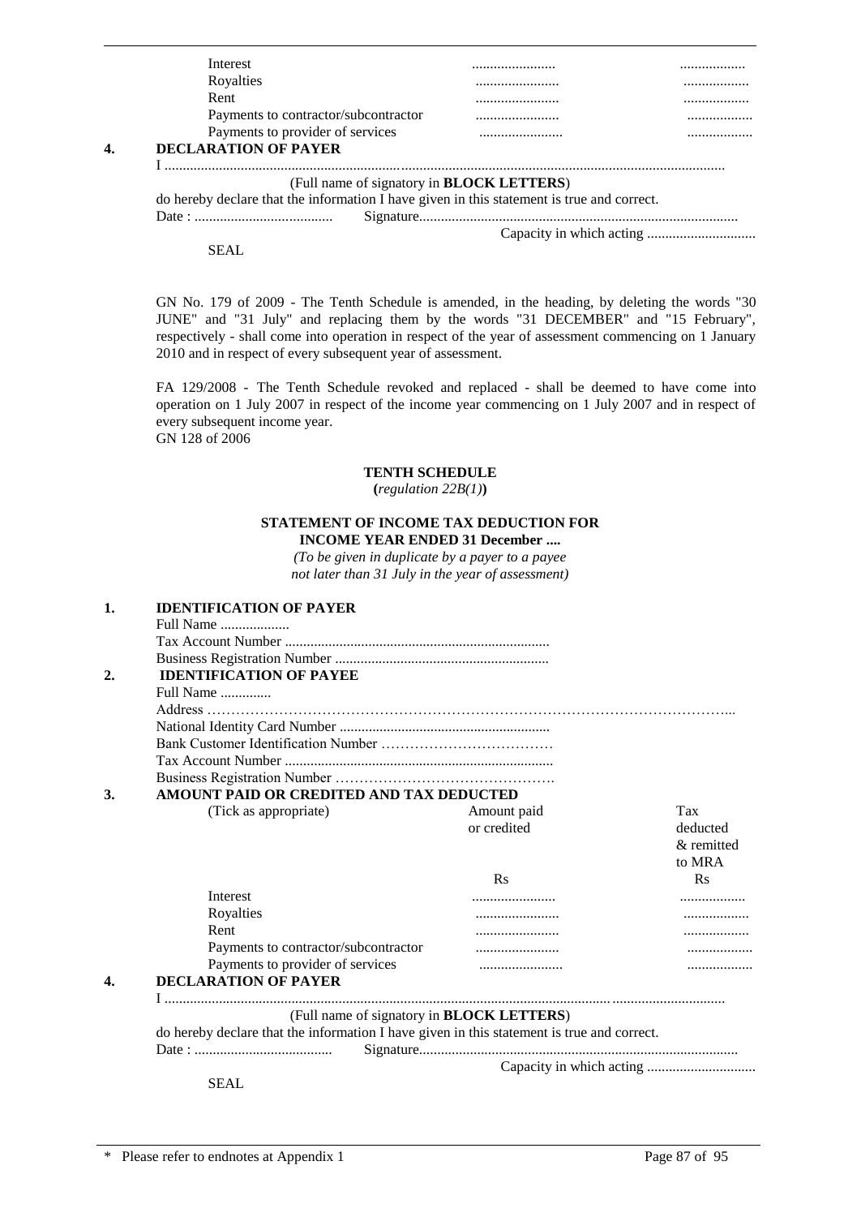| | | |
|---|---|---|
| Interest | ....................... | .................. |
| Royalties | ....................... | .................. |
| Rent | ....................... | .................. |
| Payments to contractor/subcontractor | ....................... | .................. |
| Payments to provider of services | ....................... | .................. |

**4. DECLARATION OF PAYER**

I ..........................................................................................................................................................

(Full name of signatory in **BLOCK LETTERS**)

do hereby declare that the information I have given in this statement is true and correct.

Date : ...................................... Signature.......................................................................................

Capacity in which acting ..............................

SEAL

GN No. 179 of 2009 - The Tenth Schedule is amended, in the heading, by deleting the words "30 JUNE" and "31 July" and replacing them by the words "31 DECEMBER" and "15 February", respectively - shall come into operation in respect of the year of assessment commencing on 1 January 2010 and in respect of every subsequent year of assessment.

FA 129/2008 - The Tenth Schedule revoked and replaced - shall be deemed to have come into operation on 1 July 2007 in respect of the income year commencing on 1 July 2007 and in respect of every subsequent income year.
GN 128 of 2006

## TENTH SCHEDULE

**(***regulation 22B(1)***)**

### STATEMENT OF INCOME TAX DEDUCTION FOR INCOME YEAR ENDED 31 December ....

*(To be given in duplicate by a payer to a payee not later than 31 July in the year of assessment)*

**1. IDENTIFICATION OF PAYER**

Full Name ...................
Tax Account Number .........................................................................
Business Registration Number ..........................................................

**2. IDENTIFICATION OF PAYEE**

Full Name ..............
Address ……………………………………………………………………………………………...
National Identity Card Number ..........................................................
Bank Customer Identification Number ………………………………
Tax Account Number ..........................................................................
Business Registration Number ……………………………………….

**3. AMOUNT PAID OR CREDITED AND TAX DEDUCTED**

| (Tick as appropriate) | Amount paid or credited | Tax deducted & remitted to MRA |
|---|---|---|
| | Rs | Rs |
| Interest | ....................... | .................. |
| Royalties | ....................... | .................. |
| Rent | ....................... | .................. |
| Payments to contractor/subcontractor | ....................... | .................. |
| Payments to provider of services | ....................... | .................. |

**4. DECLARATION OF PAYER**

I ..........................................................................................................................................................

(Full name of signatory in **BLOCK LETTERS**)

do hereby declare that the information I have given in this statement is true and correct.

Date : ...................................... Signature.......................................................................................

Capacity in which acting ..............................

SEAL

\* Please refer to endnotes at Appendix 1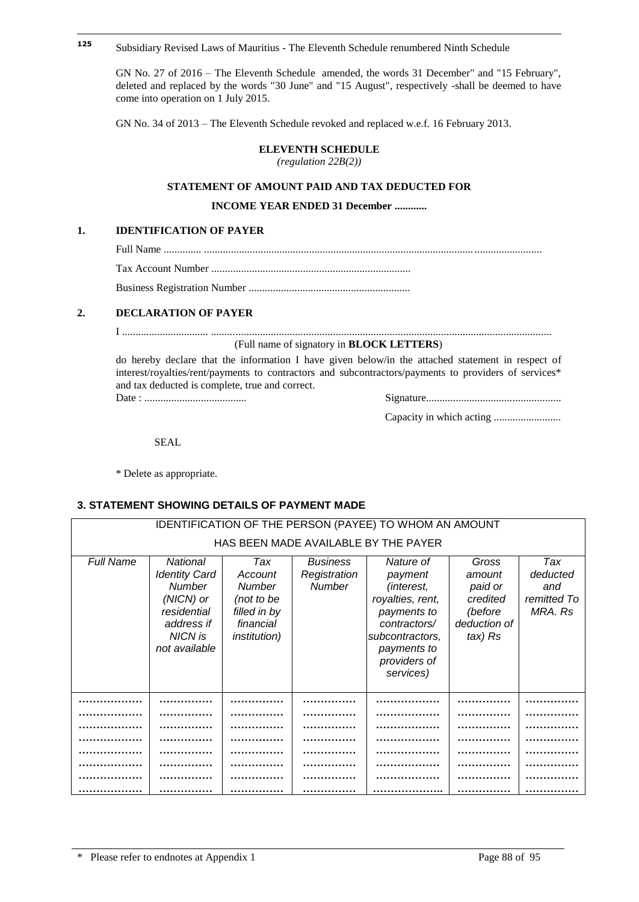125 Subsidiary Revised Laws of Mauritius - The Eleventh Schedule renumbered Ninth Schedule

GN No. 27 of 2016 – The Eleventh Schedule amended, the words 31 December" and "15 February", deleted and replaced by the words "30 June" and "15 August", respectively -shall be deemed to have come into operation on 1 July 2015.

GN No. 34 of 2013 – The Eleventh Schedule revoked and replaced w.e.f. 16 February 2013.

**ELEVENTH SCHEDULE**

*(regulation 22B(2))*

**STATEMENT OF AMOUNT PAID AND TAX DEDUCTED FOR**

**INCOME YEAR ENDED 31 December ............**

**1. IDENTIFICATION OF PAYER**

Full Name .............. ...........................................................................................................................

Tax Account Number ..........................................................................

Business Registration Number ............................................................

**2. DECLARATION OF PAYER**

I ................................ ..............................................................................................................................

(Full name of signatory in **BLOCK LETTERS**)

do hereby declare that the information I have given below/in the attached statement in respect of interest/royalties/rent/payments to contractors and subcontractors/payments to providers of services* and tax deducted is complete, true and correct.

Date : ......................................

Signature..................................................

Capacity in which acting .........................

SEAL

* Delete as appropriate.

**3. STATEMENT SHOWING DETAILS OF PAYMENT MADE**

| IDENTIFICATION OF THE PERSON (PAYEE) TO WHOM AN AMOUNT HAS BEEN MADE AVAILABLE BY THE PAYER | | | | | | |
|---|---|---|---|---|---|---|
| *Full Name* | *National Identity Card Number (NICN) or residential address if NICN is not available* | *Tax Account Number (not to be filled in by financial institution)* | *Business Registration Number* | *Nature of payment (interest, royalties, rent, payments to contractors/ subcontractors, payments to providers of services)* | *Gross amount paid or credited (before deduction of tax) Rs* | *Tax deducted and remitted To MRA. Rs* |
| ……………… | …………… | …………… | …………… | ……………… | …………… | …………… |
| ……………… | …………… | …………… | …………… | ……………… | …………… | …………… |
| ……………… | …………… | …………… | …………… | ……………… | …………… | …………… |
| ……………… | …………… | …………… | …………… | ……………… | …………… | …………… |
| ……………… | …………… | …………… | …………… | ……………… | …………… | …………… |
| ……………… | …………… | …………… | …………… | ……………… | …………… | …………… |
| ……………… | …………… | …………… | …………… | ……………… | …………… | …………… |
| ……………… | …………… | …………… | …………… | ……………….. | …………… | …………… |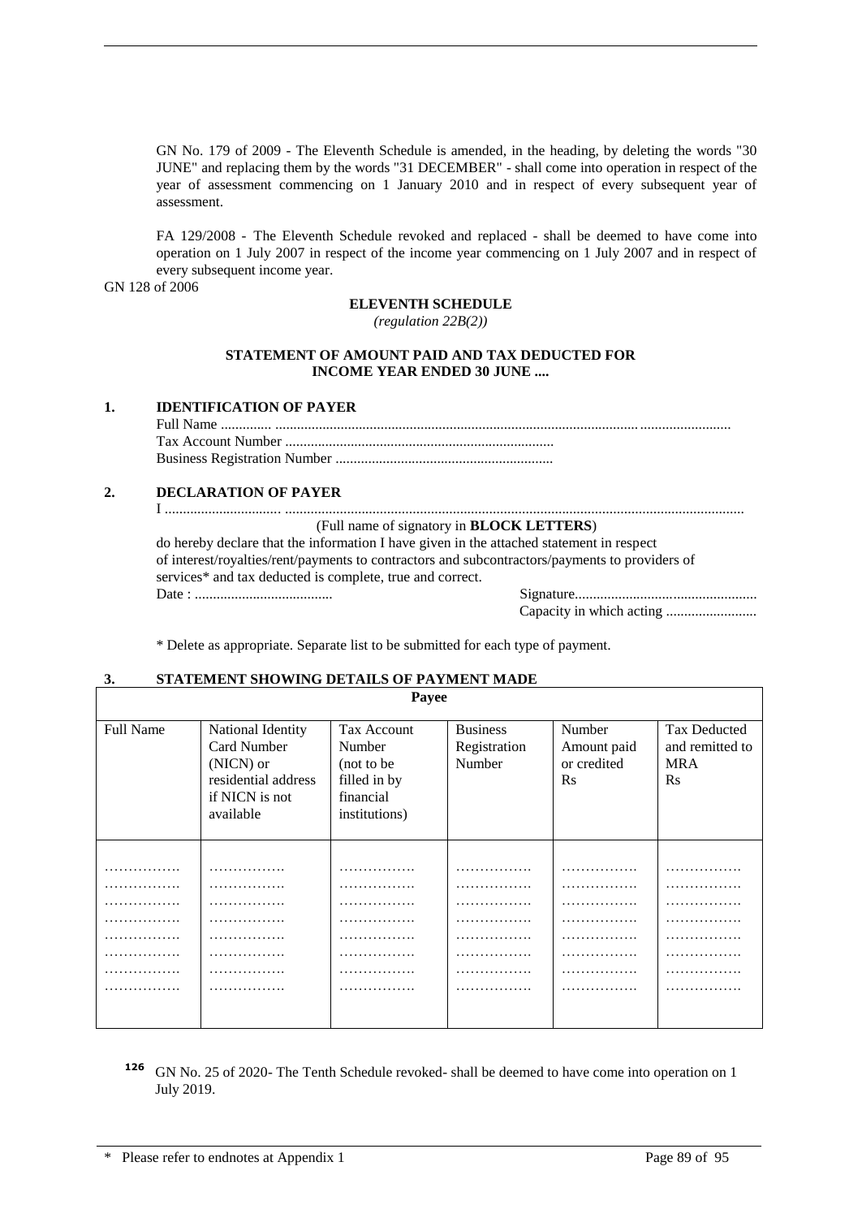GN No. 179 of 2009 - The Eleventh Schedule is amended, in the heading, by deleting the words "30 JUNE" and replacing them by the words "31 DECEMBER" - shall come into operation in respect of the year of assessment commencing on 1 January 2010 and in respect of every subsequent year of assessment.

FA 129/2008 - The Eleventh Schedule revoked and replaced - shall be deemed to have come into operation on 1 July 2007 in respect of the income year commencing on 1 July 2007 and in respect of every subsequent income year.

GN 128 of 2006

## ELEVENTH SCHEDULE

*(regulation 22B(2))*

### STATEMENT OF AMOUNT PAID AND TAX DEDUCTED FOR INCOME YEAR ENDED 30 JUNE ....

**1. IDENTIFICATION OF PAYER**

Full Name .............. ..........................................................................................................................

Tax Account Number ..........................................................................

Business Registration Number ............................................................

**2. DECLARATION OF PAYER**

I ................................ .............................................................................................................................

(Full name of signatory in **BLOCK LETTERS**)

do hereby declare that the information I have given in the attached statement in respect of interest/royalties/rent/payments to contractors and subcontractors/payments to providers of services* and tax deducted is complete, true and correct.

Date : ......................................

Signature..................................................

Capacity in which acting .........................

\* Delete as appropriate. Separate list to be submitted for each type of payment.

**3. STATEMENT SHOWING DETAILS OF PAYMENT MADE**

| Payee | | | | | |
|---|---|---|---|---|---|
| Full Name | National Identity Card Number (NICN) or residential address if NICN is not available | Tax Account Number (not to be filled in by financial institutions) | Business Registration Number | Number Amount paid or credited Rs | Tax Deducted and remitted to MRA Rs |
| ……………. | ……………. | ……………. | ……………. | ……………. | ……………. |
| ……………. | ……………. | ……………. | ……………. | ……………. | ……………. |
| ……………. | ……………. | ……………. | ……………. | ……………. | ……………. |
| ……………. | ……………. | ……………. | ……………. | ……………. | ……………. |
| ……………. | ……………. | ……………. | ……………. | ……………. | ……………. |
| ……………. | ……………. | ……………. | ……………. | ……………. | ……………. |
| ……………. | ……………. | ……………. | ……………. | ……………. | ……………. |
| ……………. | ……………. | ……………. | ……………. | ……………. | ……………. |

[126] GN No. 25 of 2020- The Tenth Schedule revoked- shall be deemed to have come into operation on 1 July 2019.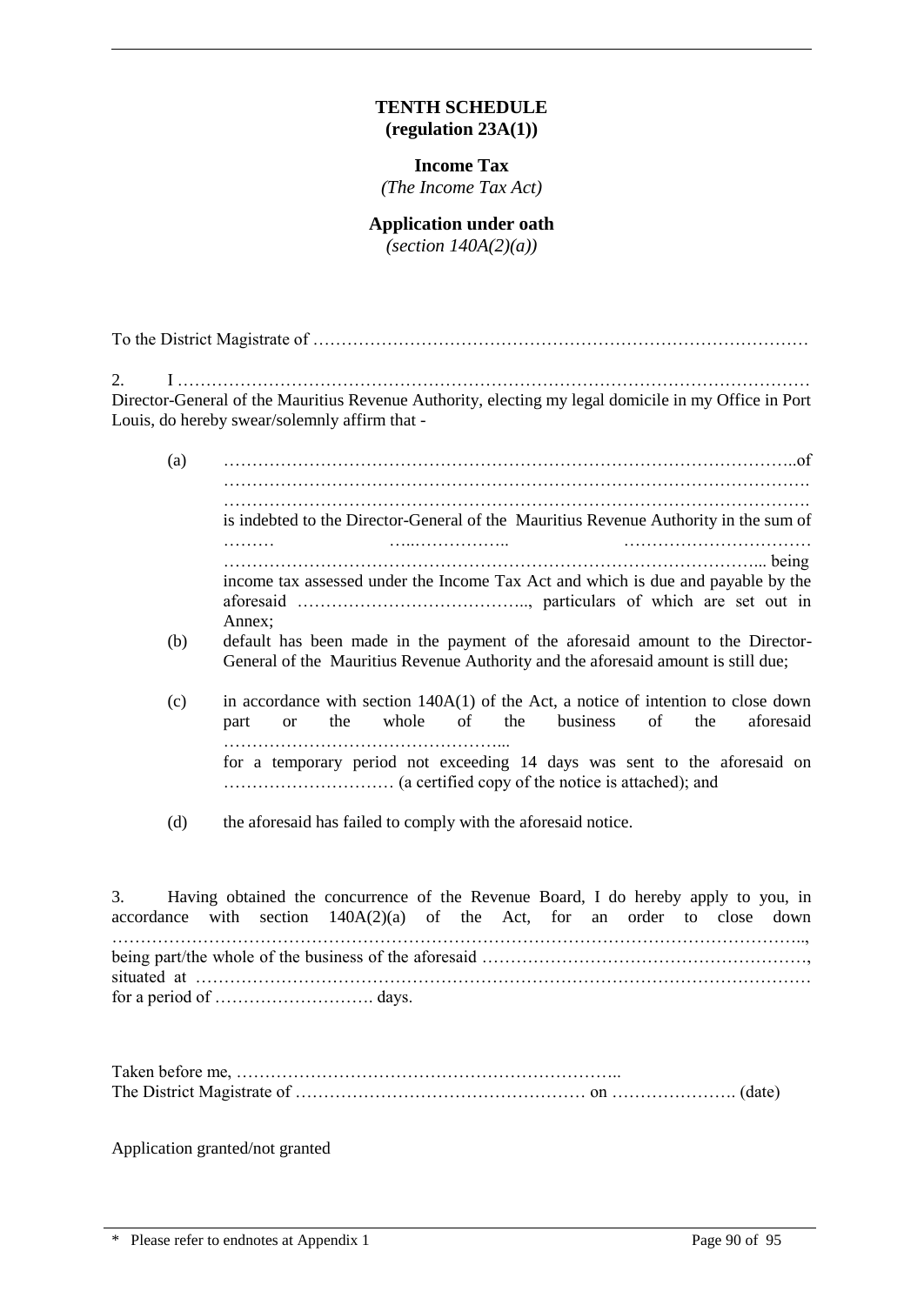**TENTH SCHEDULE**
**(regulation 23A(1))**

**Income Tax**
*(The Income Tax Act)*

**Application under oath**
*(section 140A(2)(a))*

To the District Magistrate of ……………………………………………………………………………

2. I ………………………………………………………………………………………………… Director-General of the Mauritius Revenue Authority, electing my legal domicile in my Office in Port Louis, do hereby swear/solemnly affirm that -

(a) ………………………………………………………………………………………..of ………………………………………………………………………………………… ………………………………………………………………………………………… is indebted to the Director-General of the Mauritius Revenue Authority in the sum of ……… …..…………….. …………………………… …………………………………………………………………………….. being income tax assessed under the Income Tax Act and which is due and payable by the aforesaid ………………………………….., particulars of which are set out in Annex;

(b) default has been made in the payment of the aforesaid amount to the Director-General of the Mauritius Revenue Authority and the aforesaid amount is still due;

(c) in accordance with section 140A(1) of the Act, a notice of intention to close down part or the whole of the business of the aforesaid …………………………………………... for a temporary period not exceeding 14 days was sent to the aforesaid on ………………………… (a certified copy of the notice is attached); and

(d) the aforesaid has failed to comply with the aforesaid notice.

3. Having obtained the concurrence of the Revenue Board, I do hereby apply to you, in accordance with section 140A(2)(a) of the Act, for an order to close down ………………………………………………………………………………………………….., being part/the whole of the business of the aforesaid ………………………………………………, situated at ……………………………………………………………………………………………… for a period of ………………………. days.

Taken before me, …………………………………………………………..
The District Magistrate of …………………………………………… on …………………. (date)

Application granted/not granted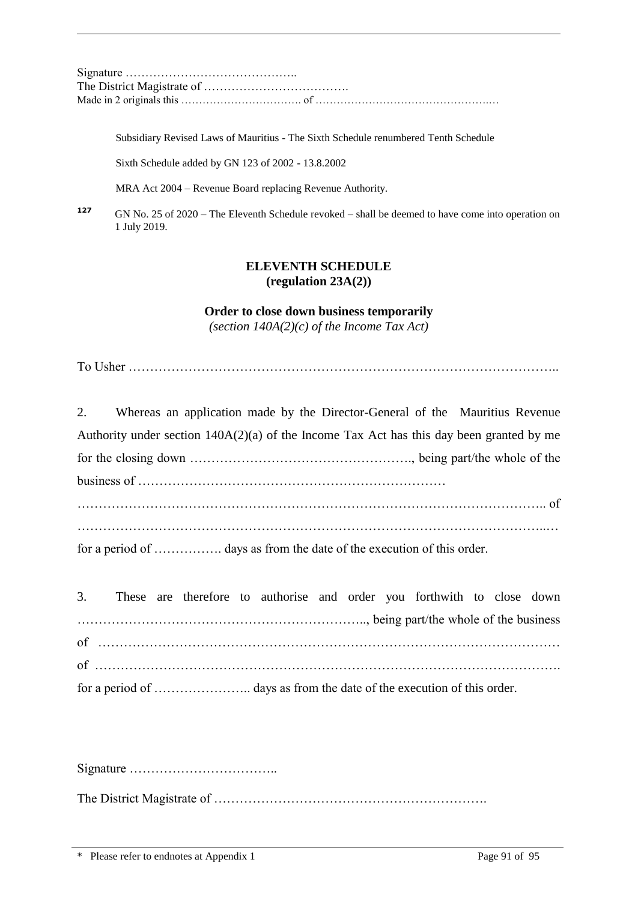Signature ……………………………………..
The District Magistrate of ……………………………….
Made in 2 originals this ……………………………. of …………………………………………..…

Subsidiary Revised Laws of Mauritius - The Sixth Schedule renumbered Tenth Schedule

Sixth Schedule added by GN 123 of 2002 - 13.8.2002

MRA Act 2004 – Revenue Board replacing Revenue Authority.

[127] GN No. 25 of 2020 – The Eleventh Schedule revoked – shall be deemed to have come into operation on 1 July 2019.

## ELEVENTH SCHEDULE
**(regulation 23A(2))**

**Order to close down business temporarily**
*(section 140A(2)(c) of the Income Tax Act)*

To Usher ………………………………………………………………………………………..

2. Whereas an application made by the Director-General of the Mauritius Revenue Authority under section 140A(2)(a) of the Income Tax Act has this day been granted by me for the closing down ……………………………………………., being part/the whole of the business of ………………………………………………………………
……………………………………………………………………………………………….. of
……………………………………………………………………………………………...…
for a period of ……………. days as from the date of the execution of this order.

3. These are therefore to authorise and order you forthwith to close down …………………………………………………………….., being part/the whole of the business of ………………………………………………………………………………………………
of ……………………………………………………………………………………………….
for a period of ………………….. days as from the date of the execution of this order.

Signature ……………………………..

The District Magistrate of ……………………………………………………….

\* Please refer to endnotes at Appendix 1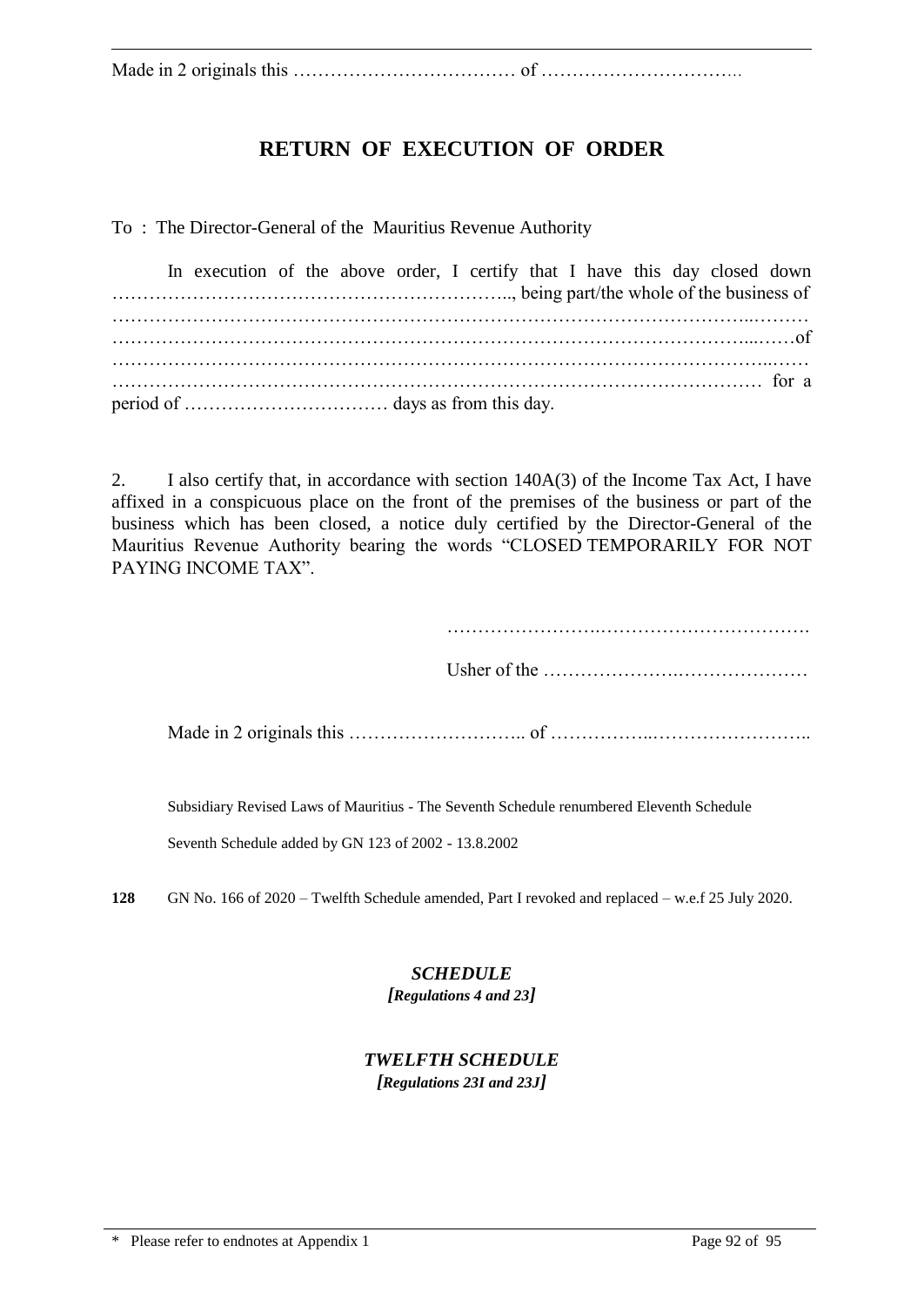Made in 2 originals this ……………………………… of ……………………………

## RETURN OF EXECUTION OF ORDER

To : The Director-General of the Mauritius Revenue Authority

In execution of the above order, I certify that I have this day closed down …………………………………………………….., being part/the whole of the business of ……………………………………………………………………………………………..……… …………………………………………………………………………………………...……of ……………………………………………………………………………………………..…… ……………………………………………………………………………………………… for a period of …………………………… days as from this day.

2. I also certify that, in accordance with section 140A(3) of the Income Tax Act, I have affixed in a conspicuous place on the front of the premises of the business or part of the business which has been closed, a notice duly certified by the Director-General of the Mauritius Revenue Authority bearing the words "CLOSED TEMPORARILY FOR NOT PAYING INCOME TAX".

……………………..…………………………….

Usher of the ………………….…………………

Made in 2 originals this ……………………….. of ……………..……………………..

Subsidiary Revised Laws of Mauritius - The Seventh Schedule renumbered Eleventh Schedule

Seventh Schedule added by GN 123 of 2002 - 13.8.2002

**128** GN No. 166 of 2020 – Twelfth Schedule amended, Part I revoked and replaced – w.e.f 25 July 2020.

### *SCHEDULE*

***[Regulations 4 and 23]***

### *TWELFTH SCHEDULE*

***[Regulations 23I and 23J]***

\* Please refer to endnotes at Appendix 1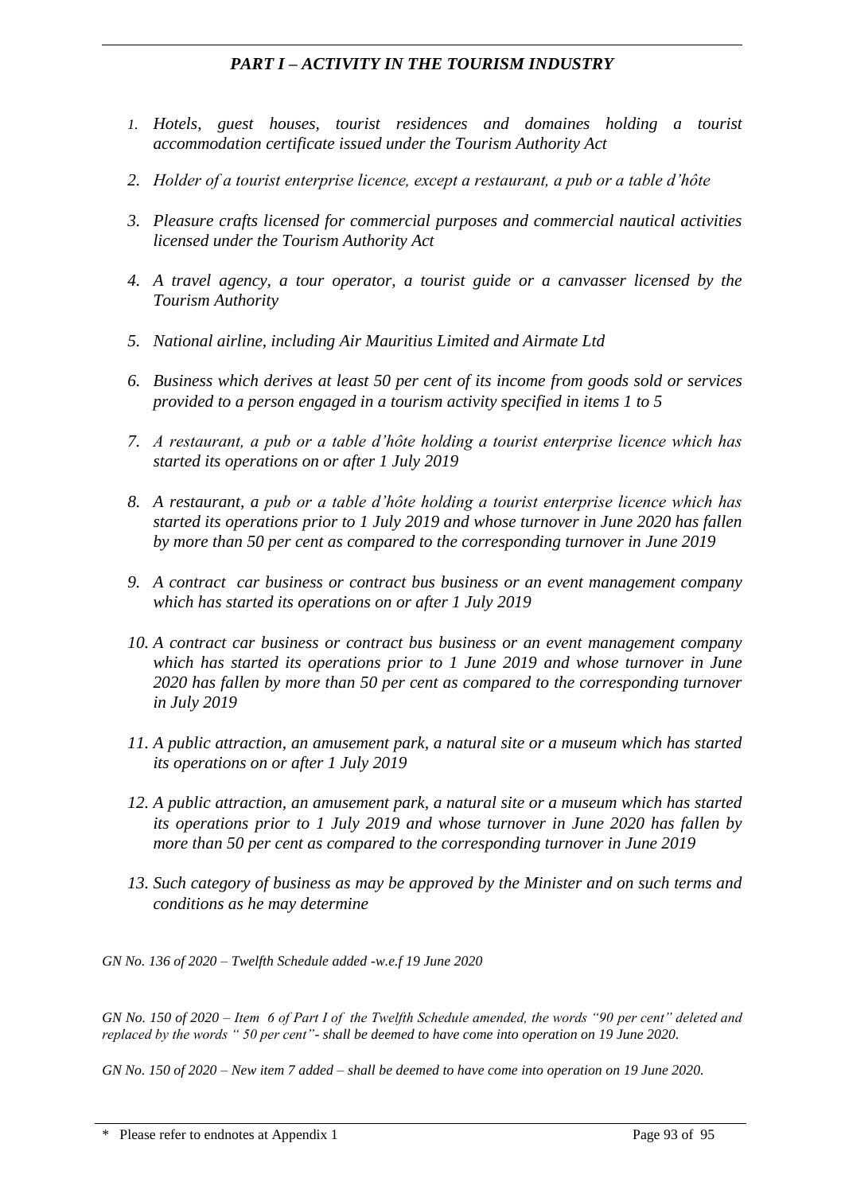## *PART I – ACTIVITY IN THE TOURISM INDUSTRY*

1. *Hotels, guest houses, tourist residences and domaines holding a tourist accommodation certificate issued under the Tourism Authority Act*
2. *Holder of a tourist enterprise licence, except a restaurant, a pub or a table d'hôte*
3. *Pleasure crafts licensed for commercial purposes and commercial nautical activities licensed under the Tourism Authority Act*
4. *A travel agency, a tour operator, a tourist guide or a canvasser licensed by the Tourism Authority*
5. *National airline, including Air Mauritius Limited and Airmate Ltd*
6. *Business which derives at least 50 per cent of its income from goods sold or services provided to a person engaged in a tourism activity specified in items 1 to 5*
7. *A restaurant, a pub or a table d'hôte holding a tourist enterprise licence which has started its operations on or after 1 July 2019*
8. *A restaurant, a pub or a table d'hôte holding a tourist enterprise licence which has started its operations prior to 1 July 2019 and whose turnover in June 2020 has fallen by more than 50 per cent as compared to the corresponding turnover in June 2019*
9. *A contract car business or contract bus business or an event management company which has started its operations on or after 1 July 2019*
10. *A contract car business or contract bus business or an event management company which has started its operations prior to 1 June 2019 and whose turnover in June 2020 has fallen by more than 50 per cent as compared to the corresponding turnover in July 2019*
11. *A public attraction, an amusement park, a natural site or a museum which has started its operations on or after 1 July 2019*
12. *A public attraction, an amusement park, a natural site or a museum which has started its operations prior to 1 July 2019 and whose turnover in June 2020 has fallen by more than 50 per cent as compared to the corresponding turnover in June 2019*
13. *Such category of business as may be approved by the Minister and on such terms and conditions as he may determine*

*GN No. 136 of 2020 – Twelfth Schedule added -w.e.f 19 June 2020*

*GN No. 150 of 2020 – Item 6 of Part I of the Twelfth Schedule amended, the words "90 per cent" deleted and replaced by the words " 50 per cent"- shall be deemed to have come into operation on 19 June 2020.*

*GN No. 150 of 2020 – New item 7 added – shall be deemed to have come into operation on 19 June 2020.*

\* Please refer to endnotes at Appendix 1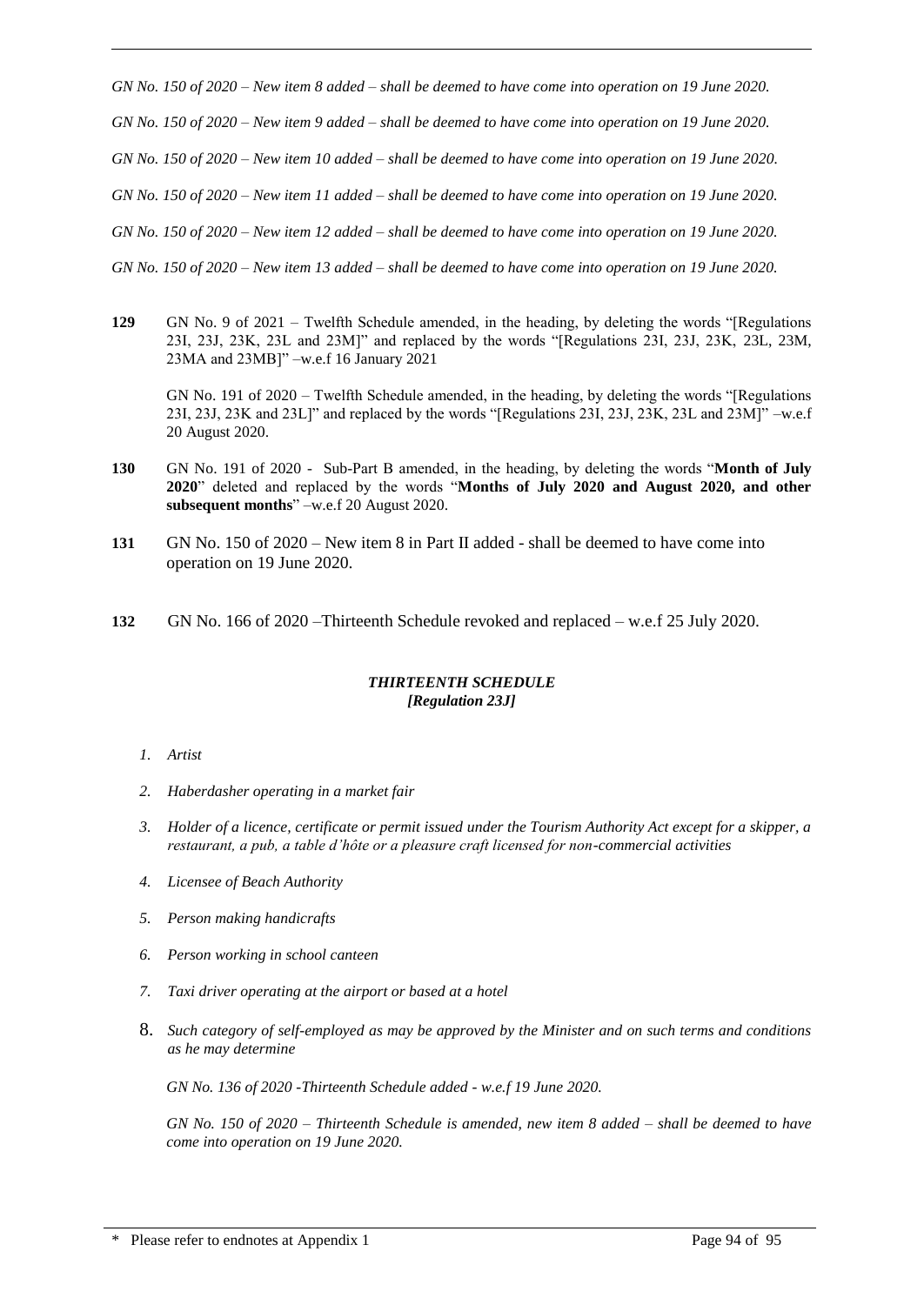*GN No. 150 of 2020 – New item 8 added – shall be deemed to have come into operation on 19 June 2020.*

*GN No. 150 of 2020 – New item 9 added – shall be deemed to have come into operation on 19 June 2020.*

*GN No. 150 of 2020 – New item 10 added – shall be deemed to have come into operation on 19 June 2020.*

*GN No. 150 of 2020 – New item 11 added – shall be deemed to have come into operation on 19 June 2020.*

*GN No. 150 of 2020 – New item 12 added – shall be deemed to have come into operation on 19 June 2020.*

*GN No. 150 of 2020 – New item 13 added – shall be deemed to have come into operation on 19 June 2020.*

**129** GN No. 9 of 2021 – Twelfth Schedule amended, in the heading, by deleting the words "[Regulations 23I, 23J, 23K, 23L and 23M]" and replaced by the words "[Regulations 23I, 23J, 23K, 23L, 23M, 23MA and 23MB]" –w.e.f 16 January 2021

GN No. 191 of 2020 – Twelfth Schedule amended, in the heading, by deleting the words "[Regulations 23I, 23J, 23K and 23L]" and replaced by the words "[Regulations 23I, 23J, 23K, 23L and 23M]" –w.e.f 20 August 2020.

**130** GN No. 191 of 2020 - Sub-Part B amended, in the heading, by deleting the words "**Month of July 2020**" deleted and replaced by the words "**Months of July 2020 and August 2020, and other subsequent months**" –w.e.f 20 August 2020.

**131** GN No. 150 of 2020 – New item 8 in Part II added - shall be deemed to have come into operation on 19 June 2020.

**132** GN No. 166 of 2020 –Thirteenth Schedule revoked and replaced – w.e.f 25 July 2020.

## *THIRTEENTH SCHEDULE*
***[Regulation 23J]***

1. *Artist*
2. *Haberdasher operating in a market fair*
3. *Holder of a licence, certificate or permit issued under the Tourism Authority Act except for a skipper, a restaurant, a pub, a table d'hôte or a pleasure craft licensed for non-commercial activities*
4. *Licensee of Beach Authority*
5. *Person making handicrafts*
6. *Person working in school canteen*
7. *Taxi driver operating at the airport or based at a hotel*
8. *Such category of self-employed as may be approved by the Minister and on such terms and conditions as he may determine*

*GN No. 136 of 2020 -Thirteenth Schedule added - w.e.f 19 June 2020.*

*GN No. 150 of 2020 – Thirteenth Schedule is amended, new item 8 added – shall be deemed to have come into operation on 19 June 2020.*

\* Please refer to endnotes at Appendix 1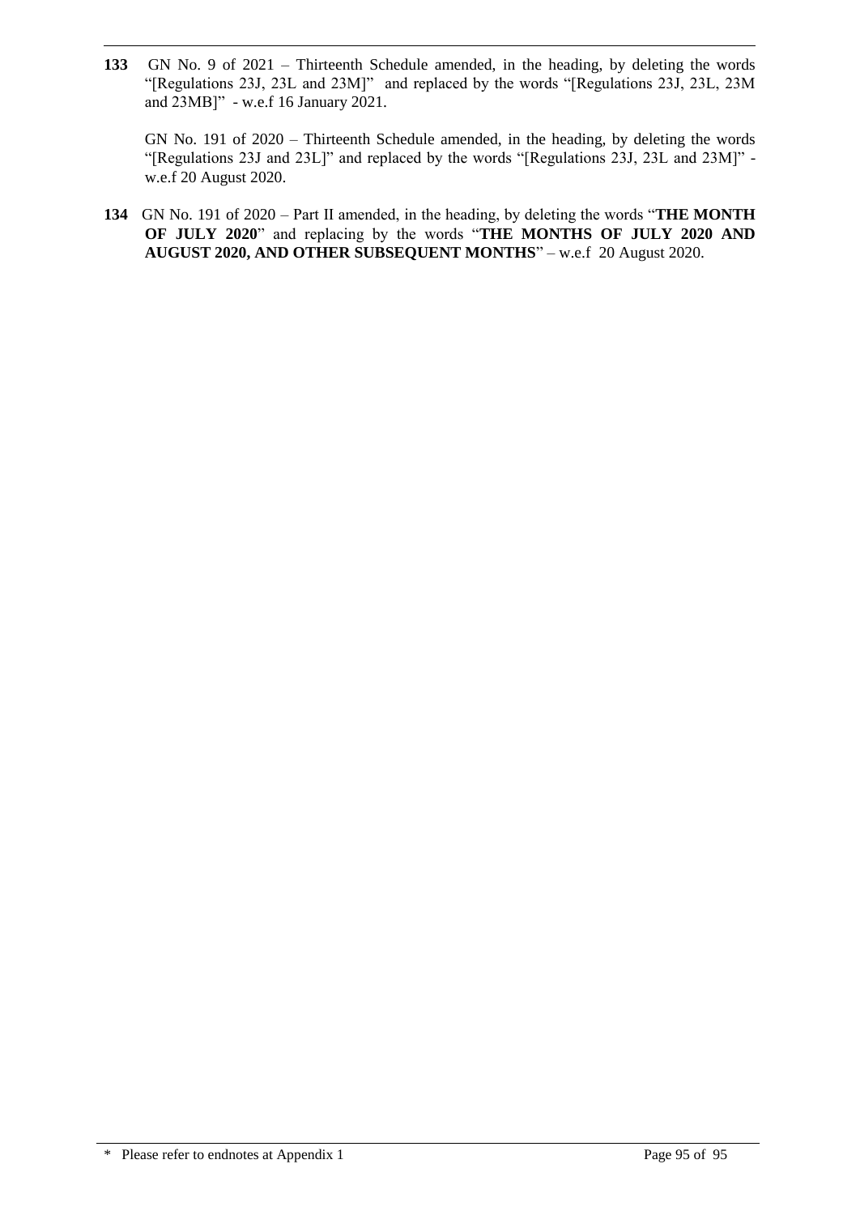**133** GN No. 9 of 2021 – Thirteenth Schedule amended, in the heading, by deleting the words "[Regulations 23J, 23L and 23M]" and replaced by the words "[Regulations 23J, 23L, 23M and 23MB]" - w.e.f 16 January 2021.

GN No. 191 of 2020 – Thirteenth Schedule amended, in the heading, by deleting the words "[Regulations 23J and 23L]" and replaced by the words "[Regulations 23J, 23L and 23M]" - w.e.f 20 August 2020.

**134** GN No. 191 of 2020 – Part II amended, in the heading, by deleting the words "**THE MONTH OF JULY 2020**" and replacing by the words "**THE MONTHS OF JULY 2020 AND AUGUST 2020, AND OTHER SUBSEQUENT MONTHS**" – w.e.f 20 August 2020.

\* Please refer to endnotes at Appendix 1